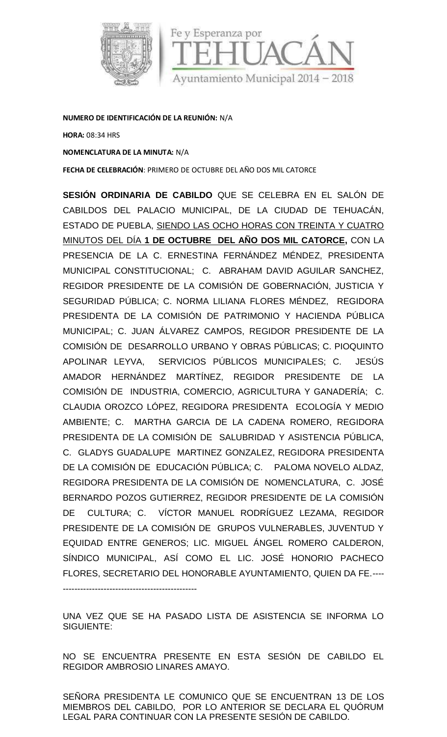**NUMERO DE IDENTIFICACIÓN DE LA REUNIÓN:** N/A

**HORA:** 08:34 HRS

**NOMENCLATURA DE LA MINUTA:** N/A

**FECHA DE CELEBRACIÓN**: PRIMERO DE OCTUBRE DEL AÑO DOS MIL CATORCE

**SESIÓN ORDINARIA DE CABILDO** QUE SE CELEBRA EN EL SALÓN DE CABILDOS DEL PALACIO MUNICIPAL, DE LA CIUDAD DE TEHUACÁN, ESTADO DE PUEBLA, SIENDO LAS OCHO HORAS CON TREINTA Y CUATRO MINUTOS DEL DÍA **1 DE OCTUBRE DEL AÑO DOS MIL CATORCE,** CON LA PRESENCIA DE LA C. ERNESTINA FERNÁNDEZ MÉNDEZ, PRESIDENTA MUNICIPAL CONSTITUCIONAL; C. ABRAHAM DAVID AGUILAR SANCHEZ, REGIDOR PRESIDENTE DE LA COMISIÓN DE GOBERNACIÓN, JUSTICIA Y SEGURIDAD PÚBLICA; C. NORMA LILIANA FLORES MÉNDEZ, REGIDORA PRESIDENTA DE LA COMISIÓN DE PATRIMONIO Y HACIENDA PÚBLICA MUNICIPAL; C. JUAN ÁLVAREZ CAMPOS, REGIDOR PRESIDENTE DE LA COMISIÓN DE DESARROLLO URBANO Y OBRAS PÚBLICAS; C. PIOQUINTO APOLINAR LEYVA, SERVICIOS PÚBLICOS MUNICIPALES; C. JESÚS AMADOR HERNÁNDEZ MARTÍNEZ, REGIDOR PRESIDENTE DE LA COMISIÓN DE INDUSTRIA, COMERCIO, AGRICULTURA Y GANADERÍA; C. CLAUDIA OROZCO LÓPEZ, REGIDORA PRESIDENTA ECOLOGÍA Y MEDIO AMBIENTE; C. MARTHA GARCIA DE LA CADENA ROMERO, REGIDORA PRESIDENTA DE LA COMISIÓN DE SALUBRIDAD Y ASISTENCIA PÚBLICA, C. GLADYS GUADALUPE MARTINEZ GONZALEZ, REGIDORA PRESIDENTA DE LA COMISIÓN DE EDUCACIÓN PÚBLICA; C. PALOMA NOVELO ALDAZ, REGIDORA PRESIDENTA DE LA COMISIÓN DE NOMENCLATURA, C. JOSÉ BERNARDO POZOS GUTIERREZ, REGIDOR PRESIDENTE DE LA COMISIÓN DE CULTURA; C. VÍCTOR MANUEL RODRÍGUEZ LEZAMA, REGIDOR PRESIDENTE DE LA COMISIÓN DE GRUPOS VULNERABLES, JUVENTUD Y EQUIDAD ENTRE GENEROS; LIC. MIGUEL ÁNGEL ROMERO CALDERON, SÍNDICO MUNICIPAL, ASÍ COMO EL LIC. JOSÉ HONORIO PACHECO FLORES, SECRETARIO DEL HONORABLE AYUNTAMIENTO, QUIEN DA FE.------------------------------------------------

UNA VEZ QUE SE HA PASADO LISTA DE ASISTENCIA SE INFORMA LO SIGUIENTE:

NO SE ENCUENTRA PRESENTE EN ESTA SESIÓN DE CABILDO EL REGIDOR AMBROSIO LINARES AMAYO.

SEÑORA PRESIDENTA LE COMUNICO QUE SE ENCUENTRAN 13 DE LOS MIEMBROS DEL CABILDO, POR LO ANTERIOR SE DECLARA EL QUÓRUM LEGAL PARA CONTINUAR CON LA PRESENTE SESIÓN DE CABILDO.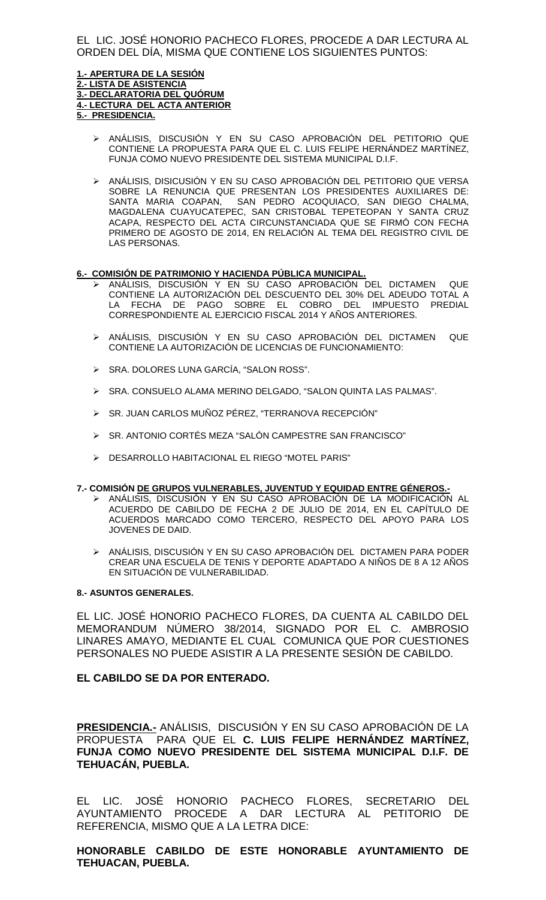EL LIC. JOSÉ HONORIO PACHECO FLORES, PROCEDE A DAR LECTURA AL ORDEN DEL DÍA, MISMA QUE CONTIENE LOS SIGUIENTES PUNTOS:

**1.- APERTURA DE LA SESIÓN**
**2.- LISTA DE ASISTENCIA**
**3.- DECLARATORIA DEL QUÓRUM**
**4.- LECTURA DEL ACTA ANTERIOR**
**5.- PRESIDENCIA.**

- ANÁLISIS, DISCUSIÓN Y EN SU CASO APROBACIÓN DEL PETITORIO QUE CONTIENE LA PROPUESTA PARA QUE EL C. LUIS FELIPE HERNÁNDEZ MARTÍNEZ, FUNJA COMO NUEVO PRESIDENTE DEL SISTEMA MUNICIPAL D.I.F.

- ANÁLISIS, DISICUSIÓN Y EN SU CASO APROBACIÓN DEL PETITORIO QUE VERSA SOBRE LA RENUNCIA QUE PRESENTAN LOS PRESIDENTES AUXILIARES DE: SANTA MARIA COAPAN, SAN PEDRO ACOQUIACO, SAN DIEGO CHALMA, MAGDALENA CUAYUCATEPEC, SAN CRISTOBAL TEPETEOPAN Y SANTA CRUZ ACAPA, RESPECTO DEL ACTA CIRCUNSTANCIADA QUE SE FIRMÓ CON FECHA PRIMERO DE AGOSTO DE 2014, EN RELACIÓN AL TEMA DEL REGISTRO CIVIL DE LAS PERSONAS.

**6.- COMISIÓN DE PATRIMONIO Y HACIENDA PÚBLICA MUNICIPAL.**

- ANÁLISIS, DISCUSIÓN Y EN SU CASO APROBACIÓN DEL DICTAMEN QUE CONTIENE LA AUTORIZACIÓN DEL DESCUENTO DEL 30% DEL ADEUDO TOTAL A LA FECHA DE PAGO SOBRE EL COBRO DEL IMPUESTO PREDIAL CORRESPONDIENTE AL EJERCICIO FISCAL 2014 Y AÑOS ANTERIORES.

- ANÁLISIS, DISCUSIÓN Y EN SU CASO APROBACIÓN DEL DICTAMEN QUE CONTIENE LA AUTORIZACIÓN DE LICENCIAS DE FUNCIONAMIENTO:

- SRA. DOLORES LUNA GARCÍA, "SALON ROSS".

- SRA. CONSUELO ALAMA MERINO DELGADO, "SALON QUINTA LAS PALMAS".

- SR. JUAN CARLOS MUÑOZ PÉREZ, "TERRANOVA RECEPCIÓN"

- SR. ANTONIO CORTÉS MEZA "SALÓN CAMPESTRE SAN FRANCISCO"

- DESARROLLO HABITACIONAL EL RIEGO "MOTEL PARIS"

**7.- COMISIÓN DE GRUPOS VULNERABLES, JUVENTUD Y EQUIDAD ENTRE GÉNEROS.-**

- ANÁLISIS, DISCUSIÓN Y EN SU CASO APROBACIÓN DE LA MODIFICACIÓN AL ACUERDO DE CABILDO DE FECHA 2 DE JULIO DE 2014, EN EL CAPÍTULO DE ACUERDOS MARCADO COMO TERCERO, RESPECTO DEL APOYO PARA LOS JOVENES DE DAID.

- ANÁLISIS, DISCUSIÓN Y EN SU CASO APROBACIÓN DEL DICTAMEN PARA PODER CREAR UNA ESCUELA DE TENIS Y DEPORTE ADAPTADO A NIÑOS DE 8 A 12 AÑOS EN SITUACIÓN DE VULNERABILIDAD.

**8.- ASUNTOS GENERALES.**

EL LIC. JOSÉ HONORIO PACHECO FLORES, DA CUENTA AL CABILDO DEL MEMORANDUM NÚMERO 38/2014, SIGNADO POR EL C. AMBROSIO LINARES AMAYO, MEDIANTE EL CUAL COMUNICA QUE POR CUESTIONES PERSONALES NO PUEDE ASISTIR A LA PRESENTE SESIÓN DE CABILDO.

**EL CABILDO SE DA POR ENTERADO.**

**PRESIDENCIA.-** ANÁLISIS, DISCUSIÓN Y EN SU CASO APROBACIÓN DE LA PROPUESTA PARA QUE EL **C. LUIS FELIPE HERNÁNDEZ MARTÍNEZ, FUNJA COMO NUEVO PRESIDENTE DEL SISTEMA MUNICIPAL D.I.F. DE TEHUACÁN, PUEBLA.**

EL LIC. JOSÉ HONORIO PACHECO FLORES, SECRETARIO DEL AYUNTAMIENTO PROCEDE A DAR LECTURA AL PETITORIO DE REFERENCIA, MISMO QUE A LA LETRA DICE:

**HONORABLE CABILDO DE ESTE HONORABLE AYUNTAMIENTO DE TEHUACAN, PUEBLA.**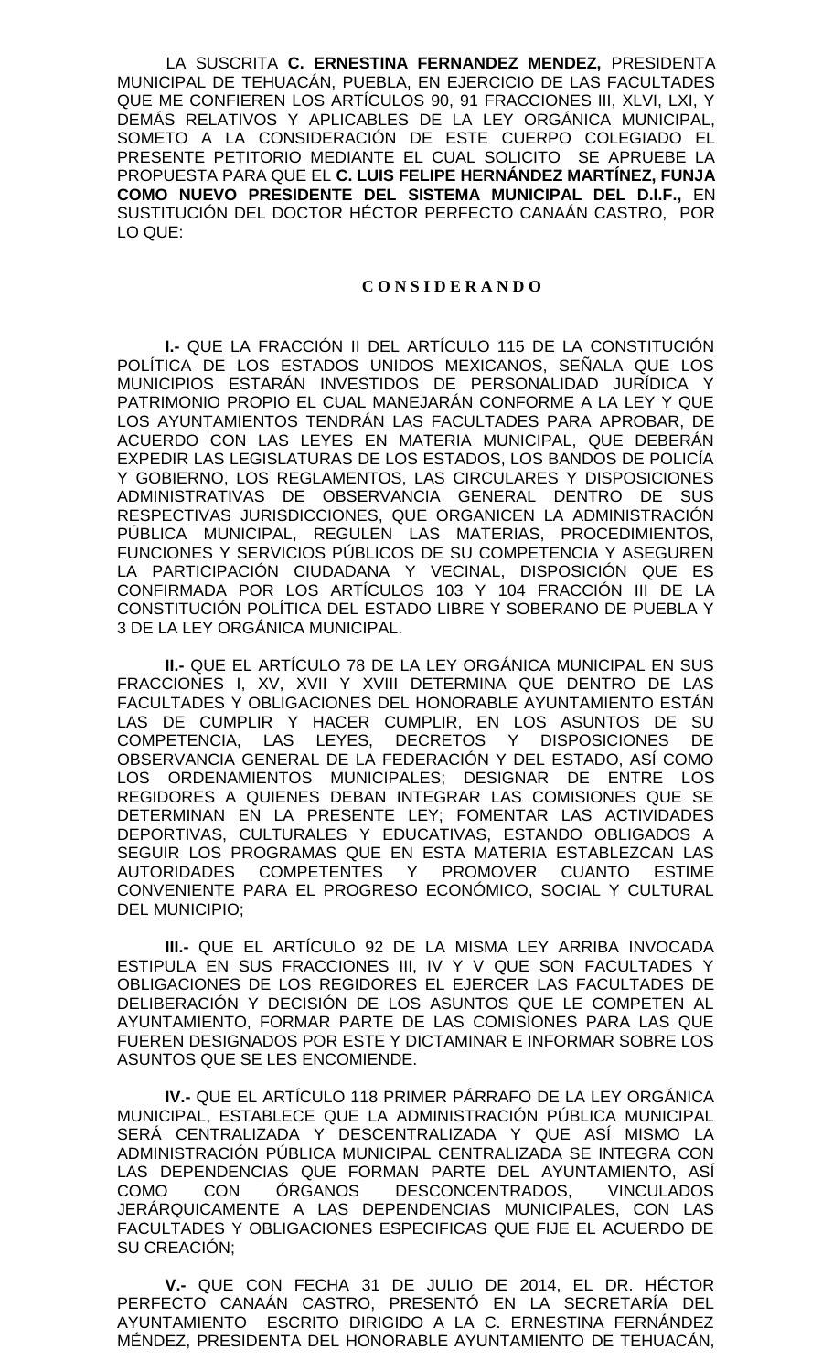LA SUSCRITA **C. ERNESTINA FERNANDEZ MENDEZ,** PRESIDENTA MUNICIPAL DE TEHUACÁN, PUEBLA, EN EJERCICIO DE LAS FACULTADES QUE ME CONFIEREN LOS ARTÍCULOS 90, 91 FRACCIONES III, XLVI, LXI, Y DEMÁS RELATIVOS Y APLICABLES DE LA LEY ORGÁNICA MUNICIPAL, SOMETO A LA CONSIDERACIÓN DE ESTE CUERPO COLEGIADO EL PRESENTE PETITORIO MEDIANTE EL CUAL SOLICITO SE APRUEBE LA PROPUESTA PARA QUE EL **C. LUIS FELIPE HERNÁNDEZ MARTÍNEZ, FUNJA COMO NUEVO PRESIDENTE DEL SISTEMA MUNICIPAL DEL D.I.F.,** EN SUSTITUCIÓN DEL DOCTOR HÉCTOR PERFECTO CANAÁN CASTRO, POR LO QUE:

## C O N S I D E R A N D O

**I.-** QUE LA FRACCIÓN II DEL ARTÍCULO 115 DE LA CONSTITUCIÓN POLÍTICA DE LOS ESTADOS UNIDOS MEXICANOS, SEÑALA QUE LOS MUNICIPIOS ESTARÁN INVESTIDOS DE PERSONALIDAD JURÍDICA Y PATRIMONIO PROPIO EL CUAL MANEJARÁN CONFORME A LA LEY Y QUE LOS AYUNTAMIENTOS TENDRÁN LAS FACULTADES PARA APROBAR, DE ACUERDO CON LAS LEYES EN MATERIA MUNICIPAL, QUE DEBERÁN EXPEDIR LAS LEGISLATURAS DE LOS ESTADOS, LOS BANDOS DE POLICÍA Y GOBIERNO, LOS REGLAMENTOS, LAS CIRCULARES Y DISPOSICIONES ADMINISTRATIVAS DE OBSERVANCIA GENERAL DENTRO DE SUS RESPECTIVAS JURISDICCIONES, QUE ORGANICEN LA ADMINISTRACIÓN PÚBLICA MUNICIPAL, REGULEN LAS MATERIAS, PROCEDIMIENTOS, FUNCIONES Y SERVICIOS PÚBLICOS DE SU COMPETENCIA Y ASEGUREN LA PARTICIPACIÓN CIUDADANA Y VECINAL, DISPOSICIÓN QUE ES CONFIRMADA POR LOS ARTÍCULOS 103 Y 104 FRACCIÓN III DE LA CONSTITUCIÓN POLÍTICA DEL ESTADO LIBRE Y SOBERANO DE PUEBLA Y 3 DE LA LEY ORGÁNICA MUNICIPAL.

**II.-** QUE EL ARTÍCULO 78 DE LA LEY ORGÁNICA MUNICIPAL EN SUS FRACCIONES I, XV, XVII Y XVIII DETERMINA QUE DENTRO DE LAS FACULTADES Y OBLIGACIONES DEL HONORABLE AYUNTAMIENTO ESTÁN LAS DE CUMPLIR Y HACER CUMPLIR, EN LOS ASUNTOS DE SU COMPETENCIA, LAS LEYES, DECRETOS Y DISPOSICIONES DE OBSERVANCIA GENERAL DE LA FEDERACIÓN Y DEL ESTADO, ASÍ COMO LOS ORDENAMIENTOS MUNICIPALES; DESIGNAR DE ENTRE LOS REGIDORES A QUIENES DEBAN INTEGRAR LAS COMISIONES QUE SE DETERMINAN EN LA PRESENTE LEY; FOMENTAR LAS ACTIVIDADES DEPORTIVAS, CULTURALES Y EDUCATIVAS, ESTANDO OBLIGADOS A SEGUIR LOS PROGRAMAS QUE EN ESTA MATERIA ESTABLEZCAN LAS AUTORIDADES COMPETENTES Y PROMOVER CUANTO ESTIME CONVENIENTE PARA EL PROGRESO ECONÓMICO, SOCIAL Y CULTURAL DEL MUNICIPIO;

**III.-** QUE EL ARTÍCULO 92 DE LA MISMA LEY ARRIBA INVOCADA ESTIPULA EN SUS FRACCIONES III, IV Y V QUE SON FACULTADES Y OBLIGACIONES DE LOS REGIDORES EL EJERCER LAS FACULTADES DE DELIBERACIÓN Y DECISIÓN DE LOS ASUNTOS QUE LE COMPETEN AL AYUNTAMIENTO, FORMAR PARTE DE LAS COMISIONES PARA LAS QUE FUEREN DESIGNADOS POR ESTE Y DICTAMINAR E INFORMAR SOBRE LOS ASUNTOS QUE SE LES ENCOMIENDE.

**IV.-** QUE EL ARTÍCULO 118 PRIMER PÁRRAFO DE LA LEY ORGÁNICA MUNICIPAL, ESTABLECE QUE LA ADMINISTRACIÓN PÚBLICA MUNICIPAL SERÁ CENTRALIZADA Y DESCENTRALIZADA Y QUE ASÍ MISMO LA ADMINISTRACIÓN PÚBLICA MUNICIPAL CENTRALIZADA SE INTEGRA CON LAS DEPENDENCIAS QUE FORMAN PARTE DEL AYUNTAMIENTO, ASÍ COMO CON ÓRGANOS DESCONCENTRADOS, VINCULADOS JERÁRQUICAMENTE A LAS DEPENDENCIAS MUNICIPALES, CON LAS FACULTADES Y OBLIGACIONES ESPECIFICAS QUE FIJE EL ACUERDO DE SU CREACIÓN;

**V.-** QUE CON FECHA 31 DE JULIO DE 2014, EL DR. HÉCTOR PERFECTO CANAÁN CASTRO, PRESENTÓ EN LA SECRETARÍA DEL AYUNTAMIENTO ESCRITO DIRIGIDO A LA C. ERNESTINA FERNÁNDEZ MÉNDEZ, PRESIDENTA DEL HONORABLE AYUNTAMIENTO DE TEHUACÁN,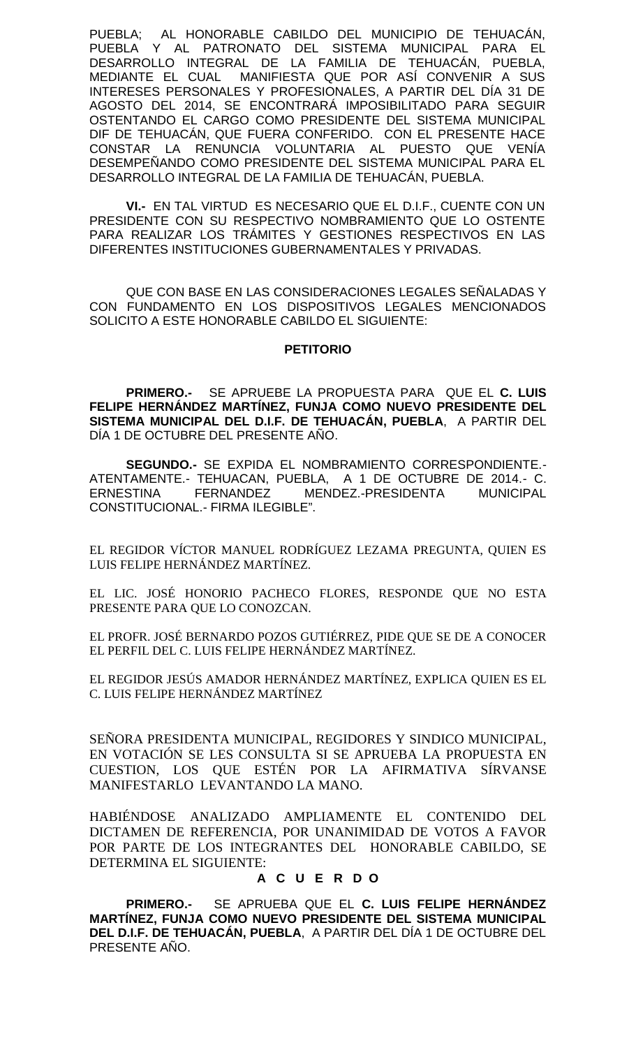PUEBLA; AL HONORABLE CABILDO DEL MUNICIPIO DE TEHUACÁN, PUEBLA Y AL PATRONATO DEL SISTEMA MUNICIPAL PARA EL DESARROLLO INTEGRAL DE LA FAMILIA DE TEHUACÁN, PUEBLA, MEDIANTE EL CUAL MANIFIESTA QUE POR ASÍ CONVENIR A SUS INTERESES PERSONALES Y PROFESIONALES, A PARTIR DEL DÍA 31 DE AGOSTO DEL 2014, SE ENCONTRARÁ IMPOSIBILITADO PARA SEGUIR OSTENTANDO EL CARGO COMO PRESIDENTE DEL SISTEMA MUNICIPAL DIF DE TEHUACÁN, QUE FUERA CONFERIDO. CON EL PRESENTE HACE CONSTAR LA RENUNCIA VOLUNTARIA AL PUESTO QUE VENÍA DESEMPEÑANDO COMO PRESIDENTE DEL SISTEMA MUNICIPAL PARA EL DESARROLLO INTEGRAL DE LA FAMILIA DE TEHUACÁN, PUEBLA.

**VI.-** EN TAL VIRTUD ES NECESARIO QUE EL D.I.F., CUENTE CON UN PRESIDENTE CON SU RESPECTIVO NOMBRAMIENTO QUE LO OSTENTE PARA REALIZAR LOS TRÁMITES Y GESTIONES RESPECTIVOS EN LAS DIFERENTES INSTITUCIONES GUBERNAMENTALES Y PRIVADAS.

QUE CON BASE EN LAS CONSIDERACIONES LEGALES SEÑALADAS Y CON FUNDAMENTO EN LOS DISPOSITIVOS LEGALES MENCIONADOS SOLICITO A ESTE HONORABLE CABILDO EL SIGUIENTE:

**PETITORIO**

**PRIMERO.-** SE APRUEBE LA PROPUESTA PARA QUE EL **C. LUIS FELIPE HERNÁNDEZ MARTÍNEZ, FUNJA COMO NUEVO PRESIDENTE DEL SISTEMA MUNICIPAL DEL D.I.F. DE TEHUACÁN, PUEBLA**, A PARTIR DEL DÍA 1 DE OCTUBRE DEL PRESENTE AÑO.

**SEGUNDO.-** SE EXPIDA EL NOMBRAMIENTO CORRESPONDIENTE.- ATENTAMENTE.- TEHUACAN, PUEBLA, A 1 DE OCTUBRE DE 2014.- C. ERNESTINA FERNANDEZ MENDEZ.-PRESIDENTA MUNICIPAL CONSTITUCIONAL.- FIRMA ILEGIBLE".

EL REGIDOR VÍCTOR MANUEL RODRÍGUEZ LEZAMA PREGUNTA, QUIEN ES LUIS FELIPE HERNÁNDEZ MARTÍNEZ.

EL LIC. JOSÉ HONORIO PACHECO FLORES, RESPONDE QUE NO ESTA PRESENTE PARA QUE LO CONOZCAN.

EL PROFR. JOSÉ BERNARDO POZOS GUTIÉRREZ, PIDE QUE SE DE A CONOCER EL PERFIL DEL C. LUIS FELIPE HERNÁNDEZ MARTÍNEZ.

EL REGIDOR JESÚS AMADOR HERNÁNDEZ MARTÍNEZ, EXPLICA QUIEN ES EL C. LUIS FELIPE HERNÁNDEZ MARTÍNEZ

SEÑORA PRESIDENTA MUNICIPAL, REGIDORES Y SINDICO MUNICIPAL, EN VOTACIÓN SE LES CONSULTA SI SE APRUEBA LA PROPUESTA EN CUESTION, LOS QUE ESTÉN POR LA AFIRMATIVA SÍRVANSE MANIFESTARLO LEVANTANDO LA MANO.

HABIÉNDOSE ANALIZADO AMPLIAMENTE EL CONTENIDO DEL DICTAMEN DE REFERENCIA, POR UNANIMIDAD DE VOTOS A FAVOR POR PARTE DE LOS INTEGRANTES DEL HONORABLE CABILDO, SE DETERMINA EL SIGUIENTE:

**A C U E R D O**

**PRIMERO.-** SE APRUEBA QUE EL **C. LUIS FELIPE HERNÁNDEZ MARTÍNEZ, FUNJA COMO NUEVO PRESIDENTE DEL SISTEMA MUNICIPAL DEL D.I.F. DE TEHUACÁN, PUEBLA**, A PARTIR DEL DÍA 1 DE OCTUBRE DEL PRESENTE AÑO.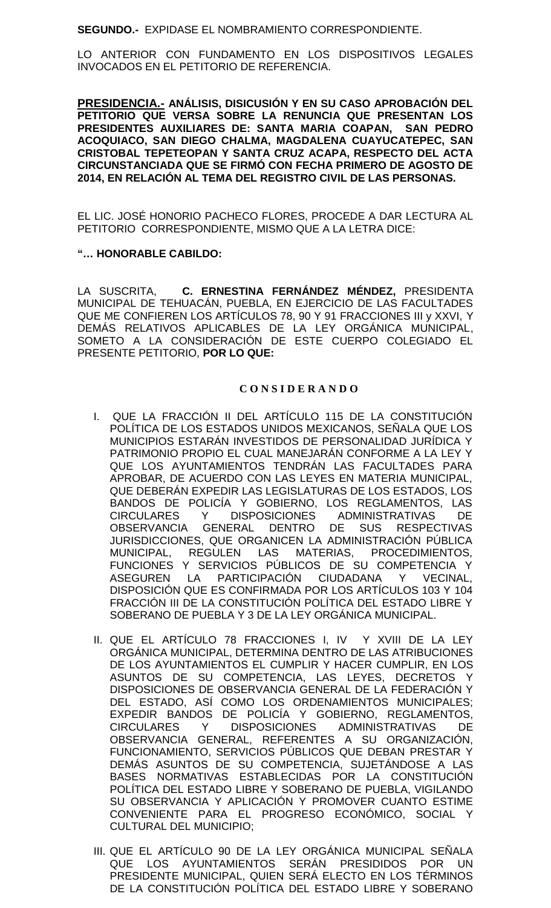**SEGUNDO.-** EXPIDASE EL NOMBRAMIENTO CORRESPONDIENTE.

LO ANTERIOR CON FUNDAMENTO EN LOS DISPOSITIVOS LEGALES INVOCADOS EN EL PETITORIO DE REFERENCIA.

**PRESIDENCIA.- ANÁLISIS, DISICUSIÓN Y EN SU CASO APROBACIÓN DEL PETITORIO QUE VERSA SOBRE LA RENUNCIA QUE PRESENTAN LOS PRESIDENTES AUXILIARES DE: SANTA MARIA COAPAN, SAN PEDRO ACOQUIACO, SAN DIEGO CHALMA, MAGDALENA CUAYUCATEPEC, SAN CRISTOBAL TEPETEOPAN Y SANTA CRUZ ACAPA, RESPECTO DEL ACTA CIRCUNSTANCIADA QUE SE FIRMÓ CON FECHA PRIMERO DE AGOSTO DE 2014, EN RELACIÓN AL TEMA DEL REGISTRO CIVIL DE LAS PERSONAS.**

EL LIC. JOSÉ HONORIO PACHECO FLORES, PROCEDE A DAR LECTURA AL PETITORIO CORRESPONDIENTE, MISMO QUE A LA LETRA DICE:

**"… HONORABLE CABILDO:**

LA SUSCRITA, **C. ERNESTINA FERNÁNDEZ MÉNDEZ,** PRESIDENTA MUNICIPAL DE TEHUACÁN, PUEBLA, EN EJERCICIO DE LAS FACULTADES QUE ME CONFIEREN LOS ARTÍCULOS 78, 90 Y 91 FRACCIONES III y XXVI, Y DEMÁS RELATIVOS APLICABLES DE LA LEY ORGÁNICA MUNICIPAL, SOMETO A LA CONSIDERACIÓN DE ESTE CUERPO COLEGIADO EL PRESENTE PETITORIO, **POR LO QUE:**

**C O N S I D E R A N D O**

I. QUE LA FRACCIÓN II DEL ARTÍCULO 115 DE LA CONSTITUCIÓN POLÍTICA DE LOS ESTADOS UNIDOS MEXICANOS, SEÑALA QUE LOS MUNICIPIOS ESTARÁN INVESTIDOS DE PERSONALIDAD JURÍDICA Y PATRIMONIO PROPIO EL CUAL MANEJARÁN CONFORME A LA LEY Y QUE LOS AYUNTAMIENTOS TENDRÁN LAS FACULTADES PARA APROBAR, DE ACUERDO CON LAS LEYES EN MATERIA MUNICIPAL, QUE DEBERÁN EXPEDIR LAS LEGISLATURAS DE LOS ESTADOS, LOS BANDOS DE POLICÍA Y GOBIERNO, LOS REGLAMENTOS, LAS CIRCULARES Y DISPOSICIONES ADMINISTRATIVAS DE OBSERVANCIA GENERAL DENTRO DE SUS RESPECTIVAS JURISDICCIONES, QUE ORGANICEN LA ADMINISTRACIÓN PÚBLICA MUNICIPAL, REGULEN LAS MATERIAS, PROCEDIMIENTOS, FUNCIONES Y SERVICIOS PÚBLICOS DE SU COMPETENCIA Y ASEGUREN LA PARTICIPACIÓN CIUDADANA Y VECINAL, DISPOSICIÓN QUE ES CONFIRMADA POR LOS ARTÍCULOS 103 Y 104 FRACCIÓN III DE LA CONSTITUCIÓN POLÍTICA DEL ESTADO LIBRE Y SOBERANO DE PUEBLA Y 3 DE LA LEY ORGÁNICA MUNICIPAL.

II. QUE EL ARTÍCULO 78 FRACCIONES I, IV Y XVIII DE LA LEY ORGÁNICA MUNICIPAL, DETERMINA DENTRO DE LAS ATRIBUCIONES DE LOS AYUNTAMIENTOS EL CUMPLIR Y HACER CUMPLIR, EN LOS ASUNTOS DE SU COMPETENCIA, LAS LEYES, DECRETOS Y DISPOSICIONES DE OBSERVANCIA GENERAL DE LA FEDERACIÓN Y DEL ESTADO, ASÍ COMO LOS ORDENAMIENTOS MUNICIPALES; EXPEDIR BANDOS DE POLICÍA Y GOBIERNO, REGLAMENTOS, CIRCULARES Y DISPOSICIONES ADMINISTRATIVAS DE OBSERVANCIA GENERAL, REFERENTES A SU ORGANIZACIÓN, FUNCIONAMIENTO, SERVICIOS PÚBLICOS QUE DEBAN PRESTAR Y DEMÁS ASUNTOS DE SU COMPETENCIA, SUJETÁNDOSE A LAS BASES NORMATIVAS ESTABLECIDAS POR LA CONSTITUCIÓN POLÍTICA DEL ESTADO LIBRE Y SOBERANO DE PUEBLA, VIGILANDO SU OBSERVANCIA Y APLICACIÓN Y PROMOVER CUANTO ESTIME CONVENIENTE PARA EL PROGRESO ECONÓMICO, SOCIAL Y CULTURAL DEL MUNICIPIO;

III. QUE EL ARTÍCULO 90 DE LA LEY ORGÁNICA MUNICIPAL SEÑALA QUE LOS AYUNTAMIENTOS SERÁN PRESIDIDOS POR UN PRESIDENTE MUNICIPAL, QUIEN SERÁ ELECTO EN LOS TÉRMINOS DE LA CONSTITUCIÓN POLÍTICA DEL ESTADO LIBRE Y SOBERANO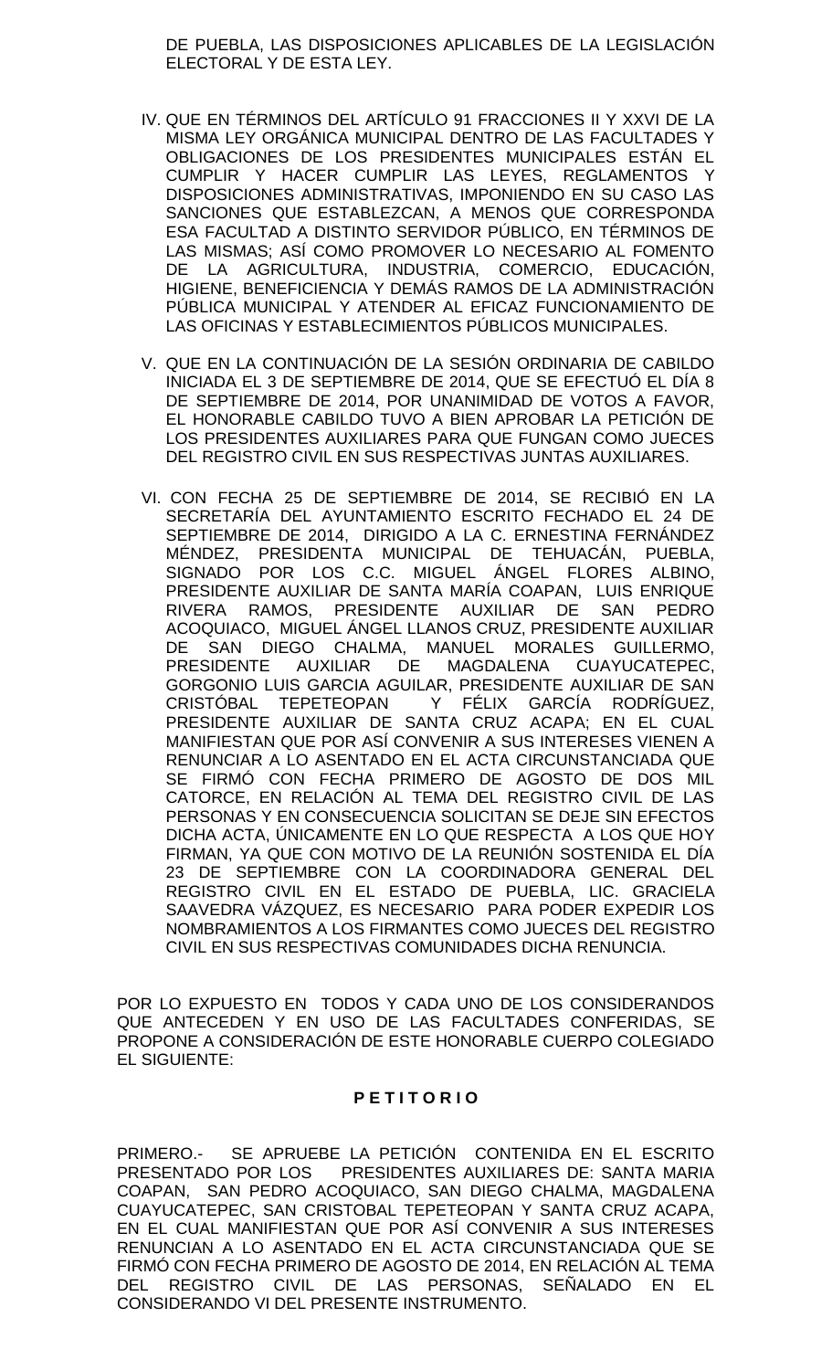DE PUEBLA, LAS DISPOSICIONES APLICABLES DE LA LEGISLACIÓN ELECTORAL Y DE ESTA LEY.

IV. QUE EN TÉRMINOS DEL ARTÍCULO 91 FRACCIONES II Y XXVI DE LA MISMA LEY ORGÁNICA MUNICIPAL DENTRO DE LAS FACULTADES Y OBLIGACIONES DE LOS PRESIDENTES MUNICIPALES ESTÁN EL CUMPLIR Y HACER CUMPLIR LAS LEYES, REGLAMENTOS Y DISPOSICIONES ADMINISTRATIVAS, IMPONIENDO EN SU CASO LAS SANCIONES QUE ESTABLEZCAN, A MENOS QUE CORRESPONDA ESA FACULTAD A DISTINTO SERVIDOR PÚBLICO, EN TÉRMINOS DE LAS MISMAS; ASÍ COMO PROMOVER LO NECESARIO AL FOMENTO DE LA AGRICULTURA, INDUSTRIA, COMERCIO, EDUCACIÓN, HIGIENE, BENEFICIENCIA Y DEMÁS RAMOS DE LA ADMINISTRACIÓN PÚBLICA MUNICIPAL Y ATENDER AL EFICAZ FUNCIONAMIENTO DE LAS OFICINAS Y ESTABLECIMIENTOS PÚBLICOS MUNICIPALES.

V. QUE EN LA CONTINUACIÓN DE LA SESIÓN ORDINARIA DE CABILDO INICIADA EL 3 DE SEPTIEMBRE DE 2014, QUE SE EFECTUÓ EL DÍA 8 DE SEPTIEMBRE DE 2014, POR UNANIMIDAD DE VOTOS A FAVOR, EL HONORABLE CABILDO TUVO A BIEN APROBAR LA PETICIÓN DE LOS PRESIDENTES AUXILIARES PARA QUE FUNGAN COMO JUECES DEL REGISTRO CIVIL EN SUS RESPECTIVAS JUNTAS AUXILIARES.

VI. CON FECHA 25 DE SEPTIEMBRE DE 2014, SE RECIBIÓ EN LA SECRETARÍA DEL AYUNTAMIENTO ESCRITO FECHADO EL 24 DE SEPTIEMBRE DE 2014, DIRIGIDO A LA C. ERNESTINA FERNÁNDEZ MÉNDEZ, PRESIDENTA MUNICIPAL DE TEHUACÁN, PUEBLA, SIGNADO POR LOS C.C. MIGUEL ÁNGEL FLORES ALBINO, PRESIDENTE AUXILIAR DE SANTA MARÍA COAPAN, LUIS ENRIQUE RIVERA RAMOS, PRESIDENTE AUXILIAR DE SAN PEDRO ACOQUIACO, MIGUEL ÁNGEL LLANOS CRUZ, PRESIDENTE AUXILIAR DE SAN DIEGO CHALMA, MANUEL MORALES GUILLERMO, PRESIDENTE AUXILIAR DE MAGDALENA CUAYUCATEPEC, GORGONIO LUIS GARCIA AGUILAR, PRESIDENTE AUXILIAR DE SAN CRISTÓBAL TEPETEOPAN Y FÉLIX GARCÍA RODRÍGUEZ, PRESIDENTE AUXILIAR DE SANTA CRUZ ACAPA; EN EL CUAL MANIFIESTAN QUE POR ASÍ CONVENIR A SUS INTERESES VIENEN A RENUNCIAR A LO ASENTADO EN EL ACTA CIRCUNSTANCIADA QUE SE FIRMÓ CON FECHA PRIMERO DE AGOSTO DE DOS MIL CATORCE, EN RELACIÓN AL TEMA DEL REGISTRO CIVIL DE LAS PERSONAS Y EN CONSECUENCIA SOLICITAN SE DEJE SIN EFECTOS DICHA ACTA, ÚNICAMENTE EN LO QUE RESPECTA A LOS QUE HOY FIRMAN, YA QUE CON MOTIVO DE LA REUNIÓN SOSTENIDA EL DÍA 23 DE SEPTIEMBRE CON LA COORDINADORA GENERAL DEL REGISTRO CIVIL EN EL ESTADO DE PUEBLA, LIC. GRACIELA SAAVEDRA VÁZQUEZ, ES NECESARIO PARA PODER EXPEDIR LOS NOMBRAMIENTOS A LOS FIRMANTES COMO JUECES DEL REGISTRO CIVIL EN SUS RESPECTIVAS COMUNIDADES DICHA RENUNCIA.

POR LO EXPUESTO EN TODOS Y CADA UNO DE LOS CONSIDERANDOS QUE ANTECEDEN Y EN USO DE LAS FACULTADES CONFERIDAS, SE PROPONE A CONSIDERACIÓN DE ESTE HONORABLE CUERPO COLEGIADO EL SIGUIENTE:

**P E T I T O R I O**

PRIMERO.- SE APRUEBE LA PETICIÓN CONTENIDA EN EL ESCRITO PRESENTADO POR LOS PRESIDENTES AUXILIARES DE: SANTA MARIA COAPAN, SAN PEDRO ACOQUIACO, SAN DIEGO CHALMA, MAGDALENA CUAYUCATEPEC, SAN CRISTOBAL TEPETEOPAN Y SANTA CRUZ ACAPA, EN EL CUAL MANIFIESTAN QUE POR ASÍ CONVENIR A SUS INTERESES RENUNCIAN A LO ASENTADO EN EL ACTA CIRCUNSTANCIADA QUE SE FIRMÓ CON FECHA PRIMERO DE AGOSTO DE 2014, EN RELACIÓN AL TEMA DEL REGISTRO CIVIL DE LAS PERSONAS, SEÑALADO EN EL CONSIDERANDO VI DEL PRESENTE INSTRUMENTO.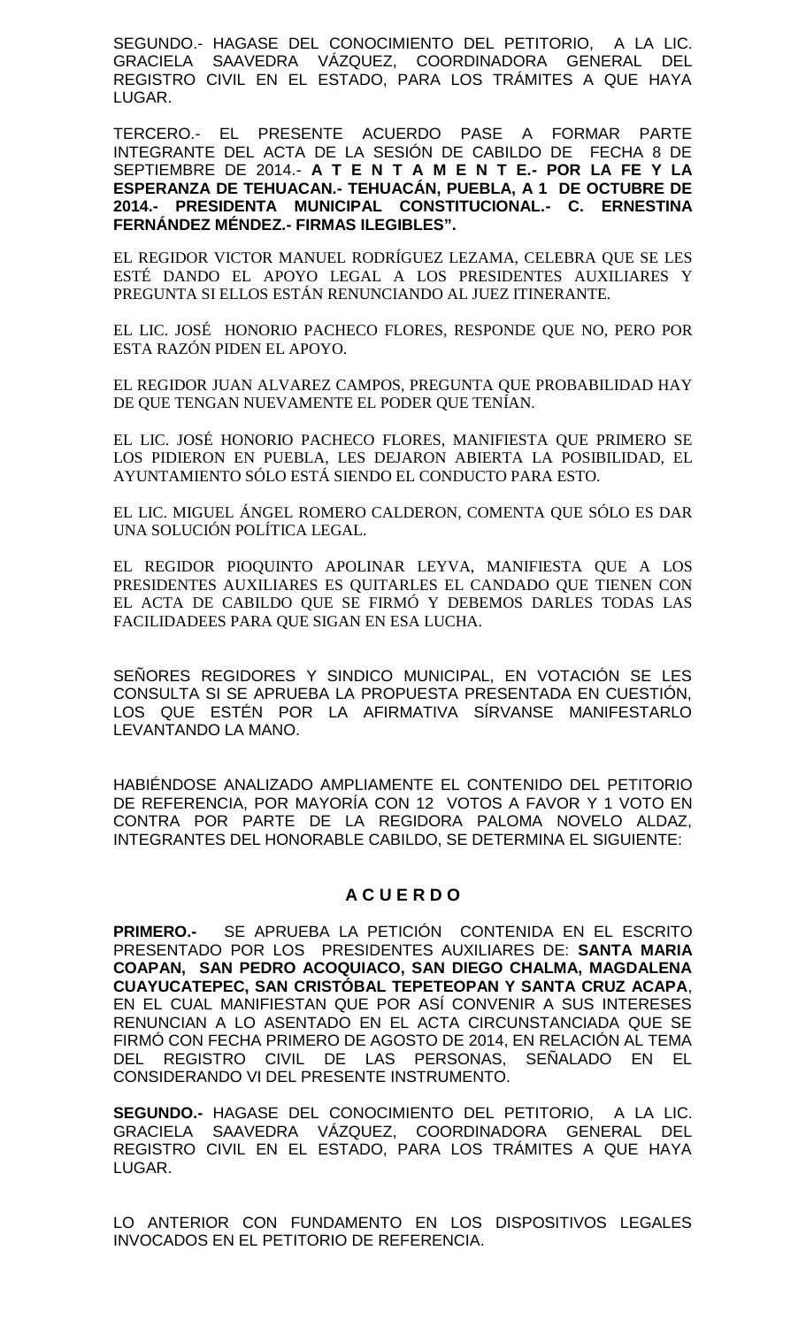SEGUNDO.- HAGASE DEL CONOCIMIENTO DEL PETITORIO, A LA LIC. GRACIELA SAAVEDRA VÁZQUEZ, COORDINADORA GENERAL DEL REGISTRO CIVIL EN EL ESTADO, PARA LOS TRÁMITES A QUE HAYA LUGAR.

TERCERO.- EL PRESENTE ACUERDO PASE A FORMAR PARTE INTEGRANTE DEL ACTA DE LA SESIÓN DE CABILDO DE FECHA 8 DE SEPTIEMBRE DE 2014.- **A T E N T A M E N T E.- POR LA FE Y LA ESPERANZA DE TEHUACAN.- TEHUACÁN, PUEBLA, A 1 DE OCTUBRE DE 2014.- PRESIDENTA MUNICIPAL CONSTITUCIONAL.- C. ERNESTINA FERNÁNDEZ MÉNDEZ.- FIRMAS ILEGIBLES".**

EL REGIDOR VICTOR MANUEL RODRÍGUEZ LEZAMA, CELEBRA QUE SE LES ESTÉ DANDO EL APOYO LEGAL A LOS PRESIDENTES AUXILIARES Y PREGUNTA SI ELLOS ESTÁN RENUNCIANDO AL JUEZ ITINERANTE.

EL LIC. JOSÉ HONORIO PACHECO FLORES, RESPONDE QUE NO, PERO POR ESTA RAZÓN PIDEN EL APOYO.

EL REGIDOR JUAN ALVAREZ CAMPOS, PREGUNTA QUE PROBABILIDAD HAY DE QUE TENGAN NUEVAMENTE EL PODER QUE TENÍAN.

EL LIC. JOSÉ HONORIO PACHECO FLORES, MANIFIESTA QUE PRIMERO SE LOS PIDIERON EN PUEBLA, LES DEJARON ABIERTA LA POSIBILIDAD, EL AYUNTAMIENTO SÓLO ESTÁ SIENDO EL CONDUCTO PARA ESTO.

EL LIC. MIGUEL ÁNGEL ROMERO CALDERON, COMENTA QUE SÓLO ES DAR UNA SOLUCIÓN POLÍTICA LEGAL.

EL REGIDOR PIOQUINTO APOLINAR LEYVA, MANIFIESTA QUE A LOS PRESIDENTES AUXILIARES ES QUITARLES EL CANDADO QUE TIENEN CON EL ACTA DE CABILDO QUE SE FIRMÓ Y DEBEMOS DARLES TODAS LAS FACILIDADEES PARA QUE SIGAN EN ESA LUCHA.

SEÑORES REGIDORES Y SINDICO MUNICIPAL, EN VOTACIÓN SE LES CONSULTA SI SE APRUEBA LA PROPUESTA PRESENTADA EN CUESTIÓN, LOS QUE ESTÉN POR LA AFIRMATIVA SÍRVANSE MANIFESTARLO LEVANTANDO LA MANO.

HABIÉNDOSE ANALIZADO AMPLIAMENTE EL CONTENIDO DEL PETITORIO DE REFERENCIA, POR MAYORÍA CON 12 VOTOS A FAVOR Y 1 VOTO EN CONTRA POR PARTE DE LA REGIDORA PALOMA NOVELO ALDAZ, INTEGRANTES DEL HONORABLE CABILDO, SE DETERMINA EL SIGUIENTE:

## A C U E R D O

**PRIMERO.-** SE APRUEBA LA PETICIÓN CONTENIDA EN EL ESCRITO PRESENTADO POR LOS PRESIDENTES AUXILIARES DE: **SANTA MARIA COAPAN, SAN PEDRO ACOQUIACO, SAN DIEGO CHALMA, MAGDALENA CUAYUCATEPEC, SAN CRISTÓBAL TEPETEOPAN Y SANTA CRUZ ACAPA**, EN EL CUAL MANIFIESTAN QUE POR ASÍ CONVENIR A SUS INTERESES RENUNCIAN A LO ASENTADO EN EL ACTA CIRCUNSTANCIADA QUE SE FIRMÓ CON FECHA PRIMERO DE AGOSTO DE 2014, EN RELACIÓN AL TEMA DEL REGISTRO CIVIL DE LAS PERSONAS, SEÑALADO EN EL CONSIDERANDO VI DEL PRESENTE INSTRUMENTO.

**SEGUNDO.-** HAGASE DEL CONOCIMIENTO DEL PETITORIO, A LA LIC. GRACIELA SAAVEDRA VÁZQUEZ, COORDINADORA GENERAL DEL REGISTRO CIVIL EN EL ESTADO, PARA LOS TRÁMITES A QUE HAYA LUGAR.

LO ANTERIOR CON FUNDAMENTO EN LOS DISPOSITIVOS LEGALES INVOCADOS EN EL PETITORIO DE REFERENCIA.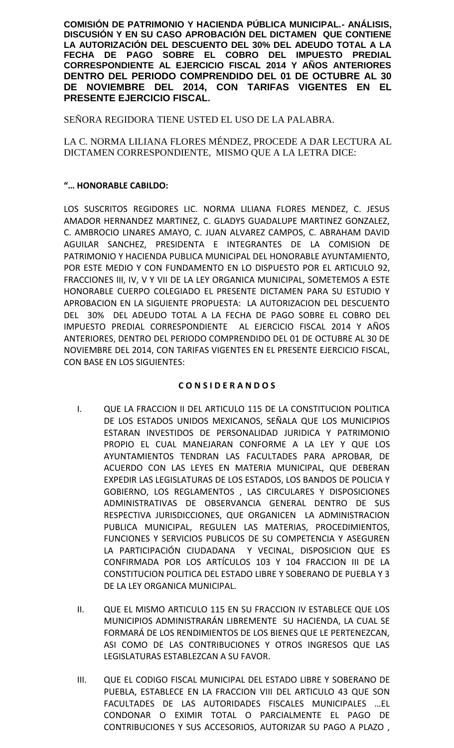**COMISIÓN DE PATRIMONIO Y HACIENDA PÚBLICA MUNICIPAL.- ANÁLISIS, DISCUSIÓN Y EN SU CASO APROBACIÓN DEL DICTAMEN QUE CONTIENE LA AUTORIZACIÓN DEL DESCUENTO DEL 30% DEL ADEUDO TOTAL A LA FECHA DE PAGO SOBRE EL COBRO DEL IMPUESTO PREDIAL CORRESPONDIENTE AL EJERCICIO FISCAL 2014 Y AÑOS ANTERIORES DENTRO DEL PERIODO COMPRENDIDO DEL 01 DE OCTUBRE AL 30 DE NOVIEMBRE DEL 2014, CON TARIFAS VIGENTES EN EL PRESENTE EJERCICIO FISCAL.**

SEÑORA REGIDORA TIENE USTED EL USO DE LA PALABRA.

LA C. NORMA LILIANA FLORES MÉNDEZ, PROCEDE A DAR LECTURA AL DICTAMEN CORRESPONDIENTE, MISMO QUE A LA LETRA DICE:

**"… HONORABLE CABILDO:**

LOS SUSCRITOS REGIDORES LIC. NORMA LILIANA FLORES MENDEZ, C. JESUS AMADOR HERNANDEZ MARTINEZ, C. GLADYS GUADALUPE MARTINEZ GONZALEZ, C. AMBROCIO LINARES AMAYO, C. JUAN ALVAREZ CAMPOS, C. ABRAHAM DAVID AGUILAR SANCHEZ, PRESIDENTA E INTEGRANTES DE LA COMISION DE PATRIMONIO Y HACIENDA PUBLICA MUNICIPAL DEL HONORABLE AYUNTAMIENTO, POR ESTE MEDIO Y CON FUNDAMENTO EN LO DISPUESTO POR EL ARTICULO 92, FRACCIONES III, IV, V Y VII DE LA LEY ORGANICA MUNICIPAL, SOMETEMOS A ESTE HONORABLE CUERPO COLEGIADO EL PRESENTE DICTAMEN PARA SU ESTUDIO Y APROBACION EN LA SIGUIENTE PROPUESTA: LA AUTORIZACION DEL DESCUENTO DEL 30% DEL ADEUDO TOTAL A LA FECHA DE PAGO SOBRE EL COBRO DEL IMPUESTO PREDIAL CORRESPONDIENTE AL EJERCICIO FISCAL 2014 Y AÑOS ANTERIORES, DENTRO DEL PERIODO COMPRENDIDO DEL 01 DE OCTUBRE AL 30 DE NOVIEMBRE DEL 2014, CON TARIFAS VIGENTES EN EL PRESENTE EJERCICIO FISCAL, CON BASE EN LOS SIGUIENTES:

**C O N S I D E R A N D O S**

I. QUE LA FRACCION II DEL ARTICULO 115 DE LA CONSTITUCION POLITICA DE LOS ESTADOS UNIDOS MEXICANOS, SEÑALA QUE LOS MUNICIPIOS ESTARAN INVESTIDOS DE PERSONALIDAD JURIDICA Y PATRIMONIO PROPIO EL CUAL MANEJARAN CONFORME A LA LEY Y QUE LOS AYUNTAMIENTOS TENDRAN LAS FACULTADES PARA APROBAR, DE ACUERDO CON LAS LEYES EN MATERIA MUNICIPAL, QUE DEBERAN EXPEDIR LAS LEGISLATURAS DE LOS ESTADOS, LOS BANDOS DE POLICIA Y GOBIERNO, LOS REGLAMENTOS , LAS CIRCULARES Y DISPOSICIONES ADMINISTRATIVAS DE OBSERVANCIA GENERAL DENTRO DE SUS RESPECTIVA JURISDICCIONES, QUE ORGANICEN LA ADMINISTRACION PUBLICA MUNICIPAL, REGULEN LAS MATERIAS, PROCEDIMIENTOS, FUNCIONES Y SERVICIOS PUBLICOS DE SU COMPETENCIA Y ASEGUREN LA PARTICIPACIÓN CIUDADANA Y VECINAL, DISPOSICION QUE ES CONFIRMADA POR LOS ARTÍCULOS 103 Y 104 FRACCION III DE LA CONSTITUCION POLITICA DEL ESTADO LIBRE Y SOBERANO DE PUEBLA Y 3 DE LA LEY ORGANICA MUNICIPAL.

II. QUE EL MISMO ARTICULO 115 EN SU FRACCION IV ESTABLECE QUE LOS MUNICIPIOS ADMINISTRARÁN LIBREMENTE SU HACIENDA, LA CUAL SE FORMARÁ DE LOS RENDIMIENTOS DE LOS BIENES QUE LE PERTENEZCAN, ASI COMO DE LAS CONTRIBUCIONES Y OTROS INGRESOS QUE LAS LEGISLATURAS ESTABLEZCAN A SU FAVOR.

III. QUE EL CODIGO FISCAL MUNICIPAL DEL ESTADO LIBRE Y SOBERANO DE PUEBLA, ESTABLECE EN LA FRACCION VIII DEL ARTICULO 43 QUE SON FACULTADES DE LAS AUTORIDADES FISCALES MUNICIPALES …EL CONDONAR O EXIMIR TOTAL O PARCIALMENTE EL PAGO DE CONTRIBUCIONES Y SUS ACCESORIOS, AUTORIZAR SU PAGO A PLAZO ,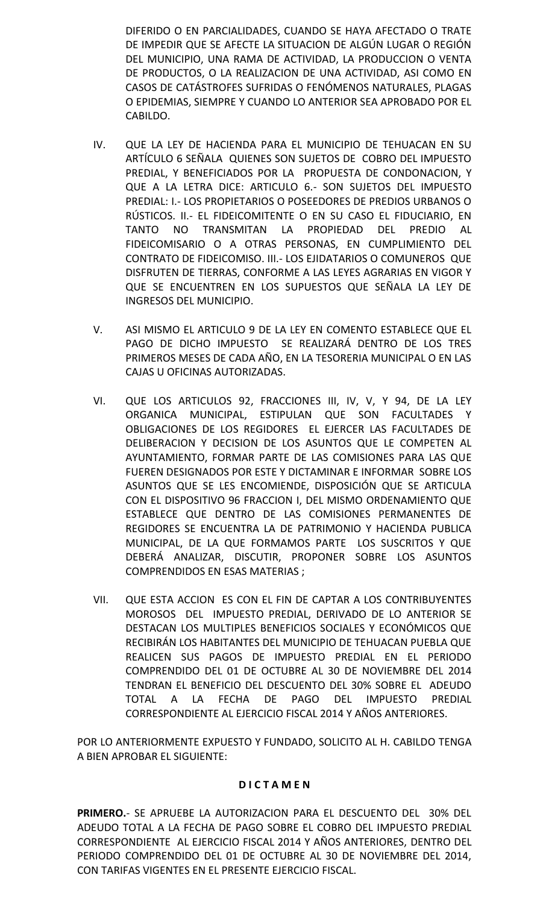DIFERIDO O EN PARCIALIDADES, CUANDO SE HAYA AFECTADO O TRATE DE IMPEDIR QUE SE AFECTE LA SITUACION DE ALGÚN LUGAR O REGIÓN DEL MUNICIPIO, UNA RAMA DE ACTIVIDAD, LA PRODUCCION O VENTA DE PRODUCTOS, O LA REALIZACION DE UNA ACTIVIDAD, ASI COMO EN CASOS DE CATÁSTROFES SUFRIDAS O FENÓMENOS NATURALES, PLAGAS O EPIDEMIAS, SIEMPRE Y CUANDO LO ANTERIOR SEA APROBADO POR EL CABILDO.

IV. QUE LA LEY DE HACIENDA PARA EL MUNICIPIO DE TEHUACAN EN SU ARTÍCULO 6 SEÑALA QUIENES SON SUJETOS DE COBRO DEL IMPUESTO PREDIAL, Y BENEFICIADOS POR LA PROPUESTA DE CONDONACION, Y QUE A LA LETRA DICE: ARTICULO 6.- SON SUJETOS DEL IMPUESTO PREDIAL: I.- LOS PROPIETARIOS O POSEEDORES DE PREDIOS URBANOS O RÚSTICOS. II.- EL FIDEICOMITENTE O EN SU CASO EL FIDUCIARIO, EN TANTO NO TRANSMITAN LA PROPIEDAD DEL PREDIO AL FIDEICOMISARIO O A OTRAS PERSONAS, EN CUMPLIMIENTO DEL CONTRATO DE FIDEICOMISO. III.- LOS EJIDATARIOS O COMUNEROS QUE DISFRUTEN DE TIERRAS, CONFORME A LAS LEYES AGRARIAS EN VIGOR Y QUE SE ENCUENTREN EN LOS SUPUESTOS QUE SEÑALA LA LEY DE INGRESOS DEL MUNICIPIO.

V. ASI MISMO EL ARTICULO 9 DE LA LEY EN COMENTO ESTABLECE QUE EL PAGO DE DICHO IMPUESTO SE REALIZARÁ DENTRO DE LOS TRES PRIMEROS MESES DE CADA AÑO, EN LA TESORERIA MUNICIPAL O EN LAS CAJAS U OFICINAS AUTORIZADAS.

VI. QUE LOS ARTICULOS 92, FRACCIONES III, IV, V, Y 94, DE LA LEY ORGANICA MUNICIPAL, ESTIPULAN QUE SON FACULTADES Y OBLIGACIONES DE LOS REGIDORES EL EJERCER LAS FACULTADES DE DELIBERACION Y DECISION DE LOS ASUNTOS QUE LE COMPETEN AL AYUNTAMIENTO, FORMAR PARTE DE LAS COMISIONES PARA LAS QUE FUEREN DESIGNADOS POR ESTE Y DICTAMINAR E INFORMAR SOBRE LOS ASUNTOS QUE SE LES ENCOMIENDE, DISPOSICIÓN QUE SE ARTICULA CON EL DISPOSITIVO 96 FRACCION I, DEL MISMO ORDENAMIENTO QUE ESTABLECE QUE DENTRO DE LAS COMISIONES PERMANENTES DE REGIDORES SE ENCUENTRA LA DE PATRIMONIO Y HACIENDA PUBLICA MUNICIPAL, DE LA QUE FORMAMOS PARTE LOS SUSCRITOS Y QUE DEBERÁ ANALIZAR, DISCUTIR, PROPONER SOBRE LOS ASUNTOS COMPRENDIDOS EN ESAS MATERIAS ;

VII. QUE ESTA ACCION ES CON EL FIN DE CAPTAR A LOS CONTRIBUYENTES MOROSOS DEL IMPUESTO PREDIAL, DERIVADO DE LO ANTERIOR SE DESTACAN LOS MULTIPLES BENEFICIOS SOCIALES Y ECONÓMICOS QUE RECIBIRÁN LOS HABITANTES DEL MUNICIPIO DE TEHUACAN PUEBLA QUE REALICEN SUS PAGOS DE IMPUESTO PREDIAL EN EL PERIODO COMPRENDIDO DEL 01 DE OCTUBRE AL 30 DE NOVIEMBRE DEL 2014 TENDRAN EL BENEFICIO DEL DESCUENTO DEL 30% SOBRE EL ADEUDO TOTAL A LA FECHA DE PAGO DEL IMPUESTO PREDIAL CORRESPONDIENTE AL EJERCICIO FISCAL 2014 Y AÑOS ANTERIORES.

POR LO ANTERIORMENTE EXPUESTO Y FUNDADO, SOLICITO AL H. CABILDO TENGA A BIEN APROBAR EL SIGUIENTE:

**D I C T A M E N**

**PRIMERO.**- SE APRUEBE LA AUTORIZACION PARA EL DESCUENTO DEL 30% DEL ADEUDO TOTAL A LA FECHA DE PAGO SOBRE EL COBRO DEL IMPUESTO PREDIAL CORRESPONDIENTE AL EJERCICIO FISCAL 2014 Y AÑOS ANTERIORES, DENTRO DEL PERIODO COMPRENDIDO DEL 01 DE OCTUBRE AL 30 DE NOVIEMBRE DEL 2014, CON TARIFAS VIGENTES EN EL PRESENTE EJERCICIO FISCAL.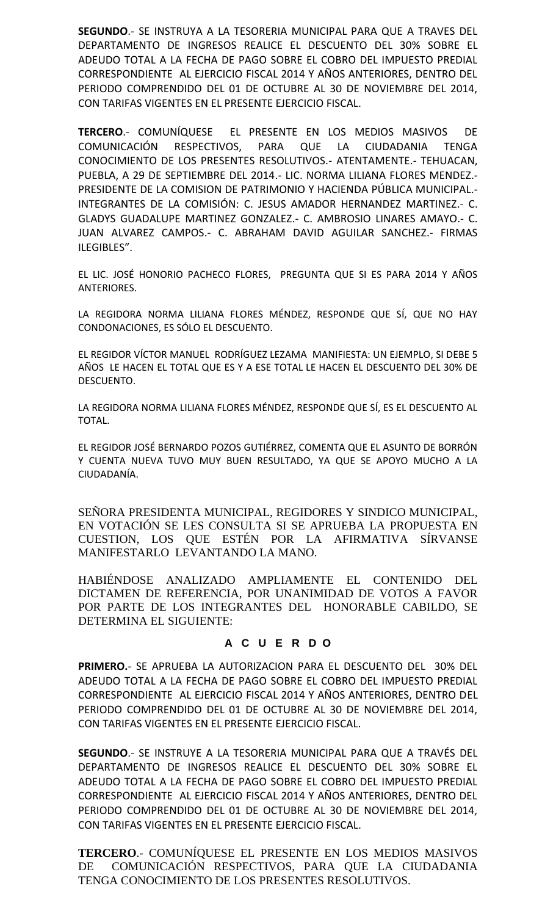**SEGUNDO**.- SE INSTRUYA A LA TESORERIA MUNICIPAL PARA QUE A TRAVES DEL DEPARTAMENTO DE INGRESOS REALICE EL DESCUENTO DEL 30% SOBRE EL ADEUDO TOTAL A LA FECHA DE PAGO SOBRE EL COBRO DEL IMPUESTO PREDIAL CORRESPONDIENTE AL EJERCICIO FISCAL 2014 Y AÑOS ANTERIORES, DENTRO DEL PERIODO COMPRENDIDO DEL 01 DE OCTUBRE AL 30 DE NOVIEMBRE DEL 2014, CON TARIFAS VIGENTES EN EL PRESENTE EJERCICIO FISCAL.

**TERCERO**.- COMUNÍQUESE EL PRESENTE EN LOS MEDIOS MASIVOS DE COMUNICACIÓN RESPECTIVOS, PARA QUE LA CIUDADANIA TENGA CONOCIMIENTO DE LOS PRESENTES RESOLUTIVOS.- ATENTAMENTE.- TEHUACAN, PUEBLA, A 29 DE SEPTIEMBRE DEL 2014.- LIC. NORMA LILIANA FLORES MENDEZ.- PRESIDENTE DE LA COMISION DE PATRIMONIO Y HACIENDA PÚBLICA MUNICIPAL.- INTEGRANTES DE LA COMISIÓN: C. JESUS AMADOR HERNANDEZ MARTINEZ.- C. GLADYS GUADALUPE MARTINEZ GONZALEZ.- C. AMBROSIO LINARES AMAYO.- C. JUAN ALVAREZ CAMPOS.- C. ABRAHAM DAVID AGUILAR SANCHEZ.- FIRMAS ILEGIBLES".

EL LIC. JOSÉ HONORIO PACHECO FLORES, PREGUNTA QUE SI ES PARA 2014 Y AÑOS ANTERIORES.

LA REGIDORA NORMA LILIANA FLORES MÉNDEZ, RESPONDE QUE SÍ, QUE NO HAY CONDONACIONES, ES SÓLO EL DESCUENTO.

EL REGIDOR VÍCTOR MANUEL RODRÍGUEZ LEZAMA MANIFIESTA: UN EJEMPLO, SI DEBE 5 AÑOS LE HACEN EL TOTAL QUE ES Y A ESE TOTAL LE HACEN EL DESCUENTO DEL 30% DE DESCUENTO.

LA REGIDORA NORMA LILIANA FLORES MÉNDEZ, RESPONDE QUE SÍ, ES EL DESCUENTO AL TOTAL.

EL REGIDOR JOSÉ BERNARDO POZOS GUTIÉRREZ, COMENTA QUE EL ASUNTO DE BORRÓN Y CUENTA NUEVA TUVO MUY BUEN RESULTADO, YA QUE SE APOYO MUCHO A LA CIUDADANÍA.

SEÑORA PRESIDENTA MUNICIPAL, REGIDORES Y SINDICO MUNICIPAL, EN VOTACIÓN SE LES CONSULTA SI SE APRUEBA LA PROPUESTA EN CUESTION, LOS QUE ESTÉN POR LA AFIRMATIVA SÍRVANSE MANIFESTARLO LEVANTANDO LA MANO.

HABIÉNDOSE ANALIZADO AMPLIAMENTE EL CONTENIDO DEL DICTAMEN DE REFERENCIA, POR UNANIMIDAD DE VOTOS A FAVOR POR PARTE DE LOS INTEGRANTES DEL HONORABLE CABILDO, SE DETERMINA EL SIGUIENTE:

## A C U E R D O

**PRIMERO.**- SE APRUEBA LA AUTORIZACION PARA EL DESCUENTO DEL 30% DEL ADEUDO TOTAL A LA FECHA DE PAGO SOBRE EL COBRO DEL IMPUESTO PREDIAL CORRESPONDIENTE AL EJERCICIO FISCAL 2014 Y AÑOS ANTERIORES, DENTRO DEL PERIODO COMPRENDIDO DEL 01 DE OCTUBRE AL 30 DE NOVIEMBRE DEL 2014, CON TARIFAS VIGENTES EN EL PRESENTE EJERCICIO FISCAL.

**SEGUNDO**.- SE INSTRUYE A LA TESORERIA MUNICIPAL PARA QUE A TRAVÉS DEL DEPARTAMENTO DE INGRESOS REALICE EL DESCUENTO DEL 30% SOBRE EL ADEUDO TOTAL A LA FECHA DE PAGO SOBRE EL COBRO DEL IMPUESTO PREDIAL CORRESPONDIENTE AL EJERCICIO FISCAL 2014 Y AÑOS ANTERIORES, DENTRO DEL PERIODO COMPRENDIDO DEL 01 DE OCTUBRE AL 30 DE NOVIEMBRE DEL 2014, CON TARIFAS VIGENTES EN EL PRESENTE EJERCICIO FISCAL.

**TERCERO**.- COMUNÍQUESE EL PRESENTE EN LOS MEDIOS MASIVOS DE COMUNICACIÓN RESPECTIVOS, PARA QUE LA CIUDADANIA TENGA CONOCIMIENTO DE LOS PRESENTES RESOLUTIVOS.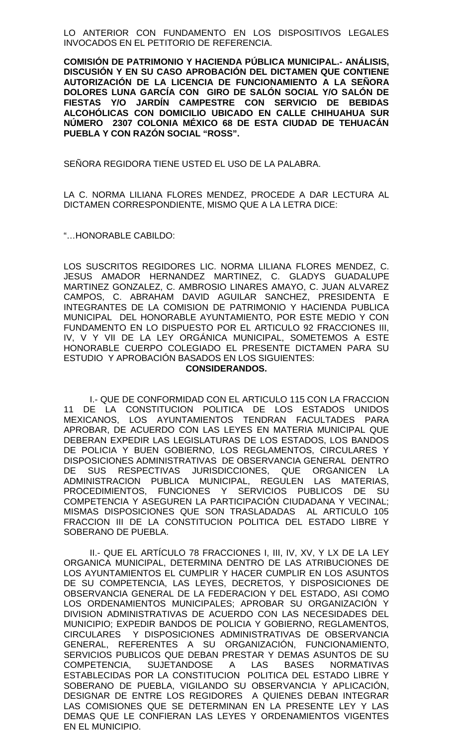LO ANTERIOR CON FUNDAMENTO EN LOS DISPOSITIVOS LEGALES INVOCADOS EN EL PETITORIO DE REFERENCIA.

**COMISIÓN DE PATRIMONIO Y HACIENDA PÚBLICA MUNICIPAL.- ANÁLISIS, DISCUSIÓN Y EN SU CASO APROBACIÓN DEL DICTAMEN QUE CONTIENE AUTORIZACIÓN DE LA LICENCIA DE FUNCIONAMIENTO A LA SEÑORA DOLORES LUNA GARCÍA CON GIRO DE SALÓN SOCIAL Y/O SALÓN DE FIESTAS Y/O JARDÍN CAMPESTRE CON SERVICIO DE BEBIDAS ALCOHÓLICAS CON DOMICILIO UBICADO EN CALLE CHIHUAHUA SUR NÚMERO 2307 COLONIA MÉXICO 68 DE ESTA CIUDAD DE TEHUACÁN PUEBLA Y CON RAZÓN SOCIAL "ROSS".**

SEÑORA REGIDORA TIENE USTED EL USO DE LA PALABRA.

LA C. NORMA LILIANA FLORES MENDEZ, PROCEDE A DAR LECTURA AL DICTAMEN CORRESPONDIENTE, MISMO QUE A LA LETRA DICE:

"…HONORABLE CABILDO:

LOS SUSCRITOS REGIDORES LIC. NORMA LILIANA FLORES MENDEZ, C. JESUS AMADOR HERNANDEZ MARTINEZ, C. GLADYS GUADALUPE MARTINEZ GONZALEZ, C. AMBROSIO LINARES AMAYO, C. JUAN ALVAREZ CAMPOS, C. ABRAHAM DAVID AGUILAR SANCHEZ, PRESIDENTA E INTEGRANTES DE LA COMISION DE PATRIMONIO Y HACIENDA PUBLICA MUNICIPAL DEL HONORABLE AYUNTAMIENTO, POR ESTE MEDIO Y CON FUNDAMENTO EN LO DISPUESTO POR EL ARTICULO 92 FRACCIONES III, IV, V Y VII DE LA LEY ORGÁNICA MUNICIPAL, SOMETEMOS A ESTE HONORABLE CUERPO COLEGIADO EL PRESENTE DICTAMEN PARA SU ESTUDIO Y APROBACIÓN BASADOS EN LOS SIGUIENTES:

**CONSIDERANDOS.**

I.- QUE DE CONFORMIDAD CON EL ARTICULO 115 CON LA FRACCION 11 DE LA CONSTITUCION POLITICA DE LOS ESTADOS UNIDOS MEXICANOS, LOS AYUNTAMIENTOS TENDRAN FACULTADES PARA APROBAR, DE ACUERDO CON LAS LEYES EN MATERIA MUNICIPAL QUE DEBERAN EXPEDIR LAS LEGISLATURAS DE LOS ESTADOS, LOS BANDOS DE POLICIA Y BUEN GOBIERNO, LOS REGLAMENTOS, CIRCULARES Y DISPOSICIONES ADMINISTRATIVAS DE OBSERVANCIA GENERAL DENTRO DE SUS RESPECTIVAS JURISDICCIONES, QUE ORGANICEN LA ADMINISTRACION PUBLICA MUNICIPAL, REGULEN LAS MATERIAS, PROCEDIMIENTOS, FUNCIONES Y SERVICIOS PUBLICOS DE SU COMPETENCIA Y ASEGUREN LA PARTICIPACIÓN CIUDADANA Y VECINAL; MISMAS DISPOSICIONES QUE SON TRASLADADAS AL ARTICULO 105 FRACCION III DE LA CONSTITUCION POLITICA DEL ESTADO LIBRE Y SOBERANO DE PUEBLA.

II.- QUE EL ARTÍCULO 78 FRACCIONES I, III, IV, XV, Y LX DE LA LEY ORGANICA MUNICIPAL, DETERMINA DENTRO DE LAS ATRIBUCIONES DE LOS AYUNTAMIENTOS EL CUMPLIR Y HACER CUMPLIR EN LOS ASUNTOS DE SU COMPETENCIA, LAS LEYES, DECRETOS, Y DISPOSICIONES DE OBSERVANCIA GENERAL DE LA FEDERACION Y DEL ESTADO, ASI COMO LOS ORDENAMIENTOS MUNICIPALES; APROBAR SU ORGANIZACIÓN Y DIVISION ADMINISTRATIVAS DE ACUERDO CON LAS NECESIDADES DEL MUNICIPIO; EXPEDIR BANDOS DE POLICIA Y GOBIERNO, REGLAMENTOS, CIRCULARES Y DISPOSICIONES ADMINISTRATIVAS DE OBSERVANCIA GENERAL, REFERENTES A SU ORGANIZACIÓN, FUNCIONAMIENTO, SERVICIOS PUBLICOS QUE DEBAN PRESTAR Y DEMAS ASUNTOS DE SU COMPETENCIA, SUJETANDOSE A LAS BASES NORMATIVAS ESTABLECIDAS POR LA CONSTITUCION POLITICA DEL ESTADO LIBRE Y SOBERANO DE PUEBLA, VIGILANDO SU OBSERVANCIA Y APLICACIÓN, DESIGNAR DE ENTRE LOS REGIDORES A QUIENES DEBAN INTEGRAR LAS COMISIONES QUE SE DETERMINAN EN LA PRESENTE LEY Y LAS DEMAS QUE LE CONFIERAN LAS LEYES Y ORDENAMIENTOS VIGENTES EN EL MUNICIPIO.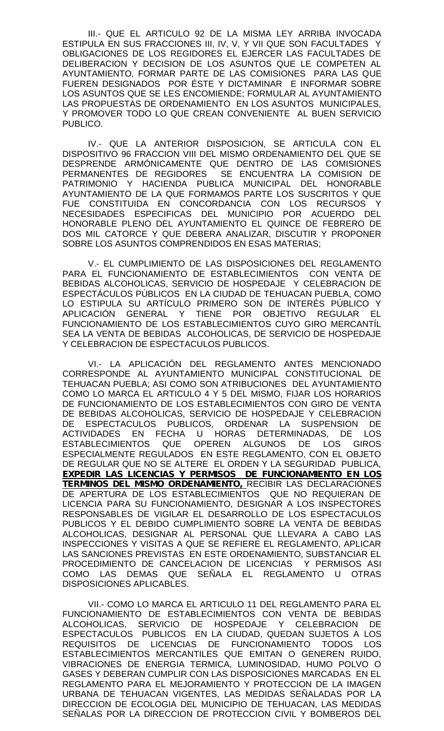III.- QUE EL ARTICULO 92 DE LA MISMA LEY ARRIBA INVOCADA ESTIPULA EN SUS FRACCIONES III, IV, V, Y VII QUE SON FACULTADES Y OBLIGACIONES DE LOS REGIDORES EL EJERCER LAS FACULTADES DE DELIBERACION Y DECISION DE LOS ASUNTOS QUE LE COMPETEN AL AYUNTAMIENTO, FORMAR PARTE DE LAS COMISIONES PARA LAS QUE FUEREN DESIGNADOS POR ÉSTE Y DICTAMINAR E INFORMAR SOBRE LOS ASUNTOS QUE SE LES ENCOMIENDE; FORMULAR AL AYUNTAMIENTO LAS PROPUESTAS DE ORDENAMIENTO EN LOS ASUNTOS MUNICIPALES, Y PROMOVER TODO LO QUE CREAN CONVENIENTE AL BUEN SERVICIO PUBLICO.

IV.- QUE LA ANTERIOR DISPOSICION, SE ARTICULA CON EL DISPOSITIVO 96 FRACCION VIII DEL MISMO ORDENAMIENTO DEL QUE SE DESPRENDE ARMÓNICAMENTE QUE DENTRO DE LAS COMISIONES PERMANENTES DE REGIDORES SE ENCUENTRA LA COMISION DE PATRIMONIO Y HACIENDA PUBLICA MUNICIPAL DEL HONORABLE AYUNTAMIENTO DE LA QUE FORMAMOS PARTE LOS SUSCRITOS Y QUE FUE CONSTITUIDA EN CONCORDANCIA CON LOS RECURSOS Y NECESIDADES ESPECIFICAS DEL MUNICIPIO POR ACUERDO DEL HONORABLE PLENO DEL AYUNTAMIENTO EL QUINCE DE FEBRERO DE DOS MIL CATORCE Y QUE DEBERA ANALIZAR, DISCUTIR Y PROPONER SOBRE LOS ASUNTOS COMPRENDIDOS EN ESAS MATERIAS;

V.- EL CUMPLIMIENTO DE LAS DISPOSICIONES DEL REGLAMENTO PARA EL FUNCIONAMIENTO DE ESTABLECIMIENTOS CON VENTA DE BEBIDAS ALCOHOLICAS, SERVICIO DE HOSPEDAJE Y CELEBRACION DE ESPECTÁCULOS PÚBLICOS EN LA CIUDAD DE TEHUACAN PUEBLA, COMO LO ESTIPULA SU ARTÍCULO PRIMERO SON DE INTERÉS PÚBLICO Y APLICACIÓN GENERAL Y TIENE POR OBJETIVO REGULAR EL FUNCIONAMIENTO DE LOS ESTABLECIMIENTOS CUYO GIRO MERCANTÍL SEA LA VENTA DE BEBIDAS ALCOHOLICAS, DE SERVICIO DE HOSPEDAJE Y CELEBRACION DE ESPECTACULOS PUBLICOS.

VI.- LA APLICACIÓN DEL REGLAMENTO ANTES MENCIONADO CORRESPONDE AL AYUNTAMIENTO MUNICIPAL CONSTITUCIONAL DE TEHUACAN PUEBLA; ASI COMO SON ATRIBUCIONES DEL AYUNTAMIENTO COMO LO MARCA EL ARTICULO 4 Y 5 DEL MISMO, FIJAR LOS HORARIOS DE FUNCIONAMIENTO DE LOS ESTABLECIMIENTOS CON GIRO DE VENTA DE BEBIDAS ALCOHOLICAS, SERVICIO DE HOSPEDAJE Y CELEBRACION DE ESPECTACULOS PUBLICOS, ORDENAR LA SUSPENSION DE ACTIVIDADES EN FECHA U HORAS DETERMINADAS, DE LOS ESTABLECIMIENTOS QUE OPEREN ALGUNOS DE LOS GIROS ESPECIALMENTE REGULADOS EN ESTE REGLAMENTO, CON EL OBJETO DE REGULAR QUE NO SE ALTERE EL ORDEN Y LA SEGURIDAD PUBLICA, **EXPEDIR LAS LICENCIAS Y PERMISOS DE FUNCIONAMIENTO EN LOS TERMINOS DEL MISMO ORDENAMIENTO,** RECIBIR LAS DECLARACIONES DE APERTURA DE LOS ESTABLECIMIENTOS QUE NO REQUIERAN DE LICENCIA PARA SU FUNCIONAMIENTO, DESIGNAR A LOS INSPECTORES RESPONSABLES DE VIGILAR EL DESARROLLO DE LOS ESPECTACULOS PUBLICOS Y EL DEBIDO CUMPLIMIENTO SOBRE LA VENTA DE BEBIDAS ALCOHOLICAS, DESIGNAR AL PERSONAL QUE LLEVARA A CABO LAS INSPECCIONES Y VISITAS A QUE SE REFIERE EL REGLAMENTO, APLICAR LAS SANCIONES PREVISTAS EN ESTE ORDENAMIENTO, SUBSTANCIAR EL PROCEDIMIENTO DE CANCELACION DE LICENCIAS Y PERMISOS ASI COMO LAS DEMAS QUE SEÑALA EL REGLAMENTO U OTRAS DISPOSICIONES APLICABLES.

VII.- COMO LO MARCA EL ARTICULO 11 DEL REGLAMENTO PARA EL FUNCIONAMIENTO DE ESTABLECIMIENTOS CON VENTA DE BEBIDAS ALCOHOLICAS, SERVICIO DE HOSPEDAJE Y CELEBRACION DE ESPECTACULOS PUBLICOS EN LA CIUDAD, QUEDAN SUJETOS A LOS REQUISITOS DE LICENCIAS DE FUNCIONAMIENTO TODOS LOS ESTABLECIMIENTOS MERCANTILES QUE EMITAN O GENEREN RUIDO, VIBRACIONES DE ENERGIA TERMICA, LUMINOSIDAD, HUMO POLVO O GASES Y DEBERAN CUMPLIR CON LAS DISPOSICIONES MARCADAS EN EL REGLAMENTO PARA EL MEJORAMIENTO Y PROTECCION DE LA IMAGEN URBANA DE TEHUACAN VIGENTES, LAS MEDIDAS SEÑALADAS POR LA DIRECCION DE ECOLOGIA DEL MUNICIPIO DE TEHUACAN, LAS MEDIDAS SEÑALAS POR LA DIRECCION DE PROTECCION CIVIL Y BOMBEROS DEL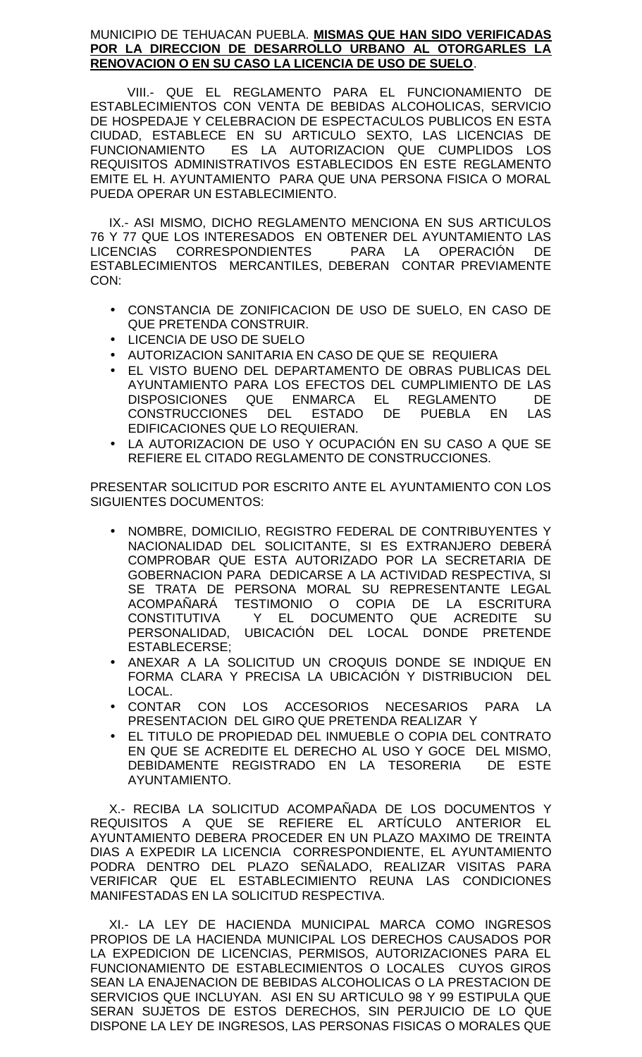MUNICIPIO DE TEHUACAN PUEBLA. **MISMAS QUE HAN SIDO VERIFICADAS POR LA DIRECCION DE DESARROLLO URBANO AL OTORGARLES LA RENOVACION O EN SU CASO LA LICENCIA DE USO DE SUELO**.

VIII.- QUE EL REGLAMENTO PARA EL FUNCIONAMIENTO DE ESTABLECIMIENTOS CON VENTA DE BEBIDAS ALCOHOLICAS, SERVICIO DE HOSPEDAJE Y CELEBRACION DE ESPECTACULOS PUBLICOS EN ESTA CIUDAD, ESTABLECE EN SU ARTICULO SEXTO, LAS LICENCIAS DE FUNCIONAMIENTO ES LA AUTORIZACION QUE CUMPLIDOS LOS REQUISITOS ADMINISTRATIVOS ESTABLECIDOS EN ESTE REGLAMENTO EMITE EL H. AYUNTAMIENTO PARA QUE UNA PERSONA FISICA O MORAL PUEDA OPERAR UN ESTABLECIMIENTO.

IX.- ASI MISMO, DICHO REGLAMENTO MENCIONA EN SUS ARTICULOS 76 Y 77 QUE LOS INTERESADOS EN OBTENER DEL AYUNTAMIENTO LAS LICENCIAS CORRESPONDIENTES PARA LA OPERACIÓN DE ESTABLECIMIENTOS MERCANTILES, DEBERAN CONTAR PREVIAMENTE CON:

- CONSTANCIA DE ZONIFICACION DE USO DE SUELO, EN CASO DE QUE PRETENDA CONSTRUIR.
- LICENCIA DE USO DE SUELO
- AUTORIZACION SANITARIA EN CASO DE QUE SE REQUIERA
- EL VISTO BUENO DEL DEPARTAMENTO DE OBRAS PUBLICAS DEL AYUNTAMIENTO PARA LOS EFECTOS DEL CUMPLIMIENTO DE LAS DISPOSICIONES QUE ENMARCA EL REGLAMENTO DE CONSTRUCCIONES DEL ESTADO DE PUEBLA EN LAS EDIFICACIONES QUE LO REQUIERAN.
- LA AUTORIZACION DE USO Y OCUPACIÓN EN SU CASO A QUE SE REFIERE EL CITADO REGLAMENTO DE CONSTRUCCIONES.

PRESENTAR SOLICITUD POR ESCRITO ANTE EL AYUNTAMIENTO CON LOS SIGUIENTES DOCUMENTOS:

- NOMBRE, DOMICILIO, REGISTRO FEDERAL DE CONTRIBUYENTES Y NACIONALIDAD DEL SOLICITANTE, SI ES EXTRANJERO DEBERÁ COMPROBAR QUE ESTA AUTORIZADO POR LA SECRETARIA DE GOBERNACION PARA DEDICARSE A LA ACTIVIDAD RESPECTIVA, SI SE TRATA DE PERSONA MORAL SU REPRESENTANTE LEGAL ACOMPAÑARÁ TESTIMONIO O COPIA DE LA ESCRITURA CONSTITUTIVA Y EL DOCUMENTO QUE ACREDITE SU PERSONALIDAD, UBICACIÓN DEL LOCAL DONDE PRETENDE ESTABLECERSE;
- ANEXAR A LA SOLICITUD UN CROQUIS DONDE SE INDIQUE EN FORMA CLARA Y PRECISA LA UBICACIÓN Y DISTRIBUCION DEL LOCAL.
- CONTAR CON LOS ACCESORIOS NECESARIOS PARA LA PRESENTACION DEL GIRO QUE PRETENDA REALIZAR Y
- EL TITULO DE PROPIEDAD DEL INMUEBLE O COPIA DEL CONTRATO EN QUE SE ACREDITE EL DERECHO AL USO Y GOCE DEL MISMO, DEBIDAMENTE REGISTRADO EN LA TESORERIA DE ESTE AYUNTAMIENTO.

X.- RECIBA LA SOLICITUD ACOMPAÑADA DE LOS DOCUMENTOS Y REQUISITOS A QUE SE REFIERE EL ARTÍCULO ANTERIOR EL AYUNTAMIENTO DEBERA PROCEDER EN UN PLAZO MAXIMO DE TREINTA DIAS A EXPEDIR LA LICENCIA CORRESPONDIENTE, EL AYUNTAMIENTO PODRA DENTRO DEL PLAZO SEÑALADO, REALIZAR VISITAS PARA VERIFICAR QUE EL ESTABLECIMIENTO REUNA LAS CONDICIONES MANIFESTADAS EN LA SOLICITUD RESPECTIVA.

XI.- LA LEY DE HACIENDA MUNICIPAL MARCA COMO INGRESOS PROPIOS DE LA HACIENDA MUNICIPAL LOS DERECHOS CAUSADOS POR LA EXPEDICION DE LICENCIAS, PERMISOS, AUTORIZACIONES PARA EL FUNCIONAMIENTO DE ESTABLECIMIENTOS O LOCALES CUYOS GIROS SEAN LA ENAJENACION DE BEBIDAS ALCOHOLICAS O LA PRESTACION DE SERVICIOS QUE INCLUYAN. ASI EN SU ARTICULO 98 Y 99 ESTIPULA QUE SERAN SUJETOS DE ESTOS DERECHOS, SIN PERJUICIO DE LO QUE DISPONE LA LEY DE INGRESOS, LAS PERSONAS FISICAS O MORALES QUE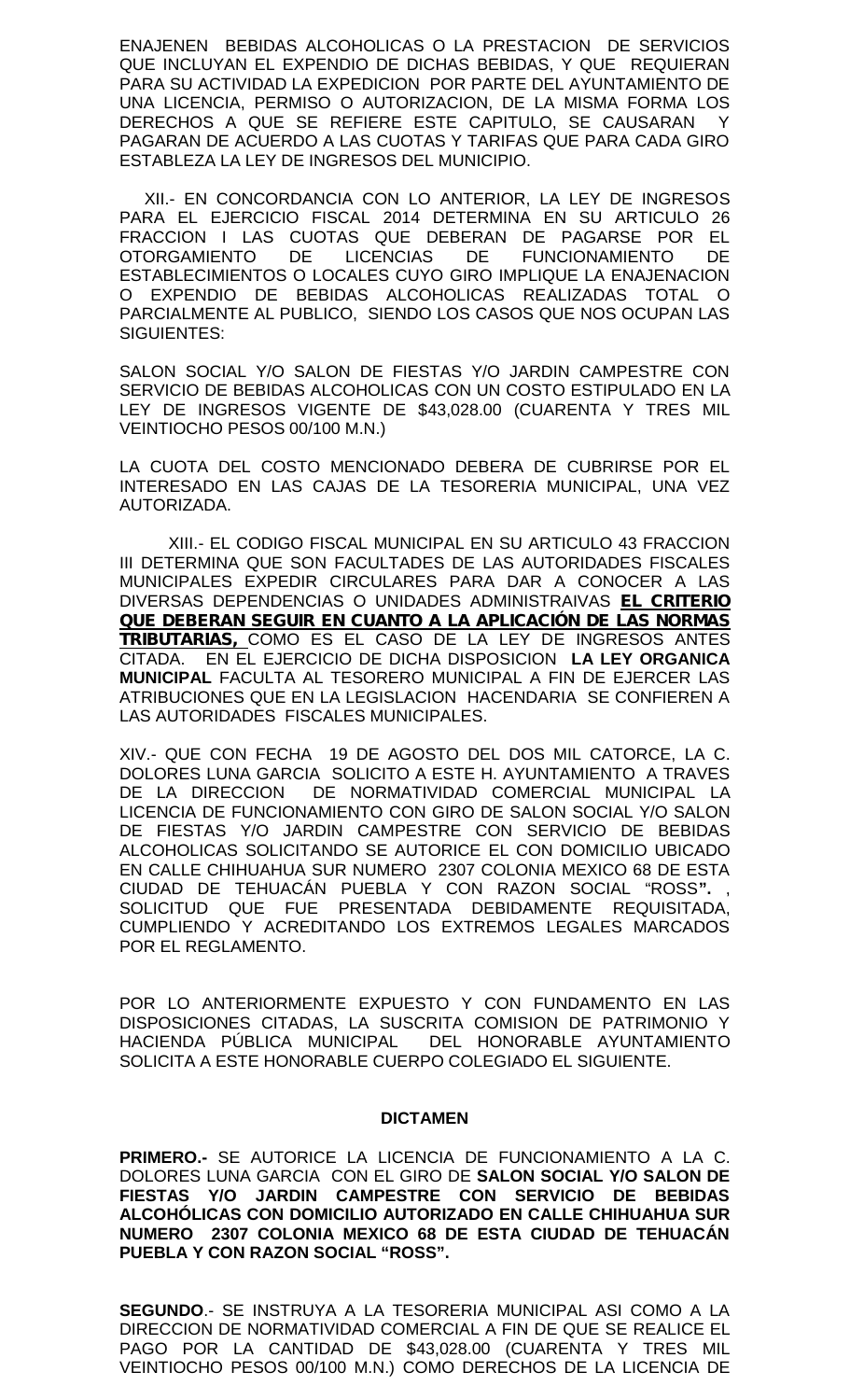ENAJENEN BEBIDAS ALCOHOLICAS O LA PRESTACION DE SERVICIOS QUE INCLUYAN EL EXPENDIO DE DICHAS BEBIDAS, Y QUE REQUIERAN PARA SU ACTIVIDAD LA EXPEDICION POR PARTE DEL AYUNTAMIENTO DE UNA LICENCIA, PERMISO O AUTORIZACION, DE LA MISMA FORMA LOS DERECHOS A QUE SE REFIERE ESTE CAPITULO, SE CAUSARAN Y PAGARAN DE ACUERDO A LAS CUOTAS Y TARIFAS QUE PARA CADA GIRO ESTABLEZA LA LEY DE INGRESOS DEL MUNICIPIO.

XII.- EN CONCORDANCIA CON LO ANTERIOR, LA LEY DE INGRESOS PARA EL EJERCICIO FISCAL 2014 DETERMINA EN SU ARTICULO 26 FRACCION I LAS CUOTAS QUE DEBERAN DE PAGARSE POR EL OTORGAMIENTO DE LICENCIAS DE FUNCIONAMIENTO DE ESTABLECIMIENTOS O LOCALES CUYO GIRO IMPLIQUE LA ENAJENACION O EXPENDIO DE BEBIDAS ALCOHOLICAS REALIZADAS TOTAL O PARCIALMENTE AL PUBLICO, SIENDO LOS CASOS QUE NOS OCUPAN LAS SIGUIENTES:

SALON SOCIAL Y/O SALON DE FIESTAS Y/O JARDIN CAMPESTRE CON SERVICIO DE BEBIDAS ALCOHOLICAS CON UN COSTO ESTIPULADO EN LA LEY DE INGRESOS VIGENTE DE $43,028.00 (CUARENTA Y TRES MIL VEINTIOCHO PESOS 00/100 M.N.)

LA CUOTA DEL COSTO MENCIONADO DEBERA DE CUBRIRSE POR EL INTERESADO EN LAS CAJAS DE LA TESORERIA MUNICIPAL, UNA VEZ AUTORIZADA.

XIII.- EL CODIGO FISCAL MUNICIPAL EN SU ARTICULO 43 FRACCION III DETERMINA QUE SON FACULTADES DE LAS AUTORIDADES FISCALES MUNICIPALES EXPEDIR CIRCULARES PARA DAR A CONOCER A LAS DIVERSAS DEPENDENCIAS O UNIDADES ADMINISTRAIVAS **EL CRITERIO QUE DEBERAN SEGUIR EN CUANTO A LA APLICACIÓN DE LAS NORMAS TRIBUTARIAS,** COMO ES EL CASO DE LA LEY DE INGRESOS ANTES CITADA. EN EL EJERCICIO DE DICHA DISPOSICION **LA LEY ORGANICA MUNICIPAL** FACULTA AL TESORERO MUNICIPAL A FIN DE EJERCER LAS ATRIBUCIONES QUE EN LA LEGISLACION HACENDARIA SE CONFIEREN A LAS AUTORIDADES FISCALES MUNICIPALES.

XIV.- QUE CON FECHA 19 DE AGOSTO DEL DOS MIL CATORCE, LA C. DOLORES LUNA GARCIA SOLICITO A ESTE H. AYUNTAMIENTO A TRAVES DE LA DIRECCION DE NORMATIVIDAD COMERCIAL MUNICIPAL LA LICENCIA DE FUNCIONAMIENTO CON GIRO DE SALON SOCIAL Y/O SALON DE FIESTAS Y/O JARDIN CAMPESTRE CON SERVICIO DE BEBIDAS ALCOHOLICAS SOLICITANDO SE AUTORICE EL CON DOMICILIO UBICADO EN CALLE CHIHUAHUA SUR NUMERO 2307 COLONIA MEXICO 68 DE ESTA CIUDAD DE TEHUACÁN PUEBLA Y CON RAZON SOCIAL "ROSS**".** , SOLICITUD QUE FUE PRESENTADA DEBIDAMENTE REQUISITADA, CUMPLIENDO Y ACREDITANDO LOS EXTREMOS LEGALES MARCADOS POR EL REGLAMENTO.

POR LO ANTERIORMENTE EXPUESTO Y CON FUNDAMENTO EN LAS DISPOSICIONES CITADAS, LA SUSCRITA COMISION DE PATRIMONIO Y HACIENDA PÚBLICA MUNICIPAL DEL HONORABLE AYUNTAMIENTO SOLICITA A ESTE HONORABLE CUERPO COLEGIADO EL SIGUIENTE.

**DICTAMEN**

**PRIMERO.-** SE AUTORICE LA LICENCIA DE FUNCIONAMIENTO A LA C. DOLORES LUNA GARCIA CON EL GIRO DE **SALON SOCIAL Y/O SALON DE FIESTAS Y/O JARDIN CAMPESTRE CON SERVICIO DE BEBIDAS ALCOHÓLICAS CON DOMICILIO AUTORIZADO EN CALLE CHIHUAHUA SUR NUMERO 2307 COLONIA MEXICO 68 DE ESTA CIUDAD DE TEHUACÁN PUEBLA Y CON RAZON SOCIAL "ROSS".**

**SEGUNDO**.- SE INSTRUYA A LA TESORERIA MUNICIPAL ASI COMO A LA DIRECCION DE NORMATIVIDAD COMERCIAL A FIN DE QUE SE REALICE EL PAGO POR LA CANTIDAD DE $43,028.00 (CUARENTA Y TRES MIL VEINTIOCHO PESOS 00/100 M.N.) COMO DERECHOS DE LA LICENCIA DE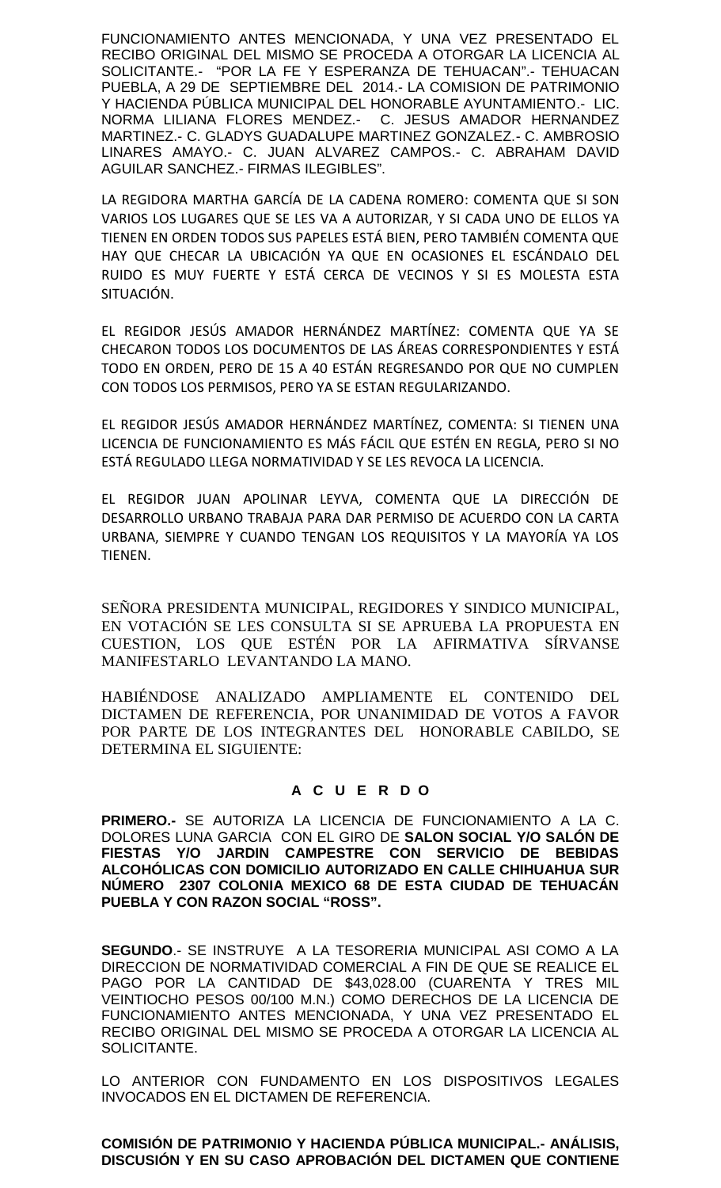FUNCIONAMIENTO ANTES MENCIONADA, Y UNA VEZ PRESENTADO EL RECIBO ORIGINAL DEL MISMO SE PROCEDA A OTORGAR LA LICENCIA AL SOLICITANTE.- "POR LA FE Y ESPERANZA DE TEHUACAN".- TEHUACAN PUEBLA, A 29 DE SEPTIEMBRE DEL 2014.- LA COMISION DE PATRIMONIO Y HACIENDA PÚBLICA MUNICIPAL DEL HONORABLE AYUNTAMIENTO.- LIC. NORMA LILIANA FLORES MENDEZ.- C. JESUS AMADOR HERNANDEZ MARTINEZ.- C. GLADYS GUADALUPE MARTINEZ GONZALEZ.- C. AMBROSIO LINARES AMAYO.- C. JUAN ALVAREZ CAMPOS.- C. ABRAHAM DAVID AGUILAR SANCHEZ.- FIRMAS ILEGIBLES".

LA REGIDORA MARTHA GARCÍA DE LA CADENA ROMERO: COMENTA QUE SI SON VARIOS LOS LUGARES QUE SE LES VA A AUTORIZAR, Y SI CADA UNO DE ELLOS YA TIENEN EN ORDEN TODOS SUS PAPELES ESTÁ BIEN, PERO TAMBIÉN COMENTA QUE HAY QUE CHECAR LA UBICACIÓN YA QUE EN OCASIONES EL ESCÁNDALO DEL RUIDO ES MUY FUERTE Y ESTÁ CERCA DE VECINOS Y SI ES MOLESTA ESTA SITUACIÓN.

EL REGIDOR JESÚS AMADOR HERNÁNDEZ MARTÍNEZ: COMENTA QUE YA SE CHECARON TODOS LOS DOCUMENTOS DE LAS ÁREAS CORRESPONDIENTES Y ESTÁ TODO EN ORDEN, PERO DE 15 A 40 ESTÁN REGRESANDO POR QUE NO CUMPLEN CON TODOS LOS PERMISOS, PERO YA SE ESTAN REGULARIZANDO.

EL REGIDOR JESÚS AMADOR HERNÁNDEZ MARTÍNEZ, COMENTA: SI TIENEN UNA LICENCIA DE FUNCIONAMIENTO ES MÁS FÁCIL QUE ESTÉN EN REGLA, PERO SI NO ESTÁ REGULADO LLEGA NORMATIVIDAD Y SE LES REVOCA LA LICENCIA.

EL REGIDOR JUAN APOLINAR LEYVA, COMENTA QUE LA DIRECCIÓN DE DESARROLLO URBANO TRABAJA PARA DAR PERMISO DE ACUERDO CON LA CARTA URBANA, SIEMPRE Y CUANDO TENGAN LOS REQUISITOS Y LA MAYORÍA YA LOS TIENEN.

SEÑORA PRESIDENTA MUNICIPAL, REGIDORES Y SINDICO MUNICIPAL, EN VOTACIÓN SE LES CONSULTA SI SE APRUEBA LA PROPUESTA EN CUESTION, LOS QUE ESTÉN POR LA AFIRMATIVA SÍRVANSE MANIFESTARLO LEVANTANDO LA MANO.

HABIÉNDOSE ANALIZADO AMPLIAMENTE EL CONTENIDO DEL DICTAMEN DE REFERENCIA, POR UNANIMIDAD DE VOTOS A FAVOR POR PARTE DE LOS INTEGRANTES DEL HONORABLE CABILDO, SE DETERMINA EL SIGUIENTE:

**A C U E R D O**

**PRIMERO.-** SE AUTORIZA LA LICENCIA DE FUNCIONAMIENTO A LA C. DOLORES LUNA GARCIA CON EL GIRO DE **SALON SOCIAL Y/O SALÓN DE FIESTAS Y/O JARDIN CAMPESTRE CON SERVICIO DE BEBIDAS ALCOHÓLICAS CON DOMICILIO AUTORIZADO EN CALLE CHIHUAHUA SUR NÚMERO 2307 COLONIA MEXICO 68 DE ESTA CIUDAD DE TEHUACÁN PUEBLA Y CON RAZON SOCIAL "ROSS".**

**SEGUNDO**.- SE INSTRUYE A LA TESORERIA MUNICIPAL ASI COMO A LA DIRECCION DE NORMATIVIDAD COMERCIAL A FIN DE QUE SE REALICE EL PAGO POR LA CANTIDAD DE $43,028.00 (CUARENTA Y TRES MIL VEINTIOCHO PESOS 00/100 M.N.) COMO DERECHOS DE LA LICENCIA DE FUNCIONAMIENTO ANTES MENCIONADA, Y UNA VEZ PRESENTADO EL RECIBO ORIGINAL DEL MISMO SE PROCEDA A OTORGAR LA LICENCIA AL SOLICITANTE.

LO ANTERIOR CON FUNDAMENTO EN LOS DISPOSITIVOS LEGALES INVOCADOS EN EL DICTAMEN DE REFERENCIA.

**COMISIÓN DE PATRIMONIO Y HACIENDA PÚBLICA MUNICIPAL.- ANÁLISIS, DISCUSIÓN Y EN SU CASO APROBACIÓN DEL DICTAMEN QUE CONTIENE**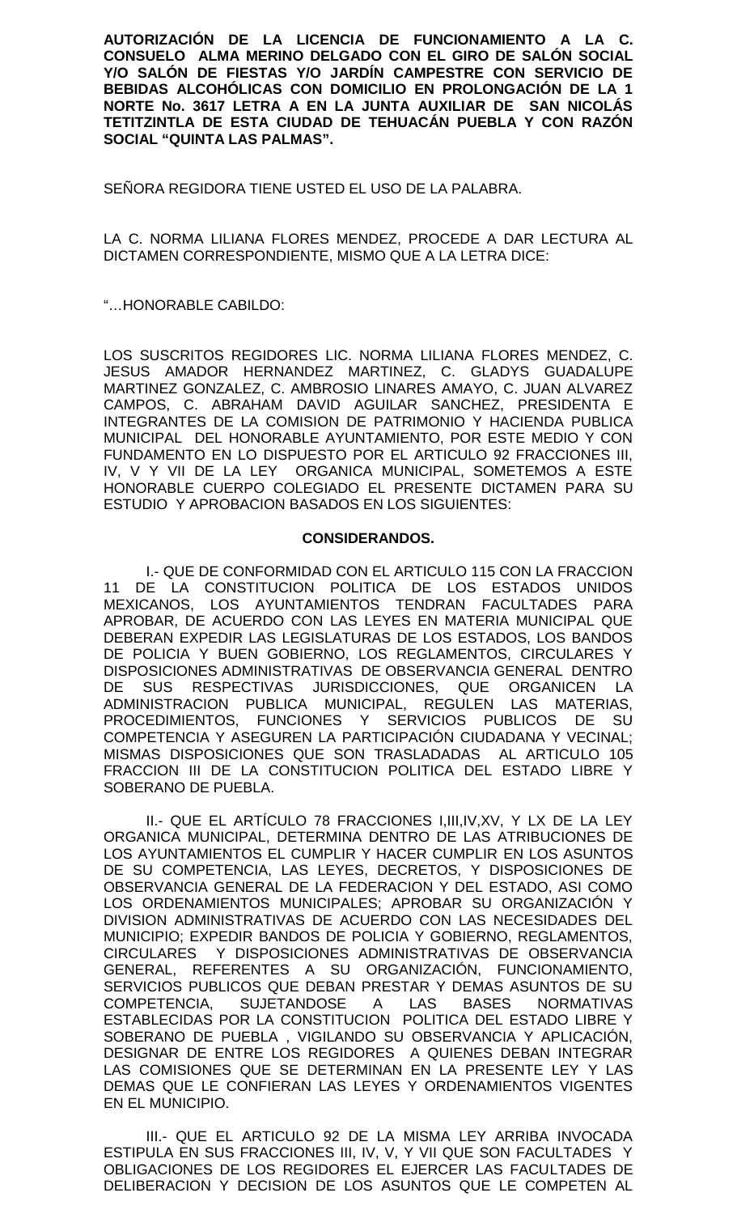**AUTORIZACIÓN DE LA LICENCIA DE FUNCIONAMIENTO A LA C. CONSUELO ALMA MERINO DELGADO CON EL GIRO DE SALÓN SOCIAL Y/O SALÓN DE FIESTAS Y/O JARDÍN CAMPESTRE CON SERVICIO DE BEBIDAS ALCOHÓLICAS CON DOMICILIO EN PROLONGACIÓN DE LA 1 NORTE No. 3617 LETRA A EN LA JUNTA AUXILIAR DE SAN NICOLÁS TETITZINTLA DE ESTA CIUDAD DE TEHUACÁN PUEBLA Y CON RAZÓN SOCIAL "QUINTA LAS PALMAS".**

SEÑORA REGIDORA TIENE USTED EL USO DE LA PALABRA.

LA C. NORMA LILIANA FLORES MENDEZ, PROCEDE A DAR LECTURA AL DICTAMEN CORRESPONDIENTE, MISMO QUE A LA LETRA DICE:

"…HONORABLE CABILDO:

LOS SUSCRITOS REGIDORES LIC. NORMA LILIANA FLORES MENDEZ, C. JESUS AMADOR HERNANDEZ MARTINEZ, C. GLADYS GUADALUPE MARTINEZ GONZALEZ, C. AMBROSIO LINARES AMAYO, C. JUAN ALVAREZ CAMPOS, C. ABRAHAM DAVID AGUILAR SANCHEZ, PRESIDENTA E INTEGRANTES DE LA COMISION DE PATRIMONIO Y HACIENDA PUBLICA MUNICIPAL DEL HONORABLE AYUNTAMIENTO, POR ESTE MEDIO Y CON FUNDAMENTO EN LO DISPUESTO POR EL ARTICULO 92 FRACCIONES III, IV, V Y VII DE LA LEY ORGANICA MUNICIPAL, SOMETEMOS A ESTE HONORABLE CUERPO COLEGIADO EL PRESENTE DICTAMEN PARA SU ESTUDIO Y APROBACION BASADOS EN LOS SIGUIENTES:

**CONSIDERANDOS.**

I.- QUE DE CONFORMIDAD CON EL ARTICULO 115 CON LA FRACCION 11 DE LA CONSTITUCION POLITICA DE LOS ESTADOS UNIDOS MEXICANOS, LOS AYUNTAMIENTOS TENDRAN FACULTADES PARA APROBAR, DE ACUERDO CON LAS LEYES EN MATERIA MUNICIPAL QUE DEBERAN EXPEDIR LAS LEGISLATURAS DE LOS ESTADOS, LOS BANDOS DE POLICIA Y BUEN GOBIERNO, LOS REGLAMENTOS, CIRCULARES Y DISPOSICIONES ADMINISTRATIVAS DE OBSERVANCIA GENERAL DENTRO DE SUS RESPECTIVAS JURISDICCIONES, QUE ORGANICEN LA ADMINISTRACION PUBLICA MUNICIPAL, REGULEN LAS MATERIAS, PROCEDIMIENTOS, FUNCIONES Y SERVICIOS PUBLICOS DE SU COMPETENCIA Y ASEGUREN LA PARTICIPACIÓN CIUDADANA Y VECINAL; MISMAS DISPOSICIONES QUE SON TRASLADADAS AL ARTICULO 105 FRACCION III DE LA CONSTITUCION POLITICA DEL ESTADO LIBRE Y SOBERANO DE PUEBLA.

II.- QUE EL ARTÍCULO 78 FRACCIONES I,III,IV,XV, Y LX DE LA LEY ORGANICA MUNICIPAL, DETERMINA DENTRO DE LAS ATRIBUCIONES DE LOS AYUNTAMIENTOS EL CUMPLIR Y HACER CUMPLIR EN LOS ASUNTOS DE SU COMPETENCIA, LAS LEYES, DECRETOS, Y DISPOSICIONES DE OBSERVANCIA GENERAL DE LA FEDERACION Y DEL ESTADO, ASI COMO LOS ORDENAMIENTOS MUNICIPALES; APROBAR SU ORGANIZACIÓN Y DIVISION ADMINISTRATIVAS DE ACUERDO CON LAS NECESIDADES DEL MUNICIPIO; EXPEDIR BANDOS DE POLICIA Y GOBIERNO, REGLAMENTOS, CIRCULARES Y DISPOSICIONES ADMINISTRATIVAS DE OBSERVANCIA GENERAL, REFERENTES A SU ORGANIZACIÓN, FUNCIONAMIENTO, SERVICIOS PUBLICOS QUE DEBAN PRESTAR Y DEMAS ASUNTOS DE SU COMPETENCIA, SUJETANDOSE A LAS BASES NORMATIVAS ESTABLECIDAS POR LA CONSTITUCION POLITICA DEL ESTADO LIBRE Y SOBERANO DE PUEBLA , VIGILANDO SU OBSERVANCIA Y APLICACIÓN, DESIGNAR DE ENTRE LOS REGIDORES A QUIENES DEBAN INTEGRAR LAS COMISIONES QUE SE DETERMINAN EN LA PRESENTE LEY Y LAS DEMAS QUE LE CONFIERAN LAS LEYES Y ORDENAMIENTOS VIGENTES EN EL MUNICIPIO.

III.- QUE EL ARTICULO 92 DE LA MISMA LEY ARRIBA INVOCADA ESTIPULA EN SUS FRACCIONES III, IV, V, Y VII QUE SON FACULTADES Y OBLIGACIONES DE LOS REGIDORES EL EJERCER LAS FACULTADES DE DELIBERACION Y DECISION DE LOS ASUNTOS QUE LE COMPETEN AL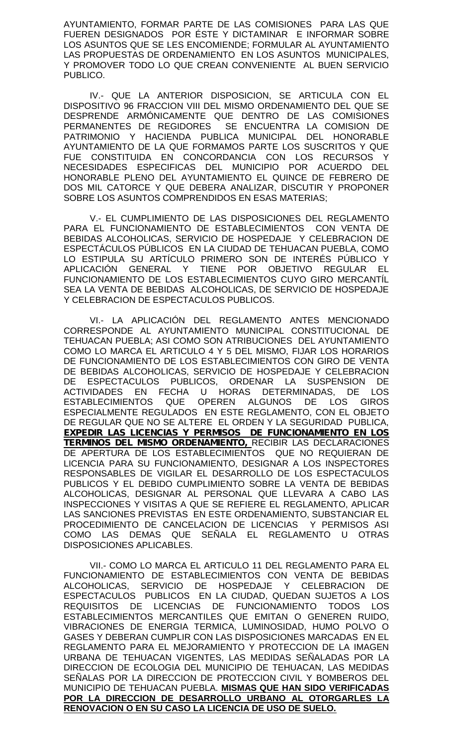AYUNTAMIENTO, FORMAR PARTE DE LAS COMISIONES PARA LAS QUE FUEREN DESIGNADOS POR ÉSTE Y DICTAMINAR E INFORMAR SOBRE LOS ASUNTOS QUE SE LES ENCOMIENDE; FORMULAR AL AYUNTAMIENTO LAS PROPUESTAS DE ORDENAMIENTO EN LOS ASUNTOS MUNICIPALES, Y PROMOVER TODO LO QUE CREAN CONVENIENTE AL BUEN SERVICIO PUBLICO.

IV.- QUE LA ANTERIOR DISPOSICION, SE ARTICULA CON EL DISPOSITIVO 96 FRACCION VIII DEL MISMO ORDENAMIENTO DEL QUE SE DESPRENDE ARMÓNICAMENTE QUE DENTRO DE LAS COMISIONES PERMANENTES DE REGIDORES SE ENCUENTRA LA COMISION DE PATRIMONIO Y HACIENDA PUBLICA MUNICIPAL DEL HONORABLE AYUNTAMIENTO DE LA QUE FORMAMOS PARTE LOS SUSCRITOS Y QUE FUE CONSTITUIDA EN CONCORDANCIA CON LOS RECURSOS Y NECESIDADES ESPECIFICAS DEL MUNICIPIO POR ACUERDO DEL HONORABLE PLENO DEL AYUNTAMIENTO EL QUINCE DE FEBRERO DE DOS MIL CATORCE Y QUE DEBERA ANALIZAR, DISCUTIR Y PROPONER SOBRE LOS ASUNTOS COMPRENDIDOS EN ESAS MATERIAS;

V.- EL CUMPLIMIENTO DE LAS DISPOSICIONES DEL REGLAMENTO PARA EL FUNCIONAMIENTO DE ESTABLECIMIENTOS CON VENTA DE BEBIDAS ALCOHOLICAS, SERVICIO DE HOSPEDAJE Y CELEBRACION DE ESPECTÁCULOS PÚBLICOS EN LA CIUDAD DE TEHUACAN PUEBLA, COMO LO ESTIPULA SU ARTÍCULO PRIMERO SON DE INTERÉS PÚBLICO Y APLICACIÓN GENERAL Y TIENE POR OBJETIVO REGULAR EL FUNCIONAMIENTO DE LOS ESTABLECIMIENTOS CUYO GIRO MERCANTÍL SEA LA VENTA DE BEBIDAS ALCOHOLICAS, DE SERVICIO DE HOSPEDAJE Y CELEBRACION DE ESPECTACULOS PUBLICOS.

VI.- LA APLICACIÓN DEL REGLAMENTO ANTES MENCIONADO CORRESPONDE AL AYUNTAMIENTO MUNICIPAL CONSTITUCIONAL DE TEHUACAN PUEBLA; ASI COMO SON ATRIBUCIONES DEL AYUNTAMIENTO COMO LO MARCA EL ARTICULO 4 Y 5 DEL MISMO, FIJAR LOS HORARIOS DE FUNCIONAMIENTO DE LOS ESTABLECIMIENTOS CON GIRO DE VENTA DE BEBIDAS ALCOHOLICAS, SERVICIO DE HOSPEDAJE Y CELEBRACION DE ESPECTACULOS PUBLICOS, ORDENAR LA SUSPENSION DE ACTIVIDADES EN FECHA U HORAS DETERMINADAS, DE LOS ESTABLECIMIENTOS QUE OPEREN ALGUNOS DE LOS GIROS ESPECIALMENTE REGULADOS EN ESTE REGLAMENTO, CON EL OBJETO DE REGULAR QUE NO SE ALTERE EL ORDEN Y LA SEGURIDAD PUBLICA, **EXPEDIR LAS LICENCIAS Y PERMISOS DE FUNCIONAMIENTO EN LOS TERMINOS DEL MISMO ORDENAMIENTO,** RECIBIR LAS DECLARACIONES DE APERTURA DE LOS ESTABLECIMIENTOS QUE NO REQUIERAN DE LICENCIA PARA SU FUNCIONAMIENTO, DESIGNAR A LOS INSPECTORES RESPONSABLES DE VIGILAR EL DESARROLLO DE LOS ESPECTACULOS PUBLICOS Y EL DEBIDO CUMPLIMIENTO SOBRE LA VENTA DE BEBIDAS ALCOHOLICAS, DESIGNAR AL PERSONAL QUE LLEVARA A CABO LAS INSPECCIONES Y VISITAS A QUE SE REFIERE EL REGLAMENTO, APLICAR LAS SANCIONES PREVISTAS EN ESTE ORDENAMIENTO, SUBSTANCIAR EL PROCEDIMIENTO DE CANCELACION DE LICENCIAS Y PERMISOS ASI COMO LAS DEMAS QUE SEÑALA EL REGLAMENTO U OTRAS DISPOSICIONES APLICABLES.

VII.- COMO LO MARCA EL ARTICULO 11 DEL REGLAMENTO PARA EL FUNCIONAMIENTO DE ESTABLECIMIENTOS CON VENTA DE BEBIDAS ALCOHOLICAS, SERVICIO DE HOSPEDAJE Y CELEBRACION DE ESPECTACULOS PUBLICOS EN LA CIUDAD, QUEDAN SUJETOS A LOS REQUISITOS DE LICENCIAS DE FUNCIONAMIENTO TODOS LOS ESTABLECIMIENTOS MERCANTILES QUE EMITAN O GENEREN RUIDO, VIBRACIONES DE ENERGIA TERMICA, LUMINOSIDAD, HUMO POLVO O GASES Y DEBERAN CUMPLIR CON LAS DISPOSICIONES MARCADAS EN EL REGLAMENTO PARA EL MEJORAMIENTO Y PROTECCION DE LA IMAGEN URBANA DE TEHUACAN VIGENTES, LAS MEDIDAS SEÑALADAS POR LA DIRECCION DE ECOLOGIA DEL MUNICIPIO DE TEHUACAN, LAS MEDIDAS SEÑALAS POR LA DIRECCION DE PROTECCION CIVIL Y BOMBEROS DEL MUNICIPIO DE TEHUACAN PUEBLA. **MISMAS QUE HAN SIDO VERIFICADAS POR LA DIRECCION DE DESARROLLO URBANO AL OTORGARLES LA RENOVACION O EN SU CASO LA LICENCIA DE USO DE SUELO.**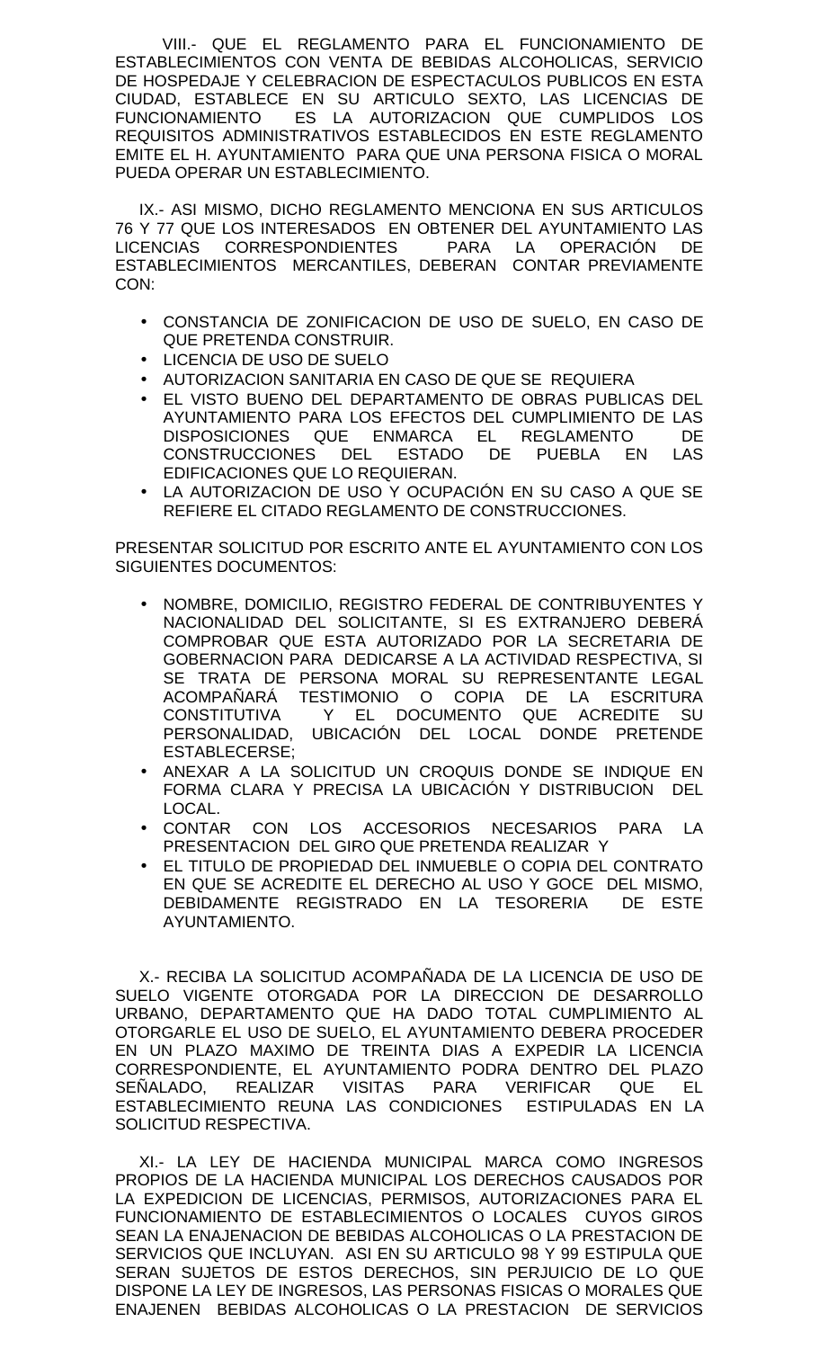VIII.- QUE EL REGLAMENTO PARA EL FUNCIONAMIENTO DE ESTABLECIMIENTOS CON VENTA DE BEBIDAS ALCOHOLICAS, SERVICIO DE HOSPEDAJE Y CELEBRACION DE ESPECTACULOS PUBLICOS EN ESTA CIUDAD, ESTABLECE EN SU ARTICULO SEXTO, LAS LICENCIAS DE FUNCIONAMIENTO ES LA AUTORIZACION QUE CUMPLIDOS LOS REQUISITOS ADMINISTRATIVOS ESTABLECIDOS EN ESTE REGLAMENTO EMITE EL H. AYUNTAMIENTO PARA QUE UNA PERSONA FISICA O MORAL PUEDA OPERAR UN ESTABLECIMIENTO.

IX.- ASI MISMO, DICHO REGLAMENTO MENCIONA EN SUS ARTICULOS 76 Y 77 QUE LOS INTERESADOS EN OBTENER DEL AYUNTAMIENTO LAS LICENCIAS CORRESPONDIENTES PARA LA OPERACIÓN DE ESTABLECIMIENTOS MERCANTILES, DEBERAN CONTAR PREVIAMENTE CON:

- CONSTANCIA DE ZONIFICACION DE USO DE SUELO, EN CASO DE QUE PRETENDA CONSTRUIR.
- LICENCIA DE USO DE SUELO
- AUTORIZACION SANITARIA EN CASO DE QUE SE REQUIERA
- EL VISTO BUENO DEL DEPARTAMENTO DE OBRAS PUBLICAS DEL AYUNTAMIENTO PARA LOS EFECTOS DEL CUMPLIMIENTO DE LAS DISPOSICIONES QUE ENMARCA EL REGLAMENTO DE CONSTRUCCIONES DEL ESTADO DE PUEBLA EN LAS EDIFICACIONES QUE LO REQUIERAN.
- LA AUTORIZACION DE USO Y OCUPACIÓN EN SU CASO A QUE SE REFIERE EL CITADO REGLAMENTO DE CONSTRUCCIONES.

PRESENTAR SOLICITUD POR ESCRITO ANTE EL AYUNTAMIENTO CON LOS SIGUIENTES DOCUMENTOS:

- NOMBRE, DOMICILIO, REGISTRO FEDERAL DE CONTRIBUYENTES Y NACIONALIDAD DEL SOLICITANTE, SI ES EXTRANJERO DEBERÁ COMPROBAR QUE ESTA AUTORIZADO POR LA SECRETARIA DE GOBERNACION PARA DEDICARSE A LA ACTIVIDAD RESPECTIVA, SI SE TRATA DE PERSONA MORAL SU REPRESENTANTE LEGAL ACOMPAÑARÁ TESTIMONIO O COPIA DE LA ESCRITURA CONSTITUTIVA Y EL DOCUMENTO QUE ACREDITE SU PERSONALIDAD, UBICACIÓN DEL LOCAL DONDE PRETENDE ESTABLECERSE;
- ANEXAR A LA SOLICITUD UN CROQUIS DONDE SE INDIQUE EN FORMA CLARA Y PRECISA LA UBICACIÓN Y DISTRIBUCION DEL LOCAL.
- CONTAR CON LOS ACCESORIOS NECESARIOS PARA LA PRESENTACION DEL GIRO QUE PRETENDA REALIZAR Y
- EL TITULO DE PROPIEDAD DEL INMUEBLE O COPIA DEL CONTRATO EN QUE SE ACREDITE EL DERECHO AL USO Y GOCE DEL MISMO, DEBIDAMENTE REGISTRADO EN LA TESORERIA DE ESTE AYUNTAMIENTO.

X.- RECIBA LA SOLICITUD ACOMPAÑADA DE LA LICENCIA DE USO DE SUELO VIGENTE OTORGADA POR LA DIRECCION DE DESARROLLO URBANO, DEPARTAMENTO QUE HA DADO TOTAL CUMPLIMIENTO AL OTORGARLE EL USO DE SUELO, EL AYUNTAMIENTO DEBERA PROCEDER EN UN PLAZO MAXIMO DE TREINTA DIAS A EXPEDIR LA LICENCIA CORRESPONDIENTE, EL AYUNTAMIENTO PODRA DENTRO DEL PLAZO SEÑALADO, REALIZAR VISITAS PARA VERIFICAR QUE EL ESTABLECIMIENTO REUNA LAS CONDICIONES ESTIPULADAS EN LA SOLICITUD RESPECTIVA.

XI.- LA LEY DE HACIENDA MUNICIPAL MARCA COMO INGRESOS PROPIOS DE LA HACIENDA MUNICIPAL LOS DERECHOS CAUSADOS POR LA EXPEDICION DE LICENCIAS, PERMISOS, AUTORIZACIONES PARA EL FUNCIONAMIENTO DE ESTABLECIMIENTOS O LOCALES CUYOS GIROS SEAN LA ENAJENACION DE BEBIDAS ALCOHOLICAS O LA PRESTACION DE SERVICIOS QUE INCLUYAN. ASI EN SU ARTICULO 98 Y 99 ESTIPULA QUE SERAN SUJETOS DE ESTOS DERECHOS, SIN PERJUICIO DE LO QUE DISPONE LA LEY DE INGRESOS, LAS PERSONAS FISICAS O MORALES QUE ENAJENEN BEBIDAS ALCOHOLICAS O LA PRESTACION DE SERVICIOS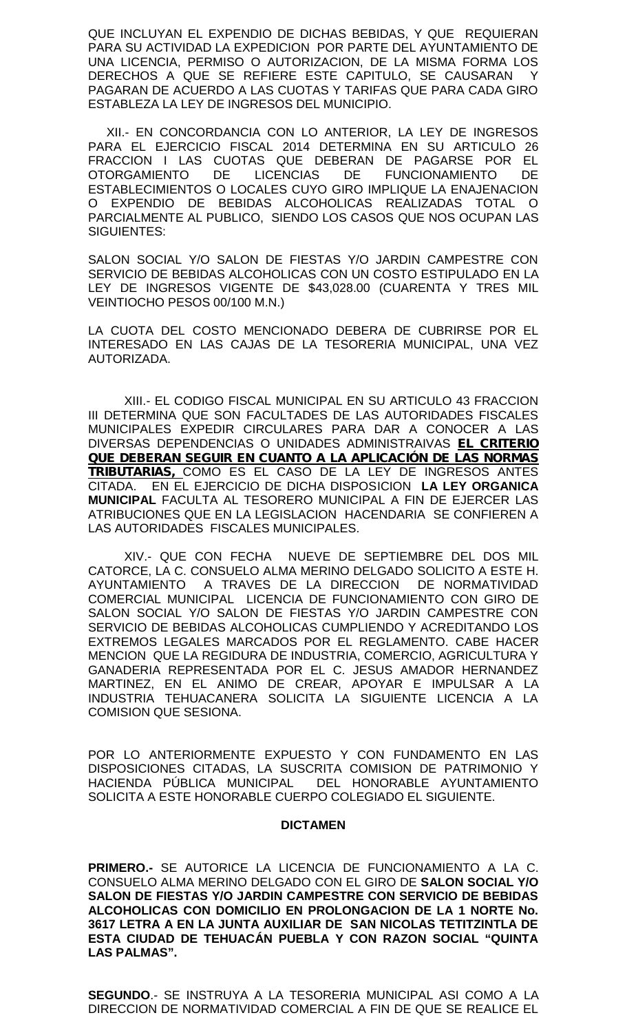QUE INCLUYAN EL EXPENDIO DE DICHAS BEBIDAS, Y QUE REQUIERAN PARA SU ACTIVIDAD LA EXPEDICION POR PARTE DEL AYUNTAMIENTO DE UNA LICENCIA, PERMISO O AUTORIZACION, DE LA MISMA FORMA LOS DERECHOS A QUE SE REFIERE ESTE CAPITULO, SE CAUSARAN Y PAGARAN DE ACUERDO A LAS CUOTAS Y TARIFAS QUE PARA CADA GIRO ESTABLEZA LA LEY DE INGRESOS DEL MUNICIPIO.

XII.- EN CONCORDANCIA CON LO ANTERIOR, LA LEY DE INGRESOS PARA EL EJERCICIO FISCAL 2014 DETERMINA EN SU ARTICULO 26 FRACCION I LAS CUOTAS QUE DEBERAN DE PAGARSE POR EL OTORGAMIENTO DE LICENCIAS DE FUNCIONAMIENTO DE ESTABLECIMIENTOS O LOCALES CUYO GIRO IMPLIQUE LA ENAJENACION O EXPENDIO DE BEBIDAS ALCOHOLICAS REALIZADAS TOTAL O PARCIALMENTE AL PUBLICO, SIENDO LOS CASOS QUE NOS OCUPAN LAS SIGUIENTES:

SALON SOCIAL Y/O SALON DE FIESTAS Y/O JARDIN CAMPESTRE CON SERVICIO DE BEBIDAS ALCOHOLICAS CON UN COSTO ESTIPULADO EN LA LEY DE INGRESOS VIGENTE DE $43,028.00 (CUARENTA Y TRES MIL VEINTIOCHO PESOS 00/100 M.N.)

LA CUOTA DEL COSTO MENCIONADO DEBERA DE CUBRIRSE POR EL INTERESADO EN LAS CAJAS DE LA TESORERIA MUNICIPAL, UNA VEZ AUTORIZADA.

XIII.- EL CODIGO FISCAL MUNICIPAL EN SU ARTICULO 43 FRACCION III DETERMINA QUE SON FACULTADES DE LAS AUTORIDADES FISCALES MUNICIPALES EXPEDIR CIRCULARES PARA DAR A CONOCER A LAS DIVERSAS DEPENDENCIAS O UNIDADES ADMINISTRAIVAS **EL CRITERIO QUE DEBERAN SEGUIR EN CUANTO A LA APLICACIÓN DE LAS NORMAS TRIBUTARIAS,** COMO ES EL CASO DE LA LEY DE INGRESOS ANTES CITADA. EN EL EJERCICIO DE DICHA DISPOSICION **LA LEY ORGANICA MUNICIPAL** FACULTA AL TESORERO MUNICIPAL A FIN DE EJERCER LAS ATRIBUCIONES QUE EN LA LEGISLACION HACENDARIA SE CONFIEREN A LAS AUTORIDADES FISCALES MUNICIPALES.

XIV.- QUE CON FECHA NUEVE DE SEPTIEMBRE DEL DOS MIL CATORCE, LA C. CONSUELO ALMA MERINO DELGADO SOLICITO A ESTE H. AYUNTAMIENTO A TRAVES DE LA DIRECCION DE NORMATIVIDAD COMERCIAL MUNICIPAL LICENCIA DE FUNCIONAMIENTO CON GIRO DE SALON SOCIAL Y/O SALON DE FIESTAS Y/O JARDIN CAMPESTRE CON SERVICIO DE BEBIDAS ALCOHOLICAS CUMPLIENDO Y ACREDITANDO LOS EXTREMOS LEGALES MARCADOS POR EL REGLAMENTO. CABE HACER MENCION QUE LA REGIDURA DE INDUSTRIA, COMERCIO, AGRICULTURA Y GANADERIA REPRESENTADA POR EL C. JESUS AMADOR HERNANDEZ MARTINEZ, EN EL ANIMO DE CREAR, APOYAR E IMPULSAR A LA INDUSTRIA TEHUACANERA SOLICITA LA SIGUIENTE LICENCIA A LA COMISION QUE SESIONA.

POR LO ANTERIORMENTE EXPUESTO Y CON FUNDAMENTO EN LAS DISPOSICIONES CITADAS, LA SUSCRITA COMISION DE PATRIMONIO Y HACIENDA PÚBLICA MUNICIPAL DEL HONORABLE AYUNTAMIENTO SOLICITA A ESTE HONORABLE CUERPO COLEGIADO EL SIGUIENTE.

**DICTAMEN**

**PRIMERO.-** SE AUTORICE LA LICENCIA DE FUNCIONAMIENTO A LA C. CONSUELO ALMA MERINO DELGADO CON EL GIRO DE **SALON SOCIAL Y/O SALON DE FIESTAS Y/O JARDIN CAMPESTRE CON SERVICIO DE BEBIDAS ALCOHOLICAS CON DOMICILIO EN PROLONGACION DE LA 1 NORTE No. 3617 LETRA A EN LA JUNTA AUXILIAR DE SAN NICOLAS TETITZINTLA DE ESTA CIUDAD DE TEHUACÁN PUEBLA Y CON RAZON SOCIAL "QUINTA LAS PALMAS".**

**SEGUNDO**.- SE INSTRUYA A LA TESORERIA MUNICIPAL ASI COMO A LA DIRECCION DE NORMATIVIDAD COMERCIAL A FIN DE QUE SE REALICE EL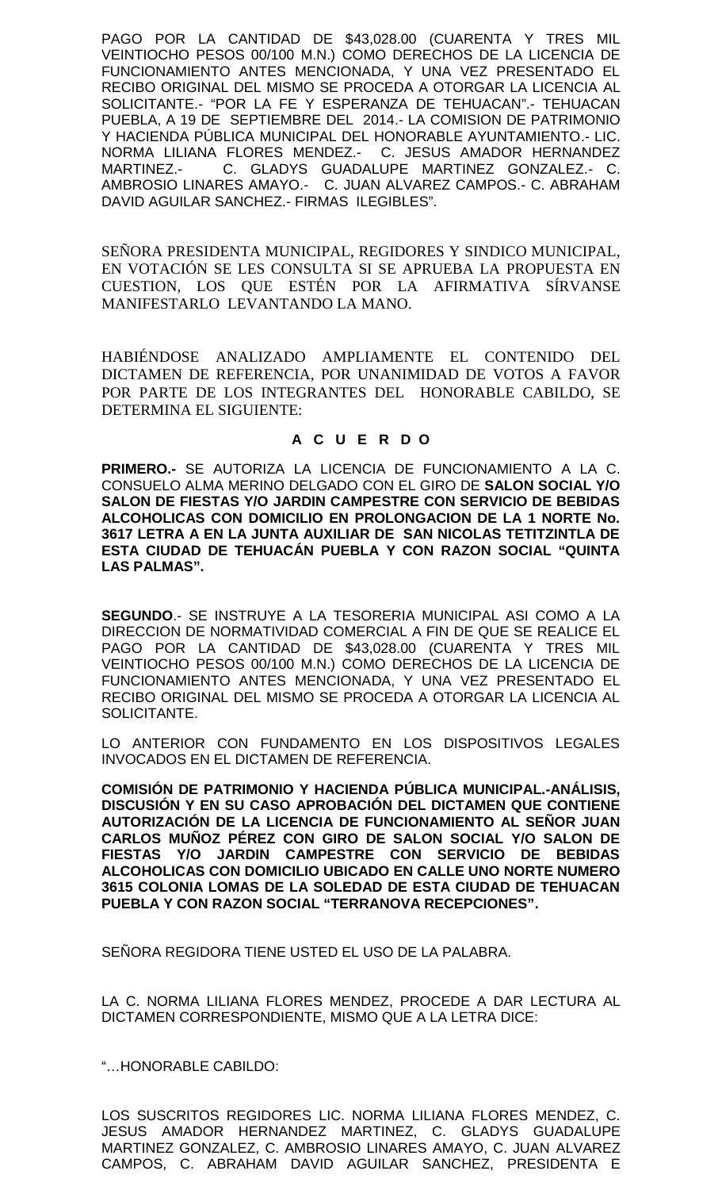PAGO POR LA CANTIDAD DE $43,028.00 (CUARENTA Y TRES MIL VEINTIOCHO PESOS 00/100 M.N.) COMO DERECHOS DE LA LICENCIA DE FUNCIONAMIENTO ANTES MENCIONADA, Y UNA VEZ PRESENTADO EL RECIBO ORIGINAL DEL MISMO SE PROCEDA A OTORGAR LA LICENCIA AL SOLICITANTE.- "POR LA FE Y ESPERANZA DE TEHUACAN".- TEHUACAN PUEBLA, A 19 DE SEPTIEMBRE DEL 2014.- LA COMISION DE PATRIMONIO Y HACIENDA PÚBLICA MUNICIPAL DEL HONORABLE AYUNTAMIENTO.- LIC. NORMA LILIANA FLORES MENDEZ.- C. JESUS AMADOR HERNANDEZ MARTINEZ.- C. GLADYS GUADALUPE MARTINEZ GONZALEZ.- C. AMBROSIO LINARES AMAYO.- C. JUAN ALVAREZ CAMPOS.- C. ABRAHAM DAVID AGUILAR SANCHEZ.- FIRMAS ILEGIBLES".

SEÑORA PRESIDENTA MUNICIPAL, REGIDORES Y SINDICO MUNICIPAL, EN VOTACIÓN SE LES CONSULTA SI SE APRUEBA LA PROPUESTA EN CUESTION, LOS QUE ESTÉN POR LA AFIRMATIVA SÍRVANSE MANIFESTARLO LEVANTANDO LA MANO.

HABIÉNDOSE ANALIZADO AMPLIAMENTE EL CONTENIDO DEL DICTAMEN DE REFERENCIA, POR UNANIMIDAD DE VOTOS A FAVOR POR PARTE DE LOS INTEGRANTES DEL HONORABLE CABILDO, SE DETERMINA EL SIGUIENTE:

**A C U E R D O**

**PRIMERO.-** SE AUTORIZA LA LICENCIA DE FUNCIONAMIENTO A LA C. CONSUELO ALMA MERINO DELGADO CON EL GIRO DE **SALON SOCIAL Y/O SALON DE FIESTAS Y/O JARDIN CAMPESTRE CON SERVICIO DE BEBIDAS ALCOHOLICAS CON DOMICILIO EN PROLONGACION DE LA 1 NORTE No. 3617 LETRA A EN LA JUNTA AUXILIAR DE SAN NICOLAS TETITZINTLA DE ESTA CIUDAD DE TEHUACÁN PUEBLA Y CON RAZON SOCIAL "QUINTA LAS PALMAS".**

**SEGUNDO**.- SE INSTRUYE A LA TESORERIA MUNICIPAL ASI COMO A LA DIRECCION DE NORMATIVIDAD COMERCIAL A FIN DE QUE SE REALICE EL PAGO POR LA CANTIDAD DE $43,028.00 (CUARENTA Y TRES MIL VEINTIOCHO PESOS 00/100 M.N.) COMO DERECHOS DE LA LICENCIA DE FUNCIONAMIENTO ANTES MENCIONADA, Y UNA VEZ PRESENTADO EL RECIBO ORIGINAL DEL MISMO SE PROCEDA A OTORGAR LA LICENCIA AL SOLICITANTE.

LO ANTERIOR CON FUNDAMENTO EN LOS DISPOSITIVOS LEGALES INVOCADOS EN EL DICTAMEN DE REFERENCIA.

**COMISIÓN DE PATRIMONIO Y HACIENDA PÚBLICA MUNICIPAL.-ANÁLISIS, DISCUSIÓN Y EN SU CASO APROBACIÓN DEL DICTAMEN QUE CONTIENE AUTORIZACIÓN DE LA LICENCIA DE FUNCIONAMIENTO AL SEÑOR JUAN CARLOS MUÑOZ PÉREZ CON GIRO DE SALON SOCIAL Y/O SALON DE FIESTAS Y/O JARDIN CAMPESTRE CON SERVICIO DE BEBIDAS ALCOHOLICAS CON DOMICILIO UBICADO EN CALLE UNO NORTE NUMERO 3615 COLONIA LOMAS DE LA SOLEDAD DE ESTA CIUDAD DE TEHUACAN PUEBLA Y CON RAZON SOCIAL "TERRANOVA RECEPCIONES".**

SEÑORA REGIDORA TIENE USTED EL USO DE LA PALABRA.

LA C. NORMA LILIANA FLORES MENDEZ, PROCEDE A DAR LECTURA AL DICTAMEN CORRESPONDIENTE, MISMO QUE A LA LETRA DICE:

"…HONORABLE CABILDO:

LOS SUSCRITOS REGIDORES LIC. NORMA LILIANA FLORES MENDEZ, C. JESUS AMADOR HERNANDEZ MARTINEZ, C. GLADYS GUADALUPE MARTINEZ GONZALEZ, C. AMBROSIO LINARES AMAYO, C. JUAN ALVAREZ CAMPOS, C. ABRAHAM DAVID AGUILAR SANCHEZ, PRESIDENTA E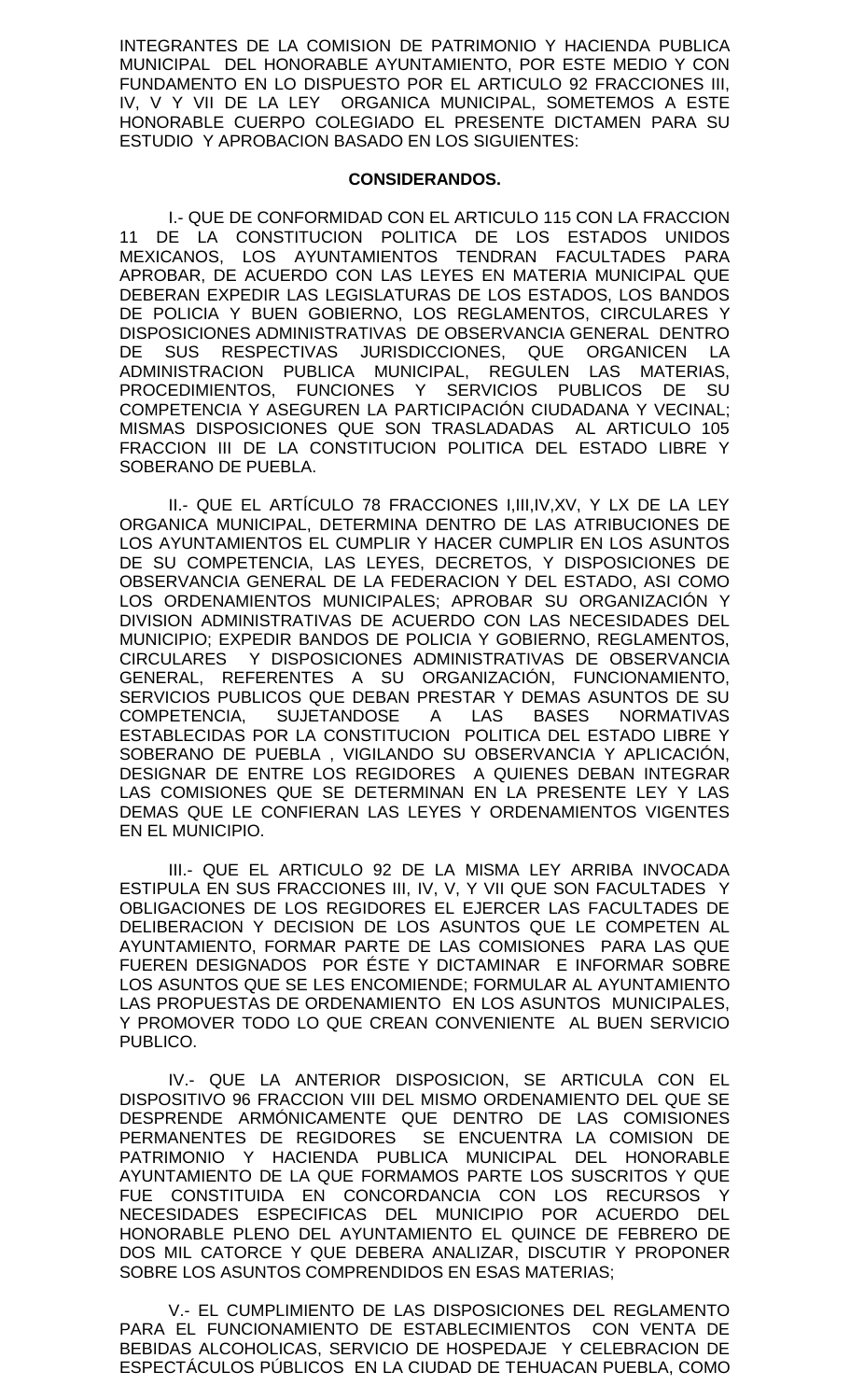INTEGRANTES DE LA COMISION DE PATRIMONIO Y HACIENDA PUBLICA MUNICIPAL DEL HONORABLE AYUNTAMIENTO, POR ESTE MEDIO Y CON FUNDAMENTO EN LO DISPUESTO POR EL ARTICULO 92 FRACCIONES III, IV, V Y VII DE LA LEY ORGANICA MUNICIPAL, SOMETEMOS A ESTE HONORABLE CUERPO COLEGIADO EL PRESENTE DICTAMEN PARA SU ESTUDIO Y APROBACION BASADO EN LOS SIGUIENTES:

**CONSIDERANDOS.**

I.- QUE DE CONFORMIDAD CON EL ARTICULO 115 CON LA FRACCION 11 DE LA CONSTITUCION POLITICA DE LOS ESTADOS UNIDOS MEXICANOS, LOS AYUNTAMIENTOS TENDRAN FACULTADES PARA APROBAR, DE ACUERDO CON LAS LEYES EN MATERIA MUNICIPAL QUE DEBERAN EXPEDIR LAS LEGISLATURAS DE LOS ESTADOS, LOS BANDOS DE POLICIA Y BUEN GOBIERNO, LOS REGLAMENTOS, CIRCULARES Y DISPOSICIONES ADMINISTRATIVAS DE OBSERVANCIA GENERAL DENTRO DE SUS RESPECTIVAS JURISDICCIONES, QUE ORGANICEN LA ADMINISTRACION PUBLICA MUNICIPAL, REGULEN LAS MATERIAS, PROCEDIMIENTOS, FUNCIONES Y SERVICIOS PUBLICOS DE SU COMPETENCIA Y ASEGUREN LA PARTICIPACIÓN CIUDADANA Y VECINAL; MISMAS DISPOSICIONES QUE SON TRASLADADAS AL ARTICULO 105 FRACCION III DE LA CONSTITUCION POLITICA DEL ESTADO LIBRE Y SOBERANO DE PUEBLA.

II.- QUE EL ARTÍCULO 78 FRACCIONES I,III,IV,XV, Y LX DE LA LEY ORGANICA MUNICIPAL, DETERMINA DENTRO DE LAS ATRIBUCIONES DE LOS AYUNTAMIENTOS EL CUMPLIR Y HACER CUMPLIR EN LOS ASUNTOS DE SU COMPETENCIA, LAS LEYES, DECRETOS, Y DISPOSICIONES DE OBSERVANCIA GENERAL DE LA FEDERACION Y DEL ESTADO, ASI COMO LOS ORDENAMIENTOS MUNICIPALES; APROBAR SU ORGANIZACIÓN Y DIVISION ADMINISTRATIVAS DE ACUERDO CON LAS NECESIDADES DEL MUNICIPIO; EXPEDIR BANDOS DE POLICIA Y GOBIERNO, REGLAMENTOS, CIRCULARES Y DISPOSICIONES ADMINISTRATIVAS DE OBSERVANCIA GENERAL, REFERENTES A SU ORGANIZACIÓN, FUNCIONAMIENTO, SERVICIOS PUBLICOS QUE DEBAN PRESTAR Y DEMAS ASUNTOS DE SU COMPETENCIA, SUJETANDOSE A LAS BASES NORMATIVAS ESTABLECIDAS POR LA CONSTITUCION POLITICA DEL ESTADO LIBRE Y SOBERANO DE PUEBLA , VIGILANDO SU OBSERVANCIA Y APLICACIÓN, DESIGNAR DE ENTRE LOS REGIDORES A QUIENES DEBAN INTEGRAR LAS COMISIONES QUE SE DETERMINAN EN LA PRESENTE LEY Y LAS DEMAS QUE LE CONFIERAN LAS LEYES Y ORDENAMIENTOS VIGENTES EN EL MUNICIPIO.

III.- QUE EL ARTICULO 92 DE LA MISMA LEY ARRIBA INVOCADA ESTIPULA EN SUS FRACCIONES III, IV, V, Y VII QUE SON FACULTADES Y OBLIGACIONES DE LOS REGIDORES EL EJERCER LAS FACULTADES DE DELIBERACION Y DECISION DE LOS ASUNTOS QUE LE COMPETEN AL AYUNTAMIENTO, FORMAR PARTE DE LAS COMISIONES PARA LAS QUE FUEREN DESIGNADOS POR ÉSTE Y DICTAMINAR E INFORMAR SOBRE LOS ASUNTOS QUE SE LES ENCOMIENDE; FORMULAR AL AYUNTAMIENTO LAS PROPUESTAS DE ORDENAMIENTO EN LOS ASUNTOS MUNICIPALES, Y PROMOVER TODO LO QUE CREAN CONVENIENTE AL BUEN SERVICIO PUBLICO.

IV.- QUE LA ANTERIOR DISPOSICION, SE ARTICULA CON EL DISPOSITIVO 96 FRACCION VIII DEL MISMO ORDENAMIENTO DEL QUE SE DESPRENDE ARMÓNICAMENTE QUE DENTRO DE LAS COMISIONES PERMANENTES DE REGIDORES SE ENCUENTRA LA COMISION DE PATRIMONIO Y HACIENDA PUBLICA MUNICIPAL DEL HONORABLE AYUNTAMIENTO DE LA QUE FORMAMOS PARTE LOS SUSCRITOS Y QUE FUE CONSTITUIDA EN CONCORDANCIA CON LOS RECURSOS Y NECESIDADES ESPECIFICAS DEL MUNICIPIO POR ACUERDO DEL HONORABLE PLENO DEL AYUNTAMIENTO EL QUINCE DE FEBRERO DE DOS MIL CATORCE Y QUE DEBERA ANALIZAR, DISCUTIR Y PROPONER SOBRE LOS ASUNTOS COMPRENDIDOS EN ESAS MATERIAS;

V.- EL CUMPLIMIENTO DE LAS DISPOSICIONES DEL REGLAMENTO PARA EL FUNCIONAMIENTO DE ESTABLECIMIENTOS CON VENTA DE BEBIDAS ALCOHOLICAS, SERVICIO DE HOSPEDAJE Y CELEBRACION DE ESPECTÁCULOS PÚBLICOS EN LA CIUDAD DE TEHUACAN PUEBLA, COMO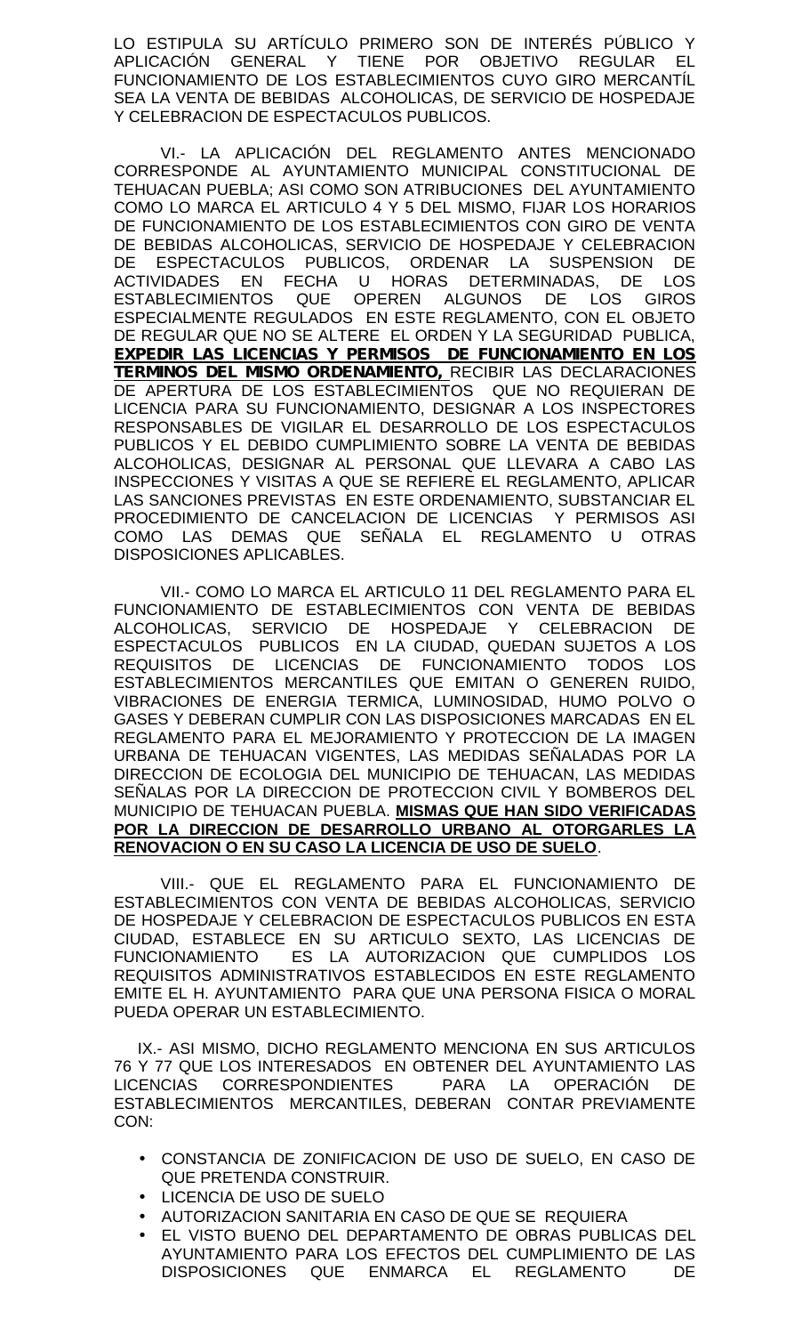LO ESTIPULA SU ARTÍCULO PRIMERO SON DE INTERÉS PÚBLICO Y APLICACIÓN GENERAL Y TIENE POR OBJETIVO REGULAR EL FUNCIONAMIENTO DE LOS ESTABLECIMIENTOS CUYO GIRO MERCANTÍL SEA LA VENTA DE BEBIDAS ALCOHOLICAS, DE SERVICIO DE HOSPEDAJE Y CELEBRACION DE ESPECTACULOS PUBLICOS.

VI.- LA APLICACIÓN DEL REGLAMENTO ANTES MENCIONADO CORRESPONDE AL AYUNTAMIENTO MUNICIPAL CONSTITUCIONAL DE TEHUACAN PUEBLA; ASI COMO SON ATRIBUCIONES DEL AYUNTAMIENTO COMO LO MARCA EL ARTICULO 4 Y 5 DEL MISMO, FIJAR LOS HORARIOS DE FUNCIONAMIENTO DE LOS ESTABLECIMIENTOS CON GIRO DE VENTA DE BEBIDAS ALCOHOLICAS, SERVICIO DE HOSPEDAJE Y CELEBRACION DE ESPECTACULOS PUBLICOS, ORDENAR LA SUSPENSION DE ACTIVIDADES EN FECHA U HORAS DETERMINADAS, DE LOS ESTABLECIMIENTOS QUE OPEREN ALGUNOS DE LOS GIROS ESPECIALMENTE REGULADOS EN ESTE REGLAMENTO, CON EL OBJETO DE REGULAR QUE NO SE ALTERE EL ORDEN Y LA SEGURIDAD PUBLICA, **EXPEDIR LAS LICENCIAS Y PERMISOS DE FUNCIONAMIENTO EN LOS TERMINOS DEL MISMO ORDENAMIENTO,** RECIBIR LAS DECLARACIONES DE APERTURA DE LOS ESTABLECIMIENTOS QUE NO REQUIERAN DE LICENCIA PARA SU FUNCIONAMIENTO, DESIGNAR A LOS INSPECTORES RESPONSABLES DE VIGILAR EL DESARROLLO DE LOS ESPECTACULOS PUBLICOS Y EL DEBIDO CUMPLIMIENTO SOBRE LA VENTA DE BEBIDAS ALCOHOLICAS, DESIGNAR AL PERSONAL QUE LLEVARA A CABO LAS INSPECCIONES Y VISITAS A QUE SE REFIERE EL REGLAMENTO, APLICAR LAS SANCIONES PREVISTAS EN ESTE ORDENAMIENTO, SUBSTANCIAR EL PROCEDIMIENTO DE CANCELACION DE LICENCIAS Y PERMISOS ASI COMO LAS DEMAS QUE SEÑALA EL REGLAMENTO U OTRAS DISPOSICIONES APLICABLES.

VII.- COMO LO MARCA EL ARTICULO 11 DEL REGLAMENTO PARA EL FUNCIONAMIENTO DE ESTABLECIMIENTOS CON VENTA DE BEBIDAS ALCOHOLICAS, SERVICIO DE HOSPEDAJE Y CELEBRACION DE ESPECTACULOS PUBLICOS EN LA CIUDAD, QUEDAN SUJETOS A LOS REQUISITOS DE LICENCIAS DE FUNCIONAMIENTO TODOS LOS ESTABLECIMIENTOS MERCANTILES QUE EMITAN O GENEREN RUIDO, VIBRACIONES DE ENERGIA TERMICA, LUMINOSIDAD, HUMO POLVO O GASES Y DEBERAN CUMPLIR CON LAS DISPOSICIONES MARCADAS EN EL REGLAMENTO PARA EL MEJORAMIENTO Y PROTECCION DE LA IMAGEN URBANA DE TEHUACAN VIGENTES, LAS MEDIDAS SEÑALADAS POR LA DIRECCION DE ECOLOGIA DEL MUNICIPIO DE TEHUACAN, LAS MEDIDAS SEÑALAS POR LA DIRECCION DE PROTECCION CIVIL Y BOMBEROS DEL MUNICIPIO DE TEHUACAN PUEBLA. **MISMAS QUE HAN SIDO VERIFICADAS POR LA DIRECCION DE DESARROLLO URBANO AL OTORGARLES LA RENOVACION O EN SU CASO LA LICENCIA DE USO DE SUELO**.

VIII.- QUE EL REGLAMENTO PARA EL FUNCIONAMIENTO DE ESTABLECIMIENTOS CON VENTA DE BEBIDAS ALCOHOLICAS, SERVICIO DE HOSPEDAJE Y CELEBRACION DE ESPECTACULOS PUBLICOS EN ESTA CIUDAD, ESTABLECE EN SU ARTICULO SEXTO, LAS LICENCIAS DE FUNCIONAMIENTO ES LA AUTORIZACION QUE CUMPLIDOS LOS REQUISITOS ADMINISTRATIVOS ESTABLECIDOS EN ESTE REGLAMENTO EMITE EL H. AYUNTAMIENTO PARA QUE UNA PERSONA FISICA O MORAL PUEDA OPERAR UN ESTABLECIMIENTO.

IX.- ASI MISMO, DICHO REGLAMENTO MENCIONA EN SUS ARTICULOS 76 Y 77 QUE LOS INTERESADOS EN OBTENER DEL AYUNTAMIENTO LAS LICENCIAS CORRESPONDIENTES PARA LA OPERACIÓN DE ESTABLECIMIENTOS MERCANTILES, DEBERAN CONTAR PREVIAMENTE CON:

- CONSTANCIA DE ZONIFICACION DE USO DE SUELO, EN CASO DE QUE PRETENDA CONSTRUIR.
- LICENCIA DE USO DE SUELO
- AUTORIZACION SANITARIA EN CASO DE QUE SE REQUIERA
- EL VISTO BUENO DEL DEPARTAMENTO DE OBRAS PUBLICAS DEL AYUNTAMIENTO PARA LOS EFECTOS DEL CUMPLIMIENTO DE LAS DISPOSICIONES QUE ENMARCA EL REGLAMENTO DE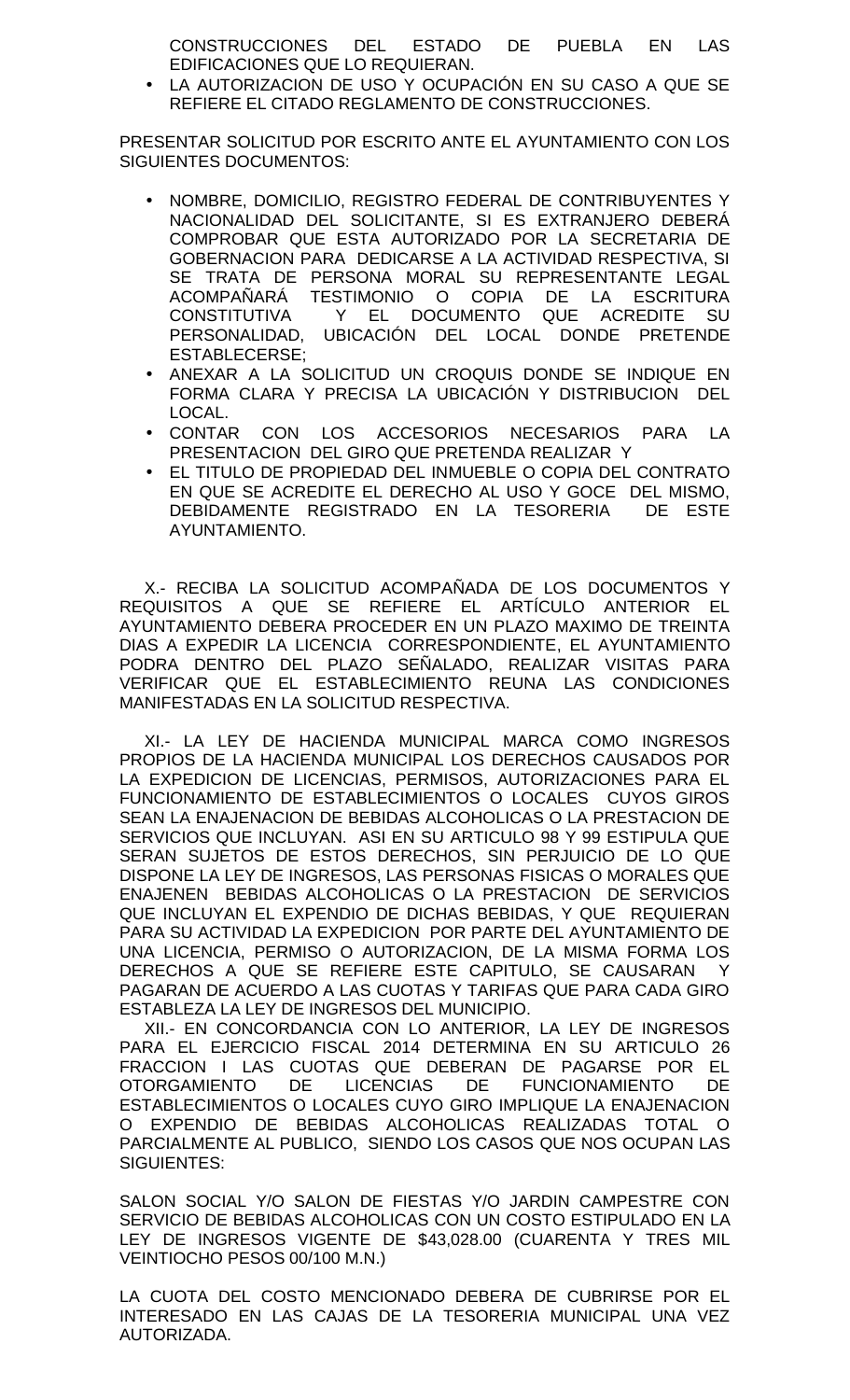CONSTRUCCIONES DEL ESTADO DE PUEBLA EN LAS EDIFICACIONES QUE LO REQUIERAN.

- LA AUTORIZACION DE USO Y OCUPACIÓN EN SU CASO A QUE SE REFIERE EL CITADO REGLAMENTO DE CONSTRUCCIONES.

PRESENTAR SOLICITUD POR ESCRITO ANTE EL AYUNTAMIENTO CON LOS SIGUIENTES DOCUMENTOS:

- NOMBRE, DOMICILIO, REGISTRO FEDERAL DE CONTRIBUYENTES Y NACIONALIDAD DEL SOLICITANTE, SI ES EXTRANJERO DEBERÁ COMPROBAR QUE ESTA AUTORIZADO POR LA SECRETARIA DE GOBERNACION PARA DEDICARSE A LA ACTIVIDAD RESPECTIVA, SI SE TRATA DE PERSONA MORAL SU REPRESENTANTE LEGAL ACOMPAÑARÁ TESTIMONIO O COPIA DE LA ESCRITURA CONSTITUTIVA Y EL DOCUMENTO QUE ACREDITE SU PERSONALIDAD, UBICACIÓN DEL LOCAL DONDE PRETENDE ESTABLECERSE;
- ANEXAR A LA SOLICITUD UN CROQUIS DONDE SE INDIQUE EN FORMA CLARA Y PRECISA LA UBICACIÓN Y DISTRIBUCION DEL LOCAL.
- CONTAR CON LOS ACCESORIOS NECESARIOS PARA LA PRESENTACION DEL GIRO QUE PRETENDA REALIZAR Y
- EL TITULO DE PROPIEDAD DEL INMUEBLE O COPIA DEL CONTRATO EN QUE SE ACREDITE EL DERECHO AL USO Y GOCE DEL MISMO, DEBIDAMENTE REGISTRADO EN LA TESORERIA DE ESTE AYUNTAMIENTO.

X.- RECIBA LA SOLICITUD ACOMPAÑADA DE LOS DOCUMENTOS Y REQUISITOS A QUE SE REFIERE EL ARTÍCULO ANTERIOR EL AYUNTAMIENTO DEBERA PROCEDER EN UN PLAZO MAXIMO DE TREINTA DIAS A EXPEDIR LA LICENCIA CORRESPONDIENTE, EL AYUNTAMIENTO PODRA DENTRO DEL PLAZO SEÑALADO, REALIZAR VISITAS PARA VERIFICAR QUE EL ESTABLECIMIENTO REUNA LAS CONDICIONES MANIFESTADAS EN LA SOLICITUD RESPECTIVA.

XI.- LA LEY DE HACIENDA MUNICIPAL MARCA COMO INGRESOS PROPIOS DE LA HACIENDA MUNICIPAL LOS DERECHOS CAUSADOS POR LA EXPEDICION DE LICENCIAS, PERMISOS, AUTORIZACIONES PARA EL FUNCIONAMIENTO DE ESTABLECIMIENTOS O LOCALES CUYOS GIROS SEAN LA ENAJENACION DE BEBIDAS ALCOHOLICAS O LA PRESTACION DE SERVICIOS QUE INCLUYAN. ASI EN SU ARTICULO 98 Y 99 ESTIPULA QUE SERAN SUJETOS DE ESTOS DERECHOS, SIN PERJUICIO DE LO QUE DISPONE LA LEY DE INGRESOS, LAS PERSONAS FISICAS O MORALES QUE ENAJENEN BEBIDAS ALCOHOLICAS O LA PRESTACION DE SERVICIOS QUE INCLUYAN EL EXPENDIO DE DICHAS BEBIDAS, Y QUE REQUIERAN PARA SU ACTIVIDAD LA EXPEDICION POR PARTE DEL AYUNTAMIENTO DE UNA LICENCIA, PERMISO O AUTORIZACION, DE LA MISMA FORMA LOS DERECHOS A QUE SE REFIERE ESTE CAPITULO, SE CAUSARAN Y PAGARAN DE ACUERDO A LAS CUOTAS Y TARIFAS QUE PARA CADA GIRO ESTABLEZA LA LEY DE INGRESOS DEL MUNICIPIO.

XII.- EN CONCORDANCIA CON LO ANTERIOR, LA LEY DE INGRESOS PARA EL EJERCICIO FISCAL 2014 DETERMINA EN SU ARTICULO 26 FRACCION I LAS CUOTAS QUE DEBERAN DE PAGARSE POR EL OTORGAMIENTO DE LICENCIAS DE FUNCIONAMIENTO DE ESTABLECIMIENTOS O LOCALES CUYO GIRO IMPLIQUE LA ENAJENACION O EXPENDIO DE BEBIDAS ALCOHOLICAS REALIZADAS TOTAL O PARCIALMENTE AL PUBLICO, SIENDO LOS CASOS QUE NOS OCUPAN LAS SIGUIENTES:

SALON SOCIAL Y/O SALON DE FIESTAS Y/O JARDIN CAMPESTRE CON SERVICIO DE BEBIDAS ALCOHOLICAS CON UN COSTO ESTIPULADO EN LA LEY DE INGRESOS VIGENTE DE $43,028.00 (CUARENTA Y TRES MIL VEINTIOCHO PESOS 00/100 M.N.)

LA CUOTA DEL COSTO MENCIONADO DEBERA DE CUBRIRSE POR EL INTERESADO EN LAS CAJAS DE LA TESORERIA MUNICIPAL UNA VEZ AUTORIZADA.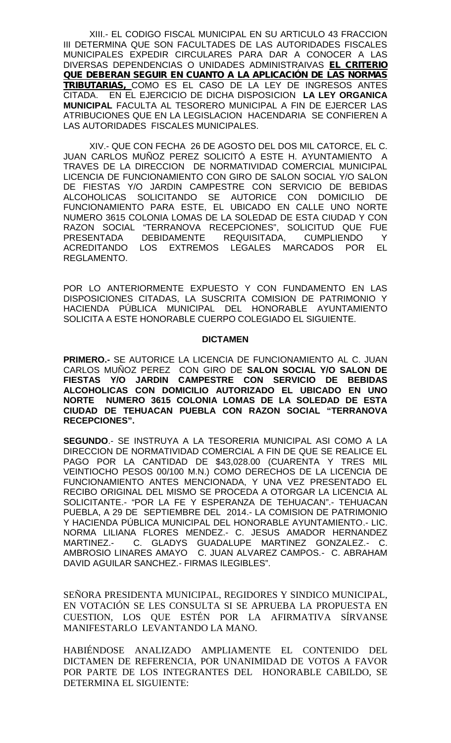XIII.- EL CODIGO FISCAL MUNICIPAL EN SU ARTICULO 43 FRACCION III DETERMINA QUE SON FACULTADES DE LAS AUTORIDADES FISCALES MUNICIPALES EXPEDIR CIRCULARES PARA DAR A CONOCER A LAS DIVERSAS DEPENDENCIAS O UNIDADES ADMINISTRAIVAS **EL CRITERIO QUE DEBERAN SEGUIR EN CUANTO A LA APLICACIÓN DE LAS NORMAS TRIBUTARIAS,** COMO ES EL CASO DE LA LEY DE INGRESOS ANTES CITADA. EN EL EJERCICIO DE DICHA DISPOSICION **LA LEY ORGANICA MUNICIPAL** FACULTA AL TESORERO MUNICIPAL A FIN DE EJERCER LAS ATRIBUCIONES QUE EN LA LEGISLACION HACENDARIA SE CONFIEREN A LAS AUTORIDADES FISCALES MUNICIPALES.

XIV.- QUE CON FECHA 26 DE AGOSTO DEL DOS MIL CATORCE, EL C. JUAN CARLOS MUÑOZ PEREZ SOLICITÓ A ESTE H. AYUNTAMIENTO A TRAVES DE LA DIRECCION DE NORMATIVIDAD COMERCIAL MUNICIPAL LICENCIA DE FUNCIONAMIENTO CON GIRO DE SALON SOCIAL Y/O SALON DE FIESTAS Y/O JARDIN CAMPESTRE CON SERVICIO DE BEBIDAS ALCOHOLICAS SOLICITANDO SE AUTORICE CON DOMICILIO DE FUNCIONAMIENTO PARA ESTE, EL UBICADO EN CALLE UNO NORTE NUMERO 3615 COLONIA LOMAS DE LA SOLEDAD DE ESTA CIUDAD Y CON RAZON SOCIAL "TERRANOVA RECEPCIONES", SOLICITUD QUE FUE PRESENTADA DEBIDAMENTE REQUISITADA, CUMPLIENDO Y ACREDITANDO LOS EXTREMOS LEGALES MARCADOS POR EL REGLAMENTO.

POR LO ANTERIORMENTE EXPUESTO Y CON FUNDAMENTO EN LAS DISPOSICIONES CITADAS, LA SUSCRITA COMISION DE PATRIMONIO Y HACIENDA PÚBLICA MUNICIPAL DEL HONORABLE AYUNTAMIENTO SOLICITA A ESTE HONORABLE CUERPO COLEGIADO EL SIGUIENTE.

**DICTAMEN**

**PRIMERO.-** SE AUTORICE LA LICENCIA DE FUNCIONAMIENTO AL C. JUAN CARLOS MUÑOZ PEREZ CON GIRO DE **SALON SOCIAL Y/O SALON DE FIESTAS Y/O JARDIN CAMPESTRE CON SERVICIO DE BEBIDAS ALCOHOLICAS CON DOMICILIO AUTORIZADO EL UBICADO EN UNO NORTE NUMERO 3615 COLONIA LOMAS DE LA SOLEDAD DE ESTA CIUDAD DE TEHUACAN PUEBLA CON RAZON SOCIAL "TERRANOVA RECEPCIONES".**

**SEGUNDO**.- SE INSTRUYA A LA TESORERIA MUNICIPAL ASI COMO A LA DIRECCION DE NORMATIVIDAD COMERCIAL A FIN DE QUE SE REALICE EL PAGO POR LA CANTIDAD DE $43,028.00 (CUARENTA Y TRES MIL VEINTIOCHO PESOS 00/100 M.N.) COMO DERECHOS DE LA LICENCIA DE FUNCIONAMIENTO ANTES MENCIONADA, Y UNA VEZ PRESENTADO EL RECIBO ORIGINAL DEL MISMO SE PROCEDA A OTORGAR LA LICENCIA AL SOLICITANTE.- "POR LA FE Y ESPERANZA DE TEHUACAN".- TEHUACAN PUEBLA, A 29 DE SEPTIEMBRE DEL 2014.- LA COMISION DE PATRIMONIO Y HACIENDA PÚBLICA MUNICIPAL DEL HONORABLE AYUNTAMIENTO.- LIC. NORMA LILIANA FLORES MENDEZ.- C. JESUS AMADOR HERNANDEZ MARTINEZ.- C. GLADYS GUADALUPE MARTINEZ GONZALEZ.- C. AMBROSIO LINARES AMAYO C. JUAN ALVAREZ CAMPOS.- C. ABRAHAM DAVID AGUILAR SANCHEZ.- FIRMAS ILEGIBLES".

SEÑORA PRESIDENTA MUNICIPAL, REGIDORES Y SINDICO MUNICIPAL, EN VOTACIÓN SE LES CONSULTA SI SE APRUEBA LA PROPUESTA EN CUESTION, LOS QUE ESTÉN POR LA AFIRMATIVA SÍRVANSE MANIFESTARLO LEVANTANDO LA MANO.

HABIÉNDOSE ANALIZADO AMPLIAMENTE EL CONTENIDO DEL DICTAMEN DE REFERENCIA, POR UNANIMIDAD DE VOTOS A FAVOR POR PARTE DE LOS INTEGRANTES DEL HONORABLE CABILDO, SE DETERMINA EL SIGUIENTE: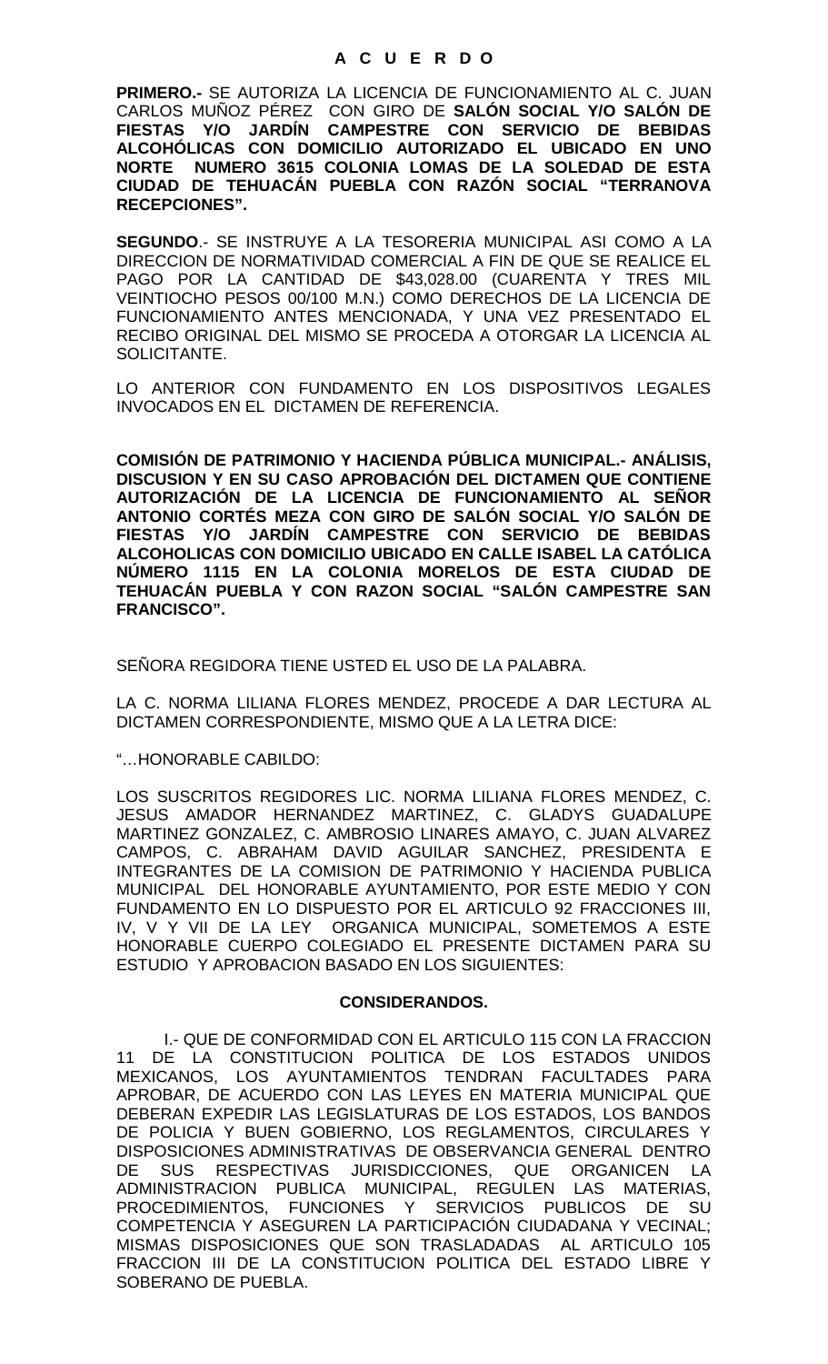## A C U E R D O

**PRIMERO.-** SE AUTORIZA LA LICENCIA DE FUNCIONAMIENTO AL C. JUAN CARLOS MUÑOZ PÉREZ CON GIRO DE **SALÓN SOCIAL Y/O SALÓN DE FIESTAS Y/O JARDÍN CAMPESTRE CON SERVICIO DE BEBIDAS ALCOHÓLICAS CON DOMICILIO AUTORIZADO EL UBICADO EN UNO NORTE NUMERO 3615 COLONIA LOMAS DE LA SOLEDAD DE ESTA CIUDAD DE TEHUACÁN PUEBLA CON RAZÓN SOCIAL "TERRANOVA RECEPCIONES".**

**SEGUNDO**.- SE INSTRUYE A LA TESORERIA MUNICIPAL ASI COMO A LA DIRECCION DE NORMATIVIDAD COMERCIAL A FIN DE QUE SE REALICE EL PAGO POR LA CANTIDAD DE $43,028.00 (CUARENTA Y TRES MIL VEINTIOCHO PESOS 00/100 M.N.) COMO DERECHOS DE LA LICENCIA DE FUNCIONAMIENTO ANTES MENCIONADA, Y UNA VEZ PRESENTADO EL RECIBO ORIGINAL DEL MISMO SE PROCEDA A OTORGAR LA LICENCIA AL SOLICITANTE.

LO ANTERIOR CON FUNDAMENTO EN LOS DISPOSITIVOS LEGALES INVOCADOS EN EL DICTAMEN DE REFERENCIA.

**COMISIÓN DE PATRIMONIO Y HACIENDA PÚBLICA MUNICIPAL.- ANÁLISIS, DISCUSION Y EN SU CASO APROBACIÓN DEL DICTAMEN QUE CONTIENE AUTORIZACIÓN DE LA LICENCIA DE FUNCIONAMIENTO AL SEÑOR ANTONIO CORTÉS MEZA CON GIRO DE SALÓN SOCIAL Y/O SALÓN DE FIESTAS Y/O JARDÍN CAMPESTRE CON SERVICIO DE BEBIDAS ALCOHOLICAS CON DOMICILIO UBICADO EN CALLE ISABEL LA CATÓLICA NÚMERO 1115 EN LA COLONIA MORELOS DE ESTA CIUDAD DE TEHUACÁN PUEBLA Y CON RAZON SOCIAL "SALÓN CAMPESTRE SAN FRANCISCO".**

SEÑORA REGIDORA TIENE USTED EL USO DE LA PALABRA.

LA C. NORMA LILIANA FLORES MENDEZ, PROCEDE A DAR LECTURA AL DICTAMEN CORRESPONDIENTE, MISMO QUE A LA LETRA DICE:

"…HONORABLE CABILDO:

LOS SUSCRITOS REGIDORES LIC. NORMA LILIANA FLORES MENDEZ, C. JESUS AMADOR HERNANDEZ MARTINEZ, C. GLADYS GUADALUPE MARTINEZ GONZALEZ, C. AMBROSIO LINARES AMAYO, C. JUAN ALVAREZ CAMPOS, C. ABRAHAM DAVID AGUILAR SANCHEZ, PRESIDENTA E INTEGRANTES DE LA COMISION DE PATRIMONIO Y HACIENDA PUBLICA MUNICIPAL DEL HONORABLE AYUNTAMIENTO, POR ESTE MEDIO Y CON FUNDAMENTO EN LO DISPUESTO POR EL ARTICULO 92 FRACCIONES III, IV, V Y VII DE LA LEY ORGANICA MUNICIPAL, SOMETEMOS A ESTE HONORABLE CUERPO COLEGIADO EL PRESENTE DICTAMEN PARA SU ESTUDIO Y APROBACION BASADO EN LOS SIGUIENTES:

**CONSIDERANDOS.**

I.- QUE DE CONFORMIDAD CON EL ARTICULO 115 CON LA FRACCION 11 DE LA CONSTITUCION POLITICA DE LOS ESTADOS UNIDOS MEXICANOS, LOS AYUNTAMIENTOS TENDRAN FACULTADES PARA APROBAR, DE ACUERDO CON LAS LEYES EN MATERIA MUNICIPAL QUE DEBERAN EXPEDIR LAS LEGISLATURAS DE LOS ESTADOS, LOS BANDOS DE POLICIA Y BUEN GOBIERNO, LOS REGLAMENTOS, CIRCULARES Y DISPOSICIONES ADMINISTRATIVAS DE OBSERVANCIA GENERAL DENTRO DE SUS RESPECTIVAS JURISDICCIONES, QUE ORGANICEN LA ADMINISTRACION PUBLICA MUNICIPAL, REGULEN LAS MATERIAS, PROCEDIMIENTOS, FUNCIONES Y SERVICIOS PUBLICOS DE SU COMPETENCIA Y ASEGUREN LA PARTICIPACIÓN CIUDADANA Y VECINAL; MISMAS DISPOSICIONES QUE SON TRASLADADAS AL ARTICULO 105 FRACCION III DE LA CONSTITUCION POLITICA DEL ESTADO LIBRE Y SOBERANO DE PUEBLA.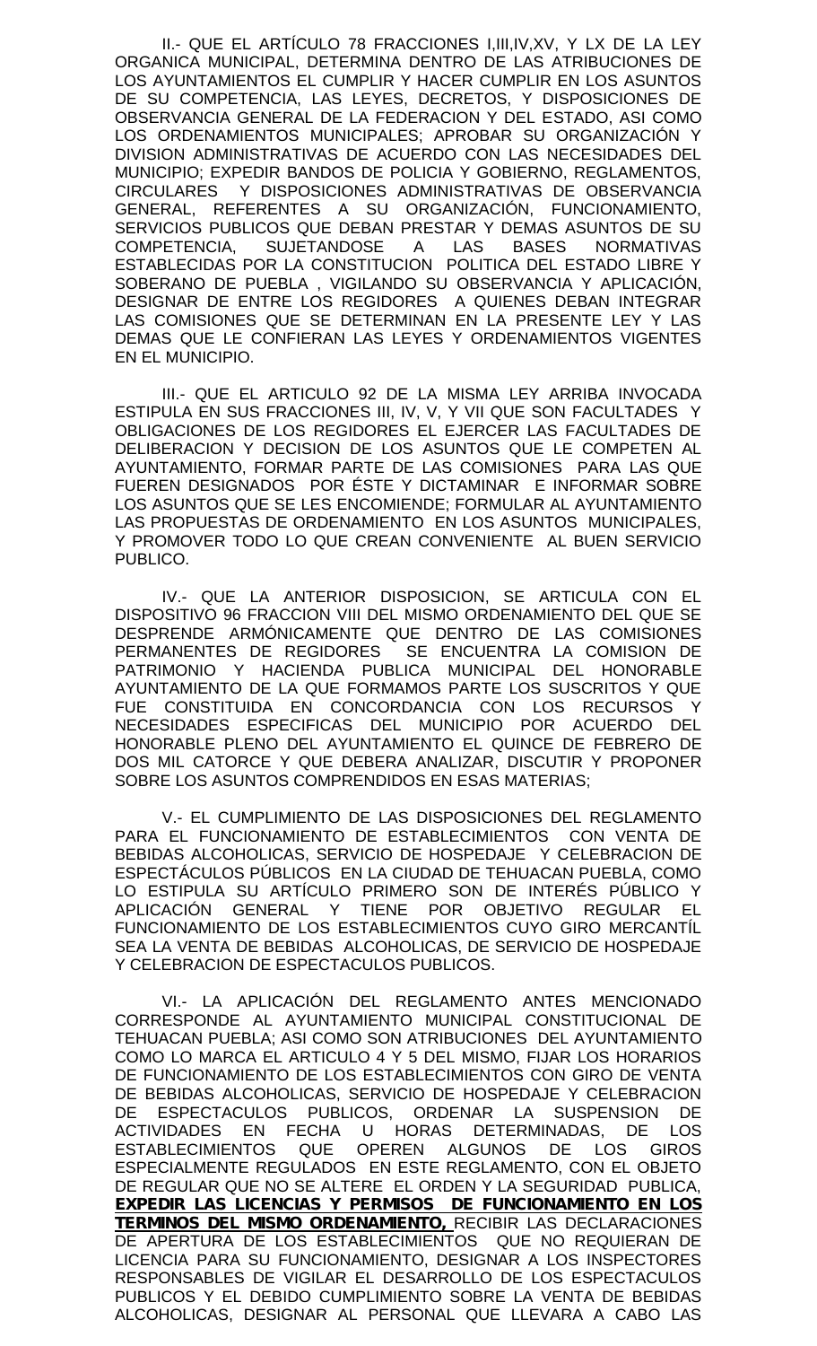II.- QUE EL ARTÍCULO 78 FRACCIONES I,III,IV,XV, Y LX DE LA LEY ORGANICA MUNICIPAL, DETERMINA DENTRO DE LAS ATRIBUCIONES DE LOS AYUNTAMIENTOS EL CUMPLIR Y HACER CUMPLIR EN LOS ASUNTOS DE SU COMPETENCIA, LAS LEYES, DECRETOS, Y DISPOSICIONES DE OBSERVANCIA GENERAL DE LA FEDERACION Y DEL ESTADO, ASI COMO LOS ORDENAMIENTOS MUNICIPALES; APROBAR SU ORGANIZACIÓN Y DIVISION ADMINISTRATIVAS DE ACUERDO CON LAS NECESIDADES DEL MUNICIPIO; EXPEDIR BANDOS DE POLICIA Y GOBIERNO, REGLAMENTOS, CIRCULARES Y DISPOSICIONES ADMINISTRATIVAS DE OBSERVANCIA GENERAL, REFERENTES A SU ORGANIZACIÓN, FUNCIONAMIENTO, SERVICIOS PUBLICOS QUE DEBAN PRESTAR Y DEMAS ASUNTOS DE SU COMPETENCIA, SUJETANDOSE A LAS BASES NORMATIVAS ESTABLECIDAS POR LA CONSTITUCION POLITICA DEL ESTADO LIBRE Y SOBERANO DE PUEBLA , VIGILANDO SU OBSERVANCIA Y APLICACIÓN, DESIGNAR DE ENTRE LOS REGIDORES A QUIENES DEBAN INTEGRAR LAS COMISIONES QUE SE DETERMINAN EN LA PRESENTE LEY Y LAS DEMAS QUE LE CONFIERAN LAS LEYES Y ORDENAMIENTOS VIGENTES EN EL MUNICIPIO.

III.- QUE EL ARTICULO 92 DE LA MISMA LEY ARRIBA INVOCADA ESTIPULA EN SUS FRACCIONES III, IV, V, Y VII QUE SON FACULTADES Y OBLIGACIONES DE LOS REGIDORES EL EJERCER LAS FACULTADES DE DELIBERACION Y DECISION DE LOS ASUNTOS QUE LE COMPETEN AL AYUNTAMIENTO, FORMAR PARTE DE LAS COMISIONES PARA LAS QUE FUEREN DESIGNADOS POR ÉSTE Y DICTAMINAR E INFORMAR SOBRE LOS ASUNTOS QUE SE LES ENCOMIENDE; FORMULAR AL AYUNTAMIENTO LAS PROPUESTAS DE ORDENAMIENTO EN LOS ASUNTOS MUNICIPALES, Y PROMOVER TODO LO QUE CREAN CONVENIENTE AL BUEN SERVICIO PUBLICO.

IV.- QUE LA ANTERIOR DISPOSICION, SE ARTICULA CON EL DISPOSITIVO 96 FRACCION VIII DEL MISMO ORDENAMIENTO DEL QUE SE DESPRENDE ARMÓNICAMENTE QUE DENTRO DE LAS COMISIONES PERMANENTES DE REGIDORES SE ENCUENTRA LA COMISION DE PATRIMONIO Y HACIENDA PUBLICA MUNICIPAL DEL HONORABLE AYUNTAMIENTO DE LA QUE FORMAMOS PARTE LOS SUSCRITOS Y QUE FUE CONSTITUIDA EN CONCORDANCIA CON LOS RECURSOS Y NECESIDADES ESPECIFICAS DEL MUNICIPIO POR ACUERDO DEL HONORABLE PLENO DEL AYUNTAMIENTO EL QUINCE DE FEBRERO DE DOS MIL CATORCE Y QUE DEBERA ANALIZAR, DISCUTIR Y PROPONER SOBRE LOS ASUNTOS COMPRENDIDOS EN ESAS MATERIAS;

V.- EL CUMPLIMIENTO DE LAS DISPOSICIONES DEL REGLAMENTO PARA EL FUNCIONAMIENTO DE ESTABLECIMIENTOS CON VENTA DE BEBIDAS ALCOHOLICAS, SERVICIO DE HOSPEDAJE Y CELEBRACION DE ESPECTÁCULOS PÚBLICOS EN LA CIUDAD DE TEHUACAN PUEBLA, COMO LO ESTIPULA SU ARTÍCULO PRIMERO SON DE INTERÉS PÚBLICO Y APLICACIÓN GENERAL Y TIENE POR OBJETIVO REGULAR EL FUNCIONAMIENTO DE LOS ESTABLECIMIENTOS CUYO GIRO MERCANTÍL SEA LA VENTA DE BEBIDAS ALCOHOLICAS, DE SERVICIO DE HOSPEDAJE Y CELEBRACION DE ESPECTACULOS PUBLICOS.

VI.- LA APLICACIÓN DEL REGLAMENTO ANTES MENCIONADO CORRESPONDE AL AYUNTAMIENTO MUNICIPAL CONSTITUCIONAL DE TEHUACAN PUEBLA; ASI COMO SON ATRIBUCIONES DEL AYUNTAMIENTO COMO LO MARCA EL ARTICULO 4 Y 5 DEL MISMO, FIJAR LOS HORARIOS DE FUNCIONAMIENTO DE LOS ESTABLECIMIENTOS CON GIRO DE VENTA DE BEBIDAS ALCOHOLICAS, SERVICIO DE HOSPEDAJE Y CELEBRACION DE ESPECTACULOS PUBLICOS, ORDENAR LA SUSPENSION DE ACTIVIDADES EN FECHA U HORAS DETERMINADAS, DE LOS ESTABLECIMIENTOS QUE OPEREN ALGUNOS DE LOS GIROS ESPECIALMENTE REGULADOS EN ESTE REGLAMENTO, CON EL OBJETO DE REGULAR QUE NO SE ALTERE EL ORDEN Y LA SEGURIDAD PUBLICA, **EXPEDIR LAS LICENCIAS Y PERMISOS DE FUNCIONAMIENTO EN LOS TERMINOS DEL MISMO ORDENAMIENTO,** RECIBIR LAS DECLARACIONES DE APERTURA DE LOS ESTABLECIMIENTOS QUE NO REQUIERAN DE LICENCIA PARA SU FUNCIONAMIENTO, DESIGNAR A LOS INSPECTORES RESPONSABLES DE VIGILAR EL DESARROLLO DE LOS ESPECTACULOS PUBLICOS Y EL DEBIDO CUMPLIMIENTO SOBRE LA VENTA DE BEBIDAS ALCOHOLICAS, DESIGNAR AL PERSONAL QUE LLEVARA A CABO LAS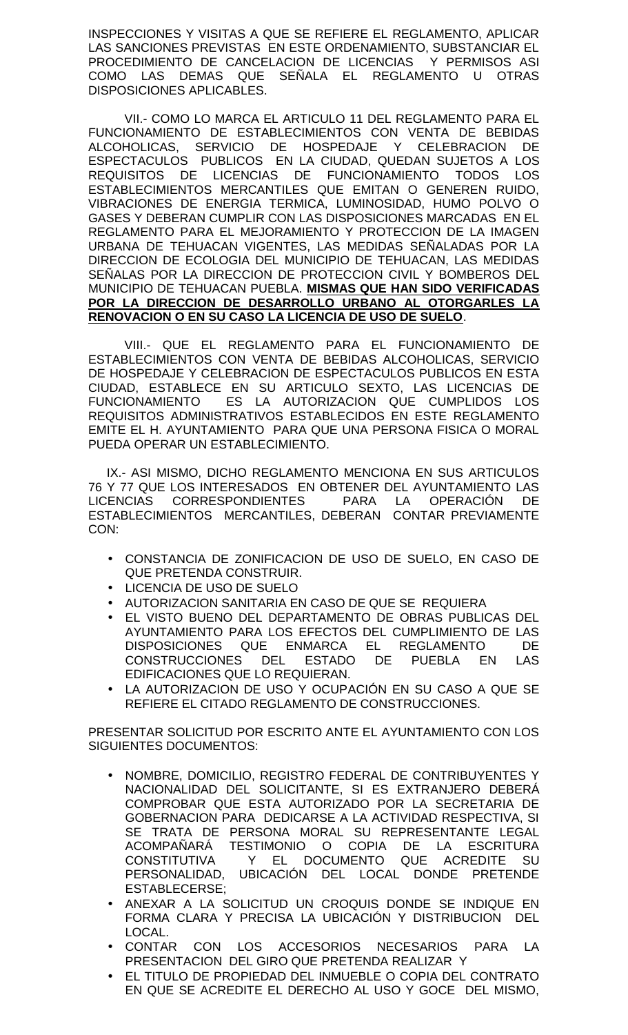INSPECCIONES Y VISITAS A QUE SE REFIERE EL REGLAMENTO, APLICAR LAS SANCIONES PREVISTAS EN ESTE ORDENAMIENTO, SUBSTANCIAR EL PROCEDIMIENTO DE CANCELACION DE LICENCIAS Y PERMISOS ASI COMO LAS DEMAS QUE SEÑALA EL REGLAMENTO U OTRAS DISPOSICIONES APLICABLES.

VII.- COMO LO MARCA EL ARTICULO 11 DEL REGLAMENTO PARA EL FUNCIONAMIENTO DE ESTABLECIMIENTOS CON VENTA DE BEBIDAS ALCOHOLICAS, SERVICIO DE HOSPEDAJE Y CELEBRACION DE ESPECTACULOS PUBLICOS EN LA CIUDAD, QUEDAN SUJETOS A LOS REQUISITOS DE LICENCIAS DE FUNCIONAMIENTO TODOS LOS ESTABLECIMIENTOS MERCANTILES QUE EMITAN O GENEREN RUIDO, VIBRACIONES DE ENERGIA TERMICA, LUMINOSIDAD, HUMO POLVO O GASES Y DEBERAN CUMPLIR CON LAS DISPOSICIONES MARCADAS EN EL REGLAMENTO PARA EL MEJORAMIENTO Y PROTECCION DE LA IMAGEN URBANA DE TEHUACAN VIGENTES, LAS MEDIDAS SEÑALADAS POR LA DIRECCION DE ECOLOGIA DEL MUNICIPIO DE TEHUACAN, LAS MEDIDAS SEÑALAS POR LA DIRECCION DE PROTECCION CIVIL Y BOMBEROS DEL MUNICIPIO DE TEHUACAN PUEBLA. **MISMAS QUE HAN SIDO VERIFICADAS POR LA DIRECCION DE DESARROLLO URBANO AL OTORGARLES LA RENOVACION O EN SU CASO LA LICENCIA DE USO DE SUELO**.

VIII.- QUE EL REGLAMENTO PARA EL FUNCIONAMIENTO DE ESTABLECIMIENTOS CON VENTA DE BEBIDAS ALCOHOLICAS, SERVICIO DE HOSPEDAJE Y CELEBRACION DE ESPECTACULOS PUBLICOS EN ESTA CIUDAD, ESTABLECE EN SU ARTICULO SEXTO, LAS LICENCIAS DE FUNCIONAMIENTO ES LA AUTORIZACION QUE CUMPLIDOS LOS REQUISITOS ADMINISTRATIVOS ESTABLECIDOS EN ESTE REGLAMENTO EMITE EL H. AYUNTAMIENTO PARA QUE UNA PERSONA FISICA O MORAL PUEDA OPERAR UN ESTABLECIMIENTO.

IX.- ASI MISMO, DICHO REGLAMENTO MENCIONA EN SUS ARTICULOS 76 Y 77 QUE LOS INTERESADOS EN OBTENER DEL AYUNTAMIENTO LAS LICENCIAS CORRESPONDIENTES PARA LA OPERACIÓN DE ESTABLECIMIENTOS MERCANTILES, DEBERAN CONTAR PREVIAMENTE CON:

- CONSTANCIA DE ZONIFICACION DE USO DE SUELO, EN CASO DE QUE PRETENDA CONSTRUIR.
- LICENCIA DE USO DE SUELO
- AUTORIZACION SANITARIA EN CASO DE QUE SE REQUIERA
- EL VISTO BUENO DEL DEPARTAMENTO DE OBRAS PUBLICAS DEL AYUNTAMIENTO PARA LOS EFECTOS DEL CUMPLIMIENTO DE LAS DISPOSICIONES QUE ENMARCA EL REGLAMENTO DE CONSTRUCCIONES DEL ESTADO DE PUEBLA EN LAS EDIFICACIONES QUE LO REQUIERAN.
- LA AUTORIZACION DE USO Y OCUPACIÓN EN SU CASO A QUE SE REFIERE EL CITADO REGLAMENTO DE CONSTRUCCIONES.

PRESENTAR SOLICITUD POR ESCRITO ANTE EL AYUNTAMIENTO CON LOS SIGUIENTES DOCUMENTOS:

- NOMBRE, DOMICILIO, REGISTRO FEDERAL DE CONTRIBUYENTES Y NACIONALIDAD DEL SOLICITANTE, SI ES EXTRANJERO DEBERÁ COMPROBAR QUE ESTA AUTORIZADO POR LA SECRETARIA DE GOBERNACION PARA DEDICARSE A LA ACTIVIDAD RESPECTIVA, SI SE TRATA DE PERSONA MORAL SU REPRESENTANTE LEGAL ACOMPAÑARÁ TESTIMONIO O COPIA DE LA ESCRITURA CONSTITUTIVA Y EL DOCUMENTO QUE ACREDITE SU PERSONALIDAD, UBICACIÓN DEL LOCAL DONDE PRETENDE ESTABLECERSE;
- ANEXAR A LA SOLICITUD UN CROQUIS DONDE SE INDIQUE EN FORMA CLARA Y PRECISA LA UBICACIÓN Y DISTRIBUCION DEL LOCAL.
- CONTAR CON LOS ACCESORIOS NECESARIOS PARA LA PRESENTACION DEL GIRO QUE PRETENDA REALIZAR Y
- EL TITULO DE PROPIEDAD DEL INMUEBLE O COPIA DEL CONTRATO EN QUE SE ACREDITE EL DERECHO AL USO Y GOCE DEL MISMO,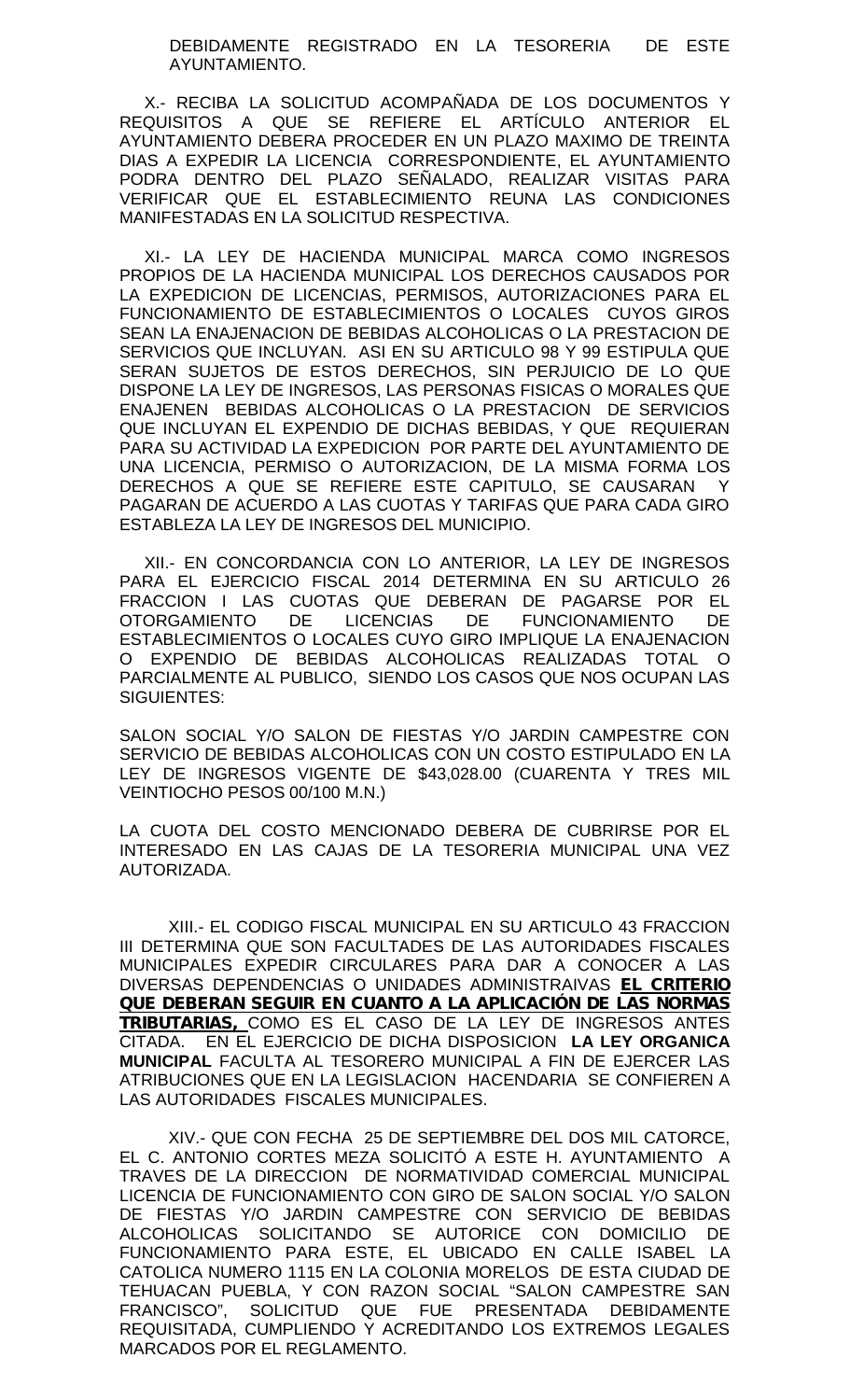DEBIDAMENTE REGISTRADO EN LA TESORERIA DE ESTE AYUNTAMIENTO.

X.- RECIBA LA SOLICITUD ACOMPAÑADA DE LOS DOCUMENTOS Y REQUISITOS A QUE SE REFIERE EL ARTÍCULO ANTERIOR EL AYUNTAMIENTO DEBERA PROCEDER EN UN PLAZO MAXIMO DE TREINTA DIAS A EXPEDIR LA LICENCIA CORRESPONDIENTE, EL AYUNTAMIENTO PODRA DENTRO DEL PLAZO SEÑALADO, REALIZAR VISITAS PARA VERIFICAR QUE EL ESTABLECIMIENTO REUNA LAS CONDICIONES MANIFESTADAS EN LA SOLICITUD RESPECTIVA.

XI.- LA LEY DE HACIENDA MUNICIPAL MARCA COMO INGRESOS PROPIOS DE LA HACIENDA MUNICIPAL LOS DERECHOS CAUSADOS POR LA EXPEDICION DE LICENCIAS, PERMISOS, AUTORIZACIONES PARA EL FUNCIONAMIENTO DE ESTABLECIMIENTOS O LOCALES CUYOS GIROS SEAN LA ENAJENACION DE BEBIDAS ALCOHOLICAS O LA PRESTACION DE SERVICIOS QUE INCLUYAN. ASI EN SU ARTICULO 98 Y 99 ESTIPULA QUE SERAN SUJETOS DE ESTOS DERECHOS, SIN PERJUICIO DE LO QUE DISPONE LA LEY DE INGRESOS, LAS PERSONAS FISICAS O MORALES QUE ENAJENEN BEBIDAS ALCOHOLICAS O LA PRESTACION DE SERVICIOS QUE INCLUYAN EL EXPENDIO DE DICHAS BEBIDAS, Y QUE REQUIERAN PARA SU ACTIVIDAD LA EXPEDICION POR PARTE DEL AYUNTAMIENTO DE UNA LICENCIA, PERMISO O AUTORIZACION, DE LA MISMA FORMA LOS DERECHOS A QUE SE REFIERE ESTE CAPITULO, SE CAUSARAN Y PAGARAN DE ACUERDO A LAS CUOTAS Y TARIFAS QUE PARA CADA GIRO ESTABLEZA LA LEY DE INGRESOS DEL MUNICIPIO.

XII.- EN CONCORDANCIA CON LO ANTERIOR, LA LEY DE INGRESOS PARA EL EJERCICIO FISCAL 2014 DETERMINA EN SU ARTICULO 26 FRACCION I LAS CUOTAS QUE DEBERAN DE PAGARSE POR EL OTORGAMIENTO DE LICENCIAS DE FUNCIONAMIENTO DE ESTABLECIMIENTOS O LOCALES CUYO GIRO IMPLIQUE LA ENAJENACION O EXPENDIO DE BEBIDAS ALCOHOLICAS REALIZADAS TOTAL O PARCIALMENTE AL PUBLICO, SIENDO LOS CASOS QUE NOS OCUPAN LAS SIGUIENTES:

SALON SOCIAL Y/O SALON DE FIESTAS Y/O JARDIN CAMPESTRE CON SERVICIO DE BEBIDAS ALCOHOLICAS CON UN COSTO ESTIPULADO EN LA LEY DE INGRESOS VIGENTE DE $43,028.00 (CUARENTA Y TRES MIL VEINTIOCHO PESOS 00/100 M.N.)

LA CUOTA DEL COSTO MENCIONADO DEBERA DE CUBRIRSE POR EL INTERESADO EN LAS CAJAS DE LA TESORERIA MUNICIPAL UNA VEZ AUTORIZADA.

XIII.- EL CODIGO FISCAL MUNICIPAL EN SU ARTICULO 43 FRACCION III DETERMINA QUE SON FACULTADES DE LAS AUTORIDADES FISCALES MUNICIPALES EXPEDIR CIRCULARES PARA DAR A CONOCER A LAS DIVERSAS DEPENDENCIAS O UNIDADES ADMINISTRAIVAS **EL CRITERIO QUE DEBERAN SEGUIR EN CUANTO A LA APLICACIÓN DE LAS NORMAS TRIBUTARIAS,** COMO ES EL CASO DE LA LEY DE INGRESOS ANTES CITADA. EN EL EJERCICIO DE DICHA DISPOSICION **LA LEY ORGANICA MUNICIPAL** FACULTA AL TESORERO MUNICIPAL A FIN DE EJERCER LAS ATRIBUCIONES QUE EN LA LEGISLACION HACENDARIA SE CONFIEREN A LAS AUTORIDADES FISCALES MUNICIPALES.

XIV.- QUE CON FECHA 25 DE SEPTIEMBRE DEL DOS MIL CATORCE, EL C. ANTONIO CORTES MEZA SOLICITÓ A ESTE H. AYUNTAMIENTO A TRAVES DE LA DIRECCION DE NORMATIVIDAD COMERCIAL MUNICIPAL LICENCIA DE FUNCIONAMIENTO CON GIRO DE SALON SOCIAL Y/O SALON DE FIESTAS Y/O JARDIN CAMPESTRE CON SERVICIO DE BEBIDAS ALCOHOLICAS SOLICITANDO SE AUTORICE CON DOMICILIO DE FUNCIONAMIENTO PARA ESTE, EL UBICADO EN CALLE ISABEL LA CATOLICA NUMERO 1115 EN LA COLONIA MORELOS DE ESTA CIUDAD DE TEHUACAN PUEBLA, Y CON RAZON SOCIAL "SALON CAMPESTRE SAN FRANCISCO", SOLICITUD QUE FUE PRESENTADA DEBIDAMENTE REQUISITADA, CUMPLIENDO Y ACREDITANDO LOS EXTREMOS LEGALES MARCADOS POR EL REGLAMENTO.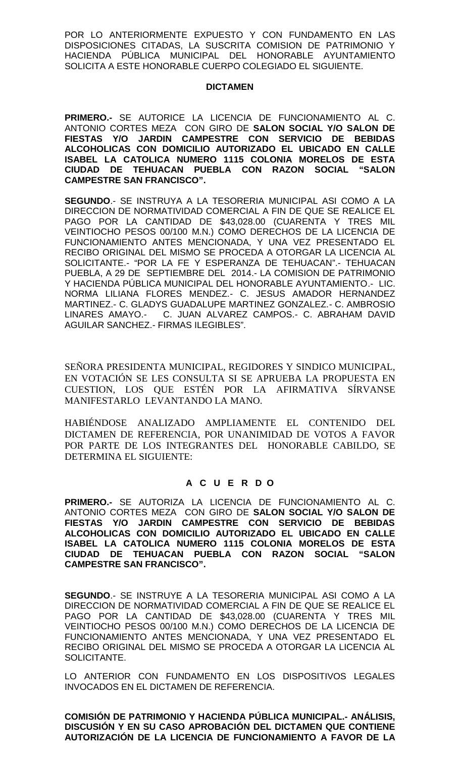POR LO ANTERIORMENTE EXPUESTO Y CON FUNDAMENTO EN LAS DISPOSICIONES CITADAS, LA SUSCRITA COMISION DE PATRIMONIO Y HACIENDA PÚBLICA MUNICIPAL DEL HONORABLE AYUNTAMIENTO SOLICITA A ESTE HONORABLE CUERPO COLEGIADO EL SIGUIENTE.

**DICTAMEN**

**PRIMERO.-** SE AUTORICE LA LICENCIA DE FUNCIONAMIENTO AL C. ANTONIO CORTES MEZA CON GIRO DE **SALON SOCIAL Y/O SALON DE FIESTAS Y/O JARDIN CAMPESTRE CON SERVICIO DE BEBIDAS ALCOHOLICAS CON DOMICILIO AUTORIZADO EL UBICADO EN CALLE ISABEL LA CATOLICA NUMERO 1115 COLONIA MORELOS DE ESTA CIUDAD DE TEHUACAN PUEBLA CON RAZON SOCIAL "SALON CAMPESTRE SAN FRANCISCO".**

**SEGUNDO**.- SE INSTRUYA A LA TESORERIA MUNICIPAL ASI COMO A LA DIRECCION DE NORMATIVIDAD COMERCIAL A FIN DE QUE SE REALICE EL PAGO POR LA CANTIDAD DE $43,028.00 (CUARENTA Y TRES MIL VEINTIOCHO PESOS 00/100 M.N.) COMO DERECHOS DE LA LICENCIA DE FUNCIONAMIENTO ANTES MENCIONADA, Y UNA VEZ PRESENTADO EL RECIBO ORIGINAL DEL MISMO SE PROCEDA A OTORGAR LA LICENCIA AL SOLICITANTE.- "POR LA FE Y ESPERANZA DE TEHUACAN".- TEHUACAN PUEBLA, A 29 DE SEPTIEMBRE DEL 2014.- LA COMISION DE PATRIMONIO Y HACIENDA PÚBLICA MUNICIPAL DEL HONORABLE AYUNTAMIENTO.- LIC. NORMA LILIANA FLORES MENDEZ.- C. JESUS AMADOR HERNANDEZ MARTINEZ.- C. GLADYS GUADALUPE MARTINEZ GONZALEZ.- C. AMBROSIO LINARES AMAYO.- C. JUAN ALVAREZ CAMPOS.- C. ABRAHAM DAVID AGUILAR SANCHEZ.- FIRMAS ILEGIBLES".

SEÑORA PRESIDENTA MUNICIPAL, REGIDORES Y SINDICO MUNICIPAL, EN VOTACIÓN SE LES CONSULTA SI SE APRUEBA LA PROPUESTA EN CUESTION, LOS QUE ESTÉN POR LA AFIRMATIVA SÍRVANSE MANIFESTARLO LEVANTANDO LA MANO.

HABIÉNDOSE ANALIZADO AMPLIAMENTE EL CONTENIDO DEL DICTAMEN DE REFERENCIA, POR UNANIMIDAD DE VOTOS A FAVOR POR PARTE DE LOS INTEGRANTES DEL HONORABLE CABILDO, SE DETERMINA EL SIGUIENTE:

**A C U E R D O**

**PRIMERO.-** SE AUTORIZA LA LICENCIA DE FUNCIONAMIENTO AL C. ANTONIO CORTES MEZA CON GIRO DE **SALON SOCIAL Y/O SALON DE FIESTAS Y/O JARDIN CAMPESTRE CON SERVICIO DE BEBIDAS ALCOHOLICAS CON DOMICILIO AUTORIZADO EL UBICADO EN CALLE ISABEL LA CATOLICA NUMERO 1115 COLONIA MORELOS DE ESTA CIUDAD DE TEHUACAN PUEBLA CON RAZON SOCIAL "SALON CAMPESTRE SAN FRANCISCO".**

**SEGUNDO**.- SE INSTRUYE A LA TESORERIA MUNICIPAL ASI COMO A LA DIRECCION DE NORMATIVIDAD COMERCIAL A FIN DE QUE SE REALICE EL PAGO POR LA CANTIDAD DE $43,028.00 (CUARENTA Y TRES MIL VEINTIOCHO PESOS 00/100 M.N.) COMO DERECHOS DE LA LICENCIA DE FUNCIONAMIENTO ANTES MENCIONADA, Y UNA VEZ PRESENTADO EL RECIBO ORIGINAL DEL MISMO SE PROCEDA A OTORGAR LA LICENCIA AL SOLICITANTE.

LO ANTERIOR CON FUNDAMENTO EN LOS DISPOSITIVOS LEGALES INVOCADOS EN EL DICTAMEN DE REFERENCIA.

**COMISIÓN DE PATRIMONIO Y HACIENDA PÚBLICA MUNICIPAL.- ANÁLISIS, DISCUSIÓN Y EN SU CASO APROBACIÓN DEL DICTAMEN QUE CONTIENE AUTORIZACIÓN DE LA LICENCIA DE FUNCIONAMIENTO A FAVOR DE LA**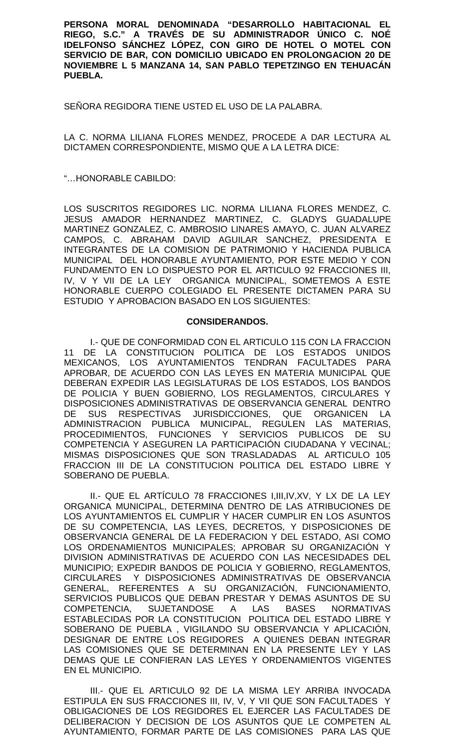**PERSONA MORAL DENOMINADA "DESARROLLO HABITACIONAL EL RIEGO, S.C." A TRAVÉS DE SU ADMINISTRADOR ÚNICO C. NOÉ IDELFONSO SÁNCHEZ LÓPEZ, CON GIRO DE HOTEL O MOTEL CON SERVICIO DE BAR, CON DOMICILIO UBICADO EN PROLONGACION 20 DE NOVIEMBRE L 5 MANZANA 14, SAN PABLO TEPETZINGO EN TEHUACÁN PUEBLA.**

SEÑORA REGIDORA TIENE USTED EL USO DE LA PALABRA.

LA C. NORMA LILIANA FLORES MENDEZ, PROCEDE A DAR LECTURA AL DICTAMEN CORRESPONDIENTE, MISMO QUE A LA LETRA DICE:

"…HONORABLE CABILDO:

LOS SUSCRITOS REGIDORES LIC. NORMA LILIANA FLORES MENDEZ, C. JESUS AMADOR HERNANDEZ MARTINEZ, C. GLADYS GUADALUPE MARTINEZ GONZALEZ, C. AMBROSIO LINARES AMAYO, C. JUAN ALVAREZ CAMPOS, C. ABRAHAM DAVID AGUILAR SANCHEZ, PRESIDENTA E INTEGRANTES DE LA COMISION DE PATRIMONIO Y HACIENDA PUBLICA MUNICIPAL DEL HONORABLE AYUNTAMIENTO, POR ESTE MEDIO Y CON FUNDAMENTO EN LO DISPUESTO POR EL ARTICULO 92 FRACCIONES III, IV, V Y VII DE LA LEY ORGANICA MUNICIPAL, SOMETEMOS A ESTE HONORABLE CUERPO COLEGIADO EL PRESENTE DICTAMEN PARA SU ESTUDIO Y APROBACION BASADO EN LOS SIGUIENTES:

**CONSIDERANDOS.**

I.- QUE DE CONFORMIDAD CON EL ARTICULO 115 CON LA FRACCION 11 DE LA CONSTITUCION POLITICA DE LOS ESTADOS UNIDOS MEXICANOS, LOS AYUNTAMIENTOS TENDRAN FACULTADES PARA APROBAR, DE ACUERDO CON LAS LEYES EN MATERIA MUNICIPAL QUE DEBERAN EXPEDIR LAS LEGISLATURAS DE LOS ESTADOS, LOS BANDOS DE POLICIA Y BUEN GOBIERNO, LOS REGLAMENTOS, CIRCULARES Y DISPOSICIONES ADMINISTRATIVAS DE OBSERVANCIA GENERAL DENTRO DE SUS RESPECTIVAS JURISDICCIONES, QUE ORGANICEN LA ADMINISTRACION PUBLICA MUNICIPAL, REGULEN LAS MATERIAS, PROCEDIMIENTOS, FUNCIONES Y SERVICIOS PUBLICOS DE SU COMPETENCIA Y ASEGUREN LA PARTICIPACIÓN CIUDADANA Y VECINAL; MISMAS DISPOSICIONES QUE SON TRASLADADAS AL ARTICULO 105 FRACCION III DE LA CONSTITUCION POLITICA DEL ESTADO LIBRE Y SOBERANO DE PUEBLA.

II.- QUE EL ARTÍCULO 78 FRACCIONES I,III,IV,XV, Y LX DE LA LEY ORGANICA MUNICIPAL, DETERMINA DENTRO DE LAS ATRIBUCIONES DE LOS AYUNTAMIENTOS EL CUMPLIR Y HACER CUMPLIR EN LOS ASUNTOS DE SU COMPETENCIA, LAS LEYES, DECRETOS, Y DISPOSICIONES DE OBSERVANCIA GENERAL DE LA FEDERACION Y DEL ESTADO, ASI COMO LOS ORDENAMIENTOS MUNICIPALES; APROBAR SU ORGANIZACIÓN Y DIVISION ADMINISTRATIVAS DE ACUERDO CON LAS NECESIDADES DEL MUNICIPIO; EXPEDIR BANDOS DE POLICIA Y GOBIERNO, REGLAMENTOS, CIRCULARES Y DISPOSICIONES ADMINISTRATIVAS DE OBSERVANCIA GENERAL, REFERENTES A SU ORGANIZACIÓN, FUNCIONAMIENTO, SERVICIOS PUBLICOS QUE DEBAN PRESTAR Y DEMAS ASUNTOS DE SU COMPETENCIA, SUJETANDOSE A LAS BASES NORMATIVAS ESTABLECIDAS POR LA CONSTITUCION POLITICA DEL ESTADO LIBRE Y SOBERANO DE PUEBLA , VIGILANDO SU OBSERVANCIA Y APLICACIÓN, DESIGNAR DE ENTRE LOS REGIDORES A QUIENES DEBAN INTEGRAR LAS COMISIONES QUE SE DETERMINAN EN LA PRESENTE LEY Y LAS DEMAS QUE LE CONFIERAN LAS LEYES Y ORDENAMIENTOS VIGENTES EN EL MUNICIPIO.

III.- QUE EL ARTICULO 92 DE LA MISMA LEY ARRIBA INVOCADA ESTIPULA EN SUS FRACCIONES III, IV, V, Y VII QUE SON FACULTADES Y OBLIGACIONES DE LOS REGIDORES EL EJERCER LAS FACULTADES DE DELIBERACION Y DECISION DE LOS ASUNTOS QUE LE COMPETEN AL AYUNTAMIENTO, FORMAR PARTE DE LAS COMISIONES PARA LAS QUE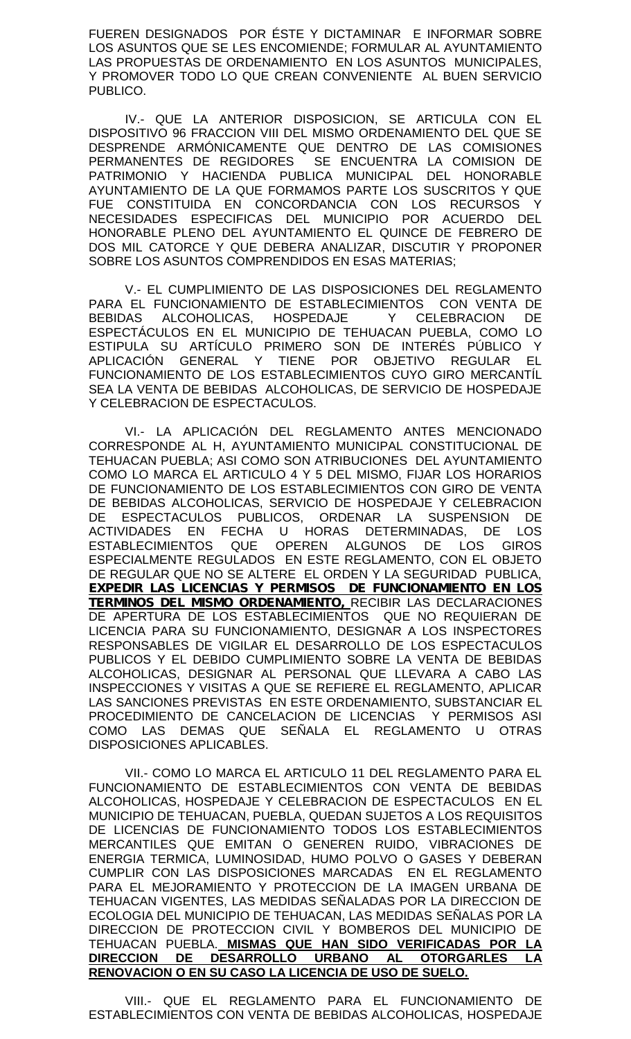FUEREN DESIGNADOS POR ÉSTE Y DICTAMINAR E INFORMAR SOBRE LOS ASUNTOS QUE SE LES ENCOMIENDE; FORMULAR AL AYUNTAMIENTO LAS PROPUESTAS DE ORDENAMIENTO EN LOS ASUNTOS MUNICIPALES, Y PROMOVER TODO LO QUE CREAN CONVENIENTE AL BUEN SERVICIO PUBLICO.

IV.- QUE LA ANTERIOR DISPOSICION, SE ARTICULA CON EL DISPOSITIVO 96 FRACCION VIII DEL MISMO ORDENAMIENTO DEL QUE SE DESPRENDE ARMÓNICAMENTE QUE DENTRO DE LAS COMISIONES PERMANENTES DE REGIDORES SE ENCUENTRA LA COMISION DE PATRIMONIO Y HACIENDA PUBLICA MUNICIPAL DEL HONORABLE AYUNTAMIENTO DE LA QUE FORMAMOS PARTE LOS SUSCRITOS Y QUE FUE CONSTITUIDA EN CONCORDANCIA CON LOS RECURSOS Y NECESIDADES ESPECIFICAS DEL MUNICIPIO POR ACUERDO DEL HONORABLE PLENO DEL AYUNTAMIENTO EL QUINCE DE FEBRERO DE DOS MIL CATORCE Y QUE DEBERA ANALIZAR, DISCUTIR Y PROPONER SOBRE LOS ASUNTOS COMPRENDIDOS EN ESAS MATERIAS;

V.- EL CUMPLIMIENTO DE LAS DISPOSICIONES DEL REGLAMENTO PARA EL FUNCIONAMIENTO DE ESTABLECIMIENTOS CON VENTA DE BEBIDAS ALCOHOLICAS, HOSPEDAJE Y CELEBRACION DE ESPECTÁCULOS EN EL MUNICIPIO DE TEHUACAN PUEBLA, COMO LO ESTIPULA SU ARTÍCULO PRIMERO SON DE INTERÉS PÚBLICO Y APLICACIÓN GENERAL Y TIENE POR OBJETIVO REGULAR EL FUNCIONAMIENTO DE LOS ESTABLECIMIENTOS CUYO GIRO MERCANTÍL SEA LA VENTA DE BEBIDAS ALCOHOLICAS, DE SERVICIO DE HOSPEDAJE Y CELEBRACION DE ESPECTACULOS.

VI.- LA APLICACIÓN DEL REGLAMENTO ANTES MENCIONADO CORRESPONDE AL H, AYUNTAMIENTO MUNICIPAL CONSTITUCIONAL DE TEHUACAN PUEBLA; ASI COMO SON ATRIBUCIONES DEL AYUNTAMIENTO COMO LO MARCA EL ARTICULO 4 Y 5 DEL MISMO, FIJAR LOS HORARIOS DE FUNCIONAMIENTO DE LOS ESTABLECIMIENTOS CON GIRO DE VENTA DE BEBIDAS ALCOHOLICAS, SERVICIO DE HOSPEDAJE Y CELEBRACION DE ESPECTACULOS PUBLICOS, ORDENAR LA SUSPENSION DE ACTIVIDADES EN FECHA U HORAS DETERMINADAS, DE LOS ESTABLECIMIENTOS QUE OPEREN ALGUNOS DE LOS GIROS ESPECIALMENTE REGULADOS EN ESTE REGLAMENTO, CON EL OBJETO DE REGULAR QUE NO SE ALTERE EL ORDEN Y LA SEGURIDAD PUBLICA, **EXPEDIR LAS LICENCIAS Y PERMISOS DE FUNCIONAMIENTO EN LOS TERMINOS DEL MISMO ORDENAMIENTO,** RECIBIR LAS DECLARACIONES DE APERTURA DE LOS ESTABLECIMIENTOS QUE NO REQUIERAN DE LICENCIA PARA SU FUNCIONAMIENTO, DESIGNAR A LOS INSPECTORES RESPONSABLES DE VIGILAR EL DESARROLLO DE LOS ESPECTACULOS PUBLICOS Y EL DEBIDO CUMPLIMIENTO SOBRE LA VENTA DE BEBIDAS ALCOHOLICAS, DESIGNAR AL PERSONAL QUE LLEVARA A CABO LAS INSPECCIONES Y VISITAS A QUE SE REFIERE EL REGLAMENTO, APLICAR LAS SANCIONES PREVISTAS EN ESTE ORDENAMIENTO, SUBSTANCIAR EL PROCEDIMIENTO DE CANCELACION DE LICENCIAS Y PERMISOS ASI COMO LAS DEMAS QUE SEÑALA EL REGLAMENTO U OTRAS DISPOSICIONES APLICABLES.

VII.- COMO LO MARCA EL ARTICULO 11 DEL REGLAMENTO PARA EL FUNCIONAMIENTO DE ESTABLECIMIENTOS CON VENTA DE BEBIDAS ALCOHOLICAS, HOSPEDAJE Y CELEBRACION DE ESPECTACULOS EN EL MUNICIPIO DE TEHUACAN, PUEBLA, QUEDAN SUJETOS A LOS REQUISITOS DE LICENCIAS DE FUNCIONAMIENTO TODOS LOS ESTABLECIMIENTOS MERCANTILES QUE EMITAN O GENEREN RUIDO, VIBRACIONES DE ENERGIA TERMICA, LUMINOSIDAD, HUMO POLVO O GASES Y DEBERAN CUMPLIR CON LAS DISPOSICIONES MARCADAS EN EL REGLAMENTO PARA EL MEJORAMIENTO Y PROTECCION DE LA IMAGEN URBANA DE TEHUACAN VIGENTES, LAS MEDIDAS SEÑALADAS POR LA DIRECCION DE ECOLOGIA DEL MUNICIPIO DE TEHUACAN, LAS MEDIDAS SEÑALAS POR LA DIRECCION DE PROTECCION CIVIL Y BOMBEROS DEL MUNICIPIO DE TEHUACAN PUEBLA. **MISMAS QUE HAN SIDO VERIFICADAS POR LA DIRECCION DE DESARROLLO URBANO AL OTORGARLES LA RENOVACION O EN SU CASO LA LICENCIA DE USO DE SUELO.**

VIII.- QUE EL REGLAMENTO PARA EL FUNCIONAMIENTO DE ESTABLECIMIENTOS CON VENTA DE BEBIDAS ALCOHOLICAS, HOSPEDAJE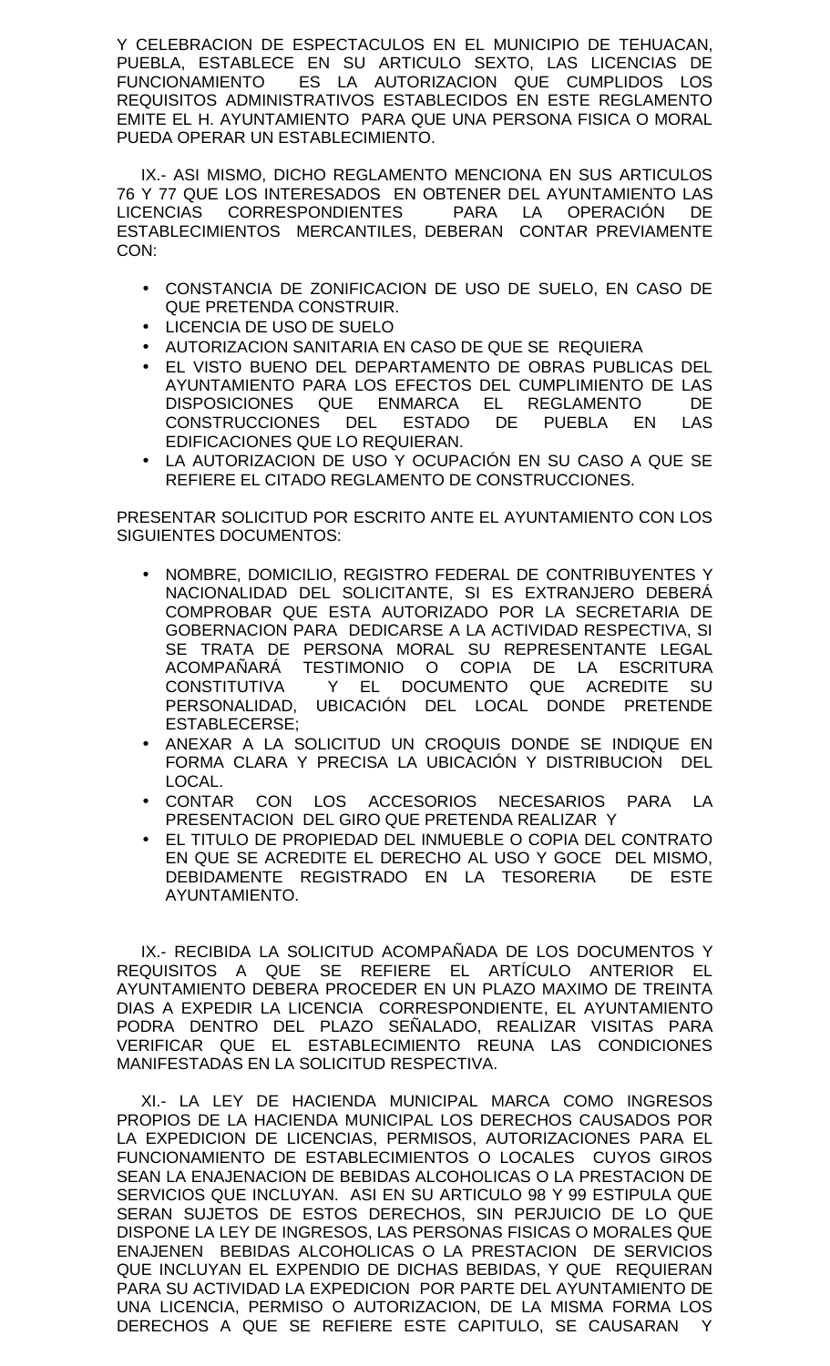Y CELEBRACION DE ESPECTACULOS EN EL MUNICIPIO DE TEHUACAN, PUEBLA, ESTABLECE EN SU ARTICULO SEXTO, LAS LICENCIAS DE FUNCIONAMIENTO ES LA AUTORIZACION QUE CUMPLIDOS LOS REQUISITOS ADMINISTRATIVOS ESTABLECIDOS EN ESTE REGLAMENTO EMITE EL H. AYUNTAMIENTO PARA QUE UNA PERSONA FISICA O MORAL PUEDA OPERAR UN ESTABLECIMIENTO.

IX.- ASI MISMO, DICHO REGLAMENTO MENCIONA EN SUS ARTICULOS 76 Y 77 QUE LOS INTERESADOS EN OBTENER DEL AYUNTAMIENTO LAS LICENCIAS CORRESPONDIENTES PARA LA OPERACIÓN DE ESTABLECIMIENTOS MERCANTILES, DEBERAN CONTAR PREVIAMENTE CON:

- CONSTANCIA DE ZONIFICACION DE USO DE SUELO, EN CASO DE QUE PRETENDA CONSTRUIR.
- LICENCIA DE USO DE SUELO
- AUTORIZACION SANITARIA EN CASO DE QUE SE REQUIERA
- EL VISTO BUENO DEL DEPARTAMENTO DE OBRAS PUBLICAS DEL AYUNTAMIENTO PARA LOS EFECTOS DEL CUMPLIMIENTO DE LAS DISPOSICIONES QUE ENMARCA EL REGLAMENTO DE CONSTRUCCIONES DEL ESTADO DE PUEBLA EN LAS EDIFICACIONES QUE LO REQUIERAN.
- LA AUTORIZACION DE USO Y OCUPACIÓN EN SU CASO A QUE SE REFIERE EL CITADO REGLAMENTO DE CONSTRUCCIONES.

PRESENTAR SOLICITUD POR ESCRITO ANTE EL AYUNTAMIENTO CON LOS SIGUIENTES DOCUMENTOS:

- NOMBRE, DOMICILIO, REGISTRO FEDERAL DE CONTRIBUYENTES Y NACIONALIDAD DEL SOLICITANTE, SI ES EXTRANJERO DEBERÁ COMPROBAR QUE ESTA AUTORIZADO POR LA SECRETARIA DE GOBERNACION PARA DEDICARSE A LA ACTIVIDAD RESPECTIVA, SI SE TRATA DE PERSONA MORAL SU REPRESENTANTE LEGAL ACOMPAÑARÁ TESTIMONIO O COPIA DE LA ESCRITURA CONSTITUTIVA Y EL DOCUMENTO QUE ACREDITE SU PERSONALIDAD, UBICACIÓN DEL LOCAL DONDE PRETENDE ESTABLECERSE;
- ANEXAR A LA SOLICITUD UN CROQUIS DONDE SE INDIQUE EN FORMA CLARA Y PRECISA LA UBICACIÓN Y DISTRIBUCION DEL LOCAL.
- CONTAR CON LOS ACCESORIOS NECESARIOS PARA LA PRESENTACION DEL GIRO QUE PRETENDA REALIZAR Y
- EL TITULO DE PROPIEDAD DEL INMUEBLE O COPIA DEL CONTRATO EN QUE SE ACREDITE EL DERECHO AL USO Y GOCE DEL MISMO, DEBIDAMENTE REGISTRADO EN LA TESORERIA DE ESTE AYUNTAMIENTO.

IX.- RECIBIDA LA SOLICITUD ACOMPAÑADA DE LOS DOCUMENTOS Y REQUISITOS A QUE SE REFIERE EL ARTÍCULO ANTERIOR EL AYUNTAMIENTO DEBERA PROCEDER EN UN PLAZO MAXIMO DE TREINTA DIAS A EXPEDIR LA LICENCIA CORRESPONDIENTE, EL AYUNTAMIENTO PODRA DENTRO DEL PLAZO SEÑALADO, REALIZAR VISITAS PARA VERIFICAR QUE EL ESTABLECIMIENTO REUNA LAS CONDICIONES MANIFESTADAS EN LA SOLICITUD RESPECTIVA.

XI.- LA LEY DE HACIENDA MUNICIPAL MARCA COMO INGRESOS PROPIOS DE LA HACIENDA MUNICIPAL LOS DERECHOS CAUSADOS POR LA EXPEDICION DE LICENCIAS, PERMISOS, AUTORIZACIONES PARA EL FUNCIONAMIENTO DE ESTABLECIMIENTOS O LOCALES CUYOS GIROS SEAN LA ENAJENACION DE BEBIDAS ALCOHOLICAS O LA PRESTACION DE SERVICIOS QUE INCLUYAN. ASI EN SU ARTICULO 98 Y 99 ESTIPULA QUE SERAN SUJETOS DE ESTOS DERECHOS, SIN PERJUICIO DE LO QUE DISPONE LA LEY DE INGRESOS, LAS PERSONAS FISICAS O MORALES QUE ENAJENEN BEBIDAS ALCOHOLICAS O LA PRESTACION DE SERVICIOS QUE INCLUYAN EL EXPENDIO DE DICHAS BEBIDAS, Y QUE REQUIERAN PARA SU ACTIVIDAD LA EXPEDICION POR PARTE DEL AYUNTAMIENTO DE UNA LICENCIA, PERMISO O AUTORIZACION, DE LA MISMA FORMA LOS DERECHOS A QUE SE REFIERE ESTE CAPITULO, SE CAUSARAN Y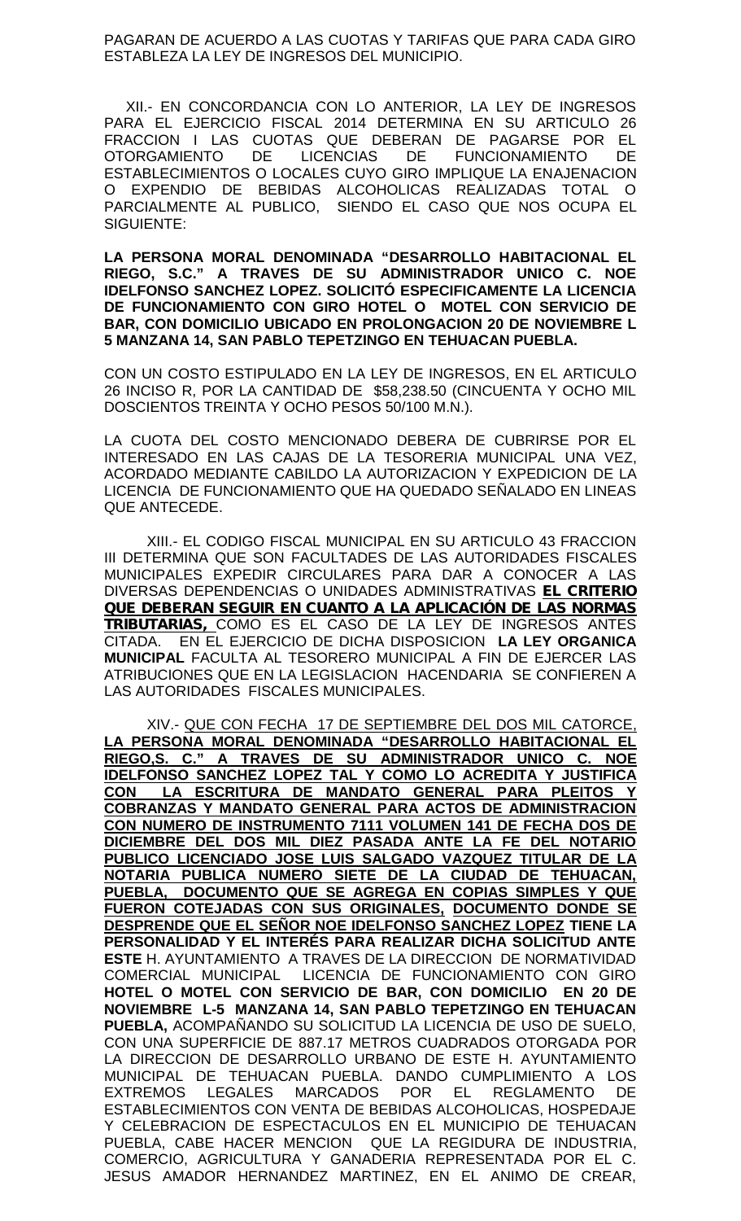PAGARAN DE ACUERDO A LAS CUOTAS Y TARIFAS QUE PARA CADA GIRO ESTABLEZA LA LEY DE INGRESOS DEL MUNICIPIO.

XII.- EN CONCORDANCIA CON LO ANTERIOR, LA LEY DE INGRESOS PARA EL EJERCICIO FISCAL 2014 DETERMINA EN SU ARTICULO 26 FRACCION I LAS CUOTAS QUE DEBERAN DE PAGARSE POR EL OTORGAMIENTO DE LICENCIAS DE FUNCIONAMIENTO DE ESTABLECIMIENTOS O LOCALES CUYO GIRO IMPLIQUE LA ENAJENACION O EXPENDIO DE BEBIDAS ALCOHOLICAS REALIZADAS TOTAL O PARCIALMENTE AL PUBLICO, SIENDO EL CASO QUE NOS OCUPA EL SIGUIENTE:

**LA PERSONA MORAL DENOMINADA "DESARROLLO HABITACIONAL EL RIEGO, S.C." A TRAVES DE SU ADMINISTRADOR UNICO C. NOE IDELFONSO SANCHEZ LOPEZ. SOLICITÓ ESPECIFICAMENTE LA LICENCIA DE FUNCIONAMIENTO CON GIRO HOTEL O MOTEL CON SERVICIO DE BAR, CON DOMICILIO UBICADO EN PROLONGACION 20 DE NOVIEMBRE L 5 MANZANA 14, SAN PABLO TEPETZINGO EN TEHUACAN PUEBLA.**

CON UN COSTO ESTIPULADO EN LA LEY DE INGRESOS, EN EL ARTICULO 26 INCISO R, POR LA CANTIDAD DE $58,238.50 (CINCUENTA Y OCHO MIL DOSCIENTOS TREINTA Y OCHO PESOS 50/100 M.N.).

LA CUOTA DEL COSTO MENCIONADO DEBERA DE CUBRIRSE POR EL INTERESADO EN LAS CAJAS DE LA TESORERIA MUNICIPAL UNA VEZ, ACORDADO MEDIANTE CABILDO LA AUTORIZACION Y EXPEDICION DE LA LICENCIA DE FUNCIONAMIENTO QUE HA QUEDADO SEÑALADO EN LINEAS QUE ANTECEDE.

XIII.- EL CODIGO FISCAL MUNICIPAL EN SU ARTICULO 43 FRACCION III DETERMINA QUE SON FACULTADES DE LAS AUTORIDADES FISCALES MUNICIPALES EXPEDIR CIRCULARES PARA DAR A CONOCER A LAS DIVERSAS DEPENDENCIAS O UNIDADES ADMINISTRATIVAS **EL CRITERIO QUE DEBERAN SEGUIR EN CUANTO A LA APLICACIÓN DE LAS NORMAS TRIBUTARIAS,** COMO ES EL CASO DE LA LEY DE INGRESOS ANTES CITADA. EN EL EJERCICIO DE DICHA DISPOSICION **LA LEY ORGANICA MUNICIPAL** FACULTA AL TESORERO MUNICIPAL A FIN DE EJERCER LAS ATRIBUCIONES QUE EN LA LEGISLACION HACENDARIA SE CONFIEREN A LAS AUTORIDADES FISCALES MUNICIPALES.

XIV.- QUE CON FECHA 17 DE SEPTIEMBRE DEL DOS MIL CATORCE, **LA PERSONA MORAL DENOMINADA "DESARROLLO HABITACIONAL EL RIEGO,S. C." A TRAVES DE SU ADMINISTRADOR UNICO C. NOE IDELFONSO SANCHEZ LOPEZ TAL Y COMO LO ACREDITA Y JUSTIFICA CON LA ESCRITURA DE MANDATO GENERAL PARA PLEITOS Y COBRANZAS Y MANDATO GENERAL PARA ACTOS DE ADMINISTRACION CON NUMERO DE INSTRUMENTO 7111 VOLUMEN 141 DE FECHA DOS DE DICIEMBRE DEL DOS MIL DIEZ PASADA ANTE LA FE DEL NOTARIO PUBLICO LICENCIADO JOSE LUIS SALGADO VAZQUEZ TITULAR DE LA NOTARIA PUBLICA NUMERO SIETE DE LA CIUDAD DE TEHUACAN, PUEBLA, DOCUMENTO QUE SE AGREGA EN COPIAS SIMPLES Y QUE FUERON COTEJADAS CON SUS ORIGINALES, DOCUMENTO DONDE SE DESPRENDE QUE EL SEÑOR NOE IDELFONSO SANCHEZ LOPEZ TIENE LA PERSONALIDAD Y EL INTERÉS PARA REALIZAR DICHA SOLICITUD ANTE ESTE** H. AYUNTAMIENTO A TRAVES DE LA DIRECCION DE NORMATIVIDAD COMERCIAL MUNICIPAL LICENCIA DE FUNCIONAMIENTO CON GIRO **HOTEL O MOTEL CON SERVICIO DE BAR, CON DOMICILIO EN 20 DE NOVIEMBRE L-5 MANZANA 14, SAN PABLO TEPETZINGO EN TEHUACAN PUEBLA,** ACOMPAÑANDO SU SOLICITUD LA LICENCIA DE USO DE SUELO, CON UNA SUPERFICIE DE 887.17 METROS CUADRADOS OTORGADA POR LA DIRECCION DE DESARROLLO URBANO DE ESTE H. AYUNTAMIENTO MUNICIPAL DE TEHUACAN PUEBLA. DANDO CUMPLIMIENTO A LOS EXTREMOS LEGALES MARCADOS POR EL REGLAMENTO DE ESTABLECIMIENTOS CON VENTA DE BEBIDAS ALCOHOLICAS, HOSPEDAJE Y CELEBRACION DE ESPECTACULOS EN EL MUNICIPIO DE TEHUACAN PUEBLA, CABE HACER MENCION QUE LA REGIDURA DE INDUSTRIA, COMERCIO, AGRICULTURA Y GANADERIA REPRESENTADA POR EL C. JESUS AMADOR HERNANDEZ MARTINEZ, EN EL ANIMO DE CREAR,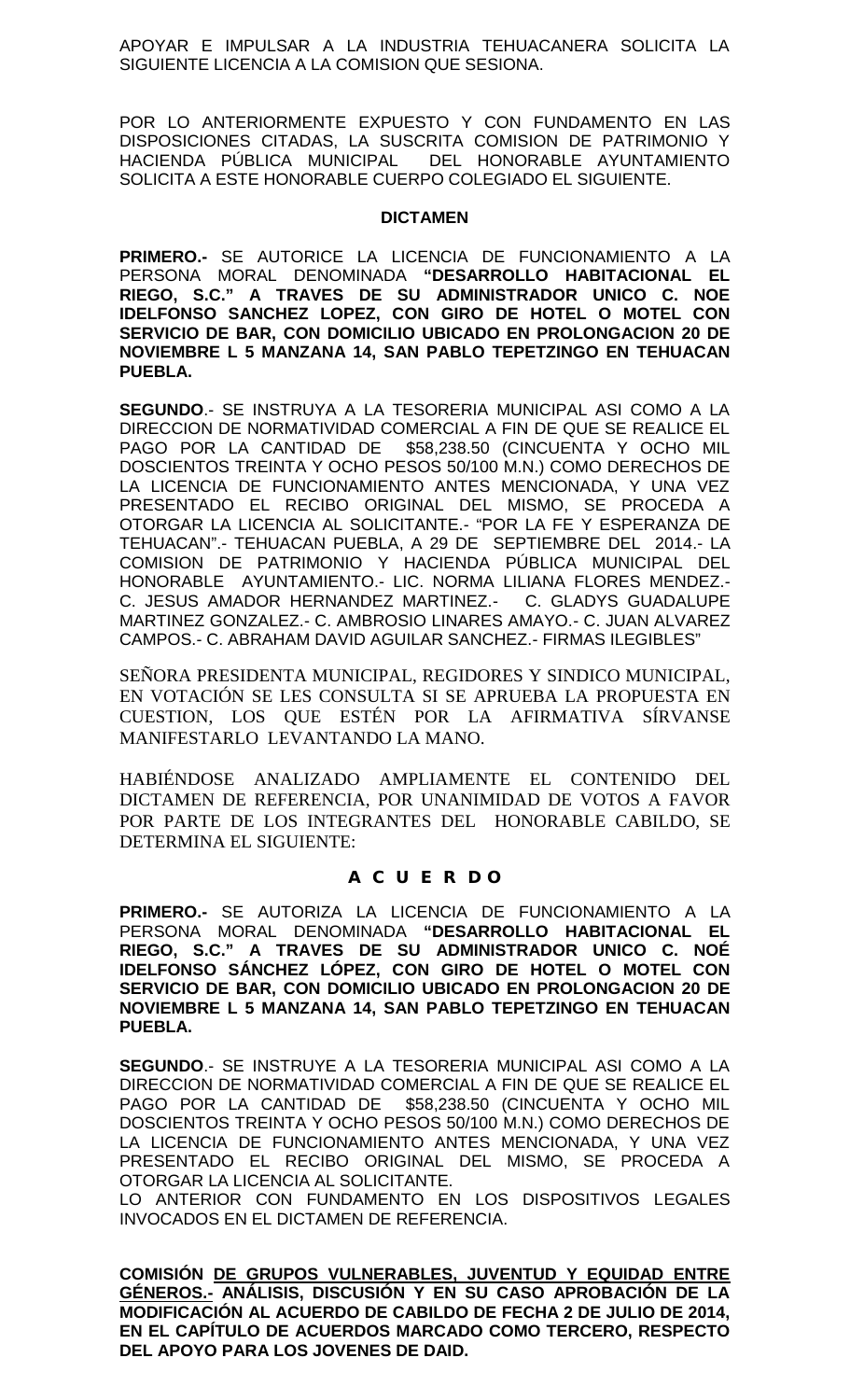APOYAR E IMPULSAR A LA INDUSTRIA TEHUACANERA SOLICITA LA SIGUIENTE LICENCIA A LA COMISION QUE SESIONA.

POR LO ANTERIORMENTE EXPUESTO Y CON FUNDAMENTO EN LAS DISPOSICIONES CITADAS, LA SUSCRITA COMISION DE PATRIMONIO Y HACIENDA PÚBLICA MUNICIPAL DEL HONORABLE AYUNTAMIENTO SOLICITA A ESTE HONORABLE CUERPO COLEGIADO EL SIGUIENTE.

**DICTAMEN**

**PRIMERO.-** SE AUTORICE LA LICENCIA DE FUNCIONAMIENTO A LA PERSONA MORAL DENOMINADA **"DESARROLLO HABITACIONAL EL RIEGO, S.C." A TRAVES DE SU ADMINISTRADOR UNICO C. NOE IDELFONSO SANCHEZ LOPEZ, CON GIRO DE HOTEL O MOTEL CON SERVICIO DE BAR, CON DOMICILIO UBICADO EN PROLONGACION 20 DE NOVIEMBRE L 5 MANZANA 14, SAN PABLO TEPETZINGO EN TEHUACAN PUEBLA.**

**SEGUNDO**.- SE INSTRUYA A LA TESORERIA MUNICIPAL ASI COMO A LA DIRECCION DE NORMATIVIDAD COMERCIAL A FIN DE QUE SE REALICE EL PAGO POR LA CANTIDAD DE $58,238.50 (CINCUENTA Y OCHO MIL DOSCIENTOS TREINTA Y OCHO PESOS 50/100 M.N.) COMO DERECHOS DE LA LICENCIA DE FUNCIONAMIENTO ANTES MENCIONADA, Y UNA VEZ PRESENTADO EL RECIBO ORIGINAL DEL MISMO, SE PROCEDA A OTORGAR LA LICENCIA AL SOLICITANTE.- "POR LA FE Y ESPERANZA DE TEHUACAN".- TEHUACAN PUEBLA, A 29 DE SEPTIEMBRE DEL 2014.- LA COMISION DE PATRIMONIO Y HACIENDA PÚBLICA MUNICIPAL DEL HONORABLE AYUNTAMIENTO.- LIC. NORMA LILIANA FLORES MENDEZ.- C. JESUS AMADOR HERNANDEZ MARTINEZ.- C. GLADYS GUADALUPE MARTINEZ GONZALEZ.- C. AMBROSIO LINARES AMAYO.- C. JUAN ALVAREZ CAMPOS.- C. ABRAHAM DAVID AGUILAR SANCHEZ.- FIRMAS ILEGIBLES"

SEÑORA PRESIDENTA MUNICIPAL, REGIDORES Y SINDICO MUNICIPAL, EN VOTACIÓN SE LES CONSULTA SI SE APRUEBA LA PROPUESTA EN CUESTION, LOS QUE ESTÉN POR LA AFIRMATIVA SÍRVANSE MANIFESTARLO LEVANTANDO LA MANO.

HABIÉNDOSE ANALIZADO AMPLIAMENTE EL CONTENIDO DEL DICTAMEN DE REFERENCIA, POR UNANIMIDAD DE VOTOS A FAVOR POR PARTE DE LOS INTEGRANTES DEL HONORABLE CABILDO, SE DETERMINA EL SIGUIENTE:

**A C U E R D O**

**PRIMERO.-** SE AUTORIZA LA LICENCIA DE FUNCIONAMIENTO A LA PERSONA MORAL DENOMINADA **"DESARROLLO HABITACIONAL EL RIEGO, S.C." A TRAVES DE SU ADMINISTRADOR UNICO C. NOÉ IDELFONSO SÁNCHEZ LÓPEZ, CON GIRO DE HOTEL O MOTEL CON SERVICIO DE BAR, CON DOMICILIO UBICADO EN PROLONGACION 20 DE NOVIEMBRE L 5 MANZANA 14, SAN PABLO TEPETZINGO EN TEHUACAN PUEBLA.**

**SEGUNDO**.- SE INSTRUYE A LA TESORERIA MUNICIPAL ASI COMO A LA DIRECCION DE NORMATIVIDAD COMERCIAL A FIN DE QUE SE REALICE EL PAGO POR LA CANTIDAD DE $58,238.50 (CINCUENTA Y OCHO MIL DOSCIENTOS TREINTA Y OCHO PESOS 50/100 M.N.) COMO DERECHOS DE LA LICENCIA DE FUNCIONAMIENTO ANTES MENCIONADA, Y UNA VEZ PRESENTADO EL RECIBO ORIGINAL DEL MISMO, SE PROCEDA A OTORGAR LA LICENCIA AL SOLICITANTE.

LO ANTERIOR CON FUNDAMENTO EN LOS DISPOSITIVOS LEGALES INVOCADOS EN EL DICTAMEN DE REFERENCIA.

**COMISIÓN <u>DE GRUPOS VULNERABLES, JUVENTUD Y EQUIDAD ENTRE GÉNEROS.-</u> ANÁLISIS, DISCUSIÓN Y EN SU CASO APROBACIÓN DE LA MODIFICACIÓN AL ACUERDO DE CABILDO DE FECHA 2 DE JULIO DE 2014, EN EL CAPÍTULO DE ACUERDOS MARCADO COMO TERCERO, RESPECTO DEL APOYO PARA LOS JOVENES DE DAID.**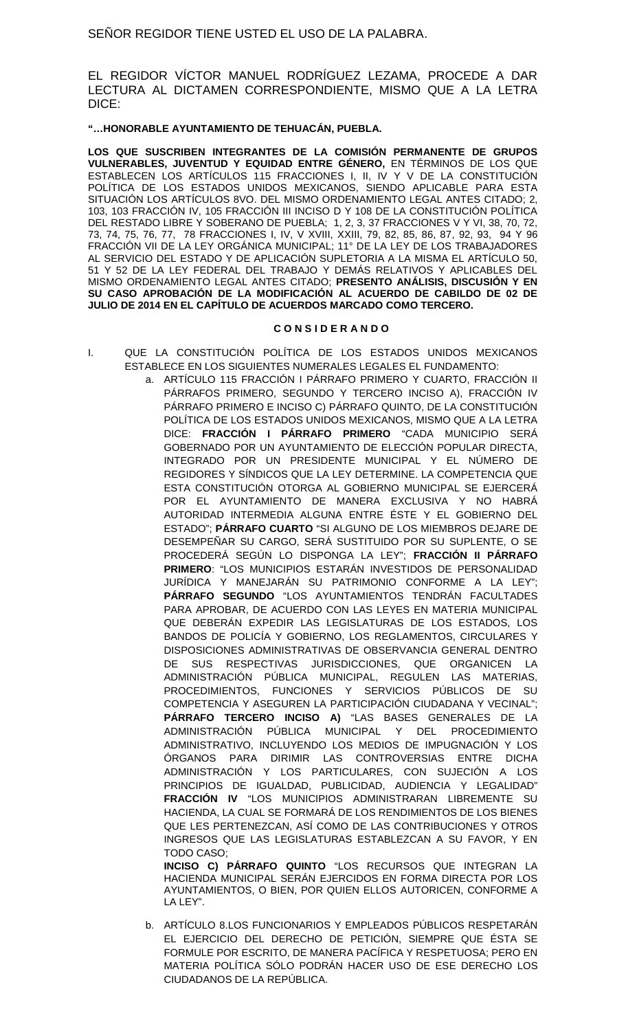SEÑOR REGIDOR TIENE USTED EL USO DE LA PALABRA.

EL REGIDOR VÍCTOR MANUEL RODRÍGUEZ LEZAMA, PROCEDE A DAR LECTURA AL DICTAMEN CORRESPONDIENTE, MISMO QUE A LA LETRA DICE:

**"…HONORABLE AYUNTAMIENTO DE TEHUACÁN, PUEBLA.**

**LOS QUE SUSCRIBEN INTEGRANTES DE LA COMISIÓN PERMANENTE DE GRUPOS VULNERABLES, JUVENTUD Y EQUIDAD ENTRE GÉNERO,** EN TÉRMINOS DE LOS QUE ESTABLECEN LOS ARTÍCULOS 115 FRACCIONES I, II, IV Y V DE LA CONSTITUCIÓN POLÍTICA DE LOS ESTADOS UNIDOS MEXICANOS, SIENDO APLICABLE PARA ESTA SITUACIÓN LOS ARTÍCULOS 8VO. DEL MISMO ORDENAMIENTO LEGAL ANTES CITADO; 2, 103, 103 FRACCIÓN IV, 105 FRACCIÓN III INCISO D Y 108 DE LA CONSTITUCIÓN POLÍTICA DEL RESTADO LIBRE Y SOBERANO DE PUEBLA; 1, 2, 3, 37 FRACCIONES V Y VI, 38, 70, 72, 73, 74, 75, 76, 77, 78 FRACCIONES I, IV, V XVIII, XXIII, 79, 82, 85, 86, 87, 92, 93, 94 Y 96 FRACCIÓN VII DE LA LEY ORGÁNICA MUNICIPAL; 11° DE LA LEY DE LOS TRABAJADORES AL SERVICIO DEL ESTADO Y DE APLICACIÓN SUPLETORIA A LA MISMA EL ARTÍCULO 50, 51 Y 52 DE LA LEY FEDERAL DEL TRABAJO Y DEMÁS RELATIVOS Y APLICABLES DEL MISMO ORDENAMIENTO LEGAL ANTES CITADO; **PRESENTO ANÁLISIS, DISCUSIÓN Y EN SU CASO APROBACIÓN DE LA MODIFICACIÓN AL ACUERDO DE CABILDO DE 02 DE JULIO DE 2014 EN EL CAPÍTULO DE ACUERDOS MARCADO COMO TERCERO.**

**C O N S I D E R A N D O**

I. QUE LA CONSTITUCIÓN POLÍTICA DE LOS ESTADOS UNIDOS MEXICANOS ESTABLECE EN LOS SIGUIENTES NUMERALES LEGALES EL FUNDAMENTO:

   a. ARTÍCULO 115 FRACCIÓN I PÁRRAFO PRIMERO Y CUARTO, FRACCIÓN II PÁRRAFOS PRIMERO, SEGUNDO Y TERCERO INCISO A), FRACCIÓN IV PÁRRAFO PRIMERO E INCISO C) PÁRRAFO QUINTO, DE LA CONSTITUCIÓN POLÍTICA DE LOS ESTADOS UNIDOS MEXICANOS, MISMO QUE A LA LETRA DICE: **FRACCIÓN I PÁRRAFO PRIMERO** "CADA MUNICIPIO SERÁ GOBERNADO POR UN AYUNTAMIENTO DE ELECCIÓN POPULAR DIRECTA, INTEGRADO POR UN PRESIDENTE MUNICIPAL Y EL NÚMERO DE REGIDORES Y SÍNDICOS QUE LA LEY DETERMINE. LA COMPETENCIA QUE ESTA CONSTITUCIÓN OTORGA AL GOBIERNO MUNICIPAL SE EJERCERÁ POR EL AYUNTAMIENTO DE MANERA EXCLUSIVA Y NO HABRÁ AUTORIDAD INTERMEDIA ALGUNA ENTRE ÉSTE Y EL GOBIERNO DEL ESTADO"; **PÁRRAFO CUARTO** "SI ALGUNO DE LOS MIEMBROS DEJARE DE DESEMPEÑAR SU CARGO, SERÁ SUSTITUIDO POR SU SUPLENTE, O SE PROCEDERÁ SEGÚN LO DISPONGA LA LEY"; **FRACCIÓN II PÁRRAFO PRIMERO**: "LOS MUNICIPIOS ESTARÁN INVESTIDOS DE PERSONALIDAD JURÍDICA Y MANEJARÁN SU PATRIMONIO CONFORME A LA LEY"; **PÁRRAFO SEGUNDO** "LOS AYUNTAMIENTOS TENDRÁN FACULTADES PARA APROBAR, DE ACUERDO CON LAS LEYES EN MATERIA MUNICIPAL QUE DEBERÁN EXPEDIR LAS LEGISLATURAS DE LOS ESTADOS, LOS BANDOS DE POLICÍA Y GOBIERNO, LOS REGLAMENTOS, CIRCULARES Y DISPOSICIONES ADMINISTRATIVAS DE OBSERVANCIA GENERAL DENTRO DE SUS RESPECTIVAS JURISDICCIONES, QUE ORGANICEN LA ADMINISTRACIÓN PÚBLICA MUNICIPAL, REGULEN LAS MATERIAS, PROCEDIMIENTOS, FUNCIONES Y SERVICIOS PÚBLICOS DE SU COMPETENCIA Y ASEGUREN LA PARTICIPACIÓN CIUDADANA Y VECINAL"; **PÁRRAFO TERCERO INCISO A)** "LAS BASES GENERALES DE LA ADMINISTRACIÓN PÚBLICA MUNICIPAL Y DEL PROCEDIMIENTO ADMINISTRATIVO, INCLUYENDO LOS MEDIOS DE IMPUGNACIÓN Y LOS ÓRGANOS PARA DIRIMIR LAS CONTROVERSIAS ENTRE DICHA ADMINISTRACIÓN Y LOS PARTICULARES, CON SUJECIÓN A LOS PRINCIPIOS DE IGUALDAD, PUBLICIDAD, AUDIENCIA Y LEGALIDAD" **FRACCIÓN IV** "LOS MUNICIPIOS ADMINISTRARAN LIBREMENTE SU HACIENDA, LA CUAL SE FORMARÁ DE LOS RENDIMIENTOS DE LOS BIENES QUE LES PERTENEZCAN, ASÍ COMO DE LAS CONTRIBUCIONES Y OTROS INGRESOS QUE LAS LEGISLATURAS ESTABLEZCAN A SU FAVOR, Y EN TODO CASO;
   **INCISO C) PÁRRAFO QUINTO** "LOS RECURSOS QUE INTEGRAN LA HACIENDA MUNICIPAL SERÁN EJERCIDOS EN FORMA DIRECTA POR LOS AYUNTAMIENTOS, O BIEN, POR QUIEN ELLOS AUTORICEN, CONFORME A LA LEY".

   b. ARTÍCULO 8.LOS FUNCIONARIOS Y EMPLEADOS PÚBLICOS RESPETARÁN EL EJERCICIO DEL DERECHO DE PETICIÓN, SIEMPRE QUE ÉSTA SE FORMULE POR ESCRITO, DE MANERA PACÍFICA Y RESPETUOSA; PERO EN MATERIA POLÍTICA SÓLO PODRÁN HACER USO DE ESE DERECHO LOS CIUDADANOS DE LA REPÚBLICA.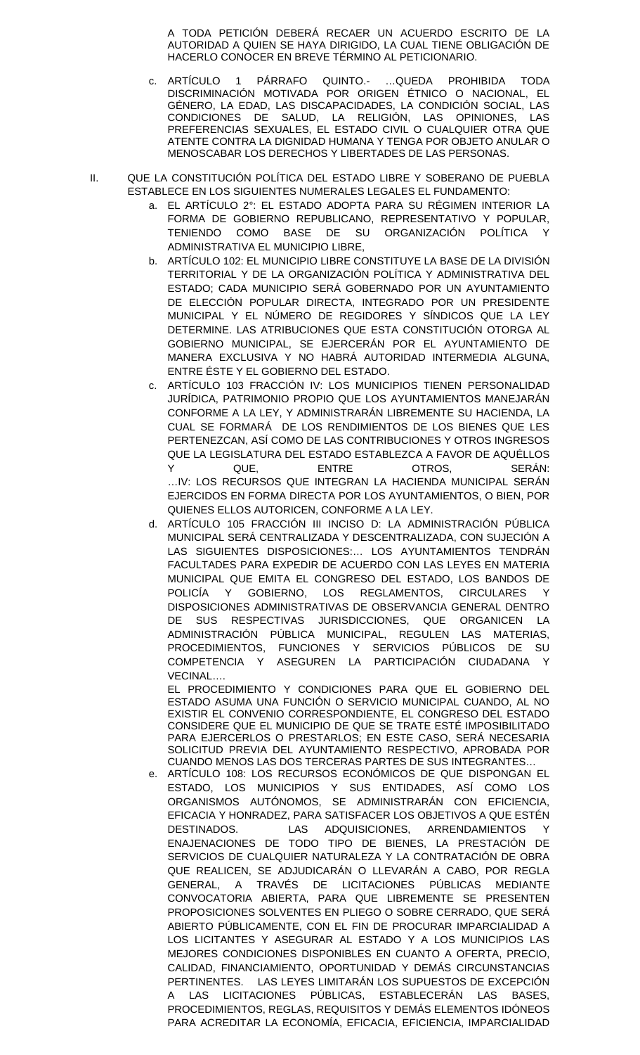A TODA PETICIÓN DEBERÁ RECAER UN ACUERDO ESCRITO DE LA AUTORIDAD A QUIEN SE HAYA DIRIGIDO, LA CUAL TIENE OBLIGACIÓN DE HACERLO CONOCER EN BREVE TÉRMINO AL PETICIONARIO.

c. ARTÍCULO 1 PÁRRAFO QUINTO.- …QUEDA PROHIBIDA TODA DISCRIMINACIÓN MOTIVADA POR ORIGEN ÉTNICO O NACIONAL, EL GÉNERO, LA EDAD, LAS DISCAPACIDADES, LA CONDICIÓN SOCIAL, LAS CONDICIONES DE SALUD, LA RELIGIÓN, LAS OPINIONES, LAS PREFERENCIAS SEXUALES, EL ESTADO CIVIL O CUALQUIER OTRA QUE ATENTE CONTRA LA DIGNIDAD HUMANA Y TENGA POR OBJETO ANULAR O MENOSCABAR LOS DERECHOS Y LIBERTADES DE LAS PERSONAS.

II. QUE LA CONSTITUCIÓN POLÍTICA DEL ESTADO LIBRE Y SOBERANO DE PUEBLA ESTABLECE EN LOS SIGUIENTES NUMERALES LEGALES EL FUNDAMENTO:

a. EL ARTÍCULO 2°: EL ESTADO ADOPTA PARA SU RÉGIMEN INTERIOR LA FORMA DE GOBIERNO REPUBLICANO, REPRESENTATIVO Y POPULAR, TENIENDO COMO BASE DE SU ORGANIZACIÓN POLÍTICA Y ADMINISTRATIVA EL MUNICIPIO LIBRE,

b. ARTÍCULO 102: EL MUNICIPIO LIBRE CONSTITUYE LA BASE DE LA DIVISIÓN TERRITORIAL Y DE LA ORGANIZACIÓN POLÍTICA Y ADMINISTRATIVA DEL ESTADO; CADA MUNICIPIO SERÁ GOBERNADO POR UN AYUNTAMIENTO DE ELECCIÓN POPULAR DIRECTA, INTEGRADO POR UN PRESIDENTE MUNICIPAL Y EL NÚMERO DE REGIDORES Y SÍNDICOS QUE LA LEY DETERMINE. LAS ATRIBUCIONES QUE ESTA CONSTITUCIÓN OTORGA AL GOBIERNO MUNICIPAL, SE EJERCERÁN POR EL AYUNTAMIENTO DE MANERA EXCLUSIVA Y NO HABRÁ AUTORIDAD INTERMEDIA ALGUNA, ENTRE ÉSTE Y EL GOBIERNO DEL ESTADO.

c. ARTÍCULO 103 FRACCIÓN IV: LOS MUNICIPIOS TIENEN PERSONALIDAD JURÍDICA, PATRIMONIO PROPIO QUE LOS AYUNTAMIENTOS MANEJARÁN CONFORME A LA LEY, Y ADMINISTRARÁN LIBREMENTE SU HACIENDA, LA CUAL SE FORMARÁ DE LOS RENDIMIENTOS DE LOS BIENES QUE LES PERTENEZCAN, ASÍ COMO DE LAS CONTRIBUCIONES Y OTROS INGRESOS QUE LA LEGISLATURA DEL ESTADO ESTABLEZCA A FAVOR DE AQUÉLLOS Y QUE, ENTRE OTROS, SERÁN:
…IV: LOS RECURSOS QUE INTEGRAN LA HACIENDA MUNICIPAL SERÁN EJERCIDOS EN FORMA DIRECTA POR LOS AYUNTAMIENTOS, O BIEN, POR QUIENES ELLOS AUTORICEN, CONFORME A LA LEY.

d. ARTÍCULO 105 FRACCIÓN III INCISO D: LA ADMINISTRACIÓN PÚBLICA MUNICIPAL SERÁ CENTRALIZADA Y DESCENTRALIZADA, CON SUJECIÓN A LAS SIGUIENTES DISPOSICIONES:… LOS AYUNTAMIENTOS TENDRÁN FACULTADES PARA EXPEDIR DE ACUERDO CON LAS LEYES EN MATERIA MUNICIPAL QUE EMITA EL CONGRESO DEL ESTADO, LOS BANDOS DE POLICÍA Y GOBIERNO, LOS REGLAMENTOS, CIRCULARES Y DISPOSICIONES ADMINISTRATIVAS DE OBSERVANCIA GENERAL DENTRO DE SUS RESPECTIVAS JURISDICCIONES, QUE ORGANICEN LA ADMINISTRACIÓN PÚBLICA MUNICIPAL, REGULEN LAS MATERIAS, PROCEDIMIENTOS, FUNCIONES Y SERVICIOS PÚBLICOS DE SU COMPETENCIA Y ASEGUREN LA PARTICIPACIÓN CIUDADANA Y VECINAL….
EL PROCEDIMIENTO Y CONDICIONES PARA QUE EL GOBIERNO DEL ESTADO ASUMA UNA FUNCIÓN O SERVICIO MUNICIPAL CUANDO, AL NO EXISTIR EL CONVENIO CORRESPONDIENTE, EL CONGRESO DEL ESTADO CONSIDERE QUE EL MUNICIPIO DE QUE SE TRATE ESTÉ IMPOSIBILITADO PARA EJERCERLOS O PRESTARLOS; EN ESTE CASO, SERÁ NECESARIA SOLICITUD PREVIA DEL AYUNTAMIENTO RESPECTIVO, APROBADA POR CUANDO MENOS LAS DOS TERCERAS PARTES DE SUS INTEGRANTES…

e. ARTÍCULO 108: LOS RECURSOS ECONÓMICOS DE QUE DISPONGAN EL ESTADO, LOS MUNICIPIOS Y SUS ENTIDADES, ASÍ COMO LOS ORGANISMOS AUTÓNOMOS, SE ADMINISTRARÁN CON EFICIENCIA, EFICACIA Y HONRADEZ, PARA SATISFACER LOS OBJETIVOS A QUE ESTÉN DESTINADOS. LAS ADQUISICIONES, ARRENDAMIENTOS Y ENAJENACIONES DE TODO TIPO DE BIENES, LA PRESTACIÓN DE SERVICIOS DE CUALQUIER NATURALEZA Y LA CONTRATACIÓN DE OBRA QUE REALICEN, SE ADJUDICARÁN O LLEVARÁN A CABO, POR REGLA GENERAL, A TRAVÉS DE LICITACIONES PÚBLICAS MEDIANTE CONVOCATORIA ABIERTA, PARA QUE LIBREMENTE SE PRESENTEN PROPOSICIONES SOLVENTES EN PLIEGO O SOBRE CERRADO, QUE SERÁ ABIERTO PÚBLICAMENTE, CON EL FIN DE PROCURAR IMPARCIALIDAD A LOS LICITANTES Y ASEGURAR AL ESTADO Y A LOS MUNICIPIOS LAS MEJORES CONDICIONES DISPONIBLES EN CUANTO A OFERTA, PRECIO, CALIDAD, FINANCIAMIENTO, OPORTUNIDAD Y DEMÁS CIRCUNSTANCIAS PERTINENTES. LAS LEYES LIMITARÁN LOS SUPUESTOS DE EXCEPCIÓN A LAS LICITACIONES PÚBLICAS, ESTABLECERÁN LAS BASES, PROCEDIMIENTOS, REGLAS, REQUISITOS Y DEMÁS ELEMENTOS IDÓNEOS PARA ACREDITAR LA ECONOMÍA, EFICACIA, EFICIENCIA, IMPARCIALIDAD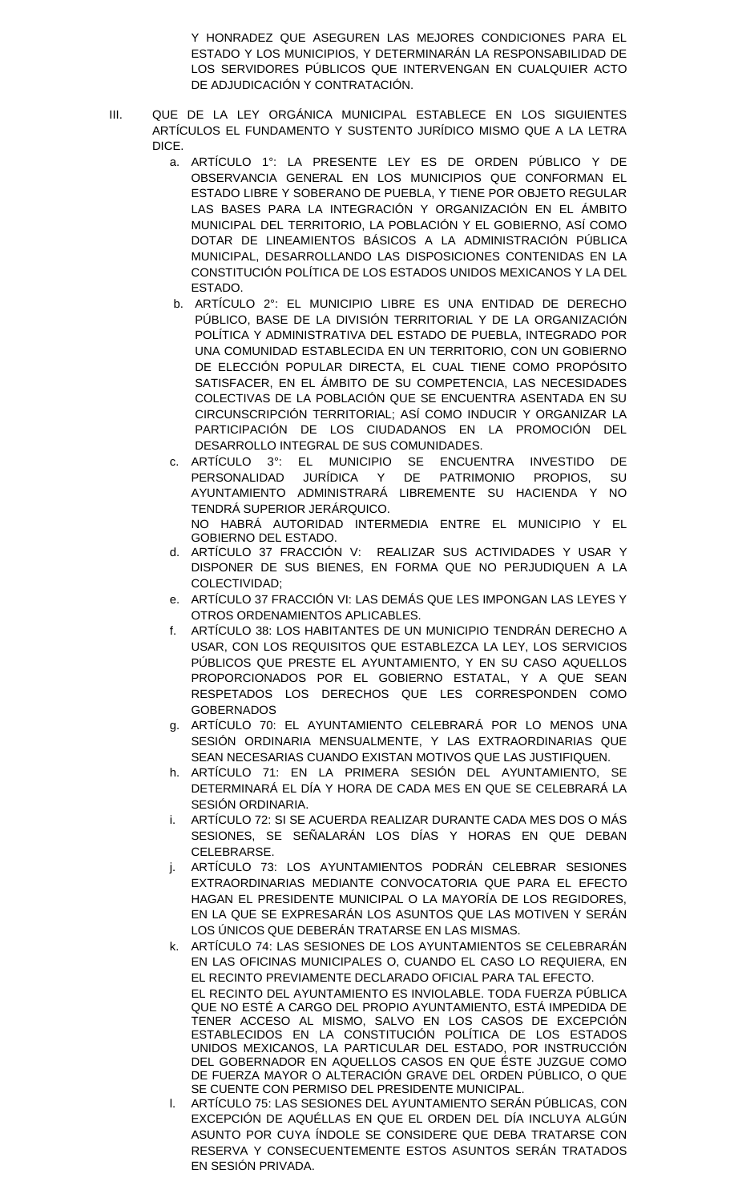Y HONRADEZ QUE ASEGUREN LAS MEJORES CONDICIONES PARA EL ESTADO Y LOS MUNICIPIOS, Y DETERMINARÁN LA RESPONSABILIDAD DE LOS SERVIDORES PÚBLICOS QUE INTERVENGAN EN CUALQUIER ACTO DE ADJUDICACIÓN Y CONTRATACIÓN.

III. QUE DE LA LEY ORGÁNICA MUNICIPAL ESTABLECE EN LOS SIGUIENTES ARTÍCULOS EL FUNDAMENTO Y SUSTENTO JURÍDICO MISMO QUE A LA LETRA DICE.

   a. ARTÍCULO 1°: LA PRESENTE LEY ES DE ORDEN PÚBLICO Y DE OBSERVANCIA GENERAL EN LOS MUNICIPIOS QUE CONFORMAN EL ESTADO LIBRE Y SOBERANO DE PUEBLA, Y TIENE POR OBJETO REGULAR LAS BASES PARA LA INTEGRACIÓN Y ORGANIZACIÓN EN EL ÁMBITO MUNICIPAL DEL TERRITORIO, LA POBLACIÓN Y EL GOBIERNO, ASÍ COMO DOTAR DE LINEAMIENTOS BÁSICOS A LA ADMINISTRACIÓN PÚBLICA MUNICIPAL, DESARROLLANDO LAS DISPOSICIONES CONTENIDAS EN LA CONSTITUCIÓN POLÍTICA DE LOS ESTADOS UNIDOS MEXICANOS Y LA DEL ESTADO.
   b. ARTÍCULO 2°: EL MUNICIPIO LIBRE ES UNA ENTIDAD DE DERECHO PÚBLICO, BASE DE LA DIVISIÓN TERRITORIAL Y DE LA ORGANIZACIÓN POLÍTICA Y ADMINISTRATIVA DEL ESTADO DE PUEBLA, INTEGRADO POR UNA COMUNIDAD ESTABLECIDA EN UN TERRITORIO, CON UN GOBIERNO DE ELECCIÓN POPULAR DIRECTA, EL CUAL TIENE COMO PROPÓSITO SATISFACER, EN EL ÁMBITO DE SU COMPETENCIA, LAS NECESIDADES COLECTIVAS DE LA POBLACIÓN QUE SE ENCUENTRA ASENTADA EN SU CIRCUNSCRIPCIÓN TERRITORIAL; ASÍ COMO INDUCIR Y ORGANIZAR LA PARTICIPACIÓN DE LOS CIUDADANOS EN LA PROMOCIÓN DEL DESARROLLO INTEGRAL DE SUS COMUNIDADES.
   c. ARTÍCULO 3°: EL MUNICIPIO SE ENCUENTRA INVESTIDO DE PERSONALIDAD JURÍDICA Y DE PATRIMONIO PROPIOS, SU AYUNTAMIENTO ADMINISTRARÁ LIBREMENTE SU HACIENDA Y NO TENDRÁ SUPERIOR JERÁRQUICO.
      NO HABRÁ AUTORIDAD INTERMEDIA ENTRE EL MUNICIPIO Y EL GOBIERNO DEL ESTADO.
   d. ARTÍCULO 37 FRACCIÓN V: REALIZAR SUS ACTIVIDADES Y USAR Y DISPONER DE SUS BIENES, EN FORMA QUE NO PERJUDIQUEN A LA COLECTIVIDAD;
   e. ARTÍCULO 37 FRACCIÓN VI: LAS DEMÁS QUE LES IMPONGAN LAS LEYES Y OTROS ORDENAMIENTOS APLICABLES.
   f. ARTÍCULO 38: LOS HABITANTES DE UN MUNICIPIO TENDRÁN DERECHO A USAR, CON LOS REQUISITOS QUE ESTABLEZCA LA LEY, LOS SERVICIOS PÚBLICOS QUE PRESTE EL AYUNTAMIENTO, Y EN SU CASO AQUELLOS PROPORCIONADOS POR EL GOBIERNO ESTATAL, Y A QUE SEAN RESPETADOS LOS DERECHOS QUE LES CORRESPONDEN COMO GOBERNADOS
   g. ARTÍCULO 70: EL AYUNTAMIENTO CELEBRARÁ POR LO MENOS UNA SESIÓN ORDINARIA MENSUALMENTE, Y LAS EXTRAORDINARIAS QUE SEAN NECESARIAS CUANDO EXISTAN MOTIVOS QUE LAS JUSTIFIQUEN.
   h. ARTÍCULO 71: EN LA PRIMERA SESIÓN DEL AYUNTAMIENTO, SE DETERMINARÁ EL DÍA Y HORA DE CADA MES EN QUE SE CELEBRARÁ LA SESIÓN ORDINARIA.
   i. ARTÍCULO 72: SI SE ACUERDA REALIZAR DURANTE CADA MES DOS O MÁS SESIONES, SE SEÑALARÁN LOS DÍAS Y HORAS EN QUE DEBAN CELEBRARSE.
   j. ARTÍCULO 73: LOS AYUNTAMIENTOS PODRÁN CELEBRAR SESIONES EXTRAORDINARIAS MEDIANTE CONVOCATORIA QUE PARA EL EFECTO HAGAN EL PRESIDENTE MUNICIPAL O LA MAYORÍA DE LOS REGIDORES, EN LA QUE SE EXPRESARÁN LOS ASUNTOS QUE LAS MOTIVEN Y SERÁN LOS ÚNICOS QUE DEBERÁN TRATARSE EN LAS MISMAS.
   k. ARTÍCULO 74: LAS SESIONES DE LOS AYUNTAMIENTOS SE CELEBRARÁN EN LAS OFICINAS MUNICIPALES O, CUANDO EL CASO LO REQUIERA, EN EL RECINTO PREVIAMENTE DECLARADO OFICIAL PARA TAL EFECTO.
      EL RECINTO DEL AYUNTAMIENTO ES INVIOLABLE. TODA FUERZA PÚBLICA QUE NO ESTÉ A CARGO DEL PROPIO AYUNTAMIENTO, ESTÁ IMPEDIDA DE TENER ACCESO AL MISMO, SALVO EN LOS CASOS DE EXCEPCIÓN ESTABLECIDOS EN LA CONSTITUCIÓN POLÍTICA DE LOS ESTADOS UNIDOS MEXICANOS, LA PARTICULAR DEL ESTADO, POR INSTRUCCIÓN DEL GOBERNADOR EN AQUELLOS CASOS EN QUE ÉSTE JUZGUE COMO DE FUERZA MAYOR O ALTERACIÓN GRAVE DEL ORDEN PÚBLICO, O QUE SE CUENTE CON PERMISO DEL PRESIDENTE MUNICIPAL.
   l. ARTÍCULO 75: LAS SESIONES DEL AYUNTAMIENTO SERÁN PÚBLICAS, CON EXCEPCIÓN DE AQUÉLLAS EN QUE EL ORDEN DEL DÍA INCLUYA ALGÚN ASUNTO POR CUYA ÍNDOLE SE CONSIDERE QUE DEBA TRATARSE CON RESERVA Y CONSECUENTEMENTE ESTOS ASUNTOS SERÁN TRATADOS EN SESIÓN PRIVADA.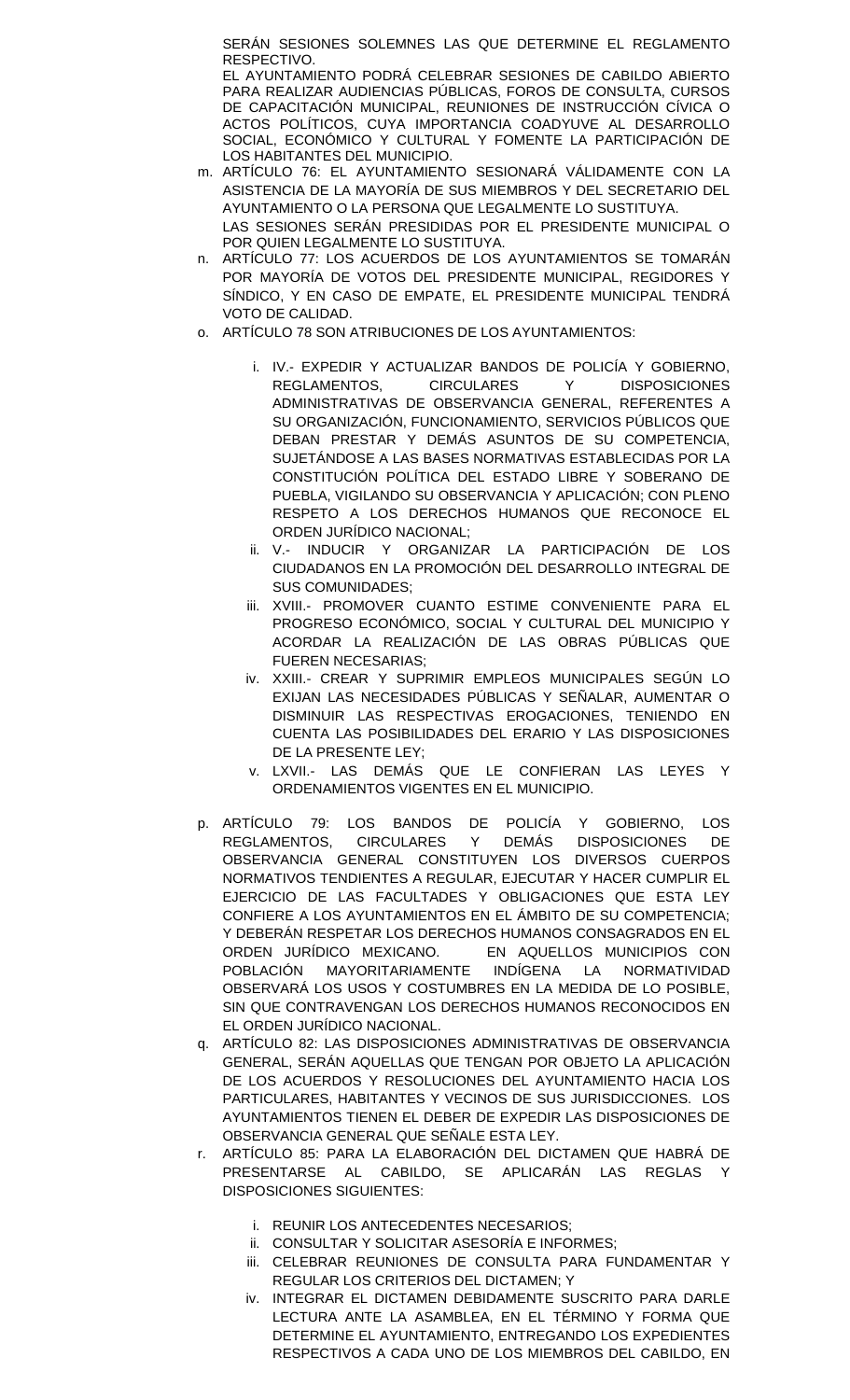SERÁN SESIONES SOLEMNES LAS QUE DETERMINE EL REGLAMENTO RESPECTIVO.

EL AYUNTAMIENTO PODRÁ CELEBRAR SESIONES DE CABILDO ABIERTO PARA REALIZAR AUDIENCIAS PÚBLICAS, FOROS DE CONSULTA, CURSOS DE CAPACITACIÓN MUNICIPAL, REUNIONES DE INSTRUCCIÓN CÍVICA O ACTOS POLÍTICOS, CUYA IMPORTANCIA COADYUVE AL DESARROLLO SOCIAL, ECONÓMICO Y CULTURAL Y FOMENTE LA PARTICIPACIÓN DE LOS HABITANTES DEL MUNICIPIO.

m. ARTÍCULO 76: EL AYUNTAMIENTO SESIONARÁ VÁLIDAMENTE CON LA ASISTENCIA DE LA MAYORÍA DE SUS MIEMBROS Y DEL SECRETARIO DEL AYUNTAMIENTO O LA PERSONA QUE LEGALMENTE LO SUSTITUYA.
   LAS SESIONES SERÁN PRESIDIDAS POR EL PRESIDENTE MUNICIPAL O POR QUIEN LEGALMENTE LO SUSTITUYA.
n. ARTÍCULO 77: LOS ACUERDOS DE LOS AYUNTAMIENTOS SE TOMARÁN POR MAYORÍA DE VOTOS DEL PRESIDENTE MUNICIPAL, REGIDORES Y SÍNDICO, Y EN CASO DE EMPATE, EL PRESIDENTE MUNICIPAL TENDRÁ VOTO DE CALIDAD.
o. ARTÍCULO 78 SON ATRIBUCIONES DE LOS AYUNTAMIENTOS:
   i. IV.- EXPEDIR Y ACTUALIZAR BANDOS DE POLICÍA Y GOBIERNO, REGLAMENTOS, CIRCULARES Y DISPOSICIONES ADMINISTRATIVAS DE OBSERVANCIA GENERAL, REFERENTES A SU ORGANIZACIÓN, FUNCIONAMIENTO, SERVICIOS PÚBLICOS QUE DEBAN PRESTAR Y DEMÁS ASUNTOS DE SU COMPETENCIA, SUJETÁNDOSE A LAS BASES NORMATIVAS ESTABLECIDAS POR LA CONSTITUCIÓN POLÍTICA DEL ESTADO LIBRE Y SOBERANO DE PUEBLA, VIGILANDO SU OBSERVANCIA Y APLICACIÓN; CON PLENO RESPETO A LOS DERECHOS HUMANOS QUE RECONOCE EL ORDEN JURÍDICO NACIONAL;
   ii. V.- INDUCIR Y ORGANIZAR LA PARTICIPACIÓN DE LOS CIUDADANOS EN LA PROMOCIÓN DEL DESARROLLO INTEGRAL DE SUS COMUNIDADES;
   iii. XVIII.- PROMOVER CUANTO ESTIME CONVENIENTE PARA EL PROGRESO ECONÓMICO, SOCIAL Y CULTURAL DEL MUNICIPIO Y ACORDAR LA REALIZACIÓN DE LAS OBRAS PÚBLICAS QUE FUEREN NECESARIAS;
   iv. XXIII.- CREAR Y SUPRIMIR EMPLEOS MUNICIPALES SEGÚN LO EXIJAN LAS NECESIDADES PÚBLICAS Y SEÑALAR, AUMENTAR O DISMINUIR LAS RESPECTIVAS EROGACIONES, TENIENDO EN CUENTA LAS POSIBILIDADES DEL ERARIO Y LAS DISPOSICIONES DE LA PRESENTE LEY;
   v. LXVII.- LAS DEMÁS QUE LE CONFIERAN LAS LEYES Y ORDENAMIENTOS VIGENTES EN EL MUNICIPIO.
p. ARTÍCULO 79: LOS BANDOS DE POLICÍA Y GOBIERNO, LOS REGLAMENTOS, CIRCULARES Y DEMÁS DISPOSICIONES DE OBSERVANCIA GENERAL CONSTITUYEN LOS DIVERSOS CUERPOS NORMATIVOS TENDIENTES A REGULAR, EJECUTAR Y HACER CUMPLIR EL EJERCICIO DE LAS FACULTADES Y OBLIGACIONES QUE ESTA LEY CONFIERE A LOS AYUNTAMIENTOS EN EL ÁMBITO DE SU COMPETENCIA; Y DEBERÁN RESPETAR LOS DERECHOS HUMANOS CONSAGRADOS EN EL ORDEN JURÍDICO MEXICANO. EN AQUELLOS MUNICIPIOS CON POBLACIÓN MAYORITARIAMENTE INDÍGENA LA NORMATIVIDAD OBSERVARÁ LOS USOS Y COSTUMBRES EN LA MEDIDA DE LO POSIBLE, SIN QUE CONTRAVENGAN LOS DERECHOS HUMANOS RECONOCIDOS EN EL ORDEN JURÍDICO NACIONAL.
q. ARTÍCULO 82: LAS DISPOSICIONES ADMINISTRATIVAS DE OBSERVANCIA GENERAL, SERÁN AQUELLAS QUE TENGAN POR OBJETO LA APLICACIÓN DE LOS ACUERDOS Y RESOLUCIONES DEL AYUNTAMIENTO HACIA LOS PARTICULARES, HABITANTES Y VECINOS DE SUS JURISDICCIONES. LOS AYUNTAMIENTOS TIENEN EL DEBER DE EXPEDIR LAS DISPOSICIONES DE OBSERVANCIA GENERAL QUE SEÑALE ESTA LEY.
r. ARTÍCULO 85: PARA LA ELABORACIÓN DEL DICTAMEN QUE HABRÁ DE PRESENTARSE AL CABILDO, SE APLICARÁN LAS REGLAS Y DISPOSICIONES SIGUIENTES:
   i. REUNIR LOS ANTECEDENTES NECESARIOS;
   ii. CONSULTAR Y SOLICITAR ASESORÍA E INFORMES;
   iii. CELEBRAR REUNIONES DE CONSULTA PARA FUNDAMENTAR Y REGULAR LOS CRITERIOS DEL DICTAMEN; Y
   iv. INTEGRAR EL DICTAMEN DEBIDAMENTE SUSCRITO PARA DARLE LECTURA ANTE LA ASAMBLEA, EN EL TÉRMINO Y FORMA QUE DETERMINE EL AYUNTAMIENTO, ENTREGANDO LOS EXPEDIENTES RESPECTIVOS A CADA UNO DE LOS MIEMBROS DEL CABILDO, EN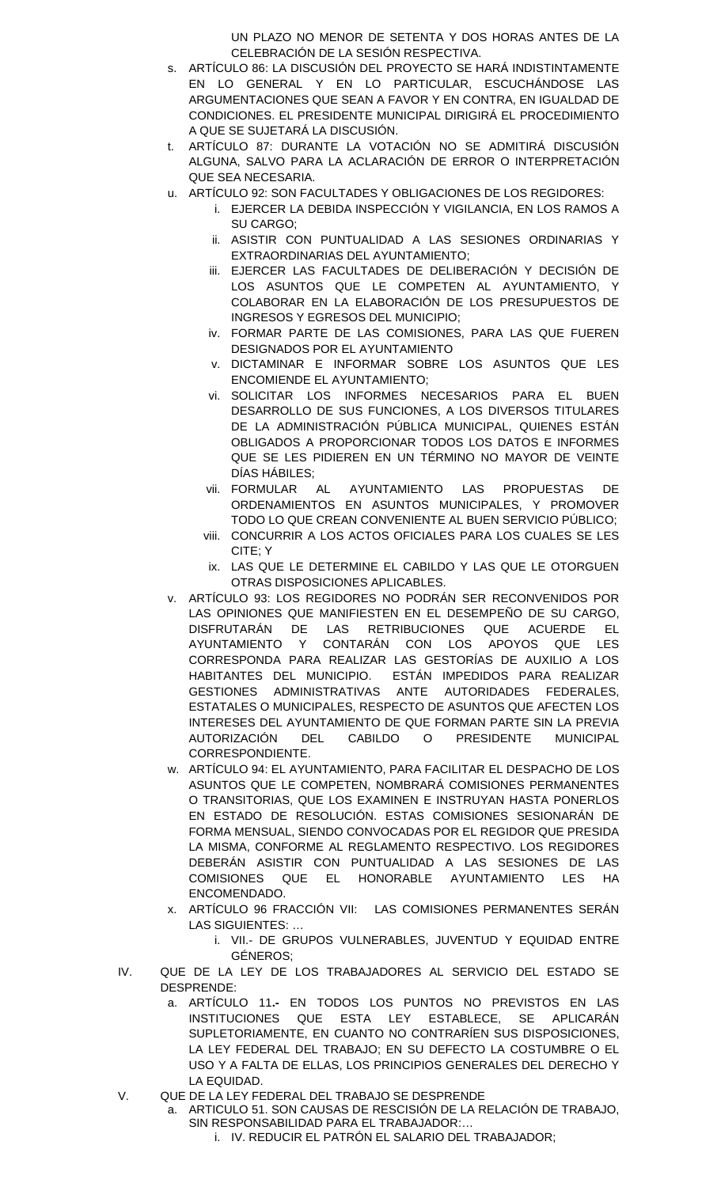UN PLAZO NO MENOR DE SETENTA Y DOS HORAS ANTES DE LA CELEBRACIÓN DE LA SESIÓN RESPECTIVA.

s. ARTÍCULO 86: LA DISCUSIÓN DEL PROYECTO SE HARÁ INDISTINTAMENTE EN LO GENERAL Y EN LO PARTICULAR, ESCUCHÁNDOSE LAS ARGUMENTACIONES QUE SEAN A FAVOR Y EN CONTRA, EN IGUALDAD DE CONDICIONES. EL PRESIDENTE MUNICIPAL DIRIGIRÁ EL PROCEDIMIENTO A QUE SE SUJETARÁ LA DISCUSIÓN.

t. ARTÍCULO 87: DURANTE LA VOTACIÓN NO SE ADMITIRÁ DISCUSIÓN ALGUNA, SALVO PARA LA ACLARACIÓN DE ERROR O INTERPRETACIÓN QUE SEA NECESARIA.

u. ARTÍCULO 92: SON FACULTADES Y OBLIGACIONES DE LOS REGIDORES:
   i. EJERCER LA DEBIDA INSPECCIÓN Y VIGILANCIA, EN LOS RAMOS A SU CARGO;
   ii. ASISTIR CON PUNTUALIDAD A LAS SESIONES ORDINARIAS Y EXTRAORDINARIAS DEL AYUNTAMIENTO;
   iii. EJERCER LAS FACULTADES DE DELIBERACIÓN Y DECISIÓN DE LOS ASUNTOS QUE LE COMPETEN AL AYUNTAMIENTO, Y COLABORAR EN LA ELABORACIÓN DE LOS PRESUPUESTOS DE INGRESOS Y EGRESOS DEL MUNICIPIO;
   iv. FORMAR PARTE DE LAS COMISIONES, PARA LAS QUE FUEREN DESIGNADOS POR EL AYUNTAMIENTO
   v. DICTAMINAR E INFORMAR SOBRE LOS ASUNTOS QUE LES ENCOMIENDE EL AYUNTAMIENTO;
   vi. SOLICITAR LOS INFORMES NECESARIOS PARA EL BUEN DESARROLLO DE SUS FUNCIONES, A LOS DIVERSOS TITULARES DE LA ADMINISTRACIÓN PÚBLICA MUNICIPAL, QUIENES ESTÁN OBLIGADOS A PROPORCIONAR TODOS LOS DATOS E INFORMES QUE SE LES PIDIEREN EN UN TÉRMINO NO MAYOR DE VEINTE DÍAS HÁBILES;
   vii. FORMULAR AL AYUNTAMIENTO LAS PROPUESTAS DE ORDENAMIENTOS EN ASUNTOS MUNICIPALES, Y PROMOVER TODO LO QUE CREAN CONVENIENTE AL BUEN SERVICIO PÚBLICO;
   viii. CONCURRIR A LOS ACTOS OFICIALES PARA LOS CUALES SE LES CITE; Y
   ix. LAS QUE LE DETERMINE EL CABILDO Y LAS QUE LE OTORGUEN OTRAS DISPOSICIONES APLICABLES.

v. ARTÍCULO 93: LOS REGIDORES NO PODRÁN SER RECONVENIDOS POR LAS OPINIONES QUE MANIFIESTEN EN EL DESEMPEÑO DE SU CARGO, DISFRUTARÁN DE LAS RETRIBUCIONES QUE ACUERDE EL AYUNTAMIENTO Y CONTARÁN CON LOS APOYOS QUE LES CORRESPONDA PARA REALIZAR LAS GESTORÍAS DE AUXILIO A LOS HABITANTES DEL MUNICIPIO. ESTÁN IMPEDIDOS PARA REALIZAR GESTIONES ADMINISTRATIVAS ANTE AUTORIDADES FEDERALES, ESTATALES O MUNICIPALES, RESPECTO DE ASUNTOS QUE AFECTEN LOS INTERESES DEL AYUNTAMIENTO DE QUE FORMAN PARTE SIN LA PREVIA AUTORIZACIÓN DEL CABILDO O PRESIDENTE MUNICIPAL CORRESPONDIENTE.

w. ARTÍCULO 94: EL AYUNTAMIENTO, PARA FACILITAR EL DESPACHO DE LOS ASUNTOS QUE LE COMPETEN, NOMBRARÁ COMISIONES PERMANENTES O TRANSITORIAS, QUE LOS EXAMINEN E INSTRUYAN HASTA PONERLOS EN ESTADO DE RESOLUCIÓN. ESTAS COMISIONES SESIONARÁN DE FORMA MENSUAL, SIENDO CONVOCADAS POR EL REGIDOR QUE PRESIDA LA MISMA, CONFORME AL REGLAMENTO RESPECTIVO. LOS REGIDORES DEBERÁN ASISTIR CON PUNTUALIDAD A LAS SESIONES DE LAS COMISIONES QUE EL HONORABLE AYUNTAMIENTO LES HA ENCOMENDADO.

x. ARTÍCULO 96 FRACCIÓN VII: LAS COMISIONES PERMANENTES SERÁN LAS SIGUIENTES: …
   i. VII.- DE GRUPOS VULNERABLES, JUVENTUD Y EQUIDAD ENTRE GÉNEROS;

IV. QUE DE LA LEY DE LOS TRABAJADORES AL SERVICIO DEL ESTADO SE DESPRENDE:
   a. ARTÍCULO 11.- EN TODOS LOS PUNTOS NO PREVISTOS EN LAS INSTITUCIONES QUE ESTA LEY ESTABLECE, SE APLICARÁN SUPLETORIAMENTE, EN CUANTO NO CONTRARÍEN SUS DISPOSICIONES, LA LEY FEDERAL DEL TRABAJO; EN SU DEFECTO LA COSTUMBRE O EL USO Y A FALTA DE ELLAS, LOS PRINCIPIOS GENERALES DEL DERECHO Y LA EQUIDAD.

V. QUE DE LA LEY FEDERAL DEL TRABAJO SE DESPRENDE
   a. ARTICULO 51. SON CAUSAS DE RESCISIÓN DE LA RELACIÓN DE TRABAJO, SIN RESPONSABILIDAD PARA EL TRABAJADOR:…
      i. IV. REDUCIR EL PATRÓN EL SALARIO DEL TRABAJADOR;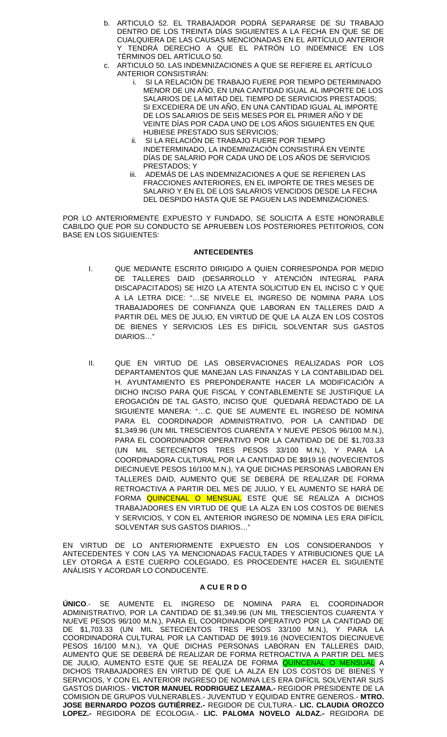b. ARTICULO 52. EL TRABAJADOR PODRÁ SEPARARSE DE SU TRABAJO DENTRO DE LOS TREINTA DÍAS SIGUIENTES A LA FECHA EN QUE SE DE CUALQUIERA DE LAS CAUSAS MENCIONADAS EN EL ARTÍCULO ANTERIOR Y TENDRÁ DERECHO A QUE EL PATRÓN LO INDEMNICE EN LOS TÉRMINOS DEL ARTÍCULO 50.

c. ARTICULO 50. LAS INDEMNIZACIONES A QUE SE REFIERE EL ARTÍCULO ANTERIOR CONSISTIRÁN:

   i. SI LA RELACIÓN DE TRABAJO FUERE POR TIEMPO DETERMINADO MENOR DE UN AÑO, EN UNA CANTIDAD IGUAL AL IMPORTE DE LOS SALARIOS DE LA MITAD DEL TIEMPO DE SERVICIOS PRESTADOS; SI EXCEDIERA DE UN AÑO, EN UNA CANTIDAD IGUAL AL IMPORTE DE LOS SALARIOS DE SEIS MESES POR EL PRIMER AÑO Y DE VEINTE DÍAS POR CADA UNO DE LOS AÑOS SIGUIENTES EN QUE HUBIESE PRESTADO SUS SERVICIOS;

   ii. SI LA RELACIÓN DE TRABAJO FUERE POR TIEMPO INDETERMINADO, LA INDEMNIZACIÓN CONSISTIRÁ EN VEINTE DÍAS DE SALARIO POR CADA UNO DE LOS AÑOS DE SERVICIOS PRESTADOS; Y

   iii. ADEMÁS DE LAS INDEMNIZACIONES A QUE SE REFIEREN LAS FRACCIONES ANTERIORES, EN EL IMPORTE DE TRES MESES DE SALARIO Y EN EL DE LOS SALARIOS VENCIDOS DESDE LA FECHA DEL DESPIDO HASTA QUE SE PAGUEN LAS INDEMNIZACIONES.

POR LO ANTERIORMENTE EXPUESTO Y FUNDADO, SE SOLICITA A ESTE HONORABLE CABILDO QUE POR SU CONDUCTO SE APRUEBEN LOS POSTERIORES PETITORIOS, CON BASE EN LOS SIGUIENTES:

**ANTECEDENTES**

I. QUE MEDIANTE ESCRITO DIRIGIDO A QUIEN CORRESPONDA POR MEDIO DE TALLERES DAID (DESARROLLO Y ATENCIÓN INTEGRAL PARA DISCAPACITADOS) SE HIZO LA ATENTA SOLICITUD EN EL INCISO C Y QUE A LA LETRA DICE: "…SE NIVELE EL INGRESO DE NOMINA PARA LOS TRABAJADORES DE CONFIANZA QUE LABORAN EN TALLERES DAID A PARTIR DEL MES DE JULIO, EN VIRTUD DE QUE LA ALZA EN LOS COSTOS DE BIENES Y SERVICIOS LES ES DIFÍCIL SOLVENTAR SUS GASTOS DIARIOS…"

II. QUE EN VIRTUD DE LAS OBSERVACIONES REALIZADAS POR LOS DEPARTAMENTOS QUE MANEJAN LAS FINANZAS Y LA CONTABILIDAD DEL H. AYUNTAMIENTO ES PREPONDERANTE HACER LA MODIFICACIÓN A DICHO INCISO PARA QUE FISCAL Y CONTABLEMENTE SE JUSTIFIQUE LA EROGACIÓN DE TAL GASTO, INCISO QUE QUEDARÁ REDACTADO DE LA SIGUIENTE MANERA: "…C. QUE SE AUMENTE EL INGRESO DE NOMINA PARA EL COORDINADOR ADMINISTRATIVO, POR LA CANTIDAD DE $1,349.96 (UN MIL TRESCIENTOS CUARENTA Y NUEVE PESOS 96/100 M.N.), PARA EL COORDINADOR OPERATIVO POR LA CANTIDAD DE DE $1,703.33 (UN MIL SETECIENTOS TRES PESOS 33/100 M.N.), Y PARA LA COORDINADORA CULTURAL POR LA CANTIDAD DE $919.16 (NOVECIENTOS DIECINUEVE PESOS 16/100 M.N.), YA QUE DICHAS PERSONAS LABORAN EN TALLERES DAID, AUMENTO QUE SE DEBERÁ DE REALIZAR DE FORMA RETROACTIVA A PARTIR DEL MES DE JULIO, Y EL AUMENTO SE HARÁ DE FORMA QUINCENAL O MENSUAL ESTE QUE SE REALIZA A DICHOS TRABAJADORES EN VIRTUD DE QUE LA ALZA EN LOS COSTOS DE BIENES Y SERVICIOS, Y CON EL ANTERIOR INGRESO DE NOMINA LES ERA DIFÍCIL SOLVENTAR SUS GASTOS DIARIOS…"

EN VIRTUD DE LO ANTERIORMENTE EXPUESTO EN LOS CONSIDERANDOS Y ANTECEDENTES Y CON LAS YA MENCIONADAS FACULTADES Y ATRIBUCIONES QUE LA LEY OTORGA A ESTE CUERPO COLEGIADO, ES PROCEDENTE HACER EL SIGUIENTE ANÁLISIS Y ACORDAR LO CONDUCENTE.

**A CU E R D O**

**ÚNICO**.- SE AUMENTE EL INGRESO DE NOMINA PARA EL COORDINADOR ADMINISTRATIVO, POR LA CANTIDAD DE $1,349.96 (UN MIL TRESCIENTOS CUARENTA Y NUEVE PESOS 96/100 M.N.), PARA EL COORDINADOR OPERATIVO POR LA CANTIDAD DE DE $1,703.33 (UN MIL SETECIENTOS TRES PESOS 33/100 M.N.), Y PARA LA COORDINADORA CULTURAL POR LA CANTIDAD DE $919.16 (NOVECIENTOS DIECINUEVE PESOS 16/100 M.N.), YA QUE DICHAS PERSONAS LABORAN EN TALLERES DAID, AUMENTO QUE SE DEBERÁ DE REALIZAR DE FORMA RETROACTIVA A PARTIR DEL MES DE JULIO, AUMENTO ESTE QUE SE REALIZA DE FORMA QUINCENAL O MENSUAL A DICHOS TRABAJADORES EN VIRTUD DE QUE LA ALZA EN LOS COSTOS DE BIENES Y SERVICIOS, Y CON EL ANTERIOR INGRESO DE NOMINA LES ERA DIFÍCIL SOLVENTAR SUS GASTOS DIARIOS.- **VICTOR MANUEL RODRIGUEZ LEZAMA.-** REGIDOR PRESIDENTE DE LA COMISION DE GRUPOS VULNERABLES.- JUVENTUD Y EQUIDAD ENTRE GENEROS.- **MTRO. JOSE BERNARDO POZOS GUTIÉRREZ.-** REGIDOR DE CULTURA.- **LIC. CLAUDIA OROZCO LOPEZ.-** REGIDORA DE ECOLOGIA.- **LIC. PALOMA NOVELO ALDAZ.-** REGIDORA DE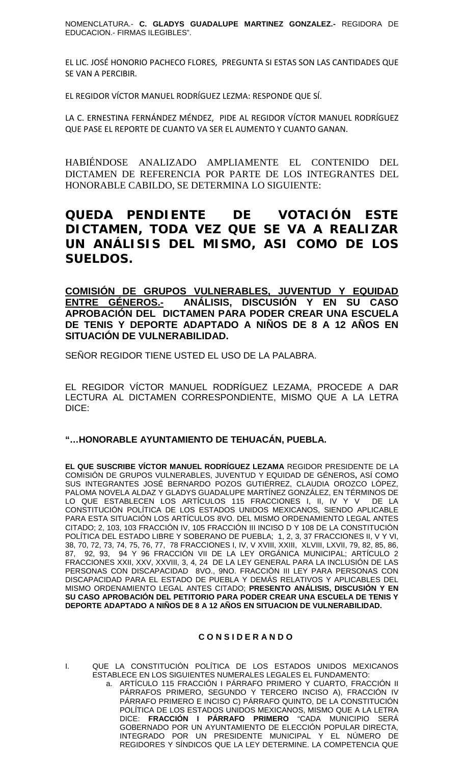NOMENCLATURA.- **C. GLADYS GUADALUPE MARTINEZ GONZALEZ.-** REGIDORA DE EDUCACION.- FIRMAS ILEGIBLES".

EL LIC. JOSÉ HONORIO PACHECO FLORES, PREGUNTA SI ESTAS SON LAS CANTIDADES QUE SE VAN A PERCIBIR.

EL REGIDOR VÍCTOR MANUEL RODRÍGUEZ LEZMA: RESPONDE QUE SÍ.

LA C. ERNESTINA FERNÁNDEZ MÉNDEZ, PIDE AL REGIDOR VÍCTOR MANUEL RODRÍGUEZ QUE PASE EL REPORTE DE CUANTO VA SER EL AUMENTO Y CUANTO GANAN.

HABIÉNDOSE ANALIZADO AMPLIAMENTE EL CONTENIDO DEL DICTAMEN DE REFERENCIA POR PARTE DE LOS INTEGRANTES DEL HONORABLE CABILDO, SE DETERMINA LO SIGUIENTE:

**QUEDA PENDIENTE DE VOTACIÓN ESTE DICTAMEN, TODA VEZ QUE SE VA A REALIZAR UN ANÁLISIS DEL MISMO, ASI COMO DE LOS SUELDOS.**

**COMISIÓN DE GRUPOS VULNERABLES, JUVENTUD Y EQUIDAD ENTRE GÉNEROS.- ANÁLISIS, DISCUSIÓN Y EN SU CASO APROBACIÓN DEL DICTAMEN PARA PODER CREAR UNA ESCUELA DE TENIS Y DEPORTE ADAPTADO A NIÑOS DE 8 A 12 AÑOS EN SITUACIÓN DE VULNERABILIDAD.**

SEÑOR REGIDOR TIENE USTED EL USO DE LA PALABRA.

EL REGIDOR VÍCTOR MANUEL RODRÍGUEZ LEZAMA, PROCEDE A DAR LECTURA AL DICTAMEN CORRESPONDIENTE, MISMO QUE A LA LETRA DICE:

**"…HONORABLE AYUNTAMIENTO DE TEHUACÁN, PUEBLA.**

**EL QUE SUSCRIBE VÍCTOR MANUEL RODRÍGUEZ LEZAMA** REGIDOR PRESIDENTE DE LA COMISIÓN DE GRUPOS VULNERABLES, JUVENTUD Y EQUIDAD DE GÉNEROS**,** ASÍ COMO SUS INTEGRANTES JOSÉ BERNARDO POZOS GUTIÉRREZ, CLAUDIA OROZCO LÓPEZ, PALOMA NOVELA ALDAZ Y GLADYS GUADALUPE MARTÍNEZ GONZÁLEZ, EN TÉRMINOS DE LO QUE ESTABLECEN LOS ARTÍCULOS 115 FRACCIONES I, II, IV Y V DE LA CONSTITUCIÓN POLÍTICA DE LOS ESTADOS UNIDOS MEXICANOS, SIENDO APLICABLE PARA ESTA SITUACIÓN LOS ARTÍCULOS 8VO. DEL MISMO ORDENAMIENTO LEGAL ANTES CITADO; 2, 103, 103 FRACCIÓN IV, 105 FRACCIÓN III INCISO D Y 108 DE LA CONSTITUCIÓN POLÍTICA DEL ESTADO LIBRE Y SOBERANO DE PUEBLA; 1, 2, 3, 37 FRACCIONES II, V Y VI, 38, 70, 72, 73, 74, 75, 76, 77, 78 FRACCIONES I, IV, V XVIII, XXIII, XLVIII, LXVII, 79, 82, 85, 86, 87, 92, 93, 94 Y 96 FRACCIÓN VII DE LA LEY ORGÁNICA MUNICIPAL; ARTÍCULO 2 FRACCIONES XXII, XXV, XXVIII, 3, 4, 24 DE LA LEY GENERAL PARA LA INCLUSIÓN DE LAS PERSONAS CON DISCAPACIDAD 8VO., 9NO. FRACCIÓN III LEY PARA PERSONAS CON DISCAPACIDAD PARA EL ESTADO DE PUEBLA Y DEMÁS RELATIVOS Y APLICABLES DEL MISMO ORDENAMIENTO LEGAL ANTES CITADO; **PRESENTO ANÁLISIS, DISCUSIÓN Y EN SU CASO APROBACIÓN DEL PETITORIO PARA PODER CREAR UNA ESCUELA DE TENIS Y DEPORTE ADAPTADO A NIÑOS DE 8 A 12 AÑOS EN SITUACION DE VULNERABILIDAD.**

**C O N S I D E R A N D O**

I. QUE LA CONSTITUCIÓN POLÍTICA DE LOS ESTADOS UNIDOS MEXICANOS ESTABLECE EN LOS SIGUIENTES NUMERALES LEGALES EL FUNDAMENTO:
   a. ARTÍCULO 115 FRACCIÓN I PÁRRAFO PRIMERO Y CUARTO, FRACCIÓN II PÁRRAFOS PRIMERO, SEGUNDO Y TERCERO INCISO A), FRACCIÓN IV PÁRRAFO PRIMERO E INCISO C) PÁRRAFO QUINTO, DE LA CONSTITUCIÓN POLÍTICA DE LOS ESTADOS UNIDOS MEXICANOS, MISMO QUE A LA LETRA DICE: **FRACCIÓN I PÁRRAFO PRIMERO** "CADA MUNICIPIO SERÁ GOBERNADO POR UN AYUNTAMIENTO DE ELECCIÓN POPULAR DIRECTA, INTEGRADO POR UN PRESIDENTE MUNICIPAL Y EL NÚMERO DE REGIDORES Y SÍNDICOS QUE LA LEY DETERMINE. LA COMPETENCIA QUE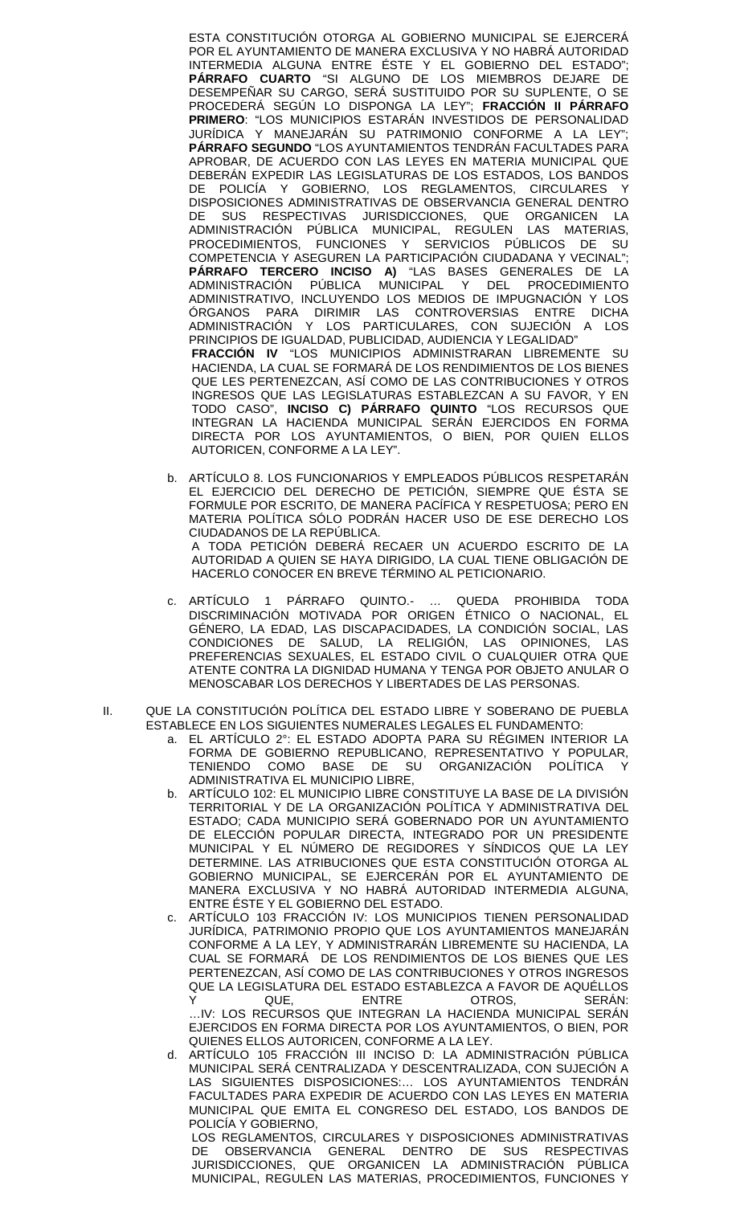ESTA CONSTITUCIÓN OTORGA AL GOBIERNO MUNICIPAL SE EJERCERÁ POR EL AYUNTAMIENTO DE MANERA EXCLUSIVA Y NO HABRÁ AUTORIDAD INTERMEDIA ALGUNA ENTRE ÉSTE Y EL GOBIERNO DEL ESTADO"; **PÁRRAFO CUARTO** "SI ALGUNO DE LOS MIEMBROS DEJARE DE DESEMPEÑAR SU CARGO, SERÁ SUSTITUIDO POR SU SUPLENTE, O SE PROCEDERÁ SEGÚN LO DISPONGA LA LEY"; **FRACCIÓN II PÁRRAFO PRIMERO**: "LOS MUNICIPIOS ESTARÁN INVESTIDOS DE PERSONALIDAD JURÍDICA Y MANEJARÁN SU PATRIMONIO CONFORME A LA LEY"; **PÁRRAFO SEGUNDO** "LOS AYUNTAMIENTOS TENDRÁN FACULTADES PARA APROBAR, DE ACUERDO CON LAS LEYES EN MATERIA MUNICIPAL QUE DEBERÁN EXPEDIR LAS LEGISLATURAS DE LOS ESTADOS, LOS BANDOS DE POLICÍA Y GOBIERNO, LOS REGLAMENTOS, CIRCULARES Y DISPOSICIONES ADMINISTRATIVAS DE OBSERVANCIA GENERAL DENTRO DE SUS RESPECTIVAS JURISDICCIONES, QUE ORGANICEN LA ADMINISTRACIÓN PÚBLICA MUNICIPAL, REGULEN LAS MATERIAS, PROCEDIMIENTOS, FUNCIONES Y SERVICIOS PÚBLICOS DE SU COMPETENCIA Y ASEGUREN LA PARTICIPACIÓN CIUDADANA Y VECINAL"; **PÁRRAFO TERCERO INCISO A)** "LAS BASES GENERALES DE LA ADMINISTRACIÓN PÚBLICA MUNICIPAL Y DEL PROCEDIMIENTO ADMINISTRATIVO, INCLUYENDO LOS MEDIOS DE IMPUGNACIÓN Y LOS ÓRGANOS PARA DIRIMIR LAS CONTROVERSIAS ENTRE DICHA ADMINISTRACIÓN Y LOS PARTICULARES, CON SUJECIÓN A LOS PRINCIPIOS DE IGUALDAD, PUBLICIDAD, AUDIENCIA Y LEGALIDAD"

**FRACCIÓN IV** "LOS MUNICIPIOS ADMINISTRARAN LIBREMENTE SU HACIENDA, LA CUAL SE FORMARÁ DE LOS RENDIMIENTOS DE LOS BIENES QUE LES PERTENEZCAN, ASÍ COMO DE LAS CONTRIBUCIONES Y OTROS INGRESOS QUE LAS LEGISLATURAS ESTABLEZCAN A SU FAVOR, Y EN TODO CASO", **INCISO C) PÁRRAFO QUINTO** "LOS RECURSOS QUE INTEGRAN LA HACIENDA MUNICIPAL SERÁN EJERCIDOS EN FORMA DIRECTA POR LOS AYUNTAMIENTOS, O BIEN, POR QUIEN ELLOS AUTORICEN, CONFORME A LA LEY".

b. ARTÍCULO 8. LOS FUNCIONARIOS Y EMPLEADOS PÚBLICOS RESPETARÁN EL EJERCICIO DEL DERECHO DE PETICIÓN, SIEMPRE QUE ÉSTA SE FORMULE POR ESCRITO, DE MANERA PACÍFICA Y RESPETUOSA; PERO EN MATERIA POLÍTICA SÓLO PODRÁN HACER USO DE ESE DERECHO LOS CIUDADANOS DE LA REPÚBLICA.
A TODA PETICIÓN DEBERÁ RECAER UN ACUERDO ESCRITO DE LA AUTORIDAD A QUIEN SE HAYA DIRIGIDO, LA CUAL TIENE OBLIGACIÓN DE HACERLO CONOCER EN BREVE TÉRMINO AL PETICIONARIO.

c. ARTÍCULO 1 PÁRRAFO QUINTO.- … QUEDA PROHIBIDA TODA DISCRIMINACIÓN MOTIVADA POR ORIGEN ÉTNICO O NACIONAL, EL GÉNERO, LA EDAD, LAS DISCAPACIDADES, LA CONDICIÓN SOCIAL, LAS CONDICIONES DE SALUD, LA RELIGIÓN, LAS OPINIONES, LAS PREFERENCIAS SEXUALES, EL ESTADO CIVIL O CUALQUIER OTRA QUE ATENTE CONTRA LA DIGNIDAD HUMANA Y TENGA POR OBJETO ANULAR O MENOSCABAR LOS DERECHOS Y LIBERTADES DE LAS PERSONAS.

II. QUE LA CONSTITUCIÓN POLÍTICA DEL ESTADO LIBRE Y SOBERANO DE PUEBLA ESTABLECE EN LOS SIGUIENTES NUMERALES LEGALES EL FUNDAMENTO:

a. EL ARTÍCULO 2°: EL ESTADO ADOPTA PARA SU RÉGIMEN INTERIOR LA FORMA DE GOBIERNO REPUBLICANO, REPRESENTATIVO Y POPULAR, TENIENDO COMO BASE DE SU ORGANIZACIÓN POLÍTICA Y ADMINISTRATIVA EL MUNICIPIO LIBRE,

b. ARTÍCULO 102: EL MUNICIPIO LIBRE CONSTITUYE LA BASE DE LA DIVISIÓN TERRITORIAL Y DE LA ORGANIZACIÓN POLÍTICA Y ADMINISTRATIVA DEL ESTADO; CADA MUNICIPIO SERÁ GOBERNADO POR UN AYUNTAMIENTO DE ELECCIÓN POPULAR DIRECTA, INTEGRADO POR UN PRESIDENTE MUNICIPAL Y EL NÚMERO DE REGIDORES Y SÍNDICOS QUE LA LEY DETERMINE. LAS ATRIBUCIONES QUE ESTA CONSTITUCIÓN OTORGA AL GOBIERNO MUNICIPAL, SE EJERCERÁN POR EL AYUNTAMIENTO DE MANERA EXCLUSIVA Y NO HABRÁ AUTORIDAD INTERMEDIA ALGUNA, ENTRE ÉSTE Y EL GOBIERNO DEL ESTADO.

c. ARTÍCULO 103 FRACCIÓN IV: LOS MUNICIPIOS TIENEN PERSONALIDAD JURÍDICA, PATRIMONIO PROPIO QUE LOS AYUNTAMIENTOS MANEJARÁN CONFORME A LA LEY, Y ADMINISTRARÁN LIBREMENTE SU HACIENDA, LA CUAL SE FORMARÁ DE LOS RENDIMIENTOS DE LOS BIENES QUE LES PERTENEZCAN, ASÍ COMO DE LAS CONTRIBUCIONES Y OTROS INGRESOS QUE LA LEGISLATURA DEL ESTADO ESTABLEZCA A FAVOR DE AQUÉLLOS Y QUE, ENTRE OTROS, SERÁN:
…IV: LOS RECURSOS QUE INTEGRAN LA HACIENDA MUNICIPAL SERÁN EJERCIDOS EN FORMA DIRECTA POR LOS AYUNTAMIENTOS, O BIEN, POR QUIENES ELLOS AUTORICEN, CONFORME A LA LEY.

d. ARTÍCULO 105 FRACCIÓN III INCISO D: LA ADMINISTRACIÓN PÚBLICA MUNICIPAL SERÁ CENTRALIZADA Y DESCENTRALIZADA, CON SUJECIÓN A LAS SIGUIENTES DISPOSICIONES:… LOS AYUNTAMIENTOS TENDRÁN FACULTADES PARA EXPEDIR DE ACUERDO CON LAS LEYES EN MATERIA MUNICIPAL QUE EMITA EL CONGRESO DEL ESTADO, LOS BANDOS DE POLICÍA Y GOBIERNO,
LOS REGLAMENTOS, CIRCULARES Y DISPOSICIONES ADMINISTRATIVAS DE OBSERVANCIA GENERAL DENTRO DE SUS RESPECTIVAS JURISDICCIONES, QUE ORGANICEN LA ADMINISTRACIÓN PÚBLICA MUNICIPAL, REGULEN LAS MATERIAS, PROCEDIMIENTOS, FUNCIONES Y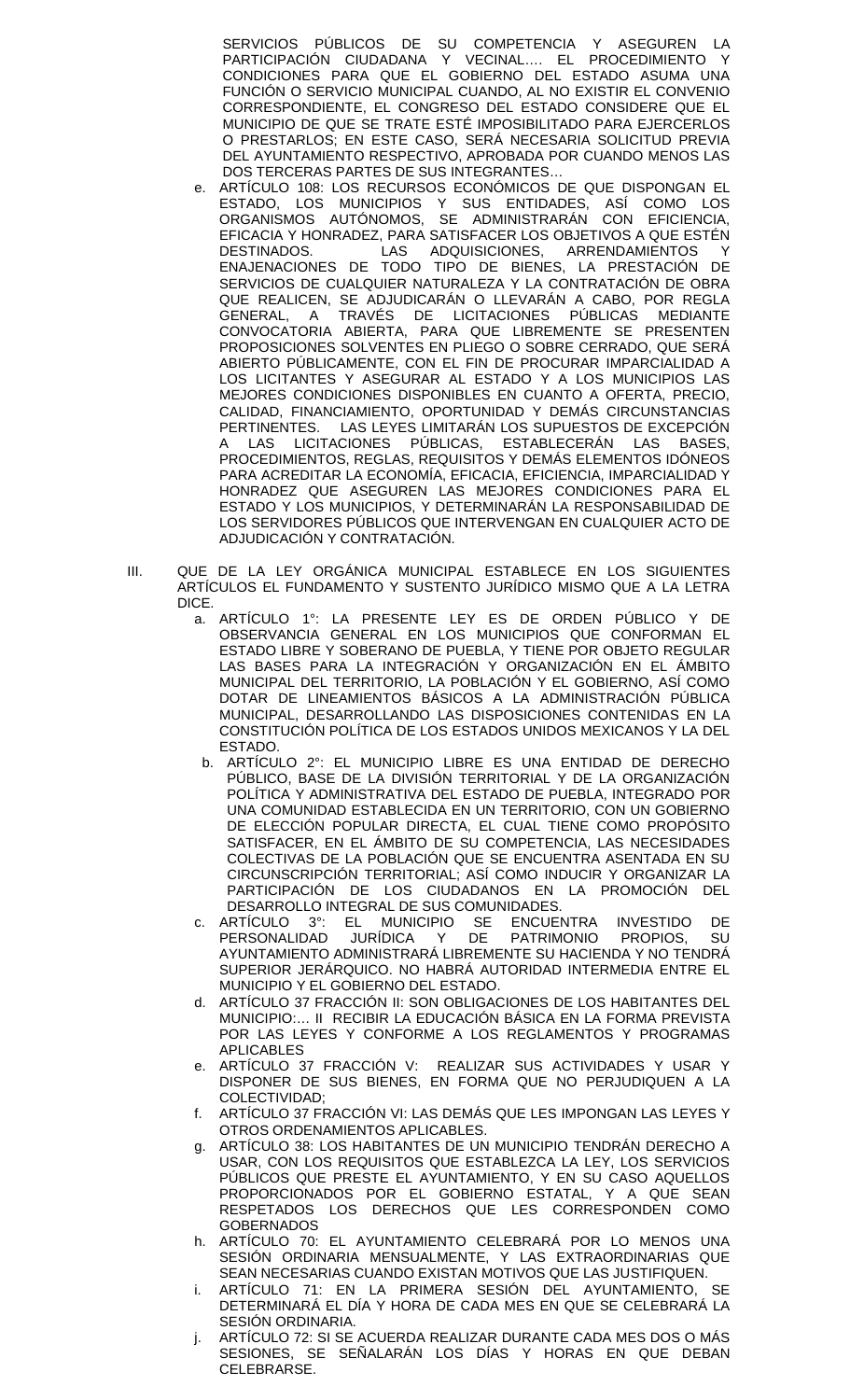SERVICIOS PÚBLICOS DE SU COMPETENCIA Y ASEGUREN LA PARTICIPACIÓN CIUDADANA Y VECINAL…. EL PROCEDIMIENTO Y CONDICIONES PARA QUE EL GOBIERNO DEL ESTADO ASUMA UNA FUNCIÓN O SERVICIO MUNICIPAL CUANDO, AL NO EXISTIR EL CONVENIO CORRESPONDIENTE, EL CONGRESO DEL ESTADO CONSIDERE QUE EL MUNICIPIO DE QUE SE TRATE ESTÉ IMPOSIBILITADO PARA EJERCERLOS O PRESTARLOS; EN ESTE CASO, SERÁ NECESARIA SOLICITUD PREVIA DEL AYUNTAMIENTO RESPECTIVO, APROBADA POR CUANDO MENOS LAS DOS TERCERAS PARTES DE SUS INTEGRANTES…

e. ARTÍCULO 108: LOS RECURSOS ECONÓMICOS DE QUE DISPONGAN EL ESTADO, LOS MUNICIPIOS Y SUS ENTIDADES, ASÍ COMO LOS ORGANISMOS AUTÓNOMOS, SE ADMINISTRARÁN CON EFICIENCIA, EFICACIA Y HONRADEZ, PARA SATISFACER LOS OBJETIVOS A QUE ESTÉN DESTINADOS. LAS ADQUISICIONES, ARRENDAMIENTOS Y ENAJENACIONES DE TODO TIPO DE BIENES, LA PRESTACIÓN DE SERVICIOS DE CUALQUIER NATURALEZA Y LA CONTRATACIÓN DE OBRA QUE REALICEN, SE ADJUDICARÁN O LLEVARÁN A CABO, POR REGLA GENERAL, A TRAVÉS DE LICITACIONES PÚBLICAS MEDIANTE CONVOCATORIA ABIERTA, PARA QUE LIBREMENTE SE PRESENTEN PROPOSICIONES SOLVENTES EN PLIEGO O SOBRE CERRADO, QUE SERÁ ABIERTO PÚBLICAMENTE, CON EL FIN DE PROCURAR IMPARCIALIDAD A LOS LICITANTES Y ASEGURAR AL ESTADO Y A LOS MUNICIPIOS LAS MEJORES CONDICIONES DISPONIBLES EN CUANTO A OFERTA, PRECIO, CALIDAD, FINANCIAMIENTO, OPORTUNIDAD Y DEMÁS CIRCUNSTANCIAS PERTINENTES. LAS LEYES LIMITARÁN LOS SUPUESTOS DE EXCEPCIÓN A LAS LICITACIONES PÚBLICAS, ESTABLECERÁN LAS BASES, PROCEDIMIENTOS, REGLAS, REQUISITOS Y DEMÁS ELEMENTOS IDÓNEOS PARA ACREDITAR LA ECONOMÍA, EFICACIA, EFICIENCIA, IMPARCIALIDAD Y HONRADEZ QUE ASEGUREN LAS MEJORES CONDICIONES PARA EL ESTADO Y LOS MUNICIPIOS, Y DETERMINARÁN LA RESPONSABILIDAD DE LOS SERVIDORES PÚBLICOS QUE INTERVENGAN EN CUALQUIER ACTO DE ADJUDICACIÓN Y CONTRATACIÓN.

III. QUE DE LA LEY ORGÁNICA MUNICIPAL ESTABLECE EN LOS SIGUIENTES ARTÍCULOS EL FUNDAMENTO Y SUSTENTO JURÍDICO MISMO QUE A LA LETRA DICE.

a. ARTÍCULO 1°: LA PRESENTE LEY ES DE ORDEN PÚBLICO Y DE OBSERVANCIA GENERAL EN LOS MUNICIPIOS QUE CONFORMAN EL ESTADO LIBRE Y SOBERANO DE PUEBLA, Y TIENE POR OBJETO REGULAR LAS BASES PARA LA INTEGRACIÓN Y ORGANIZACIÓN EN EL ÁMBITO MUNICIPAL DEL TERRITORIO, LA POBLACIÓN Y EL GOBIERNO, ASÍ COMO DOTAR DE LINEAMIENTOS BÁSICOS A LA ADMINISTRACIÓN PÚBLICA MUNICIPAL, DESARROLLANDO LAS DISPOSICIONES CONTENIDAS EN LA CONSTITUCIÓN POLÍTICA DE LOS ESTADOS UNIDOS MEXICANOS Y LA DEL ESTADO.

b. ARTÍCULO 2°: EL MUNICIPIO LIBRE ES UNA ENTIDAD DE DERECHO PÚBLICO, BASE DE LA DIVISIÓN TERRITORIAL Y DE LA ORGANIZACIÓN POLÍTICA Y ADMINISTRATIVA DEL ESTADO DE PUEBLA, INTEGRADO POR UNA COMUNIDAD ESTABLECIDA EN UN TERRITORIO, CON UN GOBIERNO DE ELECCIÓN POPULAR DIRECTA, EL CUAL TIENE COMO PROPÓSITO SATISFACER, EN EL ÁMBITO DE SU COMPETENCIA, LAS NECESIDADES COLECTIVAS DE LA POBLACIÓN QUE SE ENCUENTRA ASENTADA EN SU CIRCUNSCRIPCIÓN TERRITORIAL; ASÍ COMO INDUCIR Y ORGANIZAR LA PARTICIPACIÓN DE LOS CIUDADANOS EN LA PROMOCIÓN DEL DESARROLLO INTEGRAL DE SUS COMUNIDADES.

c. ARTÍCULO 3°: EL MUNICIPIO SE ENCUENTRA INVESTIDO DE PERSONALIDAD JURÍDICA Y DE PATRIMONIO PROPIOS, SU AYUNTAMIENTO ADMINISTRARÁ LIBREMENTE SU HACIENDA Y NO TENDRÁ SUPERIOR JERÁRQUICO. NO HABRÁ AUTORIDAD INTERMEDIA ENTRE EL MUNICIPIO Y EL GOBIERNO DEL ESTADO.

d. ARTÍCULO 37 FRACCIÓN II: SON OBLIGACIONES DE LOS HABITANTES DEL MUNICIPIO:… II RECIBIR LA EDUCACIÓN BÁSICA EN LA FORMA PREVISTA POR LAS LEYES Y CONFORME A LOS REGLAMENTOS Y PROGRAMAS APLICABLES

e. ARTÍCULO 37 FRACCIÓN V: REALIZAR SUS ACTIVIDADES Y USAR Y DISPONER DE SUS BIENES, EN FORMA QUE NO PERJUDIQUEN A LA COLECTIVIDAD;

f. ARTÍCULO 37 FRACCIÓN VI: LAS DEMÁS QUE LES IMPONGAN LAS LEYES Y OTROS ORDENAMIENTOS APLICABLES.

g. ARTÍCULO 38: LOS HABITANTES DE UN MUNICIPIO TENDRÁN DERECHO A USAR, CON LOS REQUISITOS QUE ESTABLEZCA LA LEY, LOS SERVICIOS PÚBLICOS QUE PRESTE EL AYUNTAMIENTO, Y EN SU CASO AQUELLOS PROPORCIONADOS POR EL GOBIERNO ESTATAL, Y A QUE SEAN RESPETADOS LOS DERECHOS QUE LES CORRESPONDEN COMO GOBERNADOS

h. ARTÍCULO 70: EL AYUNTAMIENTO CELEBRARÁ POR LO MENOS UNA SESIÓN ORDINARIA MENSUALMENTE, Y LAS EXTRAORDINARIAS QUE SEAN NECESARIAS CUANDO EXISTAN MOTIVOS QUE LAS JUSTIFIQUEN.

i. ARTÍCULO 71: EN LA PRIMERA SESIÓN DEL AYUNTAMIENTO, SE DETERMINARÁ EL DÍA Y HORA DE CADA MES EN QUE SE CELEBRARÁ LA SESIÓN ORDINARIA.

j. ARTÍCULO 72: SI SE ACUERDA REALIZAR DURANTE CADA MES DOS O MÁS SESIONES, SE SEÑALARÁN LOS DÍAS Y HORAS EN QUE DEBAN CELEBRARSE.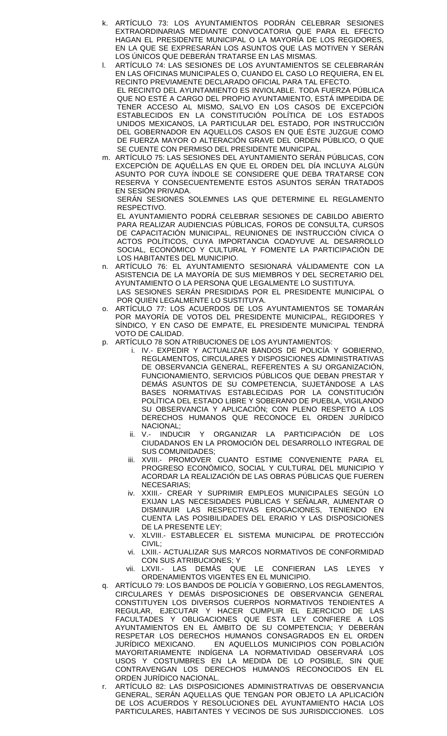k. ARTÍCULO 73: LOS AYUNTAMIENTOS PODRÁN CELEBRAR SESIONES EXTRAORDINARIAS MEDIANTE CONVOCATORIA QUE PARA EL EFECTO HAGAN EL PRESIDENTE MUNICIPAL O LA MAYORÍA DE LOS REGIDORES, EN LA QUE SE EXPRESARÁN LOS ASUNTOS QUE LAS MOTIVEN Y SERÁN LOS ÚNICOS QUE DEBERÁN TRATARSE EN LAS MISMAS.

l. ARTÍCULO 74: LAS SESIONES DE LOS AYUNTAMIENTOS SE CELEBRARÁN EN LAS OFICINAS MUNICIPALES O, CUANDO EL CASO LO REQUIERA, EN EL RECINTO PREVIAMENTE DECLARADO OFICIAL PARA TAL EFECTO.

   EL RECINTO DEL AYUNTAMIENTO ES INVIOLABLE. TODA FUERZA PÚBLICA QUE NO ESTÉ A CARGO DEL PROPIO AYUNTAMIENTO, ESTÁ IMPEDIDA DE TENER ACCESO AL MISMO, SALVO EN LOS CASOS DE EXCEPCIÓN ESTABLECIDOS EN LA CONSTITUCIÓN POLÍTICA DE LOS ESTADOS UNIDOS MEXICANOS, LA PARTICULAR DEL ESTADO, POR INSTRUCCIÓN DEL GOBERNADOR EN AQUELLOS CASOS EN QUE ÉSTE JUZGUE COMO DE FUERZA MAYOR O ALTERACIÓN GRAVE DEL ORDEN PÚBLICO, O QUE SE CUENTE CON PERMISO DEL PRESIDENTE MUNICIPAL.

m. ARTÍCULO 75: LAS SESIONES DEL AYUNTAMIENTO SERÁN PÚBLICAS, CON EXCEPCIÓN DE AQUÉLLAS EN QUE EL ORDEN DEL DÍA INCLUYA ALGÚN ASUNTO POR CUYA ÍNDOLE SE CONSIDERE QUE DEBA TRATARSE CON RESERVA Y CONSECUENTEMENTE ESTOS ASUNTOS SERÁN TRATADOS EN SESIÓN PRIVADA.

   SERÁN SESIONES SOLEMNES LAS QUE DETERMINE EL REGLAMENTO RESPECTIVO.

   EL AYUNTAMIENTO PODRÁ CELEBRAR SESIONES DE CABILDO ABIERTO PARA REALIZAR AUDIENCIAS PÚBLICAS, FOROS DE CONSULTA, CURSOS DE CAPACITACIÓN MUNICIPAL, REUNIONES DE INSTRUCCIÓN CÍVICA O ACTOS POLÍTICOS, CUYA IMPORTANCIA COADYUVE AL DESARROLLO SOCIAL, ECONÓMICO Y CULTURAL Y FOMENTE LA PARTICIPACIÓN DE LOS HABITANTES DEL MUNICIPIO.

n. ARTÍCULO 76: EL AYUNTAMIENTO SESIONARÁ VÁLIDAMENTE CON LA ASISTENCIA DE LA MAYORÍA DE SUS MIEMBROS Y DEL SECRETARIO DEL AYUNTAMIENTO O LA PERSONA QUE LEGALMENTE LO SUSTITUYA.

   LAS SESIONES SERÁN PRESIDIDAS POR EL PRESIDENTE MUNICIPAL O POR QUIEN LEGALMENTE LO SUSTITUYA.

o. ARTÍCULO 77: LOS ACUERDOS DE LOS AYUNTAMIENTOS SE TOMARÁN POR MAYORÍA DE VOTOS DEL PRESIDENTE MUNICIPAL, REGIDORES Y SÍNDICO, Y EN CASO DE EMPATE, EL PRESIDENTE MUNICIPAL TENDRÁ VOTO DE CALIDAD.

p. ARTÍCULO 78 SON ATRIBUCIONES DE LOS AYUNTAMIENTOS:
   i. IV.- EXPEDIR Y ACTUALIZAR BANDOS DE POLICÍA Y GOBIERNO, REGLAMENTOS, CIRCULARES Y DISPOSICIONES ADMINISTRATIVAS DE OBSERVANCIA GENERAL, REFERENTES A SU ORGANIZACIÓN, FUNCIONAMIENTO, SERVICIOS PÚBLICOS QUE DEBAN PRESTAR Y DEMÁS ASUNTOS DE SU COMPETENCIA, SUJETÁNDOSE A LAS BASES NORMATIVAS ESTABLECIDAS POR LA CONSTITUCIÓN POLÍTICA DEL ESTADO LIBRE Y SOBERANO DE PUEBLA, VIGILANDO SU OBSERVANCIA Y APLICACIÓN; CON PLENO RESPETO A LOS DERECHOS HUMANOS QUE RECONOCE EL ORDEN JURÍDICO NACIONAL;
   ii. V.- INDUCIR Y ORGANIZAR LA PARTICIPACIÓN DE LOS CIUDADANOS EN LA PROMOCIÓN DEL DESARROLLO INTEGRAL DE SUS COMUNIDADES;
   iii. XVIII.- PROMOVER CUANTO ESTIME CONVENIENTE PARA EL PROGRESO ECONÓMICO, SOCIAL Y CULTURAL DEL MUNICIPIO Y ACORDAR LA REALIZACIÓN DE LAS OBRAS PÚBLICAS QUE FUEREN NECESARIAS;
   iv. XXIII.- CREAR Y SUPRIMIR EMPLEOS MUNICIPALES SEGÚN LO EXIJAN LAS NECESIDADES PÚBLICAS Y SEÑALAR, AUMENTAR O DISMINUIR LAS RESPECTIVAS EROGACIONES, TENIENDO EN CUENTA LAS POSIBILIDADES DEL ERARIO Y LAS DISPOSICIONES DE LA PRESENTE LEY;
   v. XLVIII.- ESTABLECER EL SISTEMA MUNICIPAL DE PROTECCIÓN CIVIL;
   vi. LXIII.- ACTUALIZAR SUS MARCOS NORMATIVOS DE CONFORMIDAD CON SUS ATRIBUCIONES; Y
   vii. LXVII.- LAS DEMÁS QUE LE CONFIERAN LAS LEYES Y ORDENAMIENTOS VIGENTES EN EL MUNICIPIO.

q. ARTÍCULO 79: LOS BANDOS DE POLICÍA Y GOBIERNO, LOS REGLAMENTOS, CIRCULARES Y DEMÁS DISPOSICIONES DE OBSERVANCIA GENERAL CONSTITUYEN LOS DIVERSOS CUERPOS NORMATIVOS TENDIENTES A REGULAR, EJECUTAR Y HACER CUMPLIR EL EJERCICIO DE LAS FACULTADES Y OBLIGACIONES QUE ESTA LEY CONFIERE A LOS AYUNTAMIENTOS EN EL ÁMBITO DE SU COMPETENCIA; Y DEBERÁN RESPETAR LOS DERECHOS HUMANOS CONSAGRADOS EN EL ORDEN JURÍDICO MEXICANO. EN AQUELLOS MUNICIPIOS CON POBLACIÓN MAYORITARIAMENTE INDÍGENA LA NORMATIVIDAD OBSERVARÁ LOS USOS Y COSTUMBRES EN LA MEDIDA DE LO POSIBLE, SIN QUE CONTRAVENGAN LOS DERECHOS HUMANOS RECONOCIDOS EN EL ORDEN JURÍDICO NACIONAL.

r. ARTÍCULO 82: LAS DISPOSICIONES ADMINISTRATIVAS DE OBSERVANCIA GENERAL, SERÁN AQUELLAS QUE TENGAN POR OBJETO LA APLICACIÓN DE LOS ACUERDOS Y RESOLUCIONES DEL AYUNTAMIENTO HACIA LOS PARTICULARES, HABITANTES Y VECINOS DE SUS JURISDICCIONES. LOS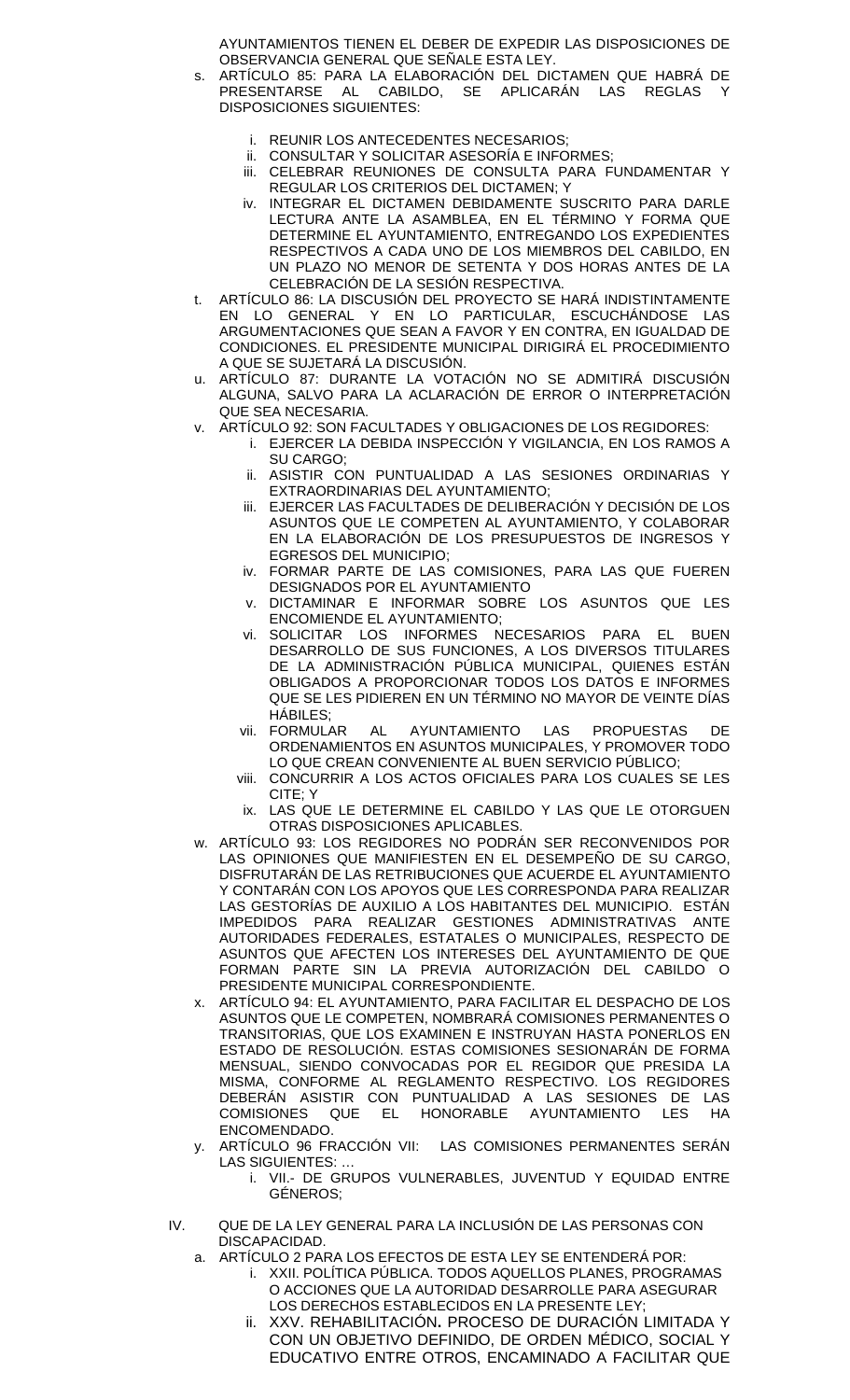AYUNTAMIENTOS TIENEN EL DEBER DE EXPEDIR LAS DISPOSICIONES DE OBSERVANCIA GENERAL QUE SEÑALE ESTA LEY.

s. ARTÍCULO 85: PARA LA ELABORACIÓN DEL DICTAMEN QUE HABRÁ DE PRESENTARSE AL CABILDO, SE APLICARÁN LAS REGLAS Y DISPOSICIONES SIGUIENTES:

   i. REUNIR LOS ANTECEDENTES NECESARIOS;
   ii. CONSULTAR Y SOLICITAR ASESORÍA E INFORMES;
   iii. CELEBRAR REUNIONES DE CONSULTA PARA FUNDAMENTAR Y REGULAR LOS CRITERIOS DEL DICTAMEN; Y
   iv. INTEGRAR EL DICTAMEN DEBIDAMENTE SUSCRITO PARA DARLE LECTURA ANTE LA ASAMBLEA, EN EL TÉRMINO Y FORMA QUE DETERMINE EL AYUNTAMIENTO, ENTREGANDO LOS EXPEDIENTES RESPECTIVOS A CADA UNO DE LOS MIEMBROS DEL CABILDO, EN UN PLAZO NO MENOR DE SETENTA Y DOS HORAS ANTES DE LA CELEBRACIÓN DE LA SESIÓN RESPECTIVA.

t. ARTÍCULO 86: LA DISCUSIÓN DEL PROYECTO SE HARÁ INDISTINTAMENTE EN LO GENERAL Y EN LO PARTICULAR, ESCUCHÁNDOSE LAS ARGUMENTACIONES QUE SEAN A FAVOR Y EN CONTRA, EN IGUALDAD DE CONDICIONES. EL PRESIDENTE MUNICIPAL DIRIGIRÁ EL PROCEDIMIENTO A QUE SE SUJETARÁ LA DISCUSIÓN.

u. ARTÍCULO 87: DURANTE LA VOTACIÓN NO SE ADMITIRÁ DISCUSIÓN ALGUNA, SALVO PARA LA ACLARACIÓN DE ERROR O INTERPRETACIÓN QUE SEA NECESARIA.

v. ARTÍCULO 92: SON FACULTADES Y OBLIGACIONES DE LOS REGIDORES:

   i. EJERCER LA DEBIDA INSPECCIÓN Y VIGILANCIA, EN LOS RAMOS A SU CARGO;
   ii. ASISTIR CON PUNTUALIDAD A LAS SESIONES ORDINARIAS Y EXTRAORDINARIAS DEL AYUNTAMIENTO;
   iii. EJERCER LAS FACULTADES DE DELIBERACIÓN Y DECISIÓN DE LOS ASUNTOS QUE LE COMPETEN AL AYUNTAMIENTO, Y COLABORAR EN LA ELABORACIÓN DE LOS PRESUPUESTOS DE INGRESOS Y EGRESOS DEL MUNICIPIO;
   iv. FORMAR PARTE DE LAS COMISIONES, PARA LAS QUE FUEREN DESIGNADOS POR EL AYUNTAMIENTO
   v. DICTAMINAR E INFORMAR SOBRE LOS ASUNTOS QUE LES ENCOMIENDE EL AYUNTAMIENTO;
   vi. SOLICITAR LOS INFORMES NECESARIOS PARA EL BUEN DESARROLLO DE SUS FUNCIONES, A LOS DIVERSOS TITULARES DE LA ADMINISTRACIÓN PÚBLICA MUNICIPAL, QUIENES ESTÁN OBLIGADOS A PROPORCIONAR TODOS LOS DATOS E INFORMES QUE SE LES PIDIEREN EN UN TÉRMINO NO MAYOR DE VEINTE DÍAS HÁBILES;
   vii. FORMULAR AL AYUNTAMIENTO LAS PROPUESTAS DE ORDENAMIENTOS EN ASUNTOS MUNICIPALES, Y PROMOVER TODO LO QUE CREAN CONVENIENTE AL BUEN SERVICIO PÚBLICO;
   viii. CONCURRIR A LOS ACTOS OFICIALES PARA LOS CUALES SE LES CITE; Y
   ix. LAS QUE LE DETERMINE EL CABILDO Y LAS QUE LE OTORGUEN OTRAS DISPOSICIONES APLICABLES.

w. ARTÍCULO 93: LOS REGIDORES NO PODRÁN SER RECONVENIDOS POR LAS OPINIONES QUE MANIFIESTEN EN EL DESEMPEÑO DE SU CARGO, DISFRUTARÁN DE LAS RETRIBUCIONES QUE ACUERDE EL AYUNTAMIENTO Y CONTARÁN CON LOS APOYOS QUE LES CORRESPONDA PARA REALIZAR LAS GESTORÍAS DE AUXILIO A LOS HABITANTES DEL MUNICIPIO. ESTÁN IMPEDIDOS PARA REALIZAR GESTIONES ADMINISTRATIVAS ANTE AUTORIDADES FEDERALES, ESTATALES O MUNICIPALES, RESPECTO DE ASUNTOS QUE AFECTEN LOS INTERESES DEL AYUNTAMIENTO DE QUE FORMAN PARTE SIN LA PREVIA AUTORIZACIÓN DEL CABILDO O PRESIDENTE MUNICIPAL CORRESPONDIENTE.

x. ARTÍCULO 94: EL AYUNTAMIENTO, PARA FACILITAR EL DESPACHO DE LOS ASUNTOS QUE LE COMPETEN, NOMBRARÁ COMISIONES PERMANENTES O TRANSITORIAS, QUE LOS EXAMINEN E INSTRUYAN HASTA PONERLOS EN ESTADO DE RESOLUCIÓN. ESTAS COMISIONES SESIONARÁN DE FORMA MENSUAL, SIENDO CONVOCADAS POR EL REGIDOR QUE PRESIDA LA MISMA, CONFORME AL REGLAMENTO RESPECTIVO. LOS REGIDORES DEBERÁN ASISTIR CON PUNTUALIDAD A LAS SESIONES DE LAS COMISIONES QUE EL HONORABLE AYUNTAMIENTO LES HA ENCOMENDADO.

y. ARTÍCULO 96 FRACCIÓN VII: LAS COMISIONES PERMANENTES SERÁN LAS SIGUIENTES: …

   i. VII.- DE GRUPOS VULNERABLES, JUVENTUD Y EQUIDAD ENTRE GÉNEROS;

IV. QUE DE LA LEY GENERAL PARA LA INCLUSIÓN DE LAS PERSONAS CON DISCAPACIDAD.

a. ARTÍCULO 2 PARA LOS EFECTOS DE ESTA LEY SE ENTENDERÁ POR:

   i. XXII. POLÍTICA PÚBLICA. TODOS AQUELLOS PLANES, PROGRAMAS O ACCIONES QUE LA AUTORIDAD DESARROLLE PARA ASEGURAR LOS DERECHOS ESTABLECIDOS EN LA PRESENTE LEY;
   ii. XXV. REHABILITACIÓN**.** PROCESO DE DURACIÓN LIMITADA Y CON UN OBJETIVO DEFINIDO, DE ORDEN MÉDICO, SOCIAL Y EDUCATIVO ENTRE OTROS, ENCAMINADO A FACILITAR QUE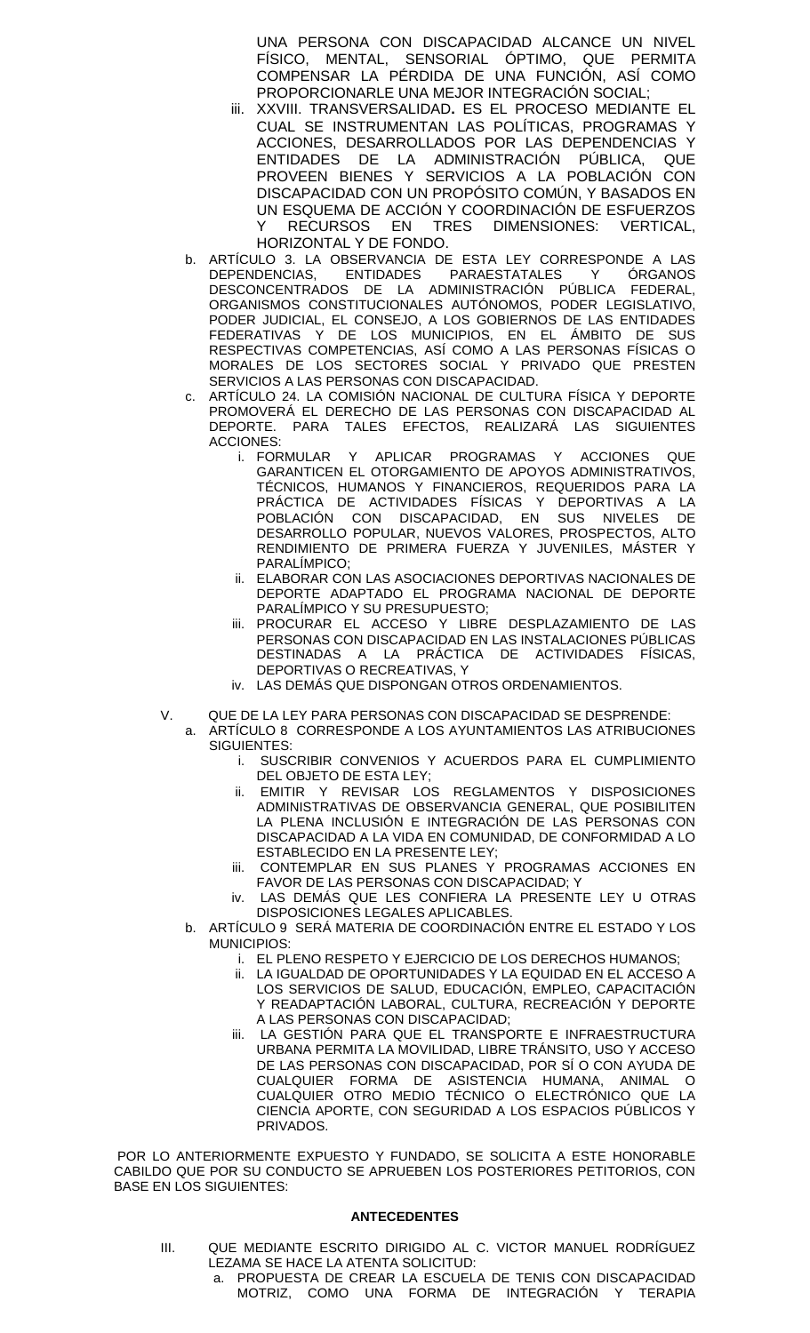UNA PERSONA CON DISCAPACIDAD ALCANCE UN NIVEL FÍSICO, MENTAL, SENSORIAL ÓPTIMO, QUE PERMITA COMPENSAR LA PÉRDIDA DE UNA FUNCIÓN, ASÍ COMO PROPORCIONARLE UNA MEJOR INTEGRACIÓN SOCIAL;

   iii. XXVIII. TRANSVERSALIDAD**.** ES EL PROCESO MEDIANTE EL CUAL SE INSTRUMENTAN LAS POLÍTICAS, PROGRAMAS Y ACCIONES, DESARROLLADOS POR LAS DEPENDENCIAS Y ENTIDADES DE LA ADMINISTRACIÓN PÚBLICA, QUE PROVEEN BIENES Y SERVICIOS A LA POBLACIÓN CON DISCAPACIDAD CON UN PROPÓSITO COMÚN, Y BASADOS EN UN ESQUEMA DE ACCIÓN Y COORDINACIÓN DE ESFUERZOS Y RECURSOS EN TRES DIMENSIONES: VERTICAL, HORIZONTAL Y DE FONDO.

b. ARTÍCULO 3. LA OBSERVANCIA DE ESTA LEY CORRESPONDE A LAS DEPENDENCIAS, ENTIDADES PARAESTATALES Y ÓRGANOS DESCONCENTRADOS DE LA ADMINISTRACIÓN PÚBLICA FEDERAL, ORGANISMOS CONSTITUCIONALES AUTÓNOMOS, PODER LEGISLATIVO, PODER JUDICIAL, EL CONSEJO, A LOS GOBIERNOS DE LAS ENTIDADES FEDERATIVAS Y DE LOS MUNICIPIOS, EN EL ÁMBITO DE SUS RESPECTIVAS COMPETENCIAS, ASÍ COMO A LAS PERSONAS FÍSICAS O MORALES DE LOS SECTORES SOCIAL Y PRIVADO QUE PRESTEN SERVICIOS A LAS PERSONAS CON DISCAPACIDAD.

c. ARTÍCULO 24. LA COMISIÓN NACIONAL DE CULTURA FÍSICA Y DEPORTE PROMOVERÁ EL DERECHO DE LAS PERSONAS CON DISCAPACIDAD AL DEPORTE. PARA TALES EFECTOS, REALIZARÁ LAS SIGUIENTES ACCIONES:
   i. FORMULAR Y APLICAR PROGRAMAS Y ACCIONES QUE GARANTICEN EL OTORGAMIENTO DE APOYOS ADMINISTRATIVOS, TÉCNICOS, HUMANOS Y FINANCIEROS, REQUERIDOS PARA LA PRÁCTICA DE ACTIVIDADES FÍSICAS Y DEPORTIVAS A LA POBLACIÓN CON DISCAPACIDAD, EN SUS NIVELES DE DESARROLLO POPULAR, NUEVOS VALORES, PROSPECTOS, ALTO RENDIMIENTO DE PRIMERA FUERZA Y JUVENILES, MÁSTER Y PARALÍMPICO;
   ii. ELABORAR CON LAS ASOCIACIONES DEPORTIVAS NACIONALES DE DEPORTE ADAPTADO EL PROGRAMA NACIONAL DE DEPORTE PARALÍMPICO Y SU PRESUPUESTO;
   iii. PROCURAR EL ACCESO Y LIBRE DESPLAZAMIENTO DE LAS PERSONAS CON DISCAPACIDAD EN LAS INSTALACIONES PÚBLICAS DESTINADAS A LA PRÁCTICA DE ACTIVIDADES FÍSICAS, DEPORTIVAS O RECREATIVAS, Y
   iv. LAS DEMÁS QUE DISPONGAN OTROS ORDENAMIENTOS.

V. QUE DE LA LEY PARA PERSONAS CON DISCAPACIDAD SE DESPRENDE:

a. ARTÍCULO 8 CORRESPONDE A LOS AYUNTAMIENTOS LAS ATRIBUCIONES SIGUIENTES:
   i. SUSCRIBIR CONVENIOS Y ACUERDOS PARA EL CUMPLIMIENTO DEL OBJETO DE ESTA LEY;
   ii. EMITIR Y REVISAR LOS REGLAMENTOS Y DISPOSICIONES ADMINISTRATIVAS DE OBSERVANCIA GENERAL, QUE POSIBILITEN LA PLENA INCLUSIÓN E INTEGRACIÓN DE LAS PERSONAS CON DISCAPACIDAD A LA VIDA EN COMUNIDAD, DE CONFORMIDAD A LO ESTABLECIDO EN LA PRESENTE LEY;
   iii. CONTEMPLAR EN SUS PLANES Y PROGRAMAS ACCIONES EN FAVOR DE LAS PERSONAS CON DISCAPACIDAD; Y
   iv. LAS DEMÁS QUE LES CONFIERA LA PRESENTE LEY U OTRAS DISPOSICIONES LEGALES APLICABLES.

b. ARTÍCULO 9 SERÁ MATERIA DE COORDINACIÓN ENTRE EL ESTADO Y LOS MUNICIPIOS:
   i. EL PLENO RESPETO Y EJERCICIO DE LOS DERECHOS HUMANOS;
   ii. LA IGUALDAD DE OPORTUNIDADES Y LA EQUIDAD EN EL ACCESO A LOS SERVICIOS DE SALUD, EDUCACIÓN, EMPLEO, CAPACITACIÓN Y READAPTACIÓN LABORAL, CULTURA, RECREACIÓN Y DEPORTE A LAS PERSONAS CON DISCAPACIDAD;
   iii. LA GESTIÓN PARA QUE EL TRANSPORTE E INFRAESTRUCTURA URBANA PERMITA LA MOVILIDAD, LIBRE TRÁNSITO, USO Y ACCESO DE LAS PERSONAS CON DISCAPACIDAD, POR SÍ O CON AYUDA DE CUALQUIER FORMA DE ASISTENCIA HUMANA, ANIMAL O CUALQUIER OTRO MEDIO TÉCNICO O ELECTRÓNICO QUE LA CIENCIA APORTE, CON SEGURIDAD A LOS ESPACIOS PÚBLICOS Y PRIVADOS.

POR LO ANTERIORMENTE EXPUESTO Y FUNDADO, SE SOLICITA A ESTE HONORABLE CABILDO QUE POR SU CONDUCTO SE APRUEBEN LOS POSTERIORES PETITORIOS, CON BASE EN LOS SIGUIENTES:

**ANTECEDENTES**

III. QUE MEDIANTE ESCRITO DIRIGIDO AL C. VICTOR MANUEL RODRÍGUEZ LEZAMA SE HACE LA ATENTA SOLICITUD:

a. PROPUESTA DE CREAR LA ESCUELA DE TENIS CON DISCAPACIDAD MOTRIZ, COMO UNA FORMA DE INTEGRACIÓN Y TERAPIA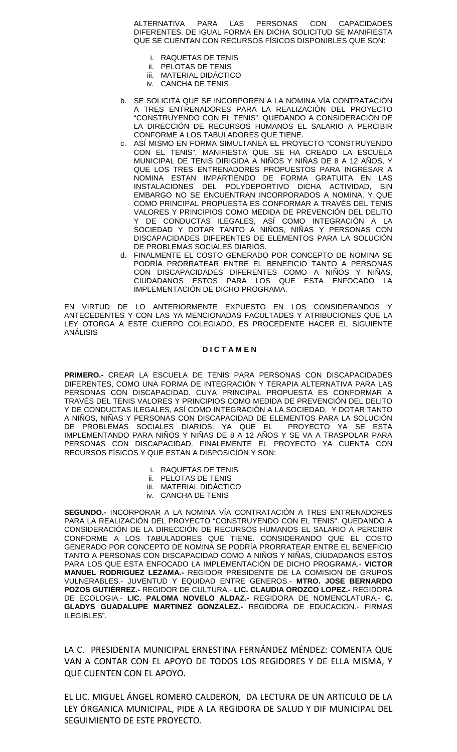ALTERNATIVA PARA LAS PERSONAS CON CAPACIDADES DIFERENTES. DE IGUAL FORMA EN DICHA SOLICITUD SE MANIFIESTA QUE SE CUENTAN CON RECURSOS FÍSICOS DISPONIBLES QUE SON:

i. RAQUETAS DE TENIS
ii. PELOTAS DE TENIS
iii. MATERIAL DIDÁCTICO
iv. CANCHA DE TENIS

b. SE SOLICITA QUE SE INCORPOREN A LA NOMINA VÍA CONTRATACIÓN A TRES ENTRENADORES PARA LA REALIZACIÓN DEL PROYECTO "CONSTRUYENDO CON EL TENIS". QUEDANDO A CONSIDERACIÓN DE LA DIRECCIÓN DE RECURSOS HUMANOS EL SALARIO A PERCIBIR CONFORME A LOS TABULADORES QUE TIENE.
c. ASÍ MISMO EN FORMA SIMULTANEA EL PROYECTO "CONSTRUYENDO CON EL TENIS", MANIFIESTA QUE SE HA CREADO LA ESCUELA MUNICIPAL DE TENIS DIRIGIDA A NIÑOS Y NIÑAS DE 8 A 12 AÑOS, Y QUE LOS TRES ENTRENADORES PROPUESTOS PARA INGRESAR A NOMINA ESTAN IMPARTIENDO DE FORMA GRATUITA EN LAS INSTALACIONES DEL POLYDEPORTIVO DICHA ACTIVIDAD, SIN EMBARGO NO SE ENCUENTRAN INCORPORADOS A NOMINA, Y QUE COMO PRINCIPAL PROPUESTA ES CONFORMAR A TRAVÉS DEL TENIS VALORES Y PRINCIPIOS COMO MEDIDA DE PREVENCIÓN DEL DELITO Y DE CONDUCTAS ILEGALES, ASÍ COMO INTEGRACIÓN A LA SOCIEDAD Y DOTAR TANTO A NIÑOS, NIÑAS Y PERSONAS CON DISCAPACIDADES DIFERENTES DE ELEMENTOS PARA LA SOLUCIÓN DE PROBLEMAS SOCIALES DIARIOS.
d. FINALMENTE EL COSTO GENERADO POR CONCEPTO DE NOMINA SE PODRÍA PRORRATEAR ENTRE EL BENEFICIO TANTO A PERSONAS CON DISCAPACIDADES DIFERENTES COMO A NIÑOS Y NIÑAS, CIUDADANOS ESTOS PARA LOS QUE ESTA ENFOCADO LA IMPLEMENTACIÓN DE DICHO PROGRAMA.

EN VIRTUD DE LO ANTERIORMENTE EXPUESTO EN LOS CONSIDERANDOS Y ANTECEDENTES Y CON LAS YA MENCIONADAS FACULTADES Y ATRIBUCIONES QUE LA LEY OTORGA A ESTE CUERPO COLEGIADO, ES PROCEDENTE HACER EL SIGUIENTE ANÁLISIS

**D I C T A M E N**

**PRIMERO.-** CREAR LA ESCUELA DE TENIS PARA PERSONAS CON DISCAPACIDADES DIFERENTES, COMO UNA FORMA DE INTEGRACIÓN Y TERAPIA ALTERNATIVA PARA LAS PERSONAS CON DISCAPACIDAD. CUYA PRINCIPAL PROPUESTA ES CONFORMAR A TRAVÉS DEL TENIS VALORES Y PRINCIPIOS COMO MEDIDA DE PREVENCIÓN DEL DELITO Y DE CONDUCTAS ILEGALES, ASÍ COMO INTEGRACIÓN A LA SOCIEDAD, Y DOTAR TANTO A NIÑOS, NIÑAS Y PERSONAS CON DISCAPACIDAD DE ELEMENTOS PARA LA SOLUCIÓN DE PROBLEMAS SOCIALES DIARIOS. YA QUE EL PROYECTO YA SE ESTA IMPLEMENTANDO PARA NIÑOS Y NIÑAS DE 8 A 12 AÑOS Y SE VA A TRASPOLAR PARA PERSONAS CON DISCAPACIDAD. FINALEMENTE EL PROYECTO YA CUENTA CON RECURSOS FÍSICOS Y QUE ESTAN A DISPOSICIÓN Y SON:

i. RAQUETAS DE TENIS
ii. PELOTAS DE TENIS
iii. MATERIAL DIDÁCTICO
iv. CANCHA DE TENIS

**SEGUNDO.-** INCORPORAR A LA NOMINA VÍA CONTRATACIÓN A TRES ENTRENADORES PARA LA REALIZACIÓN DEL PROYECTO "CONSTRUYENDO CON EL TENIS". QUEDANDO A CONSIDERACIÓN DE LA DIRECCIÓN DE RECURSOS HUMANOS EL SALARIO A PERCIBIR CONFORME A LOS TABULADORES QUE TIENE. CONSIDERANDO QUE EL COSTO GENERADO POR CONCEPTO DE NOMINA SE PODRÍA PRORRATEAR ENTRE EL BENEFICIO TANTO A PERSONAS CON DISCAPACIDAD COMO A NIÑOS Y NIÑAS, CIUDADANOS ESTOS PARA LOS QUE ESTA ENFOCADO LA IMPLEMENTACIÓN DE DICHO PROGRAMA.- **VICTOR MANUEL RODRIGUEZ LEZAMA.-** REGIDOR PRESIDENTE DE LA COMISION DE GRUPOS VULNERABLES.- JUVENTUD Y EQUIDAD ENTRE GENEROS.- **MTRO. JOSE BERNARDO POZOS GUTIÉRREZ.-** REGIDOR DE CULTURA.- **LIC. CLAUDIA OROZCO LOPEZ.-** REGIDORA DE ECOLOGIA.- **LIC. PALOMA NOVELO ALDAZ.-** REGIDORA DE NOMENCLATURA.- **C. GLADYS GUADALUPE MARTINEZ GONZALEZ.-** REGIDORA DE EDUCACION.- FIRMAS ILEGIBLES".

LA C. PRESIDENTA MUNICIPAL ERNESTINA FERNÁNDEZ MÉNDEZ: COMENTA QUE VAN A CONTAR CON EL APOYO DE TODOS LOS REGIDORES Y DE ELLA MISMA, Y QUE CUENTEN CON EL APOYO.

EL LIC. MIGUEL ÁNGEL ROMERO CALDERON, DA LECTURA DE UN ARTICULO DE LA LEY ÓRGANICA MUNICIPAL, PIDE A LA REGIDORA DE SALUD Y DIF MUNICIPAL DEL SEGUIMIENTO DE ESTE PROYECTO.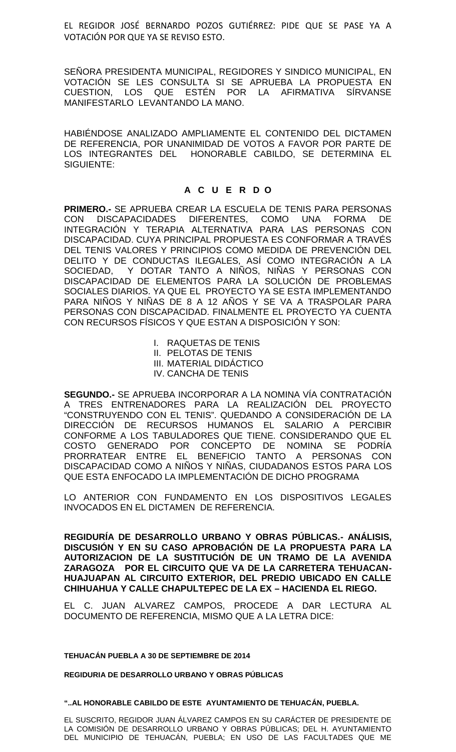EL REGIDOR JOSÉ BERNARDO POZOS GUTIÉRREZ: PIDE QUE SE PASE YA A VOTACIÓN POR QUE YA SE REVISO ESTO.

SEÑORA PRESIDENTA MUNICIPAL, REGIDORES Y SINDICO MUNICIPAL, EN VOTACIÓN SE LES CONSULTA SI SE APRUEBA LA PROPUESTA EN CUESTION, LOS QUE ESTÉN POR LA AFIRMATIVA SÍRVANSE MANIFESTARLO LEVANTANDO LA MANO.

HABIÉNDOSE ANALIZADO AMPLIAMENTE EL CONTENIDO DEL DICTAMEN DE REFERENCIA, POR UNANIMIDAD DE VOTOS A FAVOR POR PARTE DE LOS INTEGRANTES DEL HONORABLE CABILDO, SE DETERMINA EL SIGUIENTE:

**A C U E R D O**

**PRIMERO.-** SE APRUEBA CREAR LA ESCUELA DE TENIS PARA PERSONAS CON DISCAPACIDADES DIFERENTES, COMO UNA FORMA DE INTEGRACIÓN Y TERAPIA ALTERNATIVA PARA LAS PERSONAS CON DISCAPACIDAD. CUYA PRINCIPAL PROPUESTA ES CONFORMAR A TRAVÉS DEL TENIS VALORES Y PRINCIPIOS COMO MEDIDA DE PREVENCIÓN DEL DELITO Y DE CONDUCTAS ILEGALES, ASÍ COMO INTEGRACIÓN A LA SOCIEDAD, Y DOTAR TANTO A NIÑOS, NIÑAS Y PERSONAS CON DISCAPACIDAD DE ELEMENTOS PARA LA SOLUCIÓN DE PROBLEMAS SOCIALES DIARIOS. YA QUE EL PROYECTO YA SE ESTA IMPLEMENTANDO PARA NIÑOS Y NIÑAS DE 8 A 12 AÑOS Y SE VA A TRASPOLAR PARA PERSONAS CON DISCAPACIDAD. FINALMENTE EL PROYECTO YA CUENTA CON RECURSOS FÍSICOS Y QUE ESTAN A DISPOSICIÓN Y SON:

I. RAQUETAS DE TENIS
II. PELOTAS DE TENIS
III. MATERIAL DIDÁCTICO
IV. CANCHA DE TENIS

**SEGUNDO.-** SE APRUEBA INCORPORAR A LA NOMINA VÍA CONTRATACIÓN A TRES ENTRENADORES PARA LA REALIZACIÓN DEL PROYECTO "CONSTRUYENDO CON EL TENIS". QUEDANDO A CONSIDERACIÓN DE LA DIRECCIÓN DE RECURSOS HUMANOS EL SALARIO A PERCIBIR CONFORME A LOS TABULADORES QUE TIENE. CONSIDERANDO QUE EL COSTO GENERADO POR CONCEPTO DE NOMINA SE PODRÍA PRORRATEAR ENTRE EL BENEFICIO TANTO A PERSONAS CON DISCAPACIDAD COMO A NIÑOS Y NIÑAS, CIUDADANOS ESTOS PARA LOS QUE ESTA ENFOCADO LA IMPLEMENTACIÓN DE DICHO PROGRAMA

LO ANTERIOR CON FUNDAMENTO EN LOS DISPOSITIVOS LEGALES INVOCADOS EN EL DICTAMEN DE REFERENCIA.

**REGIDURÍA DE DESARROLLO URBANO Y OBRAS PÚBLICAS.- ANÁLISIS, DISCUSIÓN Y EN SU CASO APROBACIÓN DE LA PROPUESTA PARA LA AUTORIZACION DE LA SUSTITUCIÓN DE UN TRAMO DE LA AVENIDA ZARAGOZA POR EL CIRCUITO QUE VA DE LA CARRETERA TEHUACAN-HUAJUAPAN AL CIRCUITO EXTERIOR, DEL PREDIO UBICADO EN CALLE CHIHUAHUA Y CALLE CHAPULTEPEC DE LA EX – HACIENDA EL RIEGO.**

EL C. JUAN ALVAREZ CAMPOS, PROCEDE A DAR LECTURA AL DOCUMENTO DE REFERENCIA, MISMO QUE A LA LETRA DICE:

**TEHUACÁN PUEBLA A 30 DE SEPTIEMBRE DE 2014**

**REGIDURIA DE DESARROLLO URBANO Y OBRAS PÚBLICAS**

**"..AL HONORABLE CABILDO DE ESTE AYUNTAMIENTO DE TEHUACÁN, PUEBLA.**

EL SUSCRITO, REGIDOR JUAN ÁLVAREZ CAMPOS EN SU CARÁCTER DE PRESIDENTE DE LA COMISIÓN DE DESARROLLO URBANO Y OBRAS PÚBLICAS; DEL H. AYUNTAMIENTO DEL MUNICIPIO DE TEHUACÁN, PUEBLA; EN USO DE LAS FACULTADES QUE ME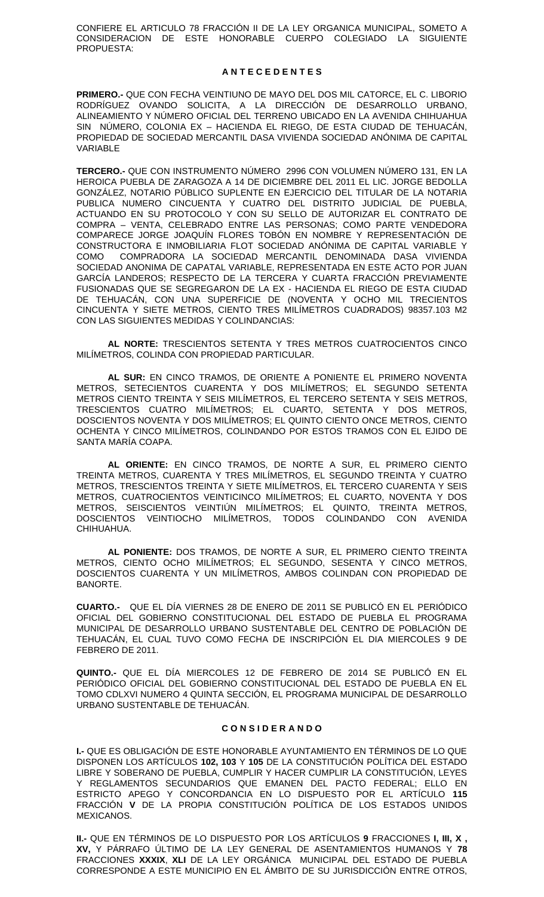CONFIERE EL ARTICULO 78 FRACCIÓN II DE LA LEY ORGANICA MUNICIPAL, SOMETO A CONSIDERACION DE ESTE HONORABLE CUERPO COLEGIADO LA SIGUIENTE PROPUESTA:

**A N T E C E D E N T E S**

**PRIMERO.-** QUE CON FECHA VEINTIUNO DE MAYO DEL DOS MIL CATORCE, EL C. LIBORIO RODRÍGUEZ OVANDO SOLICITA, A LA DIRECCIÓN DE DESARROLLO URBANO, ALINEAMIENTO Y NÚMERO OFICIAL DEL TERRENO UBICADO EN LA AVENIDA CHIHUAHUA SIN NÚMERO, COLONIA EX – HACIENDA EL RIEGO, DE ESTA CIUDAD DE TEHUACÁN, PROPIEDAD DE SOCIEDAD MERCANTIL DASA VIVIENDA SOCIEDAD ANÓNIMA DE CAPITAL VARIABLE

**TERCERO.-** QUE CON INSTRUMENTO NÚMERO 2996 CON VOLUMEN NÚMERO 131, EN LA HEROICA PUEBLA DE ZARAGOZA A 14 DE DICIEMBRE DEL 2011 EL LIC. JORGE BEDOLLA GONZÁLEZ, NOTARIO PÚBLICO SUPLENTE EN EJERCICIO DEL TITULAR DE LA NOTARIA PUBLICA NUMERO CINCUENTA Y CUATRO DEL DISTRITO JUDICIAL DE PUEBLA, ACTUANDO EN SU PROTOCOLO Y CON SU SELLO DE AUTORIZAR EL CONTRATO DE COMPRA – VENTA, CELEBRADO ENTRE LAS PERSONAS; COMO PARTE VENDEDORA COMPARECE JORGE JOAQUÍN FLORES TOBÓN EN NOMBRE Y REPRESENTACIÓN DE CONSTRUCTORA E INMOBILIARIA FLOT SOCIEDAD ANÓNIMA DE CAPITAL VARIABLE Y COMO COMPRADORA LA SOCIEDAD MERCANTIL DENOMINADA DASA VIVIENDA SOCIEDAD ANONIMA DE CAPATAL VARIABLE, REPRESENTADA EN ESTE ACTO POR JUAN GARCÍA LANDEROS; RESPECTO DE LA TERCERA Y CUARTA FRACCIÓN PREVIAMENTE FUSIONADAS QUE SE SEGREGARON DE LA EX - HACIENDA EL RIEGO DE ESTA CIUDAD DE TEHUACÁN, CON UNA SUPERFICIE DE (NOVENTA Y OCHO MIL TRECIENTOS CINCUENTA Y SIETE METROS, CIENTO TRES MILÍMETROS CUADRADOS) 98357.103 M2 CON LAS SIGUIENTES MEDIDAS Y COLINDANCIAS:

**AL NORTE:** TRESCIENTOS SETENTA Y TRES METROS CUATROCIENTOS CINCO MILÍMETROS, COLINDA CON PROPIEDAD PARTICULAR.

**AL SUR:** EN CINCO TRAMOS, DE ORIENTE A PONIENTE EL PRIMERO NOVENTA METROS, SETECIENTOS CUARENTA Y DOS MILÍMETROS; EL SEGUNDO SETENTA METROS CIENTO TREINTA Y SEIS MILÍMETROS, EL TERCERO SETENTA Y SEIS METROS, TRESCIENTOS CUATRO MILÍMETROS; EL CUARTO, SETENTA Y DOS METROS, DOSCIENTOS NOVENTA Y DOS MILÍMETROS; EL QUINTO CIENTO ONCE METROS, CIENTO OCHENTA Y CINCO MILÍMETROS, COLINDANDO POR ESTOS TRAMOS CON EL EJIDO DE SANTA MARÍA COAPA.

**AL ORIENTE:** EN CINCO TRAMOS, DE NORTE A SUR, EL PRIMERO CIENTO TREINTA METROS, CUARENTA Y TRES MILÍMETROS, EL SEGUNDO TREINTA Y CUATRO METROS, TRESCIENTOS TREINTA Y SIETE MILÍMETROS, EL TERCERO CUARENTA Y SEIS METROS, CUATROCIENTOS VEINTICINCO MILÍMETROS; EL CUARTO, NOVENTA Y DOS METROS, SEISCIENTOS VEINTIÚN MILÍMETROS; EL QUINTO, TREINTA METROS, DOSCIENTOS VEINTIOCHO MILÍMETROS, TODOS COLINDANDO CON AVENIDA CHIHUAHUA.

**AL PONIENTE:** DOS TRAMOS, DE NORTE A SUR, EL PRIMERO CIENTO TREINTA METROS, CIENTO OCHO MILÍMETROS; EL SEGUNDO, SESENTA Y CINCO METROS, DOSCIENTOS CUARENTA Y UN MILÍMETROS, AMBOS COLINDAN CON PROPIEDAD DE BANORTE.

**CUARTO.-** QUE EL DÍA VIERNES 28 DE ENERO DE 2011 SE PUBLICÓ EN EL PERIÓDICO OFICIAL DEL GOBIERNO CONSTITUCIONAL DEL ESTADO DE PUEBLA EL PROGRAMA MUNICIPAL DE DESARROLLO URBANO SUSTENTABLE DEL CENTRO DE POBLACIÓN DE TEHUACÁN, EL CUAL TUVO COMO FECHA DE INSCRIPCIÓN EL DIA MIERCOLES 9 DE FEBRERO DE 2011.

**QUINTO.-** QUE EL DÍA MIERCOLES 12 DE FEBRERO DE 2014 SE PUBLICÓ EN EL PERIÓDICO OFICIAL DEL GOBIERNO CONSTITUCIONAL DEL ESTADO DE PUEBLA EN EL TOMO CDLXVI NUMERO 4 QUINTA SECCIÓN, EL PROGRAMA MUNICIPAL DE DESARROLLO URBANO SUSTENTABLE DE TEHUACÁN.

**C O N S I D E R A N D O**

**I.-** QUE ES OBLIGACIÓN DE ESTE HONORABLE AYUNTAMIENTO EN TÉRMINOS DE LO QUE DISPONEN LOS ARTÍCULOS **102, 103** Y **105** DE LA CONSTITUCIÓN POLÍTICA DEL ESTADO LIBRE Y SOBERANO DE PUEBLA, CUMPLIR Y HACER CUMPLIR LA CONSTITUCIÓN, LEYES Y REGLAMENTOS SECUNDARIOS QUE EMANEN DEL PACTO FEDERAL; ELLO EN ESTRICTO APEGO Y CONCORDANCIA EN LO DISPUESTO POR EL ARTÍCULO **115** FRACCIÓN **V** DE LA PROPIA CONSTITUCIÓN POLÍTICA DE LOS ESTADOS UNIDOS MEXICANOS.

**II.-** QUE EN TÉRMINOS DE LO DISPUESTO POR LOS ARTÍCULOS **9** FRACCIONES **I, III, X , XV,** Y PÁRRAFO ÚLTIMO DE LA LEY GENERAL DE ASENTAMIENTOS HUMANOS Y **78** FRACCIONES **XXXIX**, **XLI** DE LA LEY ORGÁNICA MUNICIPAL DEL ESTADO DE PUEBLA CORRESPONDE A ESTE MUNICIPIO EN EL ÁMBITO DE SU JURISDICCIÓN ENTRE OTROS,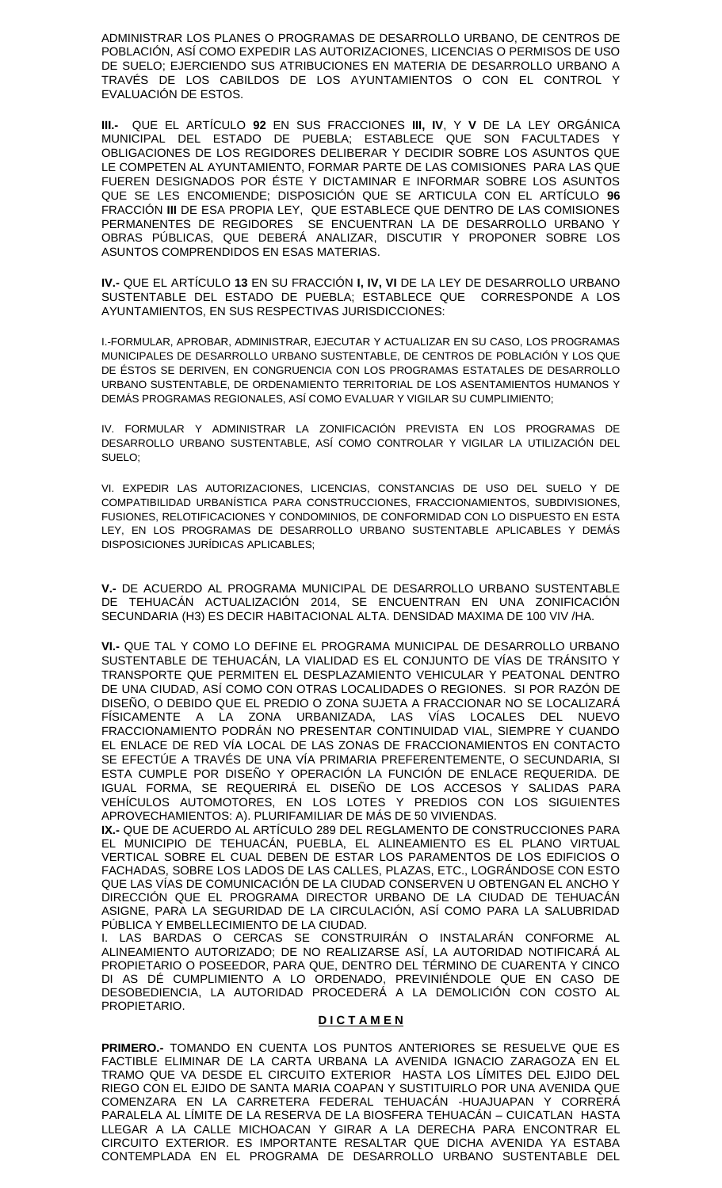ADMINISTRAR LOS PLANES O PROGRAMAS DE DESARROLLO URBANO, DE CENTROS DE POBLACIÓN, ASÍ COMO EXPEDIR LAS AUTORIZACIONES, LICENCIAS O PERMISOS DE USO DE SUELO; EJERCIENDO SUS ATRIBUCIONES EN MATERIA DE DESARROLLO URBANO A TRAVÉS DE LOS CABILDOS DE LOS AYUNTAMIENTOS O CON EL CONTROL Y EVALUACIÓN DE ESTOS.

**III.-** QUE EL ARTÍCULO **92** EN SUS FRACCIONES **III, IV**, Y **V** DE LA LEY ORGÁNICA MUNICIPAL DEL ESTADO DE PUEBLA; ESTABLECE QUE SON FACULTADES Y OBLIGACIONES DE LOS REGIDORES DELIBERAR Y DECIDIR SOBRE LOS ASUNTOS QUE LE COMPETEN AL AYUNTAMIENTO, FORMAR PARTE DE LAS COMISIONES PARA LAS QUE FUEREN DESIGNADOS POR ÉSTE Y DICTAMINAR E INFORMAR SOBRE LOS ASUNTOS QUE SE LES ENCOMIENDE; DISPOSICIÓN QUE SE ARTICULA CON EL ARTÍCULO **96** FRACCIÓN **III** DE ESA PROPIA LEY, QUE ESTABLECE QUE DENTRO DE LAS COMISIONES PERMANENTES DE REGIDORES SE ENCUENTRAN LA DE DESARROLLO URBANO Y OBRAS PÚBLICAS, QUE DEBERÁ ANALIZAR, DISCUTIR Y PROPONER SOBRE LOS ASUNTOS COMPRENDIDOS EN ESAS MATERIAS.

**IV.-** QUE EL ARTÍCULO **13** EN SU FRACCIÓN **I, IV, VI** DE LA LEY DE DESARROLLO URBANO SUSTENTABLE DEL ESTADO DE PUEBLA; ESTABLECE QUE CORRESPONDE A LOS AYUNTAMIENTOS, EN SUS RESPECTIVAS JURISDICCIONES:

I.-FORMULAR, APROBAR, ADMINISTRAR, EJECUTAR Y ACTUALIZAR EN SU CASO, LOS PROGRAMAS MUNICIPALES DE DESARROLLO URBANO SUSTENTABLE, DE CENTROS DE POBLACIÓN Y LOS QUE DE ÉSTOS SE DERIVEN, EN CONGRUENCIA CON LOS PROGRAMAS ESTATALES DE DESARROLLO URBANO SUSTENTABLE, DE ORDENAMIENTO TERRITORIAL DE LOS ASENTAMIENTOS HUMANOS Y DEMÁS PROGRAMAS REGIONALES, ASÍ COMO EVALUAR Y VIGILAR SU CUMPLIMIENTO;

IV. FORMULAR Y ADMINISTRAR LA ZONIFICACIÓN PREVISTA EN LOS PROGRAMAS DE DESARROLLO URBANO SUSTENTABLE, ASÍ COMO CONTROLAR Y VIGILAR LA UTILIZACIÓN DEL SUELO;

VI. EXPEDIR LAS AUTORIZACIONES, LICENCIAS, CONSTANCIAS DE USO DEL SUELO Y DE COMPATIBILIDAD URBANÍSTICA PARA CONSTRUCCIONES, FRACCIONAMIENTOS, SUBDIVISIONES, FUSIONES, RELOTIFICACIONES Y CONDOMINIOS, DE CONFORMIDAD CON LO DISPUESTO EN ESTA LEY, EN LOS PROGRAMAS DE DESARROLLO URBANO SUSTENTABLE APLICABLES Y DEMÁS DISPOSICIONES JURÍDICAS APLICABLES;

**V.-** DE ACUERDO AL PROGRAMA MUNICIPAL DE DESARROLLO URBANO SUSTENTABLE DE TEHUACÁN ACTUALIZACIÓN 2014, SE ENCUENTRAN EN UNA ZONIFICACIÓN SECUNDARIA (H3) ES DECIR HABITACIONAL ALTA. DENSIDAD MAXIMA DE 100 VIV /HA.

**VI.-** QUE TAL Y COMO LO DEFINE EL PROGRAMA MUNICIPAL DE DESARROLLO URBANO SUSTENTABLE DE TEHUACÁN, LA VIALIDAD ES EL CONJUNTO DE VÍAS DE TRÁNSITO Y TRANSPORTE QUE PERMITEN EL DESPLAZAMIENTO VEHICULAR Y PEATONAL DENTRO DE UNA CIUDAD, ASÍ COMO CON OTRAS LOCALIDADES O REGIONES. SI POR RAZÓN DE DISEÑO, O DEBIDO QUE EL PREDIO O ZONA SUJETA A FRACCIONAR NO SE LOCALIZARÁ FÍSICAMENTE A LA ZONA URBANIZADA, LAS VÍAS LOCALES DEL NUEVO FRACCIONAMIENTO PODRÁN NO PRESENTAR CONTINUIDAD VIAL, SIEMPRE Y CUANDO EL ENLACE DE RED VÍA LOCAL DE LAS ZONAS DE FRACCIONAMIENTOS EN CONTACTO SE EFECTÚE A TRAVÉS DE UNA VÍA PRIMARIA PREFERENTEMENTE, O SECUNDARIA, SI ESTA CUMPLE POR DISEÑO Y OPERACIÓN LA FUNCIÓN DE ENLACE REQUERIDA. DE IGUAL FORMA, SE REQUERIRÁ EL DISEÑO DE LOS ACCESOS Y SALIDAS PARA VEHÍCULOS AUTOMOTORES, EN LOS LOTES Y PREDIOS CON LOS SIGUIENTES APROVECHAMIENTOS: A). PLURIFAMILIAR DE MÁS DE 50 VIVIENDAS.

**IX.-** QUE DE ACUERDO AL ARTÍCULO 289 DEL REGLAMENTO DE CONSTRUCCIONES PARA EL MUNICIPIO DE TEHUACÁN, PUEBLA, EL ALINEAMIENTO ES EL PLANO VIRTUAL VERTICAL SOBRE EL CUAL DEBEN DE ESTAR LOS PARAMENTOS DE LOS EDIFICIOS O FACHADAS, SOBRE LOS LADOS DE LAS CALLES, PLAZAS, ETC., LOGRÁNDOSE CON ESTO QUE LAS VÍAS DE COMUNICACIÓN DE LA CIUDAD CONSERVEN U OBTENGAN EL ANCHO Y DIRECCIÓN QUE EL PROGRAMA DIRECTOR URBANO DE LA CIUDAD DE TEHUACÁN ASIGNE, PARA LA SEGURIDAD DE LA CIRCULACIÓN, ASÍ COMO PARA LA SALUBRIDAD PÚBLICA Y EMBELLECIMIENTO DE LA CIUDAD.

I. LAS BARDAS O CERCAS SE CONSTRUIRÁN O INSTALARÁN CONFORME AL ALINEAMIENTO AUTORIZADO; DE NO REALIZARSE ASÍ, LA AUTORIDAD NOTIFICARÁ AL PROPIETARIO O POSEEDOR, PARA QUE, DENTRO DEL TÉRMINO DE CUARENTA Y CINCO DI AS DÉ CUMPLIMIENTO A LO ORDENADO, PREVINIÉNDOLE QUE EN CASO DE DESOBEDIENCIA, LA AUTORIDAD PROCEDERÁ A LA DEMOLICIÓN CON COSTO AL PROPIETARIO.

## D I C T A M E N

**PRIMERO.-** TOMANDO EN CUENTA LOS PUNTOS ANTERIORES SE RESUELVE QUE ES FACTIBLE ELIMINAR DE LA CARTA URBANA LA AVENIDA IGNACIO ZARAGOZA EN EL TRAMO QUE VA DESDE EL CIRCUITO EXTERIOR HASTA LOS LÍMITES DEL EJIDO DEL RIEGO CON EL EJIDO DE SANTA MARIA COAPAN Y SUSTITUIRLO POR UNA AVENIDA QUE COMENZARA EN LA CARRETERA FEDERAL TEHUACÁN -HUAJUAPAN Y CORRERÁ PARALELA AL LÍMITE DE LA RESERVA DE LA BIOSFERA TEHUACÁN – CUICATLAN HASTA LLEGAR A LA CALLE MICHOACAN Y GIRAR A LA DERECHA PARA ENCONTRAR EL CIRCUITO EXTERIOR. ES IMPORTANTE RESALTAR QUE DICHA AVENIDA YA ESTABA CONTEMPLADA EN EL PROGRAMA DE DESARROLLO URBANO SUSTENTABLE DEL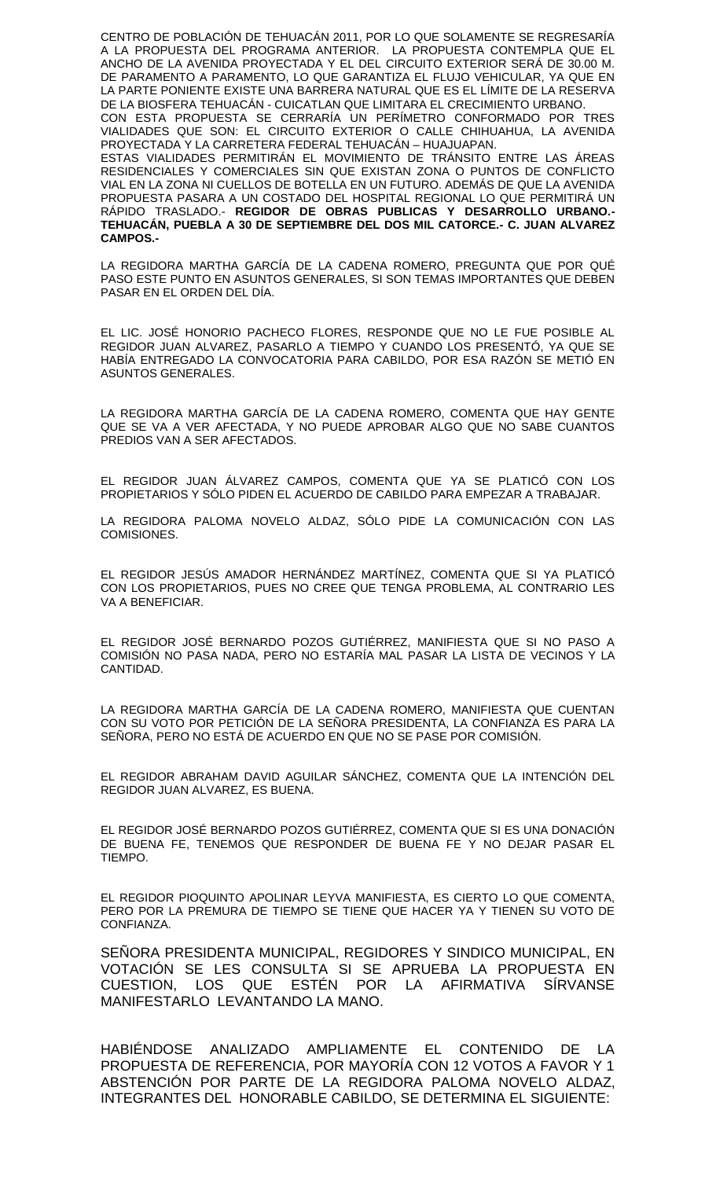CENTRO DE POBLACIÓN DE TEHUACÁN 2011, POR LO QUE SOLAMENTE SE REGRESARÍA A LA PROPUESTA DEL PROGRAMA ANTERIOR. LA PROPUESTA CONTEMPLA QUE EL ANCHO DE LA AVENIDA PROYECTADA Y EL DEL CIRCUITO EXTERIOR SERÁ DE 30.00 M. DE PARAMENTO A PARAMENTO, LO QUE GARANTIZA EL FLUJO VEHICULAR, YA QUE EN LA PARTE PONIENTE EXISTE UNA BARRERA NATURAL QUE ES EL LÍMITE DE LA RESERVA DE LA BIOSFERA TEHUACÁN - CUICATLAN QUE LIMITARA EL CRECIMIENTO URBANO.

CON ESTA PROPUESTA SE CERRARÍA UN PERÍMETRO CONFORMADO POR TRES VIALIDADES QUE SON: EL CIRCUITO EXTERIOR O CALLE CHIHUAHUA, LA AVENIDA PROYECTADA Y LA CARRETERA FEDERAL TEHUACÁN – HUAJUAPAN.

ESTAS VIALIDADES PERMITIRÁN EL MOVIMIENTO DE TRÁNSITO ENTRE LAS ÁREAS RESIDENCIALES Y COMERCIALES SIN QUE EXISTAN ZONA O PUNTOS DE CONFLICTO VIAL EN LA ZONA NI CUELLOS DE BOTELLA EN UN FUTURO. ADEMÁS DE QUE LA AVENIDA PROPUESTA PASARA A UN COSTADO DEL HOSPITAL REGIONAL LO QUE PERMITIRÁ UN RÁPIDO TRASLADO.- **REGIDOR DE OBRAS PUBLICAS Y DESARROLLO URBANO.- TEHUACÁN, PUEBLA A 30 DE SEPTIEMBRE DEL DOS MIL CATORCE.- C. JUAN ALVAREZ CAMPOS.-**

LA REGIDORA MARTHA GARCÍA DE LA CADENA ROMERO, PREGUNTA QUE POR QUÉ PASO ESTE PUNTO EN ASUNTOS GENERALES, SI SON TEMAS IMPORTANTES QUE DEBEN PASAR EN EL ORDEN DEL DÍA.

EL LIC. JOSÉ HONORIO PACHECO FLORES, RESPONDE QUE NO LE FUE POSIBLE AL REGIDOR JUAN ALVAREZ, PASARLO A TIEMPO Y CUANDO LOS PRESENTÓ, YA QUE SE HABÍA ENTREGADO LA CONVOCATORIA PARA CABILDO, POR ESA RAZÓN SE METIÓ EN ASUNTOS GENERALES.

LA REGIDORA MARTHA GARCÍA DE LA CADENA ROMERO, COMENTA QUE HAY GENTE QUE SE VA A VER AFECTADA, Y NO PUEDE APROBAR ALGO QUE NO SABE CUANTOS PREDIOS VAN A SER AFECTADOS.

EL REGIDOR JUAN ÁLVAREZ CAMPOS, COMENTA QUE YA SE PLATICÓ CON LOS PROPIETARIOS Y SÓLO PIDEN EL ACUERDO DE CABILDO PARA EMPEZAR A TRABAJAR.

LA REGIDORA PALOMA NOVELO ALDAZ, SÓLO PIDE LA COMUNICACIÓN CON LAS COMISIONES.

EL REGIDOR JESÚS AMADOR HERNÁNDEZ MARTÍNEZ, COMENTA QUE SI YA PLATICÓ CON LOS PROPIETARIOS, PUES NO CREE QUE TENGA PROBLEMA, AL CONTRARIO LES VA A BENEFICIAR.

EL REGIDOR JOSÉ BERNARDO POZOS GUTIÉRREZ, MANIFIESTA QUE SI NO PASO A COMISIÓN NO PASA NADA, PERO NO ESTARÍA MAL PASAR LA LISTA DE VECINOS Y LA CANTIDAD.

LA REGIDORA MARTHA GARCÍA DE LA CADENA ROMERO, MANIFIESTA QUE CUENTAN CON SU VOTO POR PETICIÓN DE LA SEÑORA PRESIDENTA, LA CONFIANZA ES PARA LA SEÑORA, PERO NO ESTÁ DE ACUERDO EN QUE NO SE PASE POR COMISIÓN.

EL REGIDOR ABRAHAM DAVID AGUILAR SÁNCHEZ, COMENTA QUE LA INTENCIÓN DEL REGIDOR JUAN ALVAREZ, ES BUENA.

EL REGIDOR JOSÉ BERNARDO POZOS GUTIÉRREZ, COMENTA QUE SI ES UNA DONACIÓN DE BUENA FE, TENEMOS QUE RESPONDER DE BUENA FE Y NO DEJAR PASAR EL TIEMPO.

EL REGIDOR PIOQUINTO APOLINAR LEYVA MANIFIESTA, ES CIERTO LO QUE COMENTA, PERO POR LA PREMURA DE TIEMPO SE TIENE QUE HACER YA Y TIENEN SU VOTO DE CONFIANZA.

SEÑORA PRESIDENTA MUNICIPAL, REGIDORES Y SINDICO MUNICIPAL, EN VOTACIÓN SE LES CONSULTA SI SE APRUEBA LA PROPUESTA EN CUESTION, LOS QUE ESTÉN POR LA AFIRMATIVA SÍRVANSE MANIFESTARLO LEVANTANDO LA MANO.

HABIÉNDOSE ANALIZADO AMPLIAMENTE EL CONTENIDO DE LA PROPUESTA DE REFERENCIA, POR MAYORÍA CON 12 VOTOS A FAVOR Y 1 ABSTENCIÓN POR PARTE DE LA REGIDORA PALOMA NOVELO ALDAZ, INTEGRANTES DEL HONORABLE CABILDO, SE DETERMINA EL SIGUIENTE: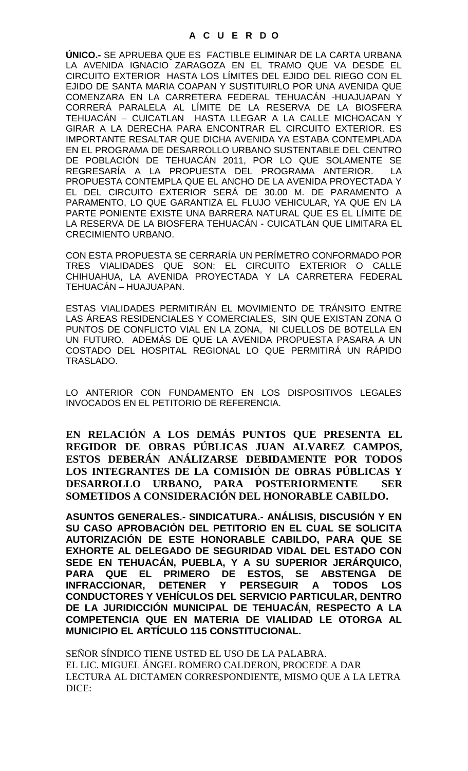**A C U E R D O**

**ÚNICO.-** SE APRUEBA QUE ES FACTIBLE ELIMINAR DE LA CARTA URBANA LA AVENIDA IGNACIO ZARAGOZA EN EL TRAMO QUE VA DESDE EL CIRCUITO EXTERIOR HASTA LOS LÍMITES DEL EJIDO DEL RIEGO CON EL EJIDO DE SANTA MARIA COAPAN Y SUSTITUIRLO POR UNA AVENIDA QUE COMENZARA EN LA CARRETERA FEDERAL TEHUACÁN -HUAJUAPAN Y CORRERÁ PARALELA AL LÍMITE DE LA RESERVA DE LA BIOSFERA TEHUACÁN – CUICATLAN HASTA LLEGAR A LA CALLE MICHOACAN Y GIRAR A LA DERECHA PARA ENCONTRAR EL CIRCUITO EXTERIOR. ES IMPORTANTE RESALTAR QUE DICHA AVENIDA YA ESTABA CONTEMPLADA EN EL PROGRAMA DE DESARROLLO URBANO SUSTENTABLE DEL CENTRO DE POBLACIÓN DE TEHUACÁN 2011, POR LO QUE SOLAMENTE SE REGRESARÍA A LA PROPUESTA DEL PROGRAMA ANTERIOR. LA PROPUESTA CONTEMPLA QUE EL ANCHO DE LA AVENIDA PROYECTADA Y EL DEL CIRCUITO EXTERIOR SERÁ DE 30.00 M. DE PARAMENTO A PARAMENTO, LO QUE GARANTIZA EL FLUJO VEHICULAR, YA QUE EN LA PARTE PONIENTE EXISTE UNA BARRERA NATURAL QUE ES EL LÍMITE DE LA RESERVA DE LA BIOSFERA TEHUACÁN - CUICATLAN QUE LIMITARA EL CRECIMIENTO URBANO.

CON ESTA PROPUESTA SE CERRARÍA UN PERÍMETRO CONFORMADO POR TRES VIALIDADES QUE SON: EL CIRCUITO EXTERIOR O CALLE CHIHUAHUA, LA AVENIDA PROYECTADA Y LA CARRETERA FEDERAL TEHUACÁN – HUAJUAPAN.

ESTAS VIALIDADES PERMITIRÁN EL MOVIMIENTO DE TRÁNSITO ENTRE LAS ÁREAS RESIDENCIALES Y COMERCIALES, SIN QUE EXISTAN ZONA O PUNTOS DE CONFLICTO VIAL EN LA ZONA, NI CUELLOS DE BOTELLA EN UN FUTURO. ADEMÁS DE QUE LA AVENIDA PROPUESTA PASARA A UN COSTADO DEL HOSPITAL REGIONAL LO QUE PERMITIRÁ UN RÁPIDO TRASLADO.

LO ANTERIOR CON FUNDAMENTO EN LOS DISPOSITIVOS LEGALES INVOCADOS EN EL PETITORIO DE REFERENCIA.

**EN RELACIÓN A LOS DEMÁS PUNTOS QUE PRESENTA EL REGIDOR DE OBRAS PÚBLICAS JUAN ALVAREZ CAMPOS, ESTOS DEBERÁN ANÁLIZARSE DEBIDAMENTE POR TODOS LOS INTEGRANTES DE LA COMISIÓN DE OBRAS PÚBLICAS Y DESARROLLO URBANO, PARA POSTERIORMENTE SER SOMETIDOS A CONSIDERACIÓN DEL HONORABLE CABILDO.**

**ASUNTOS GENERALES.- SINDICATURA.- ANÁLISIS, DISCUSIÓN Y EN SU CASO APROBACIÓN DEL PETITORIO EN EL CUAL SE SOLICITA AUTORIZACIÓN DE ESTE HONORABLE CABILDO, PARA QUE SE EXHORTE AL DELEGADO DE SEGURIDAD VIDAL DEL ESTADO CON SEDE EN TEHUACÁN, PUEBLA, Y A SU SUPERIOR JERÁRQUICO, PARA QUE EL PRIMERO DE ESTOS, SE ABSTENGA DE INFRACCIONAR, DETENER Y PERSEGUIR A TODOS LOS CONDUCTORES Y VEHÍCULOS DEL SERVICIO PARTICULAR, DENTRO DE LA JURIDICCIÓN MUNICIPAL DE TEHUACÁN, RESPECTO A LA COMPETENCIA QUE EN MATERIA DE VIALIDAD LE OTORGA AL MUNICIPIO EL ARTÍCULO 115 CONSTITUCIONAL.**

SEÑOR SÍNDICO TIENE USTED EL USO DE LA PALABRA.
EL LIC. MIGUEL ÁNGEL ROMERO CALDERON, PROCEDE A DAR LECTURA AL DICTAMEN CORRESPONDIENTE, MISMO QUE A LA LETRA DICE: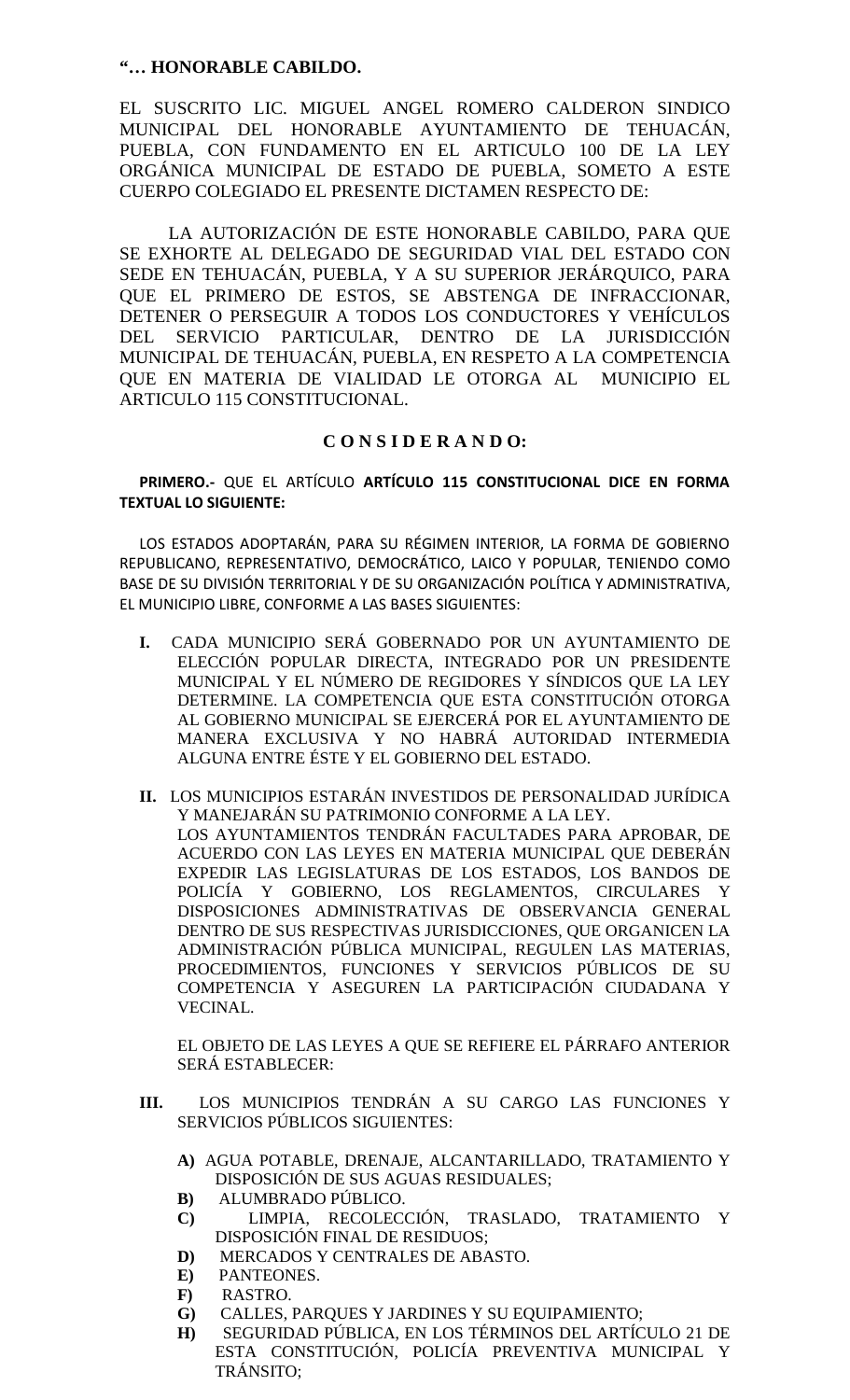**"… HONORABLE CABILDO.**

EL SUSCRITO LIC. MIGUEL ANGEL ROMERO CALDERON SINDICO MUNICIPAL DEL HONORABLE AYUNTAMIENTO DE TEHUACÁN, PUEBLA, CON FUNDAMENTO EN EL ARTICULO 100 DE LA LEY ORGÁNICA MUNICIPAL DE ESTADO DE PUEBLA, SOMETO A ESTE CUERPO COLEGIADO EL PRESENTE DICTAMEN RESPECTO DE:

LA AUTORIZACIÓN DE ESTE HONORABLE CABILDO, PARA QUE SE EXHORTE AL DELEGADO DE SEGURIDAD VIAL DEL ESTADO CON SEDE EN TEHUACÁN, PUEBLA, Y A SU SUPERIOR JERÁRQUICO, PARA QUE EL PRIMERO DE ESTOS, SE ABSTENGA DE INFRACCIONAR, DETENER O PERSEGUIR A TODOS LOS CONDUCTORES Y VEHÍCULOS DEL SERVICIO PARTICULAR, DENTRO DE LA JURISDICCIÓN MUNICIPAL DE TEHUACÁN, PUEBLA, EN RESPETO A LA COMPETENCIA QUE EN MATERIA DE VIALIDAD LE OTORGA AL MUNICIPIO EL ARTICULO 115 CONSTITUCIONAL.

**C O N S I D E R A N D O:**

**PRIMERO.-** QUE EL ARTÍCULO **ARTÍCULO 115 CONSTITUCIONAL DICE EN FORMA TEXTUAL LO SIGUIENTE:**

LOS ESTADOS ADOPTARÁN, PARA SU RÉGIMEN INTERIOR, LA FORMA DE GOBIERNO REPUBLICANO, REPRESENTATIVO, DEMOCRÁTICO, LAICO Y POPULAR, TENIENDO COMO BASE DE SU DIVISIÓN TERRITORIAL Y DE SU ORGANIZACIÓN POLÍTICA Y ADMINISTRATIVA, EL MUNICIPIO LIBRE, CONFORME A LAS BASES SIGUIENTES:

**I.** CADA MUNICIPIO SERÁ GOBERNADO POR UN AYUNTAMIENTO DE ELECCIÓN POPULAR DIRECTA, INTEGRADO POR UN PRESIDENTE MUNICIPAL Y EL NÚMERO DE REGIDORES Y SÍNDICOS QUE LA LEY DETERMINE. LA COMPETENCIA QUE ESTA CONSTITUCIÓN OTORGA AL GOBIERNO MUNICIPAL SE EJERCERÁ POR EL AYUNTAMIENTO DE MANERA EXCLUSIVA Y NO HABRÁ AUTORIDAD INTERMEDIA ALGUNA ENTRE ÉSTE Y EL GOBIERNO DEL ESTADO.

**II.** LOS MUNICIPIOS ESTARÁN INVESTIDOS DE PERSONALIDAD JURÍDICA Y MANEJARÁN SU PATRIMONIO CONFORME A LA LEY.
LOS AYUNTAMIENTOS TENDRÁN FACULTADES PARA APROBAR, DE ACUERDO CON LAS LEYES EN MATERIA MUNICIPAL QUE DEBERÁN EXPEDIR LAS LEGISLATURAS DE LOS ESTADOS, LOS BANDOS DE POLICÍA Y GOBIERNO, LOS REGLAMENTOS, CIRCULARES Y DISPOSICIONES ADMINISTRATIVAS DE OBSERVANCIA GENERAL DENTRO DE SUS RESPECTIVAS JURISDICCIONES, QUE ORGANICEN LA ADMINISTRACIÓN PÚBLICA MUNICIPAL, REGULEN LAS MATERIAS, PROCEDIMIENTOS, FUNCIONES Y SERVICIOS PÚBLICOS DE SU COMPETENCIA Y ASEGUREN LA PARTICIPACIÓN CIUDADANA Y VECINAL.

EL OBJETO DE LAS LEYES A QUE SE REFIERE EL PÁRRAFO ANTERIOR SERÁ ESTABLECER:

**III.** LOS MUNICIPIOS TENDRÁN A SU CARGO LAS FUNCIONES Y SERVICIOS PÚBLICOS SIGUIENTES:

**A)** AGUA POTABLE, DRENAJE, ALCANTARILLADO, TRATAMIENTO Y DISPOSICIÓN DE SUS AGUAS RESIDUALES;
**B)** ALUMBRADO PÚBLICO.
**C)** LIMPIA, RECOLECCIÓN, TRASLADO, TRATAMIENTO Y DISPOSICIÓN FINAL DE RESIDUOS;
**D)** MERCADOS Y CENTRALES DE ABASTO.
**E)** PANTEONES.
**F)** RASTRO.
**G)** CALLES, PARQUES Y JARDINES Y SU EQUIPAMIENTO;
**H)** SEGURIDAD PÚBLICA, EN LOS TÉRMINOS DEL ARTÍCULO 21 DE ESTA CONSTITUCIÓN, POLICÍA PREVENTIVA MUNICIPAL Y TRÁNSITO;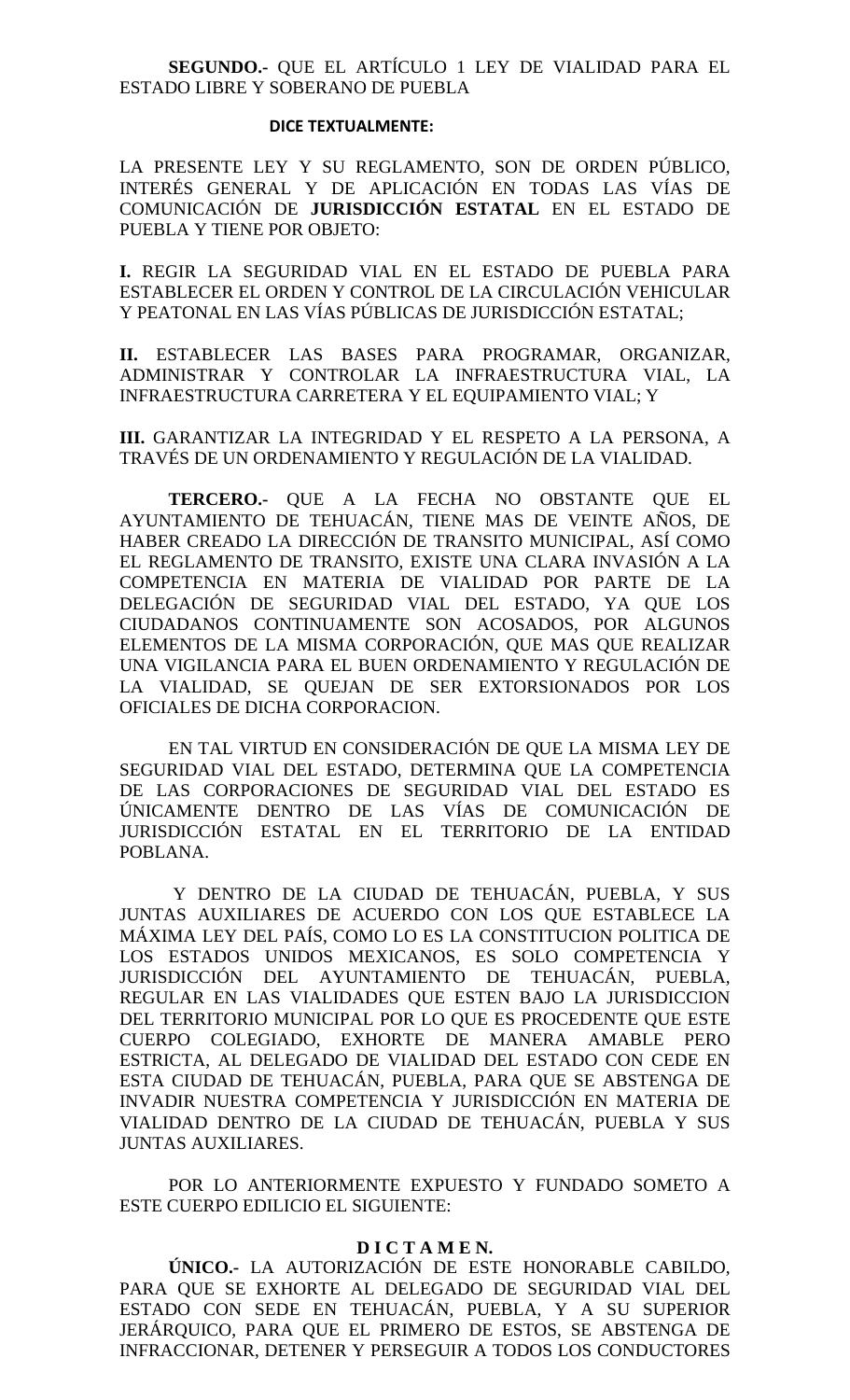**SEGUNDO.-** QUE EL ARTÍCULO 1 LEY DE VIALIDAD PARA EL ESTADO LIBRE Y SOBERANO DE PUEBLA

**DICE TEXTUALMENTE:**

LA PRESENTE LEY Y SU REGLAMENTO, SON DE ORDEN PÚBLICO, INTERÉS GENERAL Y DE APLICACIÓN EN TODAS LAS VÍAS DE COMUNICACIÓN DE **JURISDICCIÓN ESTATAL** EN EL ESTADO DE PUEBLA Y TIENE POR OBJETO:

**I.** REGIR LA SEGURIDAD VIAL EN EL ESTADO DE PUEBLA PARA ESTABLECER EL ORDEN Y CONTROL DE LA CIRCULACIÓN VEHICULAR Y PEATONAL EN LAS VÍAS PÚBLICAS DE JURISDICCIÓN ESTATAL;

**II.** ESTABLECER LAS BASES PARA PROGRAMAR, ORGANIZAR, ADMINISTRAR Y CONTROLAR LA INFRAESTRUCTURA VIAL, LA INFRAESTRUCTURA CARRETERA Y EL EQUIPAMIENTO VIAL; Y

**III.** GARANTIZAR LA INTEGRIDAD Y EL RESPETO A LA PERSONA, A TRAVÉS DE UN ORDENAMIENTO Y REGULACIÓN DE LA VIALIDAD.

**TERCERO.-** QUE A LA FECHA NO OBSTANTE QUE EL AYUNTAMIENTO DE TEHUACÁN, TIENE MAS DE VEINTE AÑOS, DE HABER CREADO LA DIRECCIÓN DE TRANSITO MUNICIPAL, ASÍ COMO EL REGLAMENTO DE TRANSITO, EXISTE UNA CLARA INVASIÓN A LA COMPETENCIA EN MATERIA DE VIALIDAD POR PARTE DE LA DELEGACIÓN DE SEGURIDAD VIAL DEL ESTADO, YA QUE LOS CIUDADANOS CONTINUAMENTE SON ACOSADOS, POR ALGUNOS ELEMENTOS DE LA MISMA CORPORACIÓN, QUE MAS QUE REALIZAR UNA VIGILANCIA PARA EL BUEN ORDENAMIENTO Y REGULACIÓN DE LA VIALIDAD, SE QUEJAN DE SER EXTORSIONADOS POR LOS OFICIALES DE DICHA CORPORACION.

EN TAL VIRTUD EN CONSIDERACIÓN DE QUE LA MISMA LEY DE SEGURIDAD VIAL DEL ESTADO, DETERMINA QUE LA COMPETENCIA DE LAS CORPORACIONES DE SEGURIDAD VIAL DEL ESTADO ES ÚNICAMENTE DENTRO DE LAS VÍAS DE COMUNICACIÓN DE JURISDICCIÓN ESTATAL EN EL TERRITORIO DE LA ENTIDAD POBLANA.

Y DENTRO DE LA CIUDAD DE TEHUACÁN, PUEBLA, Y SUS JUNTAS AUXILIARES DE ACUERDO CON LOS QUE ESTABLECE LA MÁXIMA LEY DEL PAÍS, COMO LO ES LA CONSTITUCION POLITICA DE LOS ESTADOS UNIDOS MEXICANOS, ES SOLO COMPETENCIA Y JURISDICCIÓN DEL AYUNTAMIENTO DE TEHUACÁN, PUEBLA, REGULAR EN LAS VIALIDADES QUE ESTEN BAJO LA JURISDICCION DEL TERRITORIO MUNICIPAL POR LO QUE ES PROCEDENTE QUE ESTE CUERPO COLEGIADO, EXHORTE DE MANERA AMABLE PERO ESTRICTA, AL DELEGADO DE VIALIDAD DEL ESTADO CON CEDE EN ESTA CIUDAD DE TEHUACÁN, PUEBLA, PARA QUE SE ABSTENGA DE INVADIR NUESTRA COMPETENCIA Y JURISDICCIÓN EN MATERIA DE VIALIDAD DENTRO DE LA CIUDAD DE TEHUACÁN, PUEBLA Y SUS JUNTAS AUXILIARES.

POR LO ANTERIORMENTE EXPUESTO Y FUNDADO SOMETO A ESTE CUERPO EDILICIO EL SIGUIENTE:

**D I C T A M E N.**

**ÚNICO.-** LA AUTORIZACIÓN DE ESTE HONORABLE CABILDO, PARA QUE SE EXHORTE AL DELEGADO DE SEGURIDAD VIAL DEL ESTADO CON SEDE EN TEHUACÁN, PUEBLA, Y A SU SUPERIOR JERÁRQUICO, PARA QUE EL PRIMERO DE ESTOS, SE ABSTENGA DE INFRACCIONAR, DETENER Y PERSEGUIR A TODOS LOS CONDUCTORES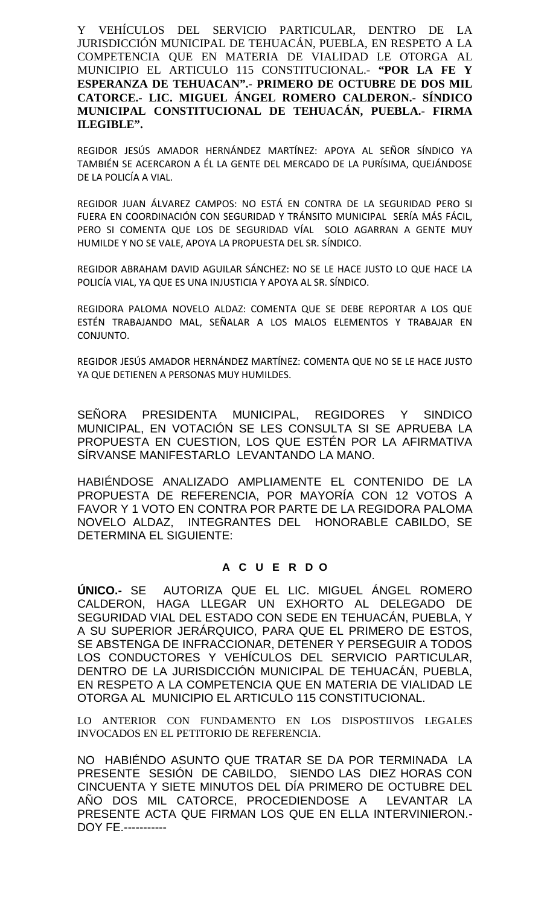Y VEHÍCULOS DEL SERVICIO PARTICULAR, DENTRO DE LA JURISDICCIÓN MUNICIPAL DE TEHUACÁN, PUEBLA, EN RESPETO A LA COMPETENCIA QUE EN MATERIA DE VIALIDAD LE OTORGA AL MUNICIPIO EL ARTICULO 115 CONSTITUCIONAL.- **"POR LA FE Y ESPERANZA DE TEHUACAN".- PRIMERO DE OCTUBRE DE DOS MIL CATORCE.- LIC. MIGUEL ÁNGEL ROMERO CALDERON.- SÍNDICO MUNICIPAL CONSTITUCIONAL DE TEHUACÁN, PUEBLA.- FIRMA ILEGIBLE".**

REGIDOR JESÚS AMADOR HERNÁNDEZ MARTÍNEZ: APOYA AL SEÑOR SÍNDICO YA TAMBIÉN SE ACERCARON A ÉL LA GENTE DEL MERCADO DE LA PURÍSIMA, QUEJÁNDOSE DE LA POLICÍA A VIAL.

REGIDOR JUAN ÁLVAREZ CAMPOS: NO ESTÁ EN CONTRA DE LA SEGURIDAD PERO SI FUERA EN COORDINACIÓN CON SEGURIDAD Y TRÁNSITO MUNICIPAL SERÍA MÁS FÁCIL, PERO SI COMENTA QUE LOS DE SEGURIDAD VÍAL SOLO AGARRAN A GENTE MUY HUMILDE Y NO SE VALE, APOYA LA PROPUESTA DEL SR. SÍNDICO.

REGIDOR ABRAHAM DAVID AGUILAR SÁNCHEZ: NO SE LE HACE JUSTO LO QUE HACE LA POLICÍA VIAL, YA QUE ES UNA INJUSTICIA Y APOYA AL SR. SÍNDICO.

REGIDORA PALOMA NOVELO ALDAZ: COMENTA QUE SE DEBE REPORTAR A LOS QUE ESTÉN TRABAJANDO MAL, SEÑALAR A LOS MALOS ELEMENTOS Y TRABAJAR EN CONJUNTO.

REGIDOR JESÚS AMADOR HERNÁNDEZ MARTÍNEZ: COMENTA QUE NO SE LE HACE JUSTO YA QUE DETIENEN A PERSONAS MUY HUMILDES.

SEÑORA PRESIDENTA MUNICIPAL, REGIDORES Y SINDICO MUNICIPAL, EN VOTACIÓN SE LES CONSULTA SI SE APRUEBA LA PROPUESTA EN CUESTION, LOS QUE ESTÉN POR LA AFIRMATIVA SÍRVANSE MANIFESTARLO LEVANTANDO LA MANO.

HABIÉNDOSE ANALIZADO AMPLIAMENTE EL CONTENIDO DE LA PROPUESTA DE REFERENCIA, POR MAYORÍA CON 12 VOTOS A FAVOR Y 1 VOTO EN CONTRA POR PARTE DE LA REGIDORA PALOMA NOVELO ALDAZ, INTEGRANTES DEL HONORABLE CABILDO, SE DETERMINA EL SIGUIENTE:

**A C U E R D O**

**ÚNICO.-** SE AUTORIZA QUE EL LIC. MIGUEL ÁNGEL ROMERO CALDERON, HAGA LLEGAR UN EXHORTO AL DELEGADO DE SEGURIDAD VIAL DEL ESTADO CON SEDE EN TEHUACÁN, PUEBLA, Y A SU SUPERIOR JERÁRQUICO, PARA QUE EL PRIMERO DE ESTOS, SE ABSTENGA DE INFRACCIONAR, DETENER Y PERSEGUIR A TODOS LOS CONDUCTORES Y VEHÍCULOS DEL SERVICIO PARTICULAR, DENTRO DE LA JURISDICCIÓN MUNICIPAL DE TEHUACÁN, PUEBLA, EN RESPETO A LA COMPETENCIA QUE EN MATERIA DE VIALIDAD LE OTORGA AL MUNICIPIO EL ARTICULO 115 CONSTITUCIONAL.

LO ANTERIOR CON FUNDAMENTO EN LOS DISPOSTIIVOS LEGALES INVOCADOS EN EL PETITORIO DE REFERENCIA.

NO HABIÉNDO ASUNTO QUE TRATAR SE DA POR TERMINADA LA PRESENTE SESIÓN DE CABILDO, SIENDO LAS DIEZ HORAS CON CINCUENTA Y SIETE MINUTOS DEL DÍA PRIMERO DE OCTUBRE DEL AÑO DOS MIL CATORCE, PROCEDIENDOSE A LEVANTAR LA PRESENTE ACTA QUE FIRMAN LOS QUE EN ELLA INTERVINIERON.- DOY FE.-----------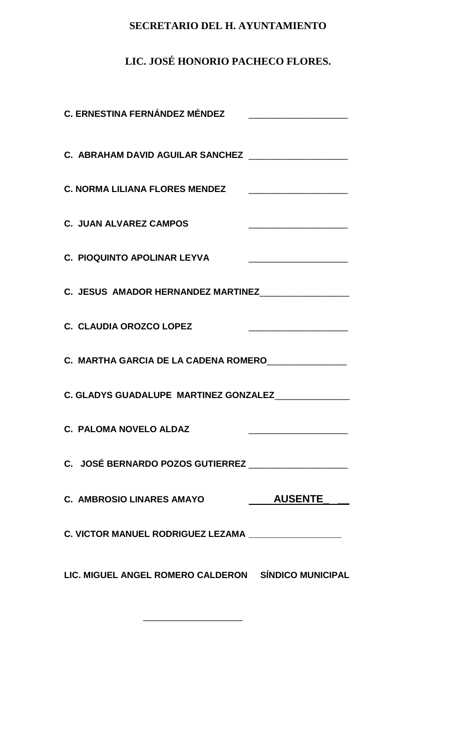**SECRETARIO DEL H. AYUNTAMIENTO**

**LIC. JOSÉ HONORIO PACHECO FLORES.**

**C. ERNESTINA FERNÁNDEZ MÉNDEZ** ____________________

**C. ABRAHAM DAVID AGUILAR SANCHEZ** ____________________

**C. NORMA LILIANA FLORES MENDEZ** ____________________

**C. JUAN ALVAREZ CAMPOS** ____________________

**C. PIOQUINTO APOLINAR LEYVA** ____________________

**C. JESUS AMADOR HERNANDEZ MARTINEZ**__________________

**C. CLAUDIA OROZCO LOPEZ** ____________________

**C. MARTHA GARCIA DE LA CADENA ROMERO**________________

**C. GLADYS GUADALUPE MARTINEZ GONZALEZ**_______________

**C. PALOMA NOVELO ALDAZ** ____________________

**C. JOSÉ BERNARDO POZOS GUTIERREZ** ____________________

**C. AMBROSIO LINARES AMAYO** **AUSENTE**

**C. VICTOR MANUEL RODRIGUEZ LEZAMA** __________________

**LIC. MIGUEL ANGEL ROMERO CALDERON SÍNDICO MUNICIPAL**

____________________